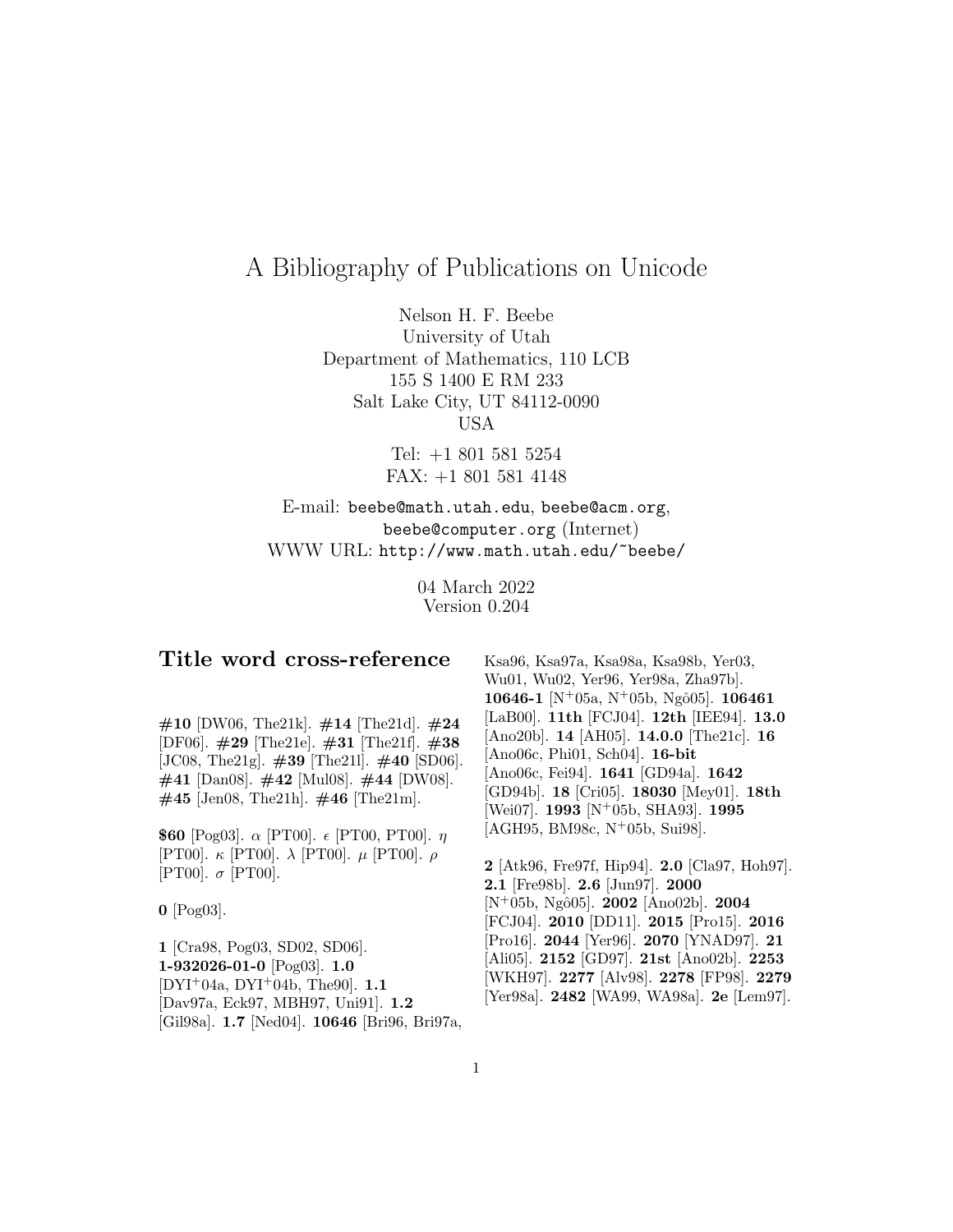# A Bibliography of Publications on Unicode

Nelson H. F. Beebe
University of Utah
Department of Mathematics, 110 LCB
155 S 1400 E RM 233
Salt Lake City, UT 84112-0090
USA

Tel: +1 801 581 5254
FAX: +1 801 581 4148

E-mail: beebe@math.utah.edu, beebe@acm.org, beebe@computer.org (Internet)
WWW URL: http://www.math.utah.edu/~beebe/

04 March 2022
Version 0.204

## Title word cross-reference

**#10** [DW06, The21k]. **#14** [The21d]. **#24** [DF06]. **#29** [The21e]. **#31** [The21f]. **#38** [JC08, The21g]. **#39** [The21l]. **#40** [SD06]. **#41** [Dan08]. **#42** [Mul08]. **#44** [DW08]. **#45** [Jen08, The21h]. **#46** [The21m].

**$60** [Pog03]. $\alpha$ [PT00]. $\epsilon$ [PT00, PT00]. $\eta$ [PT00]. $\kappa$ [PT00]. $\lambda$ [PT00]. $\mu$ [PT00]. $\rho$ [PT00]. $\sigma$ [PT00].

**0** [Pog03].

**1** [Cra98, Pog03, SD02, SD06]. **1-932026-01-0** [Pog03]. **1.0** [DYI+04a, DYI+04b, The90]. **1.1** [Dav97a, Eck97, MBH97, Uni91]. **1.2** [Gil98a]. **1.7** [Ned04]. **10646** [Bri96, Bri97a, Ksa96, Ksa97a, Ksa98a, Ksa98b, Yer03, Wu01, Wu02, Yer96, Yer98a, Zha97b]. **10646-1** [N+05a, N+05b, Ngô05]. **106461** [LaB00]. **11th** [FCJ04]. **12th** [IEE94]. **13.0** [Ano20b]. **14** [AH05]. **14.0.0** [The21c]. **16** [Ano06c, Phi01, Sch04]. **16-bit** [Ano06c, Fei94]. **1641** [GD94a]. **1642** [GD94b]. **18** [Cri05]. **18030** [Mey01]. **18th** [Wei07]. **1993** [N+05b, SHA93]. **1995** [AGH95, BM98c, N+05b, Sui98].

**2** [Atk96, Fre97f, Hip94]. **2.0** [Cla97, Hoh97]. **2.1** [Fre98b]. **2.6** [Jun97]. **2000** [N+05b, Ngô05]. **2002** [Ano02b]. **2004** [FCJ04]. **2010** [DD11]. **2015** [Pro15]. **2016** [Pro16]. **2044** [Yer96]. **2070** [YNAD97]. **21** [Ali05]. **2152** [GD97]. **21st** [Ano02b]. **2253** [WKH97]. **2277** [Alv98]. **2278** [FP98]. **2279** [Yer98a]. **2482** [WA99, WA98a]. **2e** [Lem97].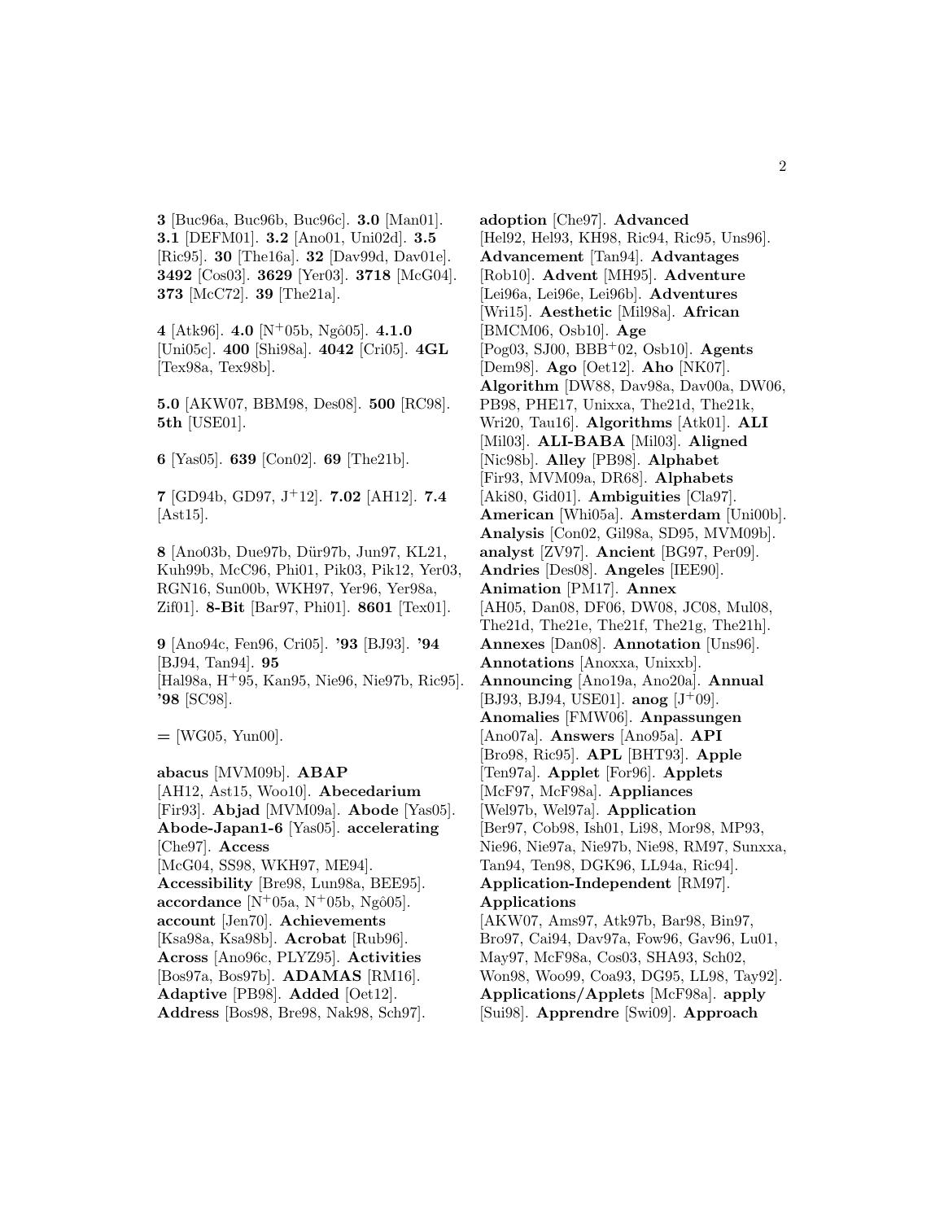**3** [Buc96a, Buc96b, Buc96c]. **3.0** [Man01]. **3.1** [DEFM01]. **3.2** [Ano01, Uni02d]. **3.5** [Ric95]. **30** [The16a]. **32** [Dav99d, Dav01e]. **3492** [Cos03]. **3629** [Yer03]. **3718** [McG04]. **373** [McC72]. **39** [The21a].

**4** [Atk96]. **4.0** [N+05b, Ngô05]. **4.1.0** [Uni05c]. **400** [Shi98a]. **4042** [Cri05]. **4GL** [Tex98a, Tex98b].

**5.0** [AKW07, BBM98, Des08]. **500** [RC98]. **5th** [USE01].

**6** [Yas05]. **639** [Con02]. **69** [The21b].

**7** [GD94b, GD97, J+12]. **7.02** [AH12]. **7.4** [Ast15].

**8** [Ano03b, Due97b, Dür97b, Jun97, KL21, Kuh99b, McC96, Phi01, Pik03, Pik12, Yer03, RGN16, Sun00b, WKH97, Yer96, Yer98a, Zif01]. **8-Bit** [Bar97, Phi01]. **8601** [Tex01].

**9** [Ano94c, Fen96, Cri05]. **'93** [BJ93]. **'94** [BJ94, Tan94]. **95** [Hal98a, H+95, Kan95, Nie96, Nie97b, Ric95]. **'98** [SC98].

**=** [WG05, Yun00].

**abacus** [MVM09b]. **ABAP** [AH12, Ast15, Woo10]. **Abecedarium** [Fir93]. **Abjad** [MVM09a]. **Abode** [Yas05]. **Abode-Japan1-6** [Yas05]. **accelerating** [Che97]. **Access** [McG04, SS98, WKH97, ME94]. **Accessibility** [Bre98, Lun98a, BEE95]. **accordance** [N+05a, N+05b, Ngô05]. **account** [Jen70]. **Achievements** [Ksa98a, Ksa98b]. **Acrobat** [Rub96]. **Across** [Ano96c, PLYZ95]. **Activities** [Bos97a, Bos97b]. **ADAMAS** [RM16]. **Adaptive** [PB98]. **Added** [Oet12]. **Address** [Bos98, Bre98, Nak98, Sch97]. **adoption** [Che97]. **Advanced** [Hel92, Hel93, KH98, Ric94, Ric95, Uns96]. **Advancement** [Tan94]. **Advantages** [Rob10]. **Advent** [MH95]. **Adventure** [Lei96a, Lei96e, Lei96b]. **Adventures** [Wri15]. **Aesthetic** [Mil98a]. **African** [BMCM06, Osb10]. **Age** [Pog03, SJ00, BBB+02, Osb10]. **Agents** [Dem98]. **Ago** [Oet12]. **Aho** [NK07]. **Algorithm** [DW88, Dav98a, Dav00a, DW06, PB98, PHE17, Unixxa, The21d, The21k, Wri20, Tau16]. **Algorithms** [Atk01]. **ALI** [Mil03]. **ALI-BABA** [Mil03]. **Aligned** [Nic98b]. **Alley** [PB98]. **Alphabet** [Fir93, MVM09a, DR68]. **Alphabets** [Aki80, Gid01]. **Ambiguities** [Cla97]. **American** [Whi05a]. **Amsterdam** [Uni00b]. **Analysis** [Con02, Gil98a, SD95, MVM09b]. **analyst** [ZV97]. **Ancient** [BG97, Per09]. **Andries** [Des08]. **Angeles** [IEE90]. **Animation** [PM17]. **Annex** [AH05, Dan08, DF06, DW08, JC08, Mul08, The21d, The21e, The21f, The21g, The21h]. **Annexes** [Dan08]. **Annotation** [Uns96]. **Annotations** [Anoxxa, Unixxb]. **Announcing** [Ano19a, Ano20a]. **Annual** [BJ93, BJ94, USE01]. **anog** [J+09]. **Anomalies** [FMW06]. **Anpassungen** [Ano07a]. **Answers** [Ano95a]. **API** [Bro98, Ric95]. **APL** [BHT93]. **Apple** [Ten97a]. **Applet** [For96]. **Applets** [McF97, McF98a]. **Appliances** [Wel97b, Wel97a]. **Application** [Ber97, Cob98, Ish01, Li98, Mor98, MP93, Nie96, Nie97a, Nie97b, Nie98, RM97, Sunxxa, Tan94, Ten98, DGK96, LL94a, Ric94]. **Application-Independent** [RM97]. **Applications** [AKW07, Ams97, Atk97b, Bar98, Bin97, Bro97, Cai94, Dav97a, Fow96, Gav96, Lu01, May97, McF98a, Cos03, SHA93, Sch02, Won98, Woo99, Coa93, DG95, LL98, Tay92]. **Applications/Applets** [McF98a]. **apply** [Sui98]. **Apprendre** [Swi09]. **Approach**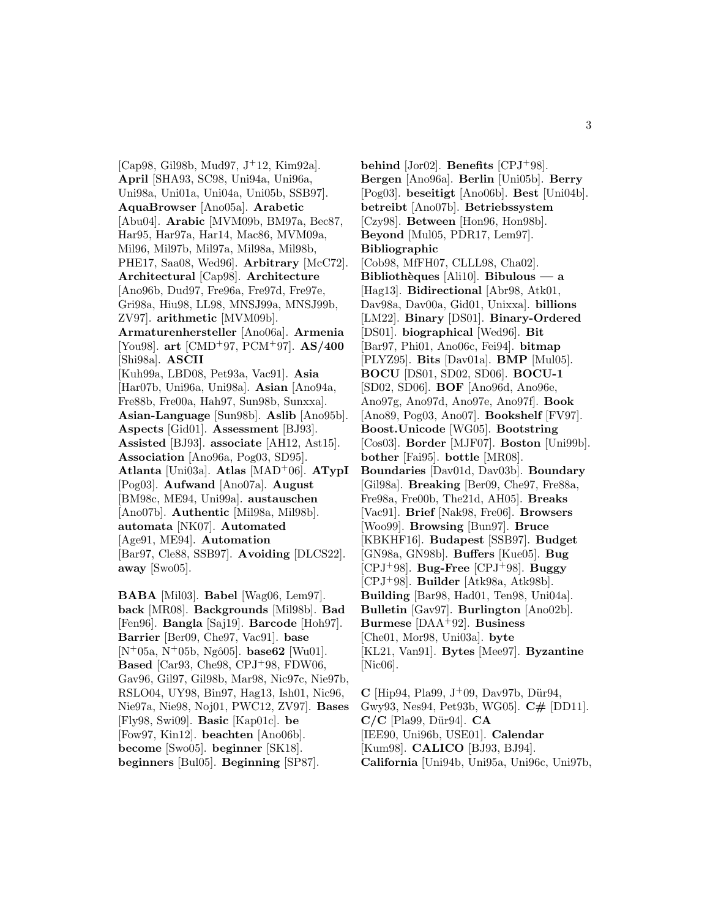[Cap98, Gil98b, Mud97, J[+]12, Kim92a]. **April** [SHA93, SC98, Uni94a, Uni96a, Uni98a, Uni01a, Uni04a, Uni05b, SSB97]. **AquaBrowser** [Ano05a]. **Arabetic** [Abu04]. **Arabic** [MVM09b, BM97a, Bec87, Har95, Har97a, Har14, Mac86, MVM09a, Mil96, Mil97b, Mil97a, Mil98a, Mil98b, PHE17, Saa08, Wed96]. **Arbitrary** [McC72]. **Architectural** [Cap98]. **Architecture** [Ano96b, Dud97, Fre96a, Fre97d, Fre97e, Gri98a, Hiu98, LL98, MNSJ99a, MNSJ99b, ZV97]. **arithmetic** [MVM09b]. **Armaturenhersteller** [Ano06a]. **Armenia** [You98]. **art** [CMD[+]97, PCM[+]97]. **AS/400** [Shi98a]. **ASCII** [Kuh99a, LBD08, Pet93a, Vac91]. **Asia** [Har07b, Uni96a, Uni98a]. **Asian** [Ano94a, Fre88b, Fre00a, Hah97, Sun98b, Sunxxa]. **Asian-Language** [Sun98b]. **Aslib** [Ano95b]. **Aspects** [Gid01]. **Assessment** [BJ93]. **Assisted** [BJ93]. **associate** [AH12, Ast15]. **Association** [Ano96a, Pog03, SD95]. **Atlanta** [Uni03a]. **Atlas** [MAD[+]06]. **ATypI** [Pog03]. **Aufwand** [Ano07a]. **August** [BM98c, ME94, Uni99a]. **austauschen** [Ano07b]. **Authentic** [Mil98a, Mil98b]. **automata** [NK07]. **Automated** [Age91, ME94]. **Automation** [Bar97, Cle88, SSB97]. **Avoiding** [DLCS22]. **away** [Swo05].

**BABA** [Mil03]. **Babel** [Wag06, Lem97]. **back** [MR08]. **Backgrounds** [Mil98b]. **Bad** [Fen96]. **Bangla** [Saj19]. **Barcode** [Hoh97]. **Barrier** [Ber09, Che97, Vac91]. **base** [N[+]05a, N[+]05b, Ngô05]. **base62** [Wu01]. **Based** [Car93, Che98, CPJ[+]98, FDW06, Gav96, Gil97, Gil98b, Mar98, Nic97c, Nie97b, RSLO04, UY98, Bin97, Hag13, Ish01, Nic96, Nie97a, Nie98, Noj01, PWC12, ZV97]. **Bases** [Fly98, Swi09]. **Basic** [Kap01c]. **be** [Fow97, Kin12]. **beachten** [Ano06b]. **become** [Swo05]. **beginner** [SK18]. **beginners** [Bul05]. **Beginning** [SP87]. **behind** [Jor02]. **Benefits** [CPJ[+]98]. **Bergen** [Ano96a]. **Berlin** [Uni05b]. **Berry** [Pog03]. **beseitigt** [Ano06b]. **Best** [Uni04b]. **betreibt** [Ano07b]. **Betriebssystem** [Czy98]. **Between** [Hon96, Hon98b]. **Beyond** [Mul05, PDR17, Lem97]. **Bibliographic** [Cob98, MfFH07, CLLL98, Cha02]. **Bibliothèques** [Ali10]. **Bibulous — a** [Hag13]. **Bidirectional** [Abr98, Atk01, Dav98a, Dav00a, Gid01, Unixxa]. **billions** [LM22]. **Binary** [DS01]. **Binary-Ordered** [DS01]. **biographical** [Wed96]. **Bit** [Bar97, Phi01, Ano06c, Fei94]. **bitmap** [PLYZ95]. **Bits** [Dav01a]. **BMP** [Mul05]. **BOCU** [DS01, SD02, SD06]. **BOCU-1** [SD02, SD06]. **BOF** [Ano96d, Ano96e, Ano97g, Ano97d, Ano97e, Ano97f]. **Book** [Ano89, Pog03, Ano07]. **Bookshelf** [FV97]. **Boost.Unicode** [WG05]. **Bootstring** [Cos03]. **Border** [MJF07]. **Boston** [Uni99b]. **bother** [Fai95]. **bottle** [MR08]. **Boundaries** [Dav01d, Dav03b]. **Boundary** [Gil98a]. **Breaking** [Ber09, Che97, Fre88a, Fre98a, Fre00b, The21d, AH05]. **Breaks** [Vac91]. **Brief** [Nak98, Fre06]. **Browsers** [Woo99]. **Browsing** [Bun97]. **Bruce** [KBKHF16]. **Budapest** [SSB97]. **Budget** [GN98a, GN98b]. **Buffers** [Kue05]. **Bug** [CPJ[+]98]. **Bug-Free** [CPJ[+]98]. **Buggy** [CPJ[+]98]. **Builder** [Atk98a, Atk98b]. **Building** [Bar98, Had01, Ten98, Uni04a]. **Bulletin** [Gav97]. **Burlington** [Ano02b]. **Burmese** [DAA[+]92]. **Business** [Che01, Mor98, Uni03a]. **byte** [KL21, Van91]. **Bytes** [Mee97]. **Byzantine** [Nic06].

**C** [Hip94, Pla99, J[+]09, Dav97b, Dür94, Gwy93, Nes94, Pet93b, WG05]. **C#** [DD11]. **C/C** [Pla99, Dür94]. **CA** [IEE90, Uni96b, USE01]. **Calendar** [Kum98]. **CALICO** [BJ93, BJ94]. **California** [Uni94b, Uni95a, Uni96c, Uni97b,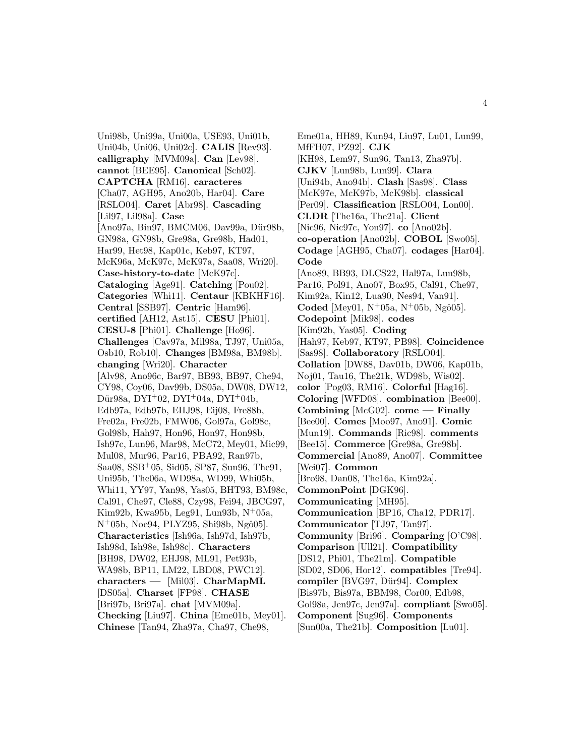Uni98b, Uni99a, Uni00a, USE93, Uni01b, Uni04b, Uni06, Uni02c]. **CALIS** [Rev93]. **calligraphy** [MVM09a]. **Can** [Lev98]. **cannot** [BEE95]. **Canonical** [Sch02]. **CAPTCHA** [RM16]. **caracteres** [Cha07, AGH95, Ano20b, Har04]. **Care** [RSLO04]. **Caret** [Abr98]. **Cascading** [Lil97, Lil98a]. **Case** [Ano97a, Bin97, BMCM06, Dav99a, Dür98b, GN98a, GN98b, Gre98a, Gre98b, Had01, Har99, Het98, Kap01c, Keb97, KT97, McK96a, McK97c, McK97a, Saa08, Wri20]. **Case-history-to-date** [McK97c]. **Cataloging** [Age91]. **Catching** [Pou02]. **Categories** [Whi11]. **Centaur** [KBKHF16]. **Central** [SSB97]. **Centric** [Ham96]. **certified** [AH12, Ast15]. **CESU** [Phi01]. **CESU-8** [Phi01]. **Challenge** [Ho96]. **Challenges** [Cav97a, Mil98a, TJ97, Uni05a, Osb10, Rob10]. **Changes** [BM98a, BM98b]. **changing** [Wri20]. **Character** [Alv98, Ano96c, Bar97, BB93, BB97, Che94, CY98, Coy06, Dav99b, DS05a, DW08, DW12, Dür98a, DYI$^+$02, DYI$^+$04a, DYI$^+$04b, Edb97a, Edb97b, EHJ98, Eij08, Fre88b, Fre02a, Fre02b, FMW06, Gol97a, Gol98c, Gol98b, Hah97, Hon96, Hon97, Hon98b, Ish97c, Lun96, Mar98, McC72, Mey01, Mic99, Mul08, Mur96, Par16, PBA92, Ran97b, Saa08, SSB$^+$05, Sid05, SP87, Sun96, The91, Uni95b, The06a, WD98a, WD99, Whi05b, Whi11, YY97, Yan98, Yas05, BHT93, BM98c, Cal91, Che97, Cle88, Czy98, Fei94, JBCG97, Kim92b, Kwa95b, Leg91, Lun93b, N$^+$05a, N$^+$05b, Noe94, PLYZ95, Shi98b, Ngô05]. **Characteristics** [Ish96a, Ish97d, Ish97b, Ish98d, Ish98e, Ish98c]. **Characters** [BH98, DW02, EHJ98, ML91, Pet93b, WA98b, BP11, LM22, LBD08, PWC12]. **characters —** [Mil03]. **CharMapML** [DS05a]. **Charset** [FP98]. **CHASE** [Bri97b, Bri97a]. **chat** [MVM09a]. **Checking** [Liu97]. **China** [Eme01b, Mey01]. **Chinese** [Tan94, Zha97a, Cha97, Che98, Eme01a, HH89, Kun94, Liu97, Lu01, Lun99, MfFH07, PZ92]. **CJK** [KH98, Lem97, Sun96, Tan13, Zha97b]. **CJKV** [Lun98b, Lun99]. **Clara** [Uni94b, Ano94b]. **Clash** [Sas98]. **Class** [McK97e, McK97b, McK98b]. **classical** [Per09]. **Classification** [RSLO04, Lon00]. **CLDR** [The16a, The21a]. **Client** [Nic96, Nic97c, Yon97]. **co** [Ano02b]. **co-operation** [Ano02b]. **COBOL** [Swo05]. **Codage** [AGH95, Cha07]. **codages** [Har04]. **Code** [Ano89, BB93, DLCS22, Hal97a, Lun98b, Par16, Pol91, Ano07, Box95, Cal91, Che97, Kim92a, Kin12, Lua90, Nes94, Van91]. **Coded** [Mey01, N$^+$05a, N$^+$05b, Ngô05]. **Codepoint** [Mik98]. **codes** [Kim92b, Yas05]. **Coding** [Hah97, Keb97, KT97, PB98]. **Coincidence** [Sas98]. **Collaboratory** [RSLO04]. **Collation** [DW88, Dav01b, DW06, Kap01b, Noj01, Tau16, The21k, WD98b, Wis02]. **color** [Pog03, RM16]. **Colorful** [Hag16]. **Coloring** [WFD08]. **combination** [Bee00]. **Combining** [McG02]. **come — Finally** [Bee00]. **Comes** [Moo97, Ano91]. **Comic** [Mun19]. **Commands** [Ric98]. **comments** [Bee15]. **Commerce** [Gre98a, Gre98b]. **Commercial** [Ano89, Ano07]. **Committee** [Wei07]. **Common** [Bro98, Dan08, The16a, Kim92a]. **CommonPoint** [DGK96]. **Communicating** [MH95]. **Communication** [BP16, Cha12, PDR17]. **Communicator** [TJ97, Tan97]. **Community** [Bri96]. **Comparing** [O'C98]. **Comparison** [Ull21]. **Compatibility** [DS12, Phi01, The21m]. **Compatible** [SD02, SD06, Hor12]. **compatibles** [Tre94]. **compiler** [BVG97, Dür94]. **Complex** [Bis97b, Bis97a, BBM98, Cor00, Edb98, Gol98a, Jen97c, Jen97a]. **compliant** [Swo05]. **Component** [Sug96]. **Components** [Sun00a, The21b]. **Composition** [Lu01].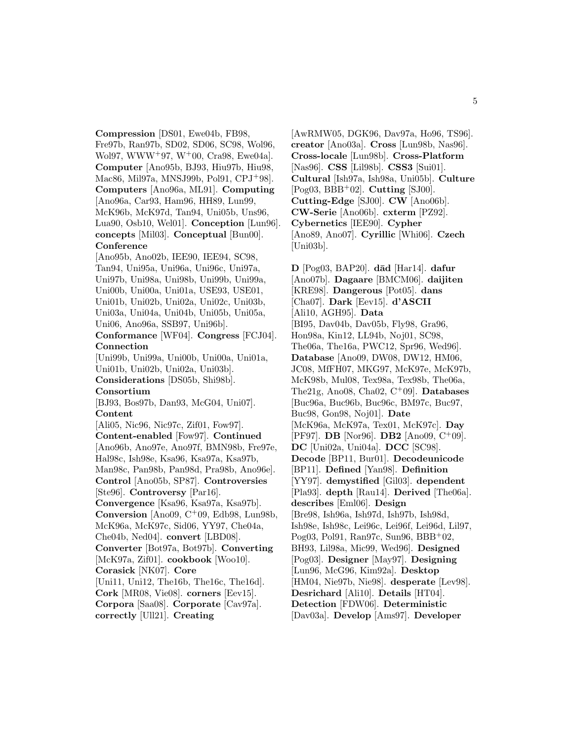**Compression** [DS01, Ewe04b, FB98, Fre97b, Ran97b, SD02, SD06, SC98, Wol96, Wol97, WWW+97, W+00, Cra98, Ewe04a]. **Computer** [Ano95b, BJ93, Hiu97b, Hiu98, Mac86, Mil97a, MNSJ99b, Pol91, CPJ+98]. **Computers** [Ano96a, ML91]. **Computing** [Ano96a, Car93, Ham96, HH89, Lun99, McK96b, McK97d, Tan94, Uni05b, Uns96, Lua90, Osb10, Wel01]. **Conception** [Lun96]. **concepts** [Mil03]. **Conceptual** [Bun00]. **Conference** [Ano95b, Ano02b, IEE90, IEE94, SC98, Tan94, Uni95a, Uni96a, Uni96c, Uni97a, Uni97b, Uni98a, Uni98b, Uni99b, Uni99a, Uni00b, Uni00a, Uni01a, USE93, USE01, Uni01b, Uni02b, Uni02a, Uni02c, Uni03b, Uni03a, Uni04a, Uni04b, Uni05b, Uni05a, Uni06, Ano96a, SSB97, Uni96b]. **Conformance** [WF04]. **Congress** [FCJ04]. **Connection** [Uni99b, Uni99a, Uni00b, Uni00a, Uni01a, Uni01b, Uni02b, Uni02a, Uni03b]. **Considerations** [DS05b, Shi98b]. **Consortium** [BJ93, Bos97b, Dan93, McG04, Uni07]. **Content** [Ali05, Nic96, Nic97c, Zif01, Fow97]. **Content-enabled** [Fow97]. **Continued** [Ano96b, Ano97e, Ano97f, BMN98b, Fre97e, Hal98c, Ish98e, Ksa96, Ksa97a, Ksa97b, Man98c, Pan98b, Pan98d, Pra98b, Ano96e]. **Control** [Ano05b, SP87]. **Controversies** [Ste96]. **Controversy** [Par16]. **Convergence** [Ksa96, Ksa97a, Ksa97b]. **Conversion** [Ano09, C+09, Edb98, Lun98b, McK96a, McK97c, Sid06, YY97, Che04a, Che04b, Ned04]. **convert** [LBD08]. **Converter** [Bot97a, Bot97b]. **Converting** [McK97a, Zif01]. **cookbook** [Woo10]. **Corasick** [NK07]. **Core** [Uni11, Uni12, The16b, The16c, The16d]. **Cork** [MR08, Vie08]. **corners** [Eev15]. **Corpora** [Saa08]. **Corporate** [Cav97a]. **correctly** [Ull21]. **Creating** [AwRMW05, DGK96, Dav97a, Ho96, TS96]. **creator** [Ano03a]. **Cross** [Lun98b, Nas96]. **Cross-locale** [Lun98b]. **Cross-Platform** [Nas96]. **CSS** [Lil98b]. **CSS3** [Sui01]. **Cultural** [Ish97a, Ish98a, Uni05b]. **Culture** [Pog03, BBB+02]. **Cutting** [SJ00]. **Cutting-Edge** [SJ00]. **CW** [Ano06b]. **CW-Serie** [Ano06b]. **cxterm** [PZ92]. **Cybernetics** [IEE90]. **Cypher** [Ano89, Ano07]. **Cyrillic** [Whi06]. **Czech** [Uni03b].

**D** [Pog03, BAP20]. **dād** [Har14]. **dafur** [Ano07b]. **Dagaare** [BMCM06]. **daijiten** [KRE98]. **Dangerous** [Pot05]. **dans** [Cha07]. **Dark** [Eev15]. **d'ASCII** [Ali10, AGH95]. **Data** [BI95, Dav04b, Dav05b, Fly98, Gra96, Hon98a, Kin12, LL94b, Noj01, SC98, The06a, The16a, PWC12, Spr96, Wed96]. **Database** [Ano09, DW08, DW12, HM06, JC08, MfFH07, MKG97, McK97e, McK97b, McK98b, Mul08, Tex98a, Tex98b, The06a, The21g, Ano08, Cha02, C+09]. **Databases** [Buc96a, Buc96b, Buc96c, BM97c, Buc97, Buc98, Gon98, Noj01]. **Date** [McK96a, McK97a, Tex01, McK97c]. **Day** [PF97]. **DB** [Nor96]. **DB2** [Ano09, C+09]. **DC** [Uni02a, Uni04a]. **DCC** [SC98]. **Decode** [BP11, Bur01]. **Decodeunicode** [BP11]. **Defined** [Yan98]. **Definition** [YY97]. **demystified** [Gil03]. **dependent** [Pla93]. **depth** [Rau14]. **Derived** [The06a]. **describes** [Eml06]. **Design** [Bre98, Ish96a, Ish97d, Ish97b, Ish98d, Ish98e, Ish98c, Lei96c, Lei96f, Lei96d, Lil97, Pog03, Pol91, Ran97c, Sun96, BBB+02, BH93, Lil98a, Mic99, Wed96]. **Designed** [Pog03]. **Designer** [May97]. **Designing** [Lun96, McG96, Kim92a]. **Desktop** [HM04, Nie97b, Nie98]. **desperate** [Lev98]. **Desrichard** [Ali10]. **Details** [HT04]. **Detection** [FDW06]. **Deterministic** [Dav03a]. **Develop** [Ams97]. **Developer**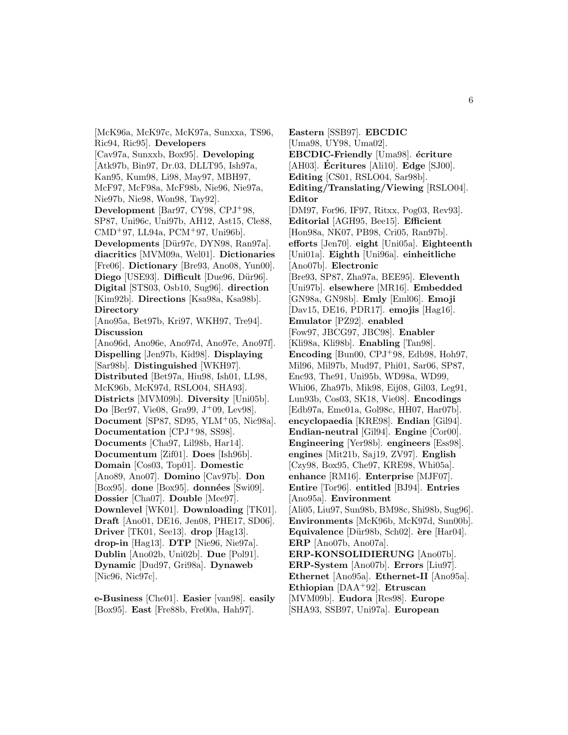[McK96a, McK97c, McK97a, Sunxxa, TS96, Ric94, Ric95]. **Developers** [Cav97a, Sunxxb, Box95]. **Developing** [Atk97b, Bin97, Dr.03, DLLT95, Ish97a, Kan95, Kum98, Li98, May97, MBH97, McF97, McF98a, McF98b, Nie96, Nie97a, Nie97b, Nie98, Won98, Tay92]. **Development** [Bar97, CY98, CPJ+98, SP87, Uni96c, Uni97b, AH12, Ast15, Cle88, CMD+97, LL94a, PCM+97, Uni96b]. **Developments** [Dür97c, DYN98, Ran97a]. **diacritics** [MVM09a, Wel01]. **Dictionaries** [Fre06]. **Dictionary** [Bre93, Ano08, Yun00]. **Diego** [USE93]. **Difficult** [Due96, Dür96]. **Digital** [STS03, Osb10, Sug96]. **direction** [Kim92b]. **Directions** [Ksa98a, Ksa98b]. **Directory** [Ano95a, Bet97b, Kri97, WKH97, Tre94]. **Discussion** [Ano96d, Ano96e, Ano97d, Ano97e, Ano97f]. **Dispelling** [Jen97b, Kid98]. **Displaying** [Sar98b]. **Distinguished** [WKH97]. **Distributed** [Bet97a, Hiu98, Ish01, LL98, McK96b, McK97d, RSLO04, SHA93]. **Districts** [MVM09b]. **Diversity** [Uni05b]. **Do** [Ber97, Vie08, Gra99, J+09, Lev98]. **Document** [SP87, SD95, YLM+05, Nic98a]. **Documentation** [CPJ+98, SS98]. **Documents** [Cha97, Lil98b, Har14]. **Documentum** [Zif01]. **Does** [Ish96b]. **Domain** [Cos03, Top01]. **Domestic** [Ano89, Ano07]. **Domino** [Cav97b]. **Don** [Box95]. **done** [Box95]. **données** [Swi09]. **Dossier** [Cha07]. **Double** [Mee97]. **Downlevel** [WK01]. **Downloading** [TK01]. **Draft** [Ano01, DE16, Jen08, PHE17, SD06]. **Driver** [TK01, See13]. **drop** [Hag13]. **drop-in** [Hag13]. **DTP** [Nie96, Nie97a]. **Dublin** [Ano02b, Uni02b]. **Due** [Pol91]. **Dynamic** [Dud97, Gri98a]. **Dynaweb** [Nic96, Nic97c].

**e-Business** [Che01]. **Easier** [van98]. **easily** [Box95]. **East** [Fre88b, Fre00a, Hah97]. **Eastern** [SSB97]. **EBCDIC** [Uma98, UY98, Uma02]. **EBCDIC-Friendly** [Uma98]. **écriture** [AH03]. **Écritures** [Ali10]. **Edge** [SJ00]. **Editing** [CS01, RSLO04, Sar98b]. **Editing/Translating/Viewing** [RSLO04]. **Editor** [DM97, For96, IF97, Ritxx, Pog03, Rev93]. **Editorial** [AGH95, Bee15]. **Efficient** [Hon98a, NK07, PB98, Cri05, Ran97b]. **efforts** [Jen70]. **eight** [Uni05a]. **Eighteenth** [Uni01a]. **Eighth** [Uni96a]. **einheitliche** [Ano07b]. **Electronic** [Bre93, SP87, Zha97a, BEE95]. **Eleventh** [Uni97b]. **elsewhere** [MR16]. **Embedded** [GN98a, GN98b]. **Emly** [Eml06]. **Emoji** [Dav15, DE16, PDR17]. **emojis** [Hag16]. **Emulator** [PZ92]. **enabled** [Fow97, JBCG97, JBC98]. **Enabler** [Kli98a, Kli98b]. **Enabling** [Tan98]. **Encoding** [Bun00, CPJ+98, Edb98, Hoh97, Mil96, Mil97b, Mud97, Phi01, Sar06, SP87, Enc93, The91, Uni95b, WD98a, WD99, Whi06, Zha97b, Mik98, Eij08, Gil03, Leg91, Lun93b, Cos03, SK18, Vie08]. **Encodings** [Edb97a, Eme01a, Gol98c, HH07, Har07b]. **encyclopaedia** [KRE98]. **Endian** [Gil94]. **Endian-neutral** [Gil94]. **Engine** [Cor00]. **Engineering** [Yer98b]. **engineers** [Ess98]. **engines** [Mit21b, Saj19, ZV97]. **English** [Czy98, Box95, Che97, KRE98, Whi05a]. **enhance** [RM16]. **Enterprise** [MJF07]. **Entire** [Tor96]. **entitled** [BJ94]. **Entries** [Ano95a]. **Environment** [Ali05, Liu97, Sun98b, BM98c, Shi98b, Sug96]. **Environments** [McK96b, McK97d, Sun00b]. **Equivalence** [Dür98b, Sch02]. **ère** [Har04]. **ERP** [Ano07b, Ano07a]. **ERP-KONSOLIDIERUNG** [Ano07b]. **ERP-System** [Ano07b]. **Errors** [Liu97]. **Ethernet** [Ano95a]. **Ethernet-II** [Ano95a]. **Ethiopian** [DAA+92]. **Etruscan** [MVM09b]. **Eudora** [Res98]. **Europe** [SHA93, SSB97, Uni97a]. **European**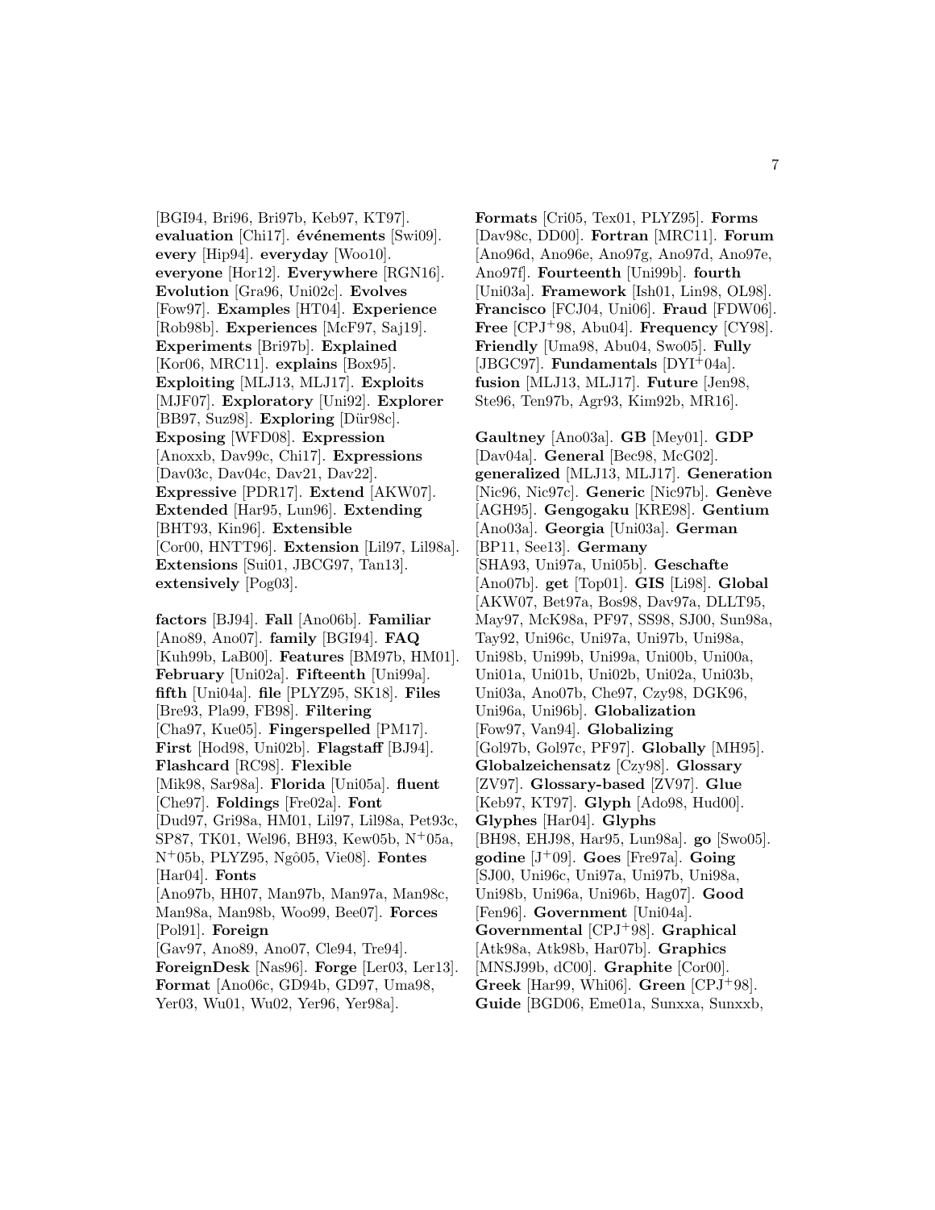[BGI94, Bri96, Bri97b, Keb97, KT97]. **evaluation** [Chi17]. **événements** [Swi09]. **every** [Hip94]. **everyday** [Woo10]. **everyone** [Hor12]. **Everywhere** [RGN16]. **Evolution** [Gra96, Uni02c]. **Evolves** [Fow97]. **Examples** [HT04]. **Experience** [Rob98b]. **Experiences** [McF97, Saj19]. **Experiments** [Bri97b]. **Explained** [Kor06, MRC11]. **explains** [Box95]. **Exploiting** [MLJ13, MLJ17]. **Exploits** [MJF07]. **Exploratory** [Uni92]. **Explorer** [BB97, Suz98]. **Exploring** [Dür98c]. **Exposing** [WFD08]. **Expression** [Anoxxb, Dav99c, Chi17]. **Expressions** [Dav03c, Dav04c, Dav21, Dav22]. **Expressive** [PDR17]. **Extend** [AKW07]. **Extended** [Har95, Lun96]. **Extending** [BHT93, Kin96]. **Extensible** [Cor00, HNTT96]. **Extension** [Lil97, Lil98a]. **Extensions** [Sui01, JBCG97, Tan13]. **extensively** [Pog03].

**factors** [BJ94]. **Fall** [Ano06b]. **Familiar** [Ano89, Ano07]. **family** [BGI94]. **FAQ** [Kuh99b, LaB00]. **Features** [BM97b, HM01]. **February** [Uni02a]. **Fifteenth** [Uni99a]. **fifth** [Uni04a]. **file** [PLYZ95, SK18]. **Files** [Bre93, Pla99, FB98]. **Filtering** [Cha97, Kue05]. **Fingerspelled** [PM17]. **First** [Hod98, Uni02b]. **Flagstaff** [BJ94]. **Flashcard** [RC98]. **Flexible** [Mik98, Sar98a]. **Florida** [Uni05a]. **fluent** [Che97]. **Foldings** [Fre02a]. **Font** [Dud97, Gri98a, HM01, Lil97, Lil98a, Pet93c, SP87, TK01, Wel96, BH93, Kew05b, N+05a, N+05b, PLYZ95, Ngô05, Vie08]. **Fontes** [Har04]. **Fonts** [Ano97b, HH07, Man97b, Man97a, Man98c, Man98a, Man98b, Woo99, Bee07]. **Forces** [Pol91]. **Foreign** [Gav97, Ano89, Ano07, Cle94, Tre94]. **ForeignDesk** [Nas96]. **Forge** [Ler03, Ler13]. **Format** [Ano06c, GD94b, GD97, Uma98, Yer03, Wu01, Wu02, Yer96, Yer98a]. **Formats** [Cri05, Tex01, PLYZ95]. **Forms** [Dav98c, DD00]. **Fortran** [MRC11]. **Forum** [Ano96d, Ano96e, Ano97g, Ano97d, Ano97e, Ano97f]. **Fourteenth** [Uni99b]. **fourth** [Uni03a]. **Framework** [Ish01, Lin98, OL98]. **Francisco** [FCJ04, Uni06]. **Fraud** [FDW06]. **Free** [CPJ+98, Abu04]. **Frequency** [CY98]. **Friendly** [Uma98, Abu04, Swo05]. **Fully** [JBGC97]. **Fundamentals** [DYI+04a]. **fusion** [MLJ13, MLJ17]. **Future** [Jen98, Ste96, Ten97b, Agr93, Kim92b, MR16].

**Gaultney** [Ano03a]. **GB** [Mey01]. **GDP** [Dav04a]. **General** [Bec98, McG02]. **generalized** [MLJ13, MLJ17]. **Generation** [Nic96, Nic97c]. **Generic** [Nic97b]. **Genève** [AGH95]. **Gengogaku** [KRE98]. **Gentium** [Ano03a]. **Georgia** [Uni03a]. **German** [BP11, See13]. **Germany** [SHA93, Uni97a, Uni05b]. **Geschafte** [Ano07b]. **get** [Top01]. **GIS** [Li98]. **Global** [AKW07, Bet97a, Bos98, Dav97a, DLLT95, May97, McK98a, PF97, SS98, SJ00, Sun98a, Tay92, Uni96c, Uni97a, Uni97b, Uni98a, Uni98b, Uni99b, Uni99a, Uni00b, Uni00a, Uni01a, Uni01b, Uni02b, Uni02a, Uni03b, Uni03a, Ano07b, Che97, Czy98, DGK96, Uni96a, Uni96b]. **Globalization** [Fow97, Van94]. **Globalizing** [Gol97b, Gol97c, PF97]. **Globally** [MH95]. **Globalzeichensatz** [Czy98]. **Glossary** [ZV97]. **Glossary-based** [ZV97]. **Glue** [Keb97, KT97]. **Glyph** [Ado98, Hud00]. **Glyphes** [Har04]. **Glyphs** [BH98, EHJ98, Har95, Lun98a]. **go** [Swo05]. **godine** [J+09]. **Goes** [Fre97a]. **Going** [SJ00, Uni96c, Uni97a, Uni97b, Uni98a, Uni98b, Uni96a, Uni96b, Hag07]. **Good** [Fen96]. **Government** [Uni04a]. **Governmental** [CPJ+98]. **Graphical** [Atk98a, Atk98b, Har07b]. **Graphics** [MNSJ99b, dC00]. **Graphite** [Cor00]. **Greek** [Har99, Whi06]. **Green** [CPJ+98]. **Guide** [BGD06, Eme01a, Sunxxa, Sunxxb,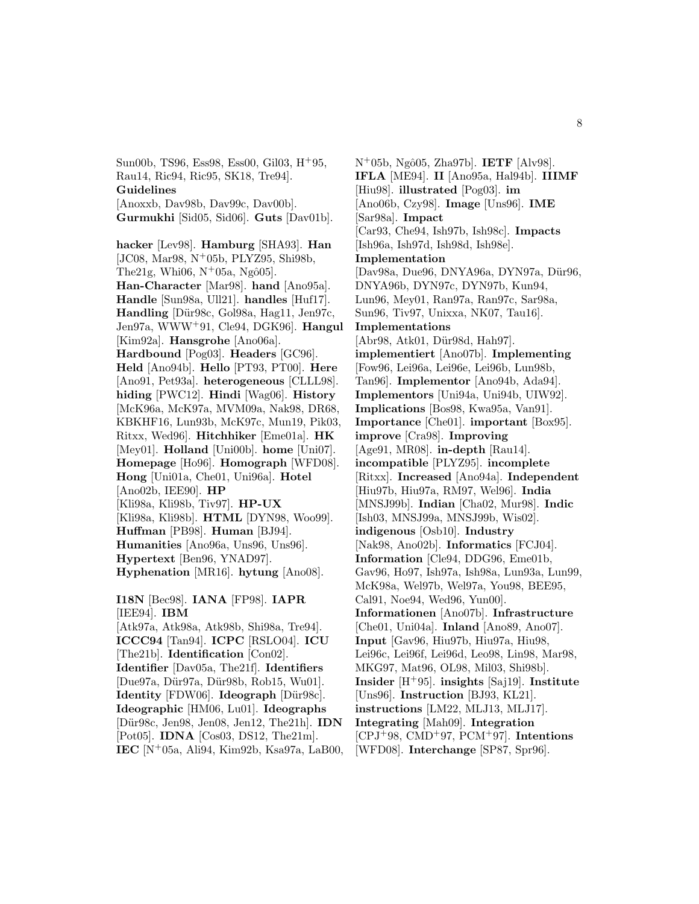Sun00b, TS96, Ess98, Ess00, Gil03, H+95, Rau14, Ric94, Ric95, SK18, Tre94]. **Guidelines** [Anoxxb, Dav98b, Dav99c, Dav00b]. **Gurmukhi** [Sid05, Sid06]. **Guts** [Dav01b].

**hacker** [Lev98]. **Hamburg** [SHA93]. **Han** [JC08, Mar98, N+05b, PLYZ95, Shi98b, The21g, Whi06, N+05a, Ngô05]. **Han-Character** [Mar98]. **hand** [Ano95a]. **Handle** [Sun98a, Ull21]. **handles** [Huf17]. **Handling** [Dür98c, Gol98a, Hag11, Jen97c, Jen97a, WWW+91, Cle94, DGK96]. **Hangul** [Kim92a]. **Hansgrohe** [Ano06a]. **Hardbound** [Pog03]. **Headers** [GC96]. **Held** [Ano94b]. **Hello** [PT93, PT00]. **Here** [Ano91, Pet93a]. **heterogeneous** [CLLL98]. **hiding** [PWC12]. **Hindi** [Wag06]. **History** [McK96a, McK97a, MVM09a, Nak98, DR68, KBKHF16, Lun93b, McK97c, Mun19, Pik03, Ritxx, Wed96]. **Hitchhiker** [Eme01a]. **HK** [Mey01]. **Holland** [Uni00b]. **home** [Uni07]. **Homepage** [Ho96]. **Homograph** [WFD08]. **Hong** [Uni01a, Che01, Uni96a]. **Hotel** [Ano02b, IEE90]. **HP** [Kli98a, Kli98b, Tiv97]. **HP-UX** [Kli98a, Kli98b]. **HTML** [DYN98, Woo99]. **Huffman** [PB98]. **Human** [BJ94]. **Humanities** [Ano96a, Uns96, Uns96]. **Hypertext** [Ben96, YNAD97]. **Hyphenation** [MR16]. **hytung** [Ano08].

**I18N** [Bec98]. **IANA** [FP98]. **IAPR** [IEE94]. **IBM** [Atk97a, Atk98a, Atk98b, Shi98a, Tre94]. **ICCC94** [Tan94]. **ICPC** [RSLO04]. **ICU** [The21b]. **Identification** [Con02]. **Identifier** [Dav05a, The21f]. **Identifiers** [Due97a, Dür97a, Dür98b, Rob15, Wu01]. **Identity** [FDW06]. **Ideograph** [Dür98c]. **Ideographic** [HM06, Lu01]. **Ideographs** [Dür98c, Jen98, Jen08, Jen12, The21h]. **IDN** [Pot05]. **IDNA** [Cos03, DS12, The21m]. **IEC** [N+05a, Ali94, Kim92b, Ksa97a, LaB00, N+05b, Ngô05, Zha97b]. **IETF** [Alv98]. **IFLA** [ME94]. **II** [Ano95a, Hal94b]. **IIIMF** [Hiu98]. **illustrated** [Pog03]. **im** [Ano06b, Czy98]. **Image** [Uns96]. **IME** [Sar98a]. **Impact** [Car93, Che94, Ish97b, Ish98c]. **Impacts** [Ish96a, Ish97d, Ish98d, Ish98e]. **Implementation** [Dav98a, Due96, DNYA96a, DYN97a, Dür96, DNYA96b, DYN97c, DYN97b, Kun94, Lun96, Mey01, Ran97a, Ran97c, Sar98a, Sun96, Tiv97, Unixxa, NK07, Tau16]. **Implementations** [Abr98, Atk01, Dür98d, Hah97]. **implementiert** [Ano07b]. **Implementing** [Fow96, Lei96a, Lei96e, Lei96b, Lun98b, Tan96]. **Implementor** [Ano94b, Ada94]. **Implementors** [Uni94a, Uni94b, UIW92]. **Implications** [Bos98, Kwa95a, Van91]. **Importance** [Che01]. **important** [Box95]. **improve** [Cra98]. **Improving** [Age91, MR08]. **in-depth** [Rau14]. **incompatible** [PLYZ95]. **incomplete** [Ritxx]. **Increased** [Ano94a]. **Independent** [Hiu97b, Hiu97a, RM97, Wel96]. **India** [MNSJ99b]. **Indian** [Cha02, Mur98]. **Indic** [Ish03, MNSJ99a, MNSJ99b, Wis02]. **indigenous** [Osb10]. **Industry** [Nak98, Ano02b]. **Informatics** [FCJ04]. **Information** [Cle94, DDG96, Eme01b, Gav96, Ho97, Ish97a, Ish98a, Lun93a, Lun99, McK98a, Wel97b, Wel97a, You98, BEE95, Cal91, Noe94, Wed96, Yun00]. **Informationen** [Ano07b]. **Infrastructure** [Che01, Uni04a]. **Inland** [Ano89, Ano07]. **Input** [Gav96, Hiu97b, Hiu97a, Hiu98, Lei96c, Lei96f, Lei96d, Leo98, Lin98, Mar98, MKG97, Mat96, OL98, Mil03, Shi98b]. **Insider** [H+95]. **insights** [Saj19]. **Institute** [Uns96]. **Instruction** [BJ93, KL21]. **instructions** [LM22, MLJ13, MLJ17]. **Integrating** [Mah09]. **Integration** [CPJ+98, CMD+97, PCM+97]. **Intentions** [WFD08]. **Interchange** [SP87, Spr96].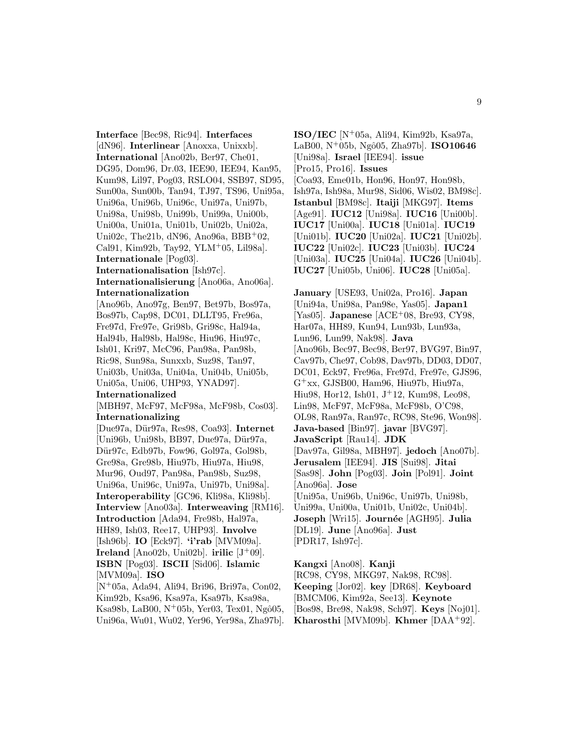**Interface** [Bec98, Ric94]. **Interfaces** [dN96]. **Interlinear** [Anoxxa, Unixxb]. **International** [Ano02b, Ber97, Che01, DG95, Dom96, Dr.03, IEE90, IEE94, Kan95, Kum98, Lil97, Pog03, RSLO04, SSB97, SD95, Sun00a, Sun00b, Tan94, TJ97, TS96, Uni95a, Uni96a, Uni96b, Uni96c, Uni97a, Uni97b, Uni98a, Uni98b, Uni99b, Uni99a, Uni00b, Uni00a, Uni01a, Uni01b, Uni02b, Uni02a, Uni02c, The21b, dN96, Ano96a, BBB+02, Cal91, Kim92b, Tay92, YLM+05, Lil98a]. **Internationale** [Pog03]. **Internationalisation** [Ish97c]. **Internationalisierung** [Ano06a, Ano06a]. **Internationalization** [Ano96b, Ano97g, Ben97, Bet97b, Bos97a, Bos97b, Cap98, DC01, DLLT95, Fre96a, Fre97d, Fre97e, Gri98b, Gri98c, Hal94a, Hal94b, Hal98b, Hal98c, Hiu96, Hiu97c, Ish01, Kri97, McC96, Pan98a, Pan98b, Ric98, Sun98a, Sunxxb, Suz98, Tan97, Uni03b, Uni03a, Uni04a, Uni04b, Uni05b, Uni05a, Uni06, UHP93, YNAD97]. **Internationalized** [MBH97, McF97, McF98a, McF98b, Cos03]. **Internationalizing** [Due97a, Dür97a, Res98, Coa93]. **Internet** [Uni96b, Uni98b, BB97, Due97a, Dür97a, Dür97c, Edb97b, Fow96, Gol97a, Gol98b, Gre98a, Gre98b, Hiu97b, Hiu97a, Hiu98, Mur96, Oud97, Pan98a, Pan98b, Suz98, Uni96a, Uni96c, Uni97a, Uni97b, Uni98a]. **Interoperability** [GC96, Kli98a, Kli98b]. **Interview** [Ano03a]. **Interweaving** [RM16]. **Introduction** [Ada94, Fre98b, Hal97a, HH89, Ish03, Ree17, UHP93]. **Involve** [Ish96b]. **IO** [Eck97]. **'i'rab** [MVM09a]. **Ireland** [Ano02b, Uni02b]. **irilic** [J+09]. **ISBN** [Pog03]. **ISCII** [Sid06]. **Islamic** [MVM09a]. **ISO** [N+05a, Ada94, Ali94, Bri96, Bri97a, Con02, Kim92b, Ksa96, Ksa97a, Ksa97b, Ksa98a, Ksa98b, LaB00, N+05b, Yer03, Tex01, Ngô05, Uni96a, Wu01, Wu02, Yer96, Yer98a, Zha97b].

**ISO/IEC** [N+05a, Ali94, Kim92b, Ksa97a, LaB00, N+05b, Ngô05, Zha97b]. **ISO10646** [Uni98a]. **Israel** [IEE94]. **issue** [Pro15, Pro16]. **Issues** [Coa93, Eme01b, Hon96, Hon97, Hon98b, Ish97a, Ish98a, Mur98, Sid06, Wis02, BM98c]. **Istanbul** [BM98c]. **Itaiji** [MKG97]. **Items** [Age91]. **IUC12** [Uni98a]. **IUC16** [Uni00b]. **IUC17** [Uni00a]. **IUC18** [Uni01a]. **IUC19** [Uni01b]. **IUC20** [Uni02a]. **IUC21** [Uni02b]. **IUC22** [Uni02c]. **IUC23** [Uni03b]. **IUC24** [Uni03a]. **IUC25** [Uni04a]. **IUC26** [Uni04b]. **IUC27** [Uni05b, Uni06]. **IUC28** [Uni05a].

**January** [USE93, Uni02a, Pro16]. **Japan** [Uni94a, Uni98a, Pan98e, Yas05]. **Japan1** [Yas05]. **Japanese** [ACE+08, Bre93, CY98, Har07a, HH89, Kun94, Lun93b, Lun93a, Lun96, Lun99, Nak98]. **Java** [Ano96b, Bec97, Bec98, Ber97, BVG97, Bin97, Cav97b, Che97, Cob98, Dav97b, DD03, DD07, DC01, Eck97, Fre96a, Fre97d, Fre97e, GJS96, G+xx, GJSB00, Ham96, Hiu97b, Hiu97a, Hiu98, Hor12, Ish01, J+12, Kum98, Leo98, Lin98, McF97, McF98a, McF98b, O'C98, OL98, Ran97a, Ran97c, RC98, Ste96, Won98]. **Java-based** [Bin97]. **javar** [BVG97]. **JavaScript** [Rau14]. **JDK** [Dav97a, Gil98a, MBH97]. **jedoch** [Ano07b]. **Jerusalem** [IEE94]. **JIS** [Sui98]. **Jitai** [Sas98]. **John** [Pog03]. **Join** [Pol91]. **Joint** [Ano96a]. **Jose** [Uni95a, Uni96b, Uni96c, Uni97b, Uni98b, Uni99a, Uni00a, Uni01b, Uni02c, Uni04b]. **Joseph** [Wri15]. **Journée** [AGH95]. **Julia** [DL19]. **June** [Ano96a]. **Just** [PDR17, Ish97c].

**Kangxi** [Ano08]. **Kanji** [RC98, CY98, MKG97, Nak98, RC98]. **Keeping** [Jor02]. **key** [DR68]. **Keyboard** [BMCM06, Kim92a, See13]. **Keynote** [Bos98, Bre98, Nak98, Sch97]. **Keys** [Noj01]. **Kharosthi** [MVM09b]. **Khmer** [DAA+92].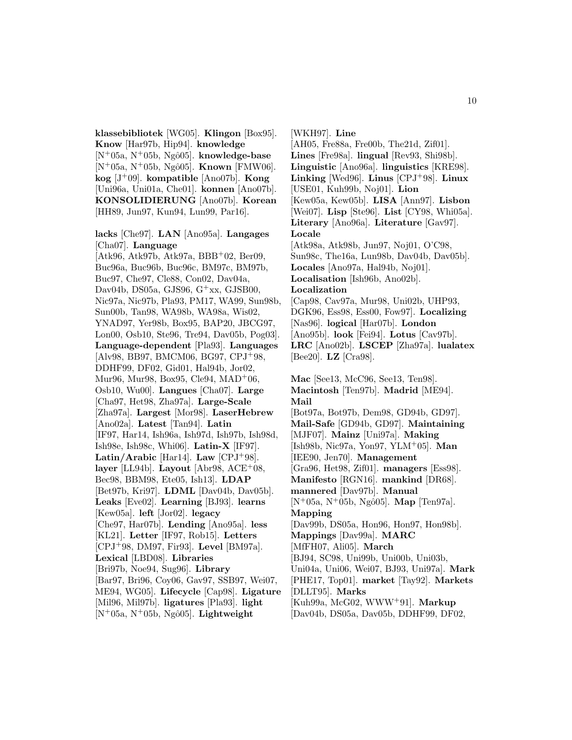**klassebibliotek** [WG05]. **Klingon** [Box95]. **Know** [Har97b, Hip94]. **knowledge** [N+05a, N+05b, Ngô05]. **knowledge-base** [N+05a, N+05b, Ngô05]. **Known** [FMW06]. **kog** [J+09]. **kompatible** [Ano07b]. **Kong** [Uni96a, Uni01a, Che01]. **konnen** [Ano07b]. **KONSOLIDIERUNG** [Ano07b]. **Korean** [HH89, Jun97, Kun94, Lun99, Par16].

**lacks** [Che97]. **LAN** [Ano95a]. **Langages** [Cha07]. **Language** [Atk96, Atk97b, Atk97a, BBB+02, Ber09, Buc96a, Buc96b, Buc96c, BM97c, BM97b, Buc97, Che97, Cle88, Con02, Dav04a, Dav04b, DS05a, GJS96, G+xx, GJSB00, Nic97a, Nic97b, Pla93, PM17, WA99, Sun98b, Sun00b, Tan98, WA98b, WA98a, Wis02, YNAD97, Yer98b, Box95, BAP20, JBCG97, Lon00, Osb10, Ste96, Tre94, Dav05b, Pog03]. **Language-dependent** [Pla93]. **Languages** [Alv98, BB97, BMCM06, BG97, CPJ+98, DDHF99, DF02, Gid01, Hal94b, Jor02, Mur96, Mur98, Box95, Cle94, MAD+06, Osb10, Wu00]. **Langues** [Cha07]. **Large** [Cha97, Het98, Zha97a]. **Large-Scale** [Zha97a]. **Largest** [Mor98]. **LaserHebrew** [Ano02a]. **Latest** [Tan94]. **Latin** [IF97, Har14, Ish96a, Ish97d, Ish97b, Ish98d, Ish98e, Ish98c, Whi06]. **Latin-X** [IF97]. **Latin/Arabic** [Har14]. **Law** [CPJ+98]. **layer** [LL94b]. **Layout** [Abr98, ACE+08, Bec98, BBM98, Ete05, Ish13]. **LDAP** [Bet97b, Kri97]. **LDML** [Dav04b, Dav05b]. **Leaks** [Eve02]. **Learning** [BJ93]. **learns** [Kew05a]. **left** [Jor02]. **legacy** [Che97, Har07b]. **Lending** [Ano95a]. **less** [KL21]. **Letter** [IF97, Rob15]. **Letters** [CPJ+98, DM97, Fir93]. **Level** [BM97a]. **Lexical** [LBD08]. **Libraries** [Bri97b, Noe94, Sug96]. **Library** [Bar97, Bri96, Coy06, Gav97, SSB97, Wei07, ME94, WG05]. **Lifecycle** [Cap98]. **Ligature** [Mil96, Mil97b]. **ligatures** [Pla93]. **light** [N+05a, N+05b, Ngô05]. **Lightweight** [WKH97]. **Line** [AH05, Fre88a, Fre00b, The21d, Zif01]. **Lines** [Fre98a]. **lingual** [Rev93, Shi98b]. **Linguistic** [Ano96a]. **linguistics** [KRE98]. **Linking** [Wed96]. **Linus** [CPJ+98]. **Linux** [USE01, Kuh99b, Noj01]. **Lion** [Kew05a, Kew05b]. **LISA** [Ann97]. **Lisbon** [Wei07]. **Lisp** [Ste96]. **List** [CY98, Whi05a]. **Literary** [Ano96a]. **Literature** [Gav97]. **Locale** [Atk98a, Atk98b, Jun97, Noj01, O'C98, Sun98c, The16a, Lun98b, Dav04b, Dav05b]. **Locales** [Ano97a, Hal94b, Noj01]. **Localisation** [Ish96b, Ano02b]. **Localization** [Cap98, Cav97a, Mur98, Uni02b, UHP93, DGK96, Ess98, Ess00, Fow97]. **Localizing** [Nas96]. **logical** [Har07b]. **London** [Ano95b]. **look** [Fei94]. **Lotus** [Cav97b]. **LRC** [Ano02b]. **LSCEP** [Zha97a]. **lualatex** [Bee20]. **LZ** [Cra98].

**Mac** [See13, McC96, See13, Ten98]. **Macintosh** [Ten97b]. **Madrid** [ME94]. **Mail** [Bot97a, Bot97b, Dem98, GD94b, GD97]. **Mail-Safe** [GD94b, GD97]. **Maintaining** [MJF07]. **Mainz** [Uni97a]. **Making** [Ish98b, Nic97a, Yon97, YLM+05]. **Man** [IEE90, Jen70]. **Management** [Gra96, Het98, Zif01]. **managers** [Ess98]. **Manifesto** [RGN16]. **mankind** [DR68]. **mannered** [Dav97b]. **Manual** [N+05a, N+05b, Ngô05]. **Map** [Ten97a]. **Mapping** [Dav99b, DS05a, Hon96, Hon97, Hon98b]. **Mappings** [Dav99a]. **MARC** [MfFH07, Ali05]. **March** [BJ94, SC98, Uni99b, Uni00b, Uni03b, Uni04a, Uni06, Wei07, BJ93, Uni97a]. **Mark** [PHE17, Top01]. **market** [Tay92]. **Markets** [DLLT95]. **Marks** [Kuh99a, McG02, WWW+91]. **Markup** [Dav04b, DS05a, Dav05b, DDHF99, DF02,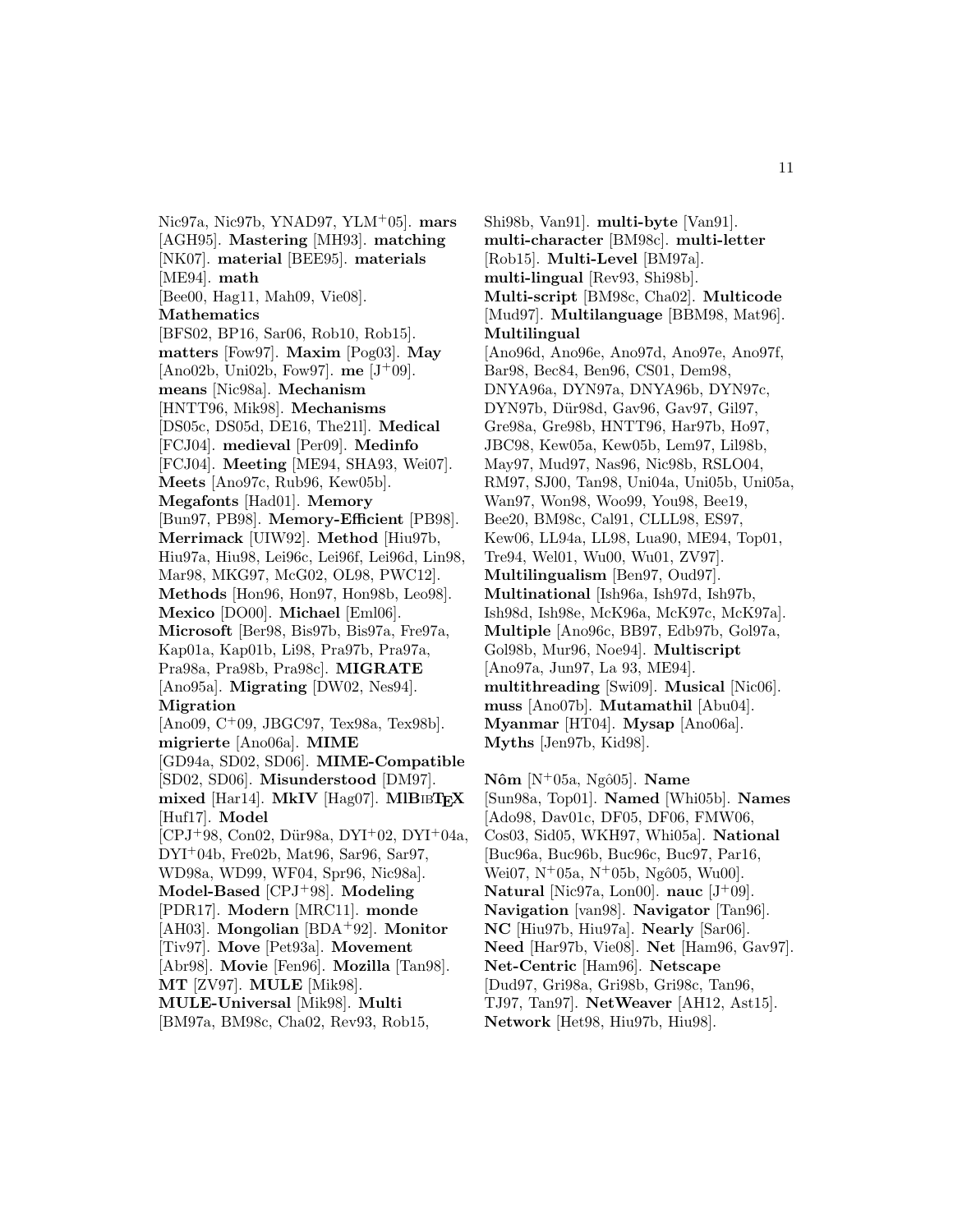Nic97a, Nic97b, YNAD97, YLM+05]. **mars** [AGH95]. **Mastering** [MH93]. **matching** [NK07]. **material** [BEE95]. **materials** [ME94]. **math** [Bee00, Hag11, Mah09, Vie08]. **Mathematics** [BFS02, BP16, Sar06, Rob10, Rob15]. **matters** [Fow97]. **Maxim** [Pog03]. **May** [Ano02b, Uni02b, Fow97]. **me** [J+09]. **means** [Nic98a]. **Mechanism** [HNTT96, Mik98]. **Mechanisms** [DS05c, DS05d, DE16, The21l]. **Medical** [FCJ04]. **medieval** [Per09]. **Medinfo** [FCJ04]. **Meeting** [ME94, SHA93, Wei07]. **Meets** [Ano97c, Rub96, Kew05b]. **Megafonts** [Had01]. **Memory** [Bun97, PB98]. **Memory-Efficient** [PB98]. **Merrimack** [UIW92]. **Method** [Hiu97b, Hiu97a, Hiu98, Lei96c, Lei96f, Lei96d, Lin98, Mar98, MKG97, McG02, OL98, PWC12]. **Methods** [Hon96, Hon97, Hon98b, Leo98]. **Mexico** [DO00]. **Michael** [Eml06]. **Microsoft** [Ber98, Bis97b, Bis97a, Fre97a, Kap01a, Kap01b, Li98, Pra97b, Pra97a, Pra98a, Pra98b, Pra98c]. **MIGRATE** [Ano95a]. **Migrating** [DW02, Nes94]. **Migration** [Ano09, C+09, JBGC97, Tex98a, Tex98b]. **migrierte** [Ano06a]. **MIME** [GD94a, SD02, SD06]. **MIME-Compatible** [SD02, SD06]. **Misunderstood** [DM97]. **mixed** [Har14]. **MkIV** [Hag07]. **MlBibTeX** [Huf17]. **Model** [CPJ+98, Con02, Dür98a, DYI+02, DYI+04a, DYI+04b, Fre02b, Mat96, Sar96, Sar97, WD98a, WD99, WF04, Spr96, Nic98a]. **Model-Based** [CPJ+98]. **Modeling** [PDR17]. **Modern** [MRC11]. **monde** [AH03]. **Mongolian** [BDA+92]. **Monitor** [Tiv97]. **Move** [Pet93a]. **Movement** [Abr98]. **Movie** [Fen96]. **Mozilla** [Tan98]. **MT** [ZV97]. **MULE** [Mik98]. **MULE-Universal** [Mik98]. **Multi** [BM97a, BM98c, Cha02, Rev93, Rob15, Shi98b, Van91]. **multi-byte** [Van91]. **multi-character** [BM98c]. **multi-letter** [Rob15]. **Multi-Level** [BM97a]. **multi-lingual** [Rev93, Shi98b]. **Multi-script** [BM98c, Cha02]. **Multicode** [Mud97]. **Multilanguage** [BBM98, Mat96]. **Multilingual** [Ano96d, Ano96e, Ano97d, Ano97e, Ano97f, Bar98, Bec84, Ben96, CS01, Dem98, DNYA96a, DYN97a, DNYA96b, DYN97c, DYN97b, Dür98d, Gav96, Gav97, Gil97, Gre98a, Gre98b, HNTT96, Har97b, Ho97, JBC98, Kew05a, Kew05b, Lem97, Lil98b, May97, Mud97, Nas96, Nic98b, RSLO04, RM97, SJ00, Tan98, Uni04a, Uni05b, Uni05a, Wan97, Won98, Woo99, You98, Bee19, Bee20, BM98c, Cal91, CLLL98, ES97, Kew06, LL94a, LL98, Lua90, ME94, Top01, Tre94, Wel01, Wu00, Wu01, ZV97]. **Multilingualism** [Ben97, Oud97]. **Multinational** [Ish96a, Ish97d, Ish97b, Ish98d, Ish98e, McK96a, McK97c, McK97a]. **Multiple** [Ano96c, BB97, Edb97b, Gol97a, Gol98b, Mur96, Noe94]. **Multiscript** [Ano97a, Jun97, La 93, ME94]. **multithreading** [Swi09]. **Musical** [Nic06]. **muss** [Ano07b]. **Mutamathil** [Abu04]. **Myanmar** [HT04]. **Mysap** [Ano06a]. **Myths** [Jen97b, Kid98].

**Nôm** [N+05a, Ngô05]. **Name** [Sun98a, Top01]. **Named** [Whi05b]. **Names** [Ado98, Dav01c, DF05, DF06, FMW06, Cos03, Sid05, WKH97, Whi05a]. **National** [Buc96a, Buc96b, Buc96c, Buc97, Par16, Wei07, N+05a, N+05b, Ngô05, Wu00]. **Natural** [Nic97a, Lon00]. **nauc** [J+09]. **Navigation** [van98]. **Navigator** [Tan96]. **NC** [Hiu97b, Hiu97a]. **Nearly** [Sar06]. **Need** [Har97b, Vie08]. **Net** [Ham96, Gav97]. **Net-Centric** [Ham96]. **Netscape** [Dud97, Gri98a, Gri98b, Gri98c, Tan96, TJ97, Tan97]. **NetWeaver** [AH12, Ast15]. **Network** [Het98, Hiu97b, Hiu98].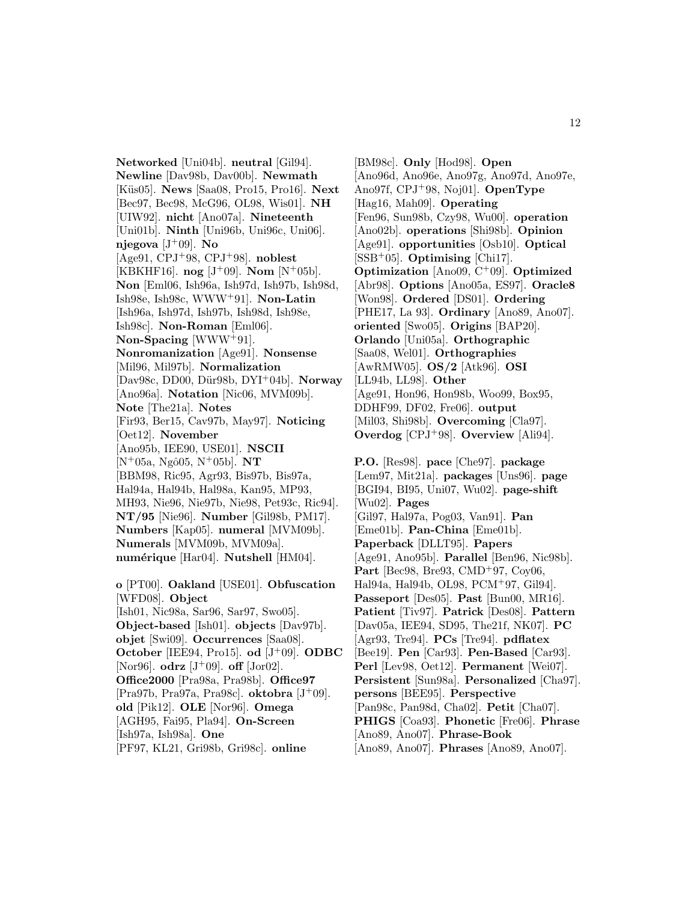**Networked** [Uni04b]. **neutral** [Gil94]. **Newline** [Dav98b, Dav00b]. **Newmath** [Küs05]. **News** [Saa08, Pro15, Pro16]. **Next** [Bec97, Bec98, McG96, OL98, Wis01]. **NH** [UIW92]. **nicht** [Ano07a]. **Nineteenth** [Uni01b]. **Ninth** [Uni96b, Uni96c, Uni06]. **njegova** [J+09]. **No** [Age91, CPJ+98, CPJ+98]. **noblest** [KBKHF16]. **nog** [J+09]. **Nom** [N+05b]. **Non** [Eml06, Ish96a, Ish97d, Ish97b, Ish98d, Ish98e, Ish98c, WWW+91]. **Non-Latin** [Ish96a, Ish97d, Ish97b, Ish98d, Ish98e, Ish98c]. **Non-Roman** [Eml06]. **Non-Spacing** [WWW+91]. **Nonromanization** [Age91]. **Nonsense** [Mil96, Mil97b]. **Normalization** [Dav98c, DD00, Dür98b, DYI+04b]. **Norway** [Ano96a]. **Notation** [Nic06, MVM09b]. **Note** [The21a]. **Notes** [Fir93, Ber15, Cav97b, May97]. **Noticing** [Oet12]. **November** [Ano95b, IEE90, USE01]. **NSCII** [N+05a, Ngô05, N+05b]. **NT** [BBM98, Ric95, Agr93, Bis97b, Bis97a, Hal94a, Hal94b, Hal98a, Kan95, MP93, MH93, Nie96, Nie97b, Nie98, Pet93c, Ric94]. **NT/95** [Nie96]. **Number** [Gil98b, PM17]. **Numbers** [Kap05]. **numeral** [MVM09b]. **Numerals** [MVM09b, MVM09a]. **numérique** [Har04]. **Nutshell** [HM04].

**o** [PT00]. **Oakland** [USE01]. **Obfuscation** [WFD08]. **Object** [Ish01, Nic98a, Sar96, Sar97, Swo05]. **Object-based** [Ish01]. **objects** [Dav97b]. **objet** [Swi09]. **Occurrences** [Saa08]. **October** [IEE94, Pro15]. **od** [J+09]. **ODBC** [Nor96]. **odrz** [J+09]. **off** [Jor02]. **Office2000** [Pra98a, Pra98b]. **Office97** [Pra97b, Pra97a, Pra98c]. **oktobra** [J+09]. **old** [Pik12]. **OLE** [Nor96]. **Omega** [AGH95, Fai95, Pla94]. **On-Screen** [Ish97a, Ish98a]. **One** [PF97, KL21, Gri98b, Gri98c]. **online** [BM98c]. **Only** [Hod98]. **Open** [Ano96d, Ano96e, Ano97g, Ano97d, Ano97e, Ano97f, CPJ+98, Noj01]. **OpenType** [Hag16, Mah09]. **Operating** [Fen96, Sun98b, Czy98, Wu00]. **operation** [Ano02b]. **operations** [Shi98b]. **Opinion** [Age91]. **opportunities** [Osb10]. **Optical** [SSB+05]. **Optimising** [Chi17]. **Optimization** [Ano09, C+09]. **Optimized** [Abr98]. **Options** [Ano05a, ES97]. **Oracle8** [Won98]. **Ordered** [DS01]. **Ordering** [PHE17, La 93]. **Ordinary** [Ano89, Ano07]. **oriented** [Swo05]. **Origins** [BAP20]. **Orlando** [Uni05a]. **Orthographic** [Saa08, Wel01]. **Orthographies** [AwRMW05]. **OS/2** [Atk96]. **OSI** [LL94b, LL98]. **Other** [Age91, Hon96, Hon98b, Woo99, Box95, DDHF99, DF02, Fre06]. **output** [Mil03, Shi98b]. **Overcoming** [Cla97]. **Overdog** [CPJ+98]. **Overview** [Ali94].

**P.O.** [Res98]. **pace** [Che97]. **package** [Lem97, Mit21a]. **packages** [Uns96]. **page** [BGI94, BI95, Uni07, Wu02]. **page-shift** [Wu02]. **Pages** [Gil97, Hal97a, Pog03, Van91]. **Pan** [Eme01b]. **Pan-China** [Eme01b]. **Paperback** [DLLT95]. **Papers** [Age91, Ano95b]. **Parallel** [Ben96, Nic98b]. **Part** [Bec98, Bre93, CMD+97, Coy06, Hal94a, Hal94b, OL98, PCM+97, Gil94]. **Passeport** [Des05]. **Past** [Bun00, MR16]. **Patient** [Tiv97]. **Patrick** [Des08]. **Pattern** [Dav05a, IEE94, SD95, The21f, NK07]. **PC** [Agr93, Tre94]. **PCs** [Tre94]. **pdflatex** [Bee19]. **Pen** [Car93]. **Pen-Based** [Car93]. **Perl** [Lev98, Oet12]. **Permanent** [Wei07]. **Persistent** [Sun98a]. **Personalized** [Cha97]. **persons** [BEE95]. **Perspective** [Pan98c, Pan98d, Cha02]. **Petit** [Cha07]. **PHIGS** [Coa93]. **Phonetic** [Fre06]. **Phrase** [Ano89, Ano07]. **Phrase-Book** [Ano89, Ano07]. **Phrases** [Ano89, Ano07].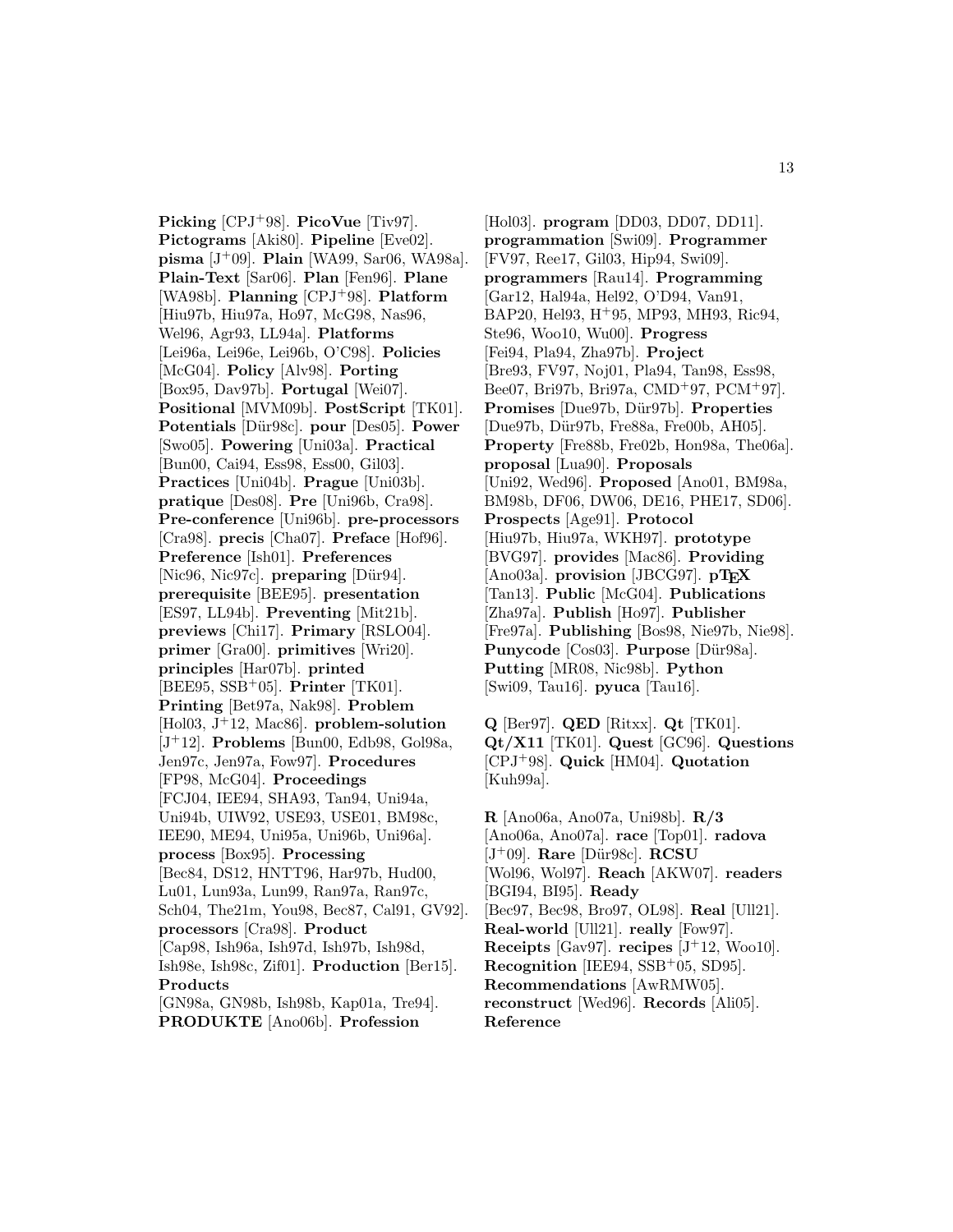**Picking** [CPJ+98]. **PicoVue** [Tiv97]. **Pictograms** [Aki80]. **Pipeline** [Eve02]. **pisma** [J+09]. **Plain** [WA99, Sar06, WA98a]. **Plain-Text** [Sar06]. **Plan** [Fen96]. **Plane** [WA98b]. **Planning** [CPJ+98]. **Platform** [Hiu97b, Hiu97a, Ho97, McG98, Nas96, Wel96, Agr93, LL94a]. **Platforms** [Lei96a, Lei96e, Lei96b, O'C98]. **Policies** [McG04]. **Policy** [Alv98]. **Porting** [Box95, Dav97b]. **Portugal** [Wei07]. **Positional** [MVM09b]. **PostScript** [TK01]. **Potentials** [Dür98c]. **pour** [Des05]. **Power** [Swo05]. **Powering** [Uni03a]. **Practical** [Bun00, Cai94, Ess98, Ess00, Gil03]. **Practices** [Uni04b]. **Prague** [Uni03b]. **pratique** [Des08]. **Pre** [Uni96b, Cra98]. **Pre-conference** [Uni96b]. **pre-processors** [Cra98]. **precis** [Cha07]. **Preface** [Hof96]. **Preference** [Ish01]. **Preferences** [Nic96, Nic97c]. **preparing** [Dür94]. **prerequisite** [BEE95]. **presentation** [ES97, LL94b]. **Preventing** [Mit21b]. **previews** [Chi17]. **Primary** [RSLO04]. **primer** [Gra00]. **primitives** [Wri20]. **principles** [Har07b]. **printed** [BEE95, SSB+05]. **Printer** [TK01]. **Printing** [Bet97a, Nak98]. **Problem** [Hol03, J+12, Mac86]. **problem-solution** [J+12]. **Problems** [Bun00, Edb98, Gol98a, Jen97c, Jen97a, Fow97]. **Procedures** [FP98, McG04]. **Proceedings** [FCJ04, IEE94, SHA93, Tan94, Uni94a, Uni94b, UIW92, USE93, USE01, BM98c, IEE90, ME94, Uni95a, Uni96b, Uni96a]. **process** [Box95]. **Processing** [Bec84, DS12, HNTT96, Har97b, Hud00, Lu01, Lun93a, Lun99, Ran97a, Ran97c, Sch04, The21m, You98, Bec87, Cal91, GV92]. **processors** [Cra98]. **Product** [Cap98, Ish96a, Ish97d, Ish97b, Ish98d, Ish98e, Ish98c, Zif01]. **Production** [Ber15]. **Products** [GN98a, GN98b, Ish98b, Kap01a, Tre94]. **PRODUKTE** [Ano06b]. **Profession** [Hol03]. **program** [DD03, DD07, DD11]. **programmation** [Swi09]. **Programmer** [FV97, Ree17, Gil03, Hip94, Swi09]. **programmers** [Rau14]. **Programming** [Gar12, Hal94a, Hel92, O'D94, Van91, BAP20, Hel93, H+95, MP93, MH93, Ric94, Ste96, Woo10, Wu00]. **Progress** [Fei94, Pla94, Zha97b]. **Project** [Bre93, FV97, Noj01, Pla94, Tan98, Ess98, Bee07, Bri97b, Bri97a, CMD+97, PCM+97]. **Promises** [Due97b, Dür97b]. **Properties** [Due97b, Dür97b, Fre88a, Fre00b, AH05]. **Property** [Fre88b, Fre02b, Hon98a, The06a]. **proposal** [Lua90]. **Proposals** [Uni92, Wed96]. **Proposed** [Ano01, BM98a, BM98b, DF06, DW06, DE16, PHE17, SD06]. **Prospects** [Age91]. **Protocol** [Hiu97b, Hiu97a, WKH97]. **prototype** [BVG97]. **provides** [Mac86]. **Providing** [Ano03a]. **provision** [JBCG97]. **pTEX** [Tan13]. **Public** [McG04]. **Publications** [Zha97a]. **Publish** [Ho97]. **Publisher** [Fre97a]. **Publishing** [Bos98, Nie97b, Nie98]. **Punycode** [Cos03]. **Purpose** [Dür98a]. **Putting** [MR08, Nic98b]. **Python** [Swi09, Tau16]. **pyuca** [Tau16].

**Q** [Ber97]. **QED** [Ritxx]. **Qt** [TK01]. **Qt/X11** [TK01]. **Quest** [GC96]. **Questions** [CPJ+98]. **Quick** [HM04]. **Quotation** [Kuh99a].

**R** [Ano06a, Ano07a, Uni98b]. **R/3** [Ano06a, Ano07a]. **race** [Top01]. **radova** [J+09]. **Rare** [Dür98c]. **RCSU** [Wol96, Wol97]. **Reach** [AKW07]. **readers** [BGI94, BI95]. **Ready** [Bec97, Bec98, Bro97, OL98]. **Real** [Ull21]. **Real-world** [Ull21]. **really** [Fow97]. **Receipts** [Gav97]. **recipes** [J+12, Woo10]. **Recognition** [IEE94, SSB+05, SD95]. **Recommendations** [AwRMW05]. **reconstruct** [Wed96]. **Records** [Ali05]. **Reference**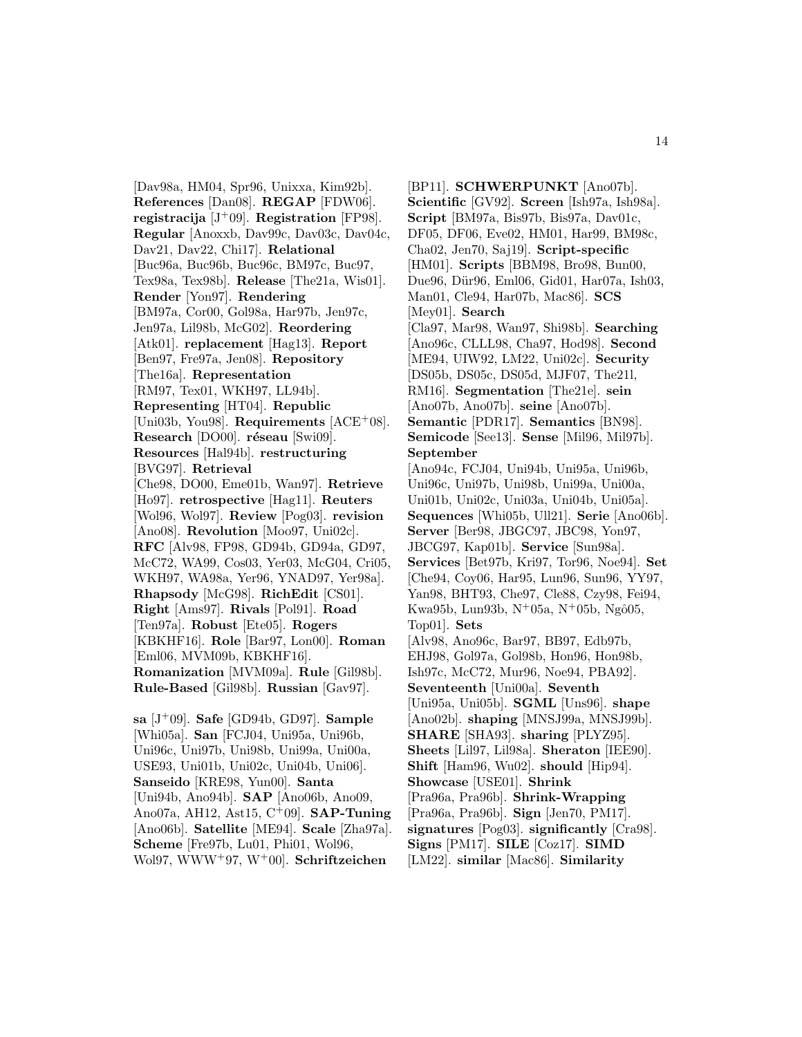[Dav98a, HM04, Spr96, Unixxa, Kim92b]. **References** [Dan08]. **REGAP** [FDW06]. **registracija** [J+09]. **Registration** [FP98]. **Regular** [Anoxxb, Dav99c, Dav03c, Dav04c, Dav21, Dav22, Chi17]. **Relational** [Buc96a, Buc96b, Buc96c, BM97c, Buc97, Tex98a, Tex98b]. **Release** [The21a, Wis01]. **Render** [Yon97]. **Rendering** [BM97a, Cor00, Gol98a, Har97b, Jen97c, Jen97a, Lil98b, McG02]. **Reordering** [Atk01]. **replacement** [Hag13]. **Report** [Ben97, Fre97a, Jen08]. **Repository** [The16a]. **Representation** [RM97, Tex01, WKH97, LL94b]. **Representing** [HT04]. **Republic** [Uni03b, You98]. **Requirements** [ACE+08]. **Research** [DO00]. **réseau** [Swi09]. **Resources** [Hal94b]. **restructuring** [BVG97]. **Retrieval** [Che98, DO00, Eme01b, Wan97]. **Retrieve** [Ho97]. **retrospective** [Hag11]. **Reuters** [Wol96, Wol97]. **Review** [Pog03]. **revision** [Ano08]. **Revolution** [Moo97, Uni02c]. **RFC** [Alv98, FP98, GD94b, GD94a, GD97, McC72, WA99, Cos03, Yer03, McG04, Cri05, WKH97, WA98a, Yer96, YNAD97, Yer98a]. **Rhapsody** [McG98]. **RichEdit** [CS01]. **Right** [Ams97]. **Rivals** [Pol91]. **Road** [Ten97a]. **Robust** [Ete05]. **Rogers** [KBKHF16]. **Role** [Bar97, Lon00]. **Roman** [Eml06, MVM09b, KBKHF16]. **Romanization** [MVM09a]. **Rule** [Gil98b]. **Rule-Based** [Gil98b]. **Russian** [Gav97].

**sa** [J+09]. **Safe** [GD94b, GD97]. **Sample** [Whi05a]. **San** [FCJ04, Uni95a, Uni96b, Uni96c, Uni97b, Uni98b, Uni99a, Uni00a, USE93, Uni01b, Uni02c, Uni04b, Uni06]. **Sanseido** [KRE98, Yun00]. **Santa** [Uni94b, Ano94b]. **SAP** [Ano06b, Ano09, Ano07a, AH12, Ast15, C+09]. **SAP-Tuning** [Ano06b]. **Satellite** [ME94]. **Scale** [Zha97a]. **Scheme** [Fre97b, Lu01, Phi01, Wol96, Wol97, WWW+97, W+00]. **Schriftzeichen** [BP11]. **SCHWERPUNKT** [Ano07b]. **Scientific** [GV92]. **Screen** [Ish97a, Ish98a]. **Script** [BM97a, Bis97b, Bis97a, Dav01c, DF05, DF06, Eve02, HM01, Har99, BM98c, Cha02, Jen70, Saj19]. **Script-specific** [HM01]. **Scripts** [BBM98, Bro98, Bun00, Due96, Dür96, Eml06, Gid01, Har07a, Ish03, Man01, Cle94, Har07b, Mac86]. **SCS** [Mey01]. **Search** [Cla97, Mar98, Wan97, Shi98b]. **Searching** [Ano96c, CLLL98, Cha97, Hod98]. **Second** [ME94, UIW92, LM22, Uni02c]. **Security** [DS05b, DS05c, DS05d, MJF07, The21l, RM16]. **Segmentation** [The21e]. **sein** [Ano07b, Ano07b]. **seine** [Ano07b]. **Semantic** [PDR17]. **Semantics** [BN98]. **Semicode** [See13]. **Sense** [Mil96, Mil97b]. **September** [Ano94c, FCJ04, Uni94b, Uni95a, Uni96b, Uni96c, Uni97b, Uni98b, Uni99a, Uni00a, Uni01b, Uni02c, Uni03a, Uni04b, Uni05a]. **Sequences** [Whi05b, Ull21]. **Serie** [Ano06b]. **Server** [Ber98, JBGC97, JBC98, Yon97, JBCG97, Kap01b]. **Service** [Sun98a]. **Services** [Bet97b, Kri97, Tor96, Noe94]. **Set** [Che94, Coy06, Har95, Lun96, Sun96, YY97, Yan98, BHT93, Che97, Cle88, Czy98, Fei94, Kwa95b, Lun93b, N+05a, N+05b, Ngô05, Top01]. **Sets** [Alv98, Ano96c, Bar97, BB97, Edb97b, EHJ98, Gol97a, Gol98b, Hon96, Hon98b, Ish97c, McC72, Mur96, Noe94, PBA92]. **Seventeenth** [Uni00a]. **Seventh** [Uni95a, Uni05b]. **SGML** [Uns96]. **shape** [Ano02b]. **shaping** [MNSJ99a, MNSJ99b]. **SHARE** [SHA93]. **sharing** [PLYZ95]. **Sheets** [Lil97, Lil98a]. **Sheraton** [IEE90]. **Shift** [Ham96, Wu02]. **should** [Hip94]. **Showcase** [USE01]. **Shrink** [Pra96a, Pra96b]. **Shrink-Wrapping** [Pra96a, Pra96b]. **Sign** [Jen70, PM17]. **signatures** [Pog03]. **significantly** [Cra98]. **Signs** [PM17]. **SILE** [Coz17]. **SIMD** [LM22]. **similar** [Mac86]. **Similarity**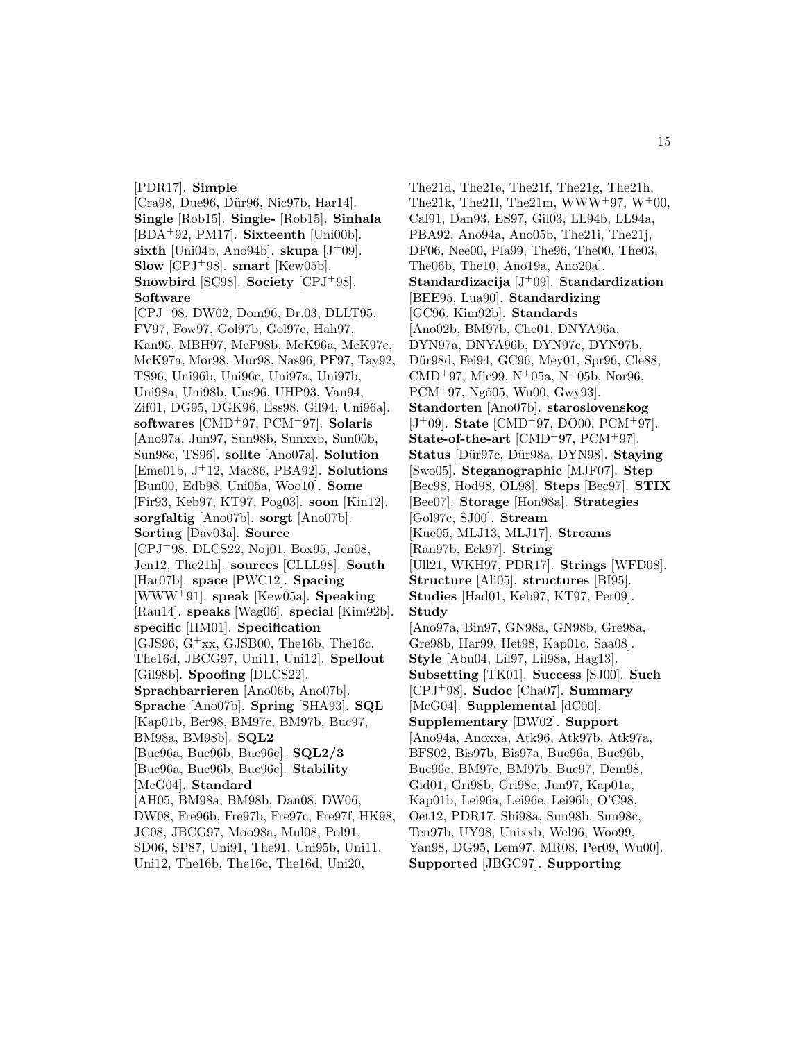[PDR17]. **Simple** [Cra98, Due96, Dür96, Nic97b, Har14]. **Single** [Rob15]. **Single-** [Rob15]. **Sinhala** [BDA+92, PM17]. **Sixteenth** [Uni00b]. **sixth** [Uni04b, Ano94b]. **skupa** [J+09]. **Slow** [CPJ+98]. **smart** [Kew05b]. **Snowbird** [SC98]. **Society** [CPJ+98]. **Software** [CPJ+98, DW02, Dom96, Dr.03, DLLT95, FV97, Fow97, Gol97b, Gol97c, Hah97, Kan95, MBH97, McF98b, McK96a, McK97c, McK97a, Mor98, Mur98, Nas96, PF97, Tay92, TS96, Uni96b, Uni96c, Uni97a, Uni97b, Uni98a, Uni98b, Uns96, UHP93, Van94, Zif01, DG95, DGK96, Ess98, Gil94, Uni96a]. **softwares** [CMD+97, PCM+97]. **Solaris** [Ano97a, Jun97, Sun98b, Sunxxb, Sun00b, Sun98c, TS96]. **sollte** [Ano07a]. **Solution** [Eme01b, J+12, Mac86, PBA92]. **Solutions** [Bun00, Edb98, Uni05a, Woo10]. **Some** [Fir93, Keb97, KT97, Pog03]. **soon** [Kin12]. **sorgfaltig** [Ano07b]. **sorgt** [Ano07b]. **Sorting** [Dav03a]. **Source** [CPJ+98, DLCS22, Noj01, Box95, Jen08, Jen12, The21h]. **sources** [CLLL98]. **South** [Har07b]. **space** [PWC12]. **Spacing** [WWW+91]. **speak** [Kew05a]. **Speaking** [Rau14]. **speaks** [Wag06]. **special** [Kim92b]. **specific** [HM01]. **Specification** [GJS96, G+xx, GJSB00, The16b, The16c, The16d, JBCG97, Uni11, Uni12]. **Spellout** [Gil98b]. **Spoofing** [DLCS22]. **Sprachbarrieren** [Ano06b, Ano07b]. **Sprache** [Ano07b]. **Spring** [SHA93]. **SQL** [Kap01b, Ber98, BM97c, BM97b, Buc97, BM98a, BM98b]. **SQL2** [Buc96a, Buc96b, Buc96c]. **SQL2/3** [Buc96a, Buc96b, Buc96c]. **Stability** [McG04]. **Standard** [AH05, BM98a, BM98b, Dan08, DW06, DW08, Fre96b, Fre97b, Fre97c, Fre97f, HK98, JC08, JBCG97, Moo98a, Mul08, Pol91, SD06, SP87, Uni91, The91, Uni95b, Uni11, Uni12, The16b, The16c, The16d, Uni20, The21d, The21e, The21f, The21g, The21h, The21k, The21l, The21m, WWW+97, W+00, Cal91, Dan93, ES97, Gil03, LL94b, LL94a, PBA92, Ano94a, Ano05b, The21i, The21j, DF06, Nee00, Pla99, The96, The00, The03, The06b, The10, Ano19a, Ano20a]. **Standardizacija** [J+09]. **Standardization** [BEE95, Lua90]. **Standardizing** [GC96, Kim92b]. **Standards** [Ano02b, BM97b, Che01, DNYA96a, DYN97a, DNYA96b, DYN97c, DYN97b, Dür98d, Fei94, GC96, Mey01, Spr96, Cle88, CMD+97, Mic99, N+05a, N+05b, Nor96, PCM+97, Ngô05, Wu00, Gwy93]. **Standorten** [Ano07b]. **staroslovenskog** [J+09]. **State** [CMD+97, DO00, PCM+97]. **State-of-the-art** [CMD+97, PCM+97]. **Status** [Dür97c, Dür98a, DYN98]. **Staying** [Swo05]. **Steganographic** [MJF07]. **Step** [Bec98, Hod98, OL98]. **Steps** [Bec97]. **STIX** [Bee07]. **Storage** [Hon98a]. **Strategies** [Gol97c, SJ00]. **Stream** [Kue05, MLJ13, MLJ17]. **Streams** [Ran97b, Eck97]. **String** [Ull21, WKH97, PDR17]. **Strings** [WFD08]. **Structure** [Ali05]. **structures** [BI95]. **Studies** [Had01, Keb97, KT97, Per09]. **Study** [Ano97a, Bin97, GN98a, GN98b, Gre98a, Gre98b, Har99, Het98, Kap01c, Saa08]. **Style** [Abu04, Lil97, Lil98a, Hag13]. **Subsetting** [TK01]. **Success** [SJ00]. **Such** [CPJ+98]. **Sudoc** [Cha07]. **Summary** [McG04]. **Supplemental** [dC00]. **Supplementary** [DW02]. **Support** [Ano94a, Anoxxa, Atk96, Atk97b, Atk97a, BFS02, Bis97b, Bis97a, Buc96a, Buc96b, Buc96c, BM97c, BM97b, Buc97, Dem98, Gid01, Gri98b, Gri98c, Jun97, Kap01a, Kap01b, Lei96a, Lei96e, Lei96b, O'C98, Oet12, PDR17, Shi98a, Sun98b, Sun98c, Ten97b, UY98, Unixxb, Wel96, Woo99, Yan98, DG95, Lem97, MR08, Per09, Wu00]. **Supported** [JBGC97]. **Supporting**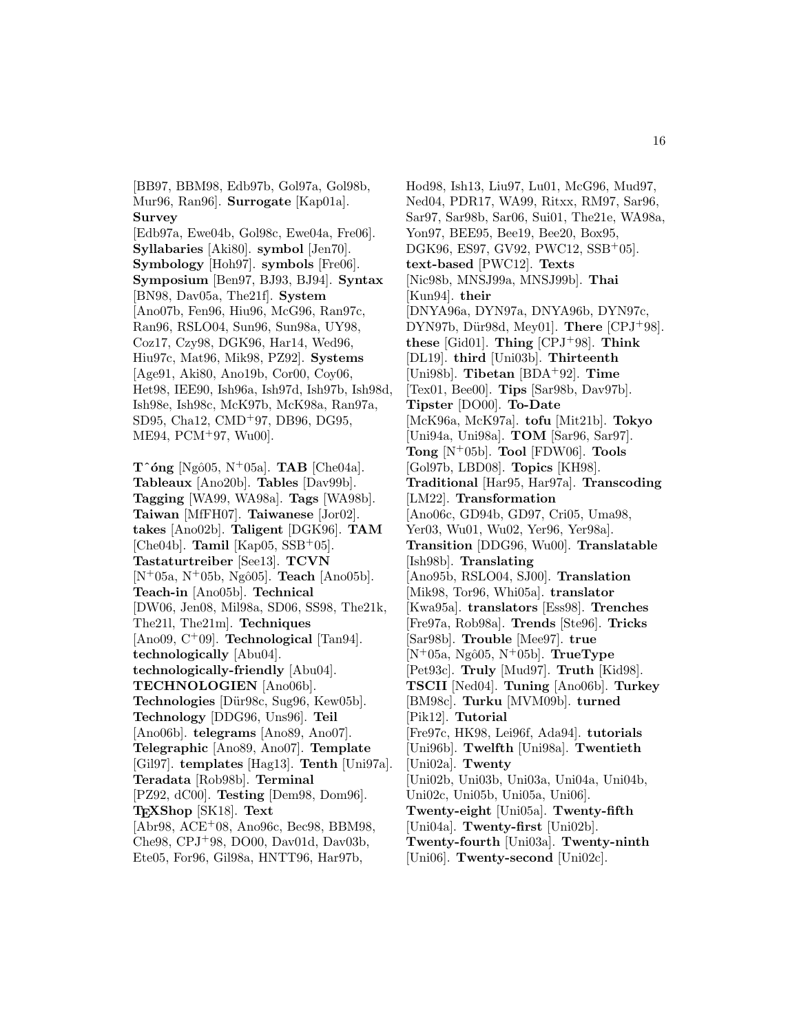[BB97, BBM98, Edb97b, Gol97a, Gol98b, Mur96, Ran96]. **Surrogate** [Kap01a]. **Survey** [Edb97a, Ewe04b, Gol98c, Ewe04a, Fre06]. **Syllabaries** [Aki80]. **symbol** [Jen70]. **Symbology** [Hoh97]. **symbols** [Fre06]. **Symposium** [Ben97, BJ93, BJ94]. **Syntax** [BN98, Dav05a, The21f]. **System** [Ano07b, Fen96, Hiu96, McG96, Ran97c, Ran96, RSLO04, Sun96, Sun98a, UY98, Coz17, Czy98, DGK96, Har14, Wed96, Hiu97c, Mat96, Mik98, PZ92]. **Systems** [Age91, Aki80, Ano19b, Cor00, Coy06, Het98, IEE90, Ish96a, Ish97d, Ish97b, Ish98d, Ish98e, Ish98c, McK97b, McK98a, Ran97a, SD95, Cha12, CMD+97, DB96, DG95, ME94, PCM+97, Wu00].

**Tˆóng** [Ngô05, N+05a]. **TAB** [Che04a]. **Tableaux** [Ano20b]. **Tables** [Dav99b]. **Tagging** [WA99, WA98a]. **Tags** [WA98b]. **Taiwan** [MfFH07]. **Taiwanese** [Jor02]. **takes** [Ano02b]. **Taligent** [DGK96]. **TAM** [Che04b]. **Tamil** [Kap05, SSB+05]. **Tastaturtreiber** [See13]. **TCVN** [N+05a, N+05b, Ngô05]. **Teach** [Ano05b]. **Teach-in** [Ano05b]. **Technical** [DW06, Jen08, Mil98a, SD06, SS98, The21k, The21l, The21m]. **Techniques** [Ano09, C+09]. **Technological** [Tan94]. **technologically** [Abu04]. **technologically-friendly** [Abu04]. **TECHNOLOGIEN** [Ano06b]. **Technologies** [Dür98c, Sug96, Kew05b]. **Technology** [DDG96, Uns96]. **Teil** [Ano06b]. **telegrams** [Ano89, Ano07]. **Telegraphic** [Ano89, Ano07]. **Template** [Gil97]. **templates** [Hag13]. **Tenth** [Uni97a]. **Teradata** [Rob98b]. **Terminal** [PZ92, dC00]. **Testing** [Dem98, Dom96]. **TEXShop** [SK18]. **Text** [Abr98, ACE+08, Ano96c, Bec98, BBM98, Che98, CPJ+98, DO00, Dav01d, Dav03b, Ete05, For96, Gil98a, HNTT96, Har97b, Hod98, Ish13, Liu97, Lu01, McG96, Mud97, Ned04, PDR17, WA99, Ritxx, RM97, Sar96, Sar97, Sar98b, Sar06, Sui01, The21e, WA98a, Yon97, BEE95, Bee19, Bee20, Box95, DGK96, ES97, GV92, PWC12, SSB+05]. **text-based** [PWC12]. **Texts** [Nic98b, MNSJ99a, MNSJ99b]. **Thai** [Kun94]. **their** [DNYA96a, DYN97a, DNYA96b, DYN97c, DYN97b, Dür98d, Mey01]. **There** [CPJ+98]. **these** [Gid01]. **Thing** [CPJ+98]. **Think** [DL19]. **third** [Uni03b]. **Thirteenth** [Uni98b]. **Tibetan** [BDA+92]. **Time** [Tex01, Bee00]. **Tips** [Sar98b, Dav97b]. **Tipster** [DO00]. **To-Date** [McK96a, McK97a]. **tofu** [Mit21b]. **Tokyo** [Uni94a, Uni98a]. **TOM** [Sar96, Sar97]. **Tong** [N+05b]. **Tool** [FDW06]. **Tools** [Gol97b, LBD08]. **Topics** [KH98]. **Traditional** [Har95, Har97a]. **Transcoding** [LM22]. **Transformation** [Ano06c, GD94b, GD97, Cri05, Uma98, Yer03, Wu01, Wu02, Yer96, Yer98a]. **Transition** [DDG96, Wu00]. **Translatable** [Ish98b]. **Translating** [Ano95b, RSLO04, SJ00]. **Translation** [Mik98, Tor96, Whi05a]. **translator** [Kwa95a]. **translators** [Ess98]. **Trenches** [Fre97a, Rob98a]. **Trends** [Ste96]. **Tricks** [Sar98b]. **Trouble** [Mee97]. **true** [N+05a, Ngô05, N+05b]. **TrueType** [Pet93c]. **Truly** [Mud97]. **Truth** [Kid98]. **TSCII** [Ned04]. **Tuning** [Ano06b]. **Turkey** [BM98c]. **Turku** [MVM09b]. **turned** [Pik12]. **Tutorial** [Fre97c, HK98, Lei96f, Ada94]. **tutorials** [Uni96b]. **Twelfth** [Uni98a]. **Twentieth** [Uni02a]. **Twenty** [Uni02b, Uni03b, Uni03a, Uni04a, Uni04b, Uni02c, Uni05b, Uni05a, Uni06]. **Twenty-eight** [Uni05a]. **Twenty-fifth** [Uni04a]. **Twenty-first** [Uni02b]. **Twenty-fourth** [Uni03a]. **Twenty-ninth** [Uni06]. **Twenty-second** [Uni02c].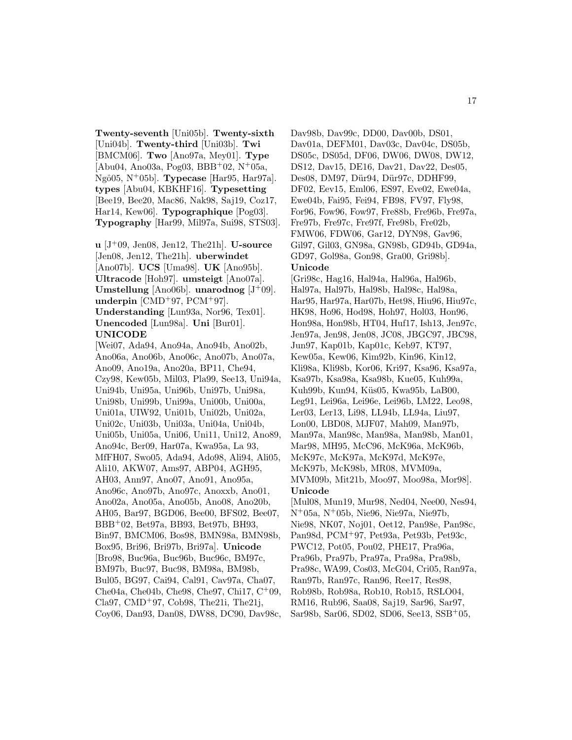**Twenty-seventh** [Uni05b]. **Twenty-sixth** [Uni04b]. **Twenty-third** [Uni03b]. **Twi** [BMCM06]. **Two** [Ano97a, Mey01]. **Type** [Abu04, Ano03a, Pog03, BBB+02, N+05a, Ngô05, N+05b]. **Typecase** [Har95, Har97a]. **types** [Abu04, KBKHF16]. **Typesetting** [Bee19, Bee20, Mac86, Nak98, Saj19, Coz17, Har14, Kew06]. **Typographique** [Pog03]. **Typography** [Har99, Mil97a, Sui98, STS03].

**u** [J+09, Jen08, Jen12, The21h]. **U-source** [Jen08, Jen12, The21h]. **uberwindet** [Ano07b]. **UCS** [Uma98]. **UK** [Ano95b]. **Ultracode** [Hoh97]. **umsteigt** [Ano07a]. **Umstellung** [Ano06b]. **unarodnog** [J+09]. **underpin** [CMD+97, PCM+97]. **Understanding** [Lun93a, Nor96, Tex01]. **Unencoded** [Lun98a]. **Uni** [Bur01]. **UNICODE** [Wei07, Ada94, Ano94a, Ano94b, Ano02b, Ano06a, Ano06b, Ano06c, Ano07b, Ano07a, Ano09, Ano19a, Ano20a, BP11, Che94, Czy98, Kew05b, Mil03, Pla99, See13, Uni94a, Uni94b, Uni95a, Uni96b, Uni97b, Uni98a, Uni98b, Uni99b, Uni99a, Uni00b, Uni00a, Uni01a, UIW92, Uni01b, Uni02b, Uni02a, Uni02c, Uni03b, Uni03a, Uni04a, Uni04b, Uni05b, Uni05a, Uni06, Uni11, Uni12, Ano89, Ano94c, Ber09, Har07a, Kwa95a, La 93, MfFH07, Swo05, Ada94, Ado98, Ali94, Ali05, Ali10, AKW07, Ams97, ABP04, AGH95, AH03, Ann97, Ano07, Ano91, Ano95a, Ano96c, Ano97b, Ano97c, Anoxxb, Ano01, Ano02a, Ano05a, Ano05b, Ano08, Ano20b, AH05, Bar97, BGD06, Bee00, BFS02, Bee07, BBB+02, Bet97a, BB93, Bet97b, BH93, Bin97, BMCM06, Bos98, BMN98a, BMN98b, Box95, Bri96, Bri97b, Bri97a]. **Unicode** [Bro98, Buc96a, Buc96b, Buc96c, BM97c, BM97b, Buc97, Buc98, BM98a, BM98b, Bul05, BG97, Cai94, Cal91, Cav97a, Cha07, Che04a, Che04b, Che98, Che97, Chi17, C+09, Cla97, CMD+97, Cob98, The21i, The21j, Coy06, Dan93, Dan08, DW88, DC90, Dav98c, Dav98b, Dav99c, DD00, Dav00b, DS01, Dav01a, DEFM01, Dav03c, Dav04c, DS05b, DS05c, DS05d, DF06, DW06, DW08, DW12, DS12, Dav15, DE16, Dav21, Dav22, Des05, Des08, DM97, Dür94, Dür97c, DDHF99, DF02, Eev15, Eml06, ES97, Eve02, Ewe04a, Ewe04b, Fai95, Fei94, FB98, FV97, Fly98, For96, Fow96, Fow97, Fre88b, Fre96b, Fre97a, Fre97b, Fre97c, Fre97f, Fre98b, Fre02b, FMW06, FDW06, Gar12, DYN98, Gav96, Gil97, Gil03, GN98a, GN98b, GD94b, GD94a, GD97, Gol98a, Gon98, Gra00, Gri98b]. **Unicode** [Gri98c, Hag16, Hal94a, Hal96a, Hal96b, Hal97a, Hal97b, Hal98b, Hal98c, Hal98a, Har95, Har97a, Har07b, Het98, Hiu96, Hiu97c, HK98, Ho96, Hod98, Hoh97, Hol03, Hon96, Hon98a, Hon98b, HT04, Huf17, Ish13, Jen97c, Jen97a, Jen98, Jen08, JC08, JBGC97, JBC98, Jun97, Kap01b, Kap01c, Keb97, KT97, Kew05a, Kew06, Kim92b, Kin96, Kin12, Kli98a, Kli98b, Kor06, Kri97, Ksa96, Ksa97a, Ksa97b, Ksa98a, Ksa98b, Kue05, Kuh99a, Kuh99b, Kun94, Küs05, Kwa95b, LaB00, Leg91, Lei96a, Lei96e, Lei96b, LM22, Leo98, Ler03, Ler13, Li98, LL94b, LL94a, Liu97, Lon00, LBD08, MJF07, Mah09, Man97b, Man97a, Man98c, Man98a, Man98b, Man01, Mar98, MH95, McC96, McK96a, McK96b, McK97c, McK97a, McK97d, McK97e, McK97b, McK98b, MR08, MVM09a, MVM09b, Mit21b, Moo97, Moo98a, Mor98]. **Unicode** [Mul08, Mun19, Mur98, Ned04, Nee00, Nes94, N+05a, N+05b, Nie96, Nie97a, Nie97b, Nie98, NK07, Noj01, Oet12, Pan98e, Pan98c, Pan98d, PCM+97, Pet93a, Pet93b, Pet93c, PWC12, Pot05, Pou02, PHE17, Pra96a, Pra96b, Pra97b, Pra97a, Pra98a, Pra98b, Pra98c, WA99, Cos03, McG04, Cri05, Ran97a, Ran97b, Ran97c, Ran96, Ree17, Res98, Rob98b, Rob98a, Rob10, Rob15, RSLO04, RM16, Rub96, Saa08, Saj19, Sar96, Sar97, Sar98b, Sar06, SD02, SD06, See13, SSB+05,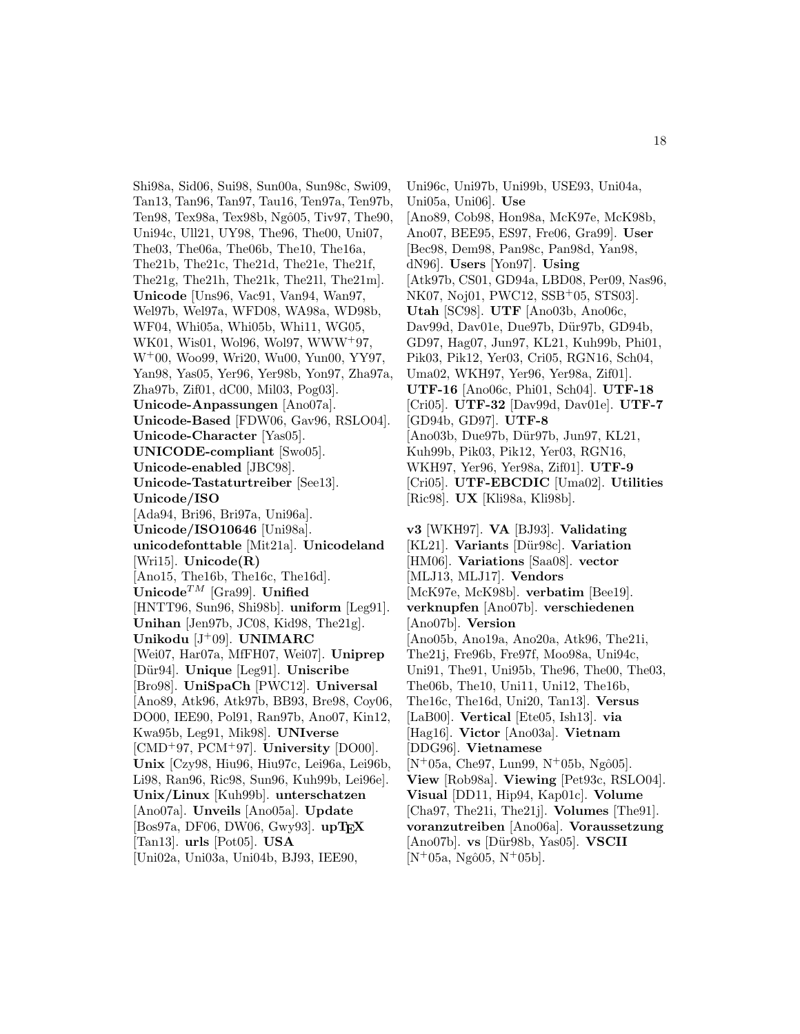Shi98a, Sid06, Sui98, Sun00a, Sun98c, Swi09, Tan13, Tan96, Tan97, Tau16, Ten97a, Ten97b, Ten98, Tex98a, Tex98b, Ngô05, Tiv97, The90, Uni94c, Ull21, UY98, The96, The00, Uni07, The03, The06a, The06b, The10, The16a, The21b, The21c, The21d, The21e, The21f, The21g, The21h, The21k, The21l, The21m]. **Unicode** [Uns96, Vac91, Van94, Wan97, Wel97b, Wel97a, WFD08, WA98a, WD98b, WF04, Whi05a, Whi05b, Whi11, WG05, WK01, Wis01, Wol96, Wol97, WWW+97, W+00, Woo99, Wri20, Wu00, Yun00, YY97, Yan98, Yas05, Yer96, Yer98b, Yon97, Zha97a, Zha97b, Zif01, dC00, Mil03, Pog03]. **Unicode-Anpassungen** [Ano07a]. **Unicode-Based** [FDW06, Gav96, RSLO04]. **Unicode-Character** [Yas05]. **UNICODE-compliant** [Swo05]. **Unicode-enabled** [JBC98]. **Unicode-Tastaturtreiber** [See13]. **Unicode/ISO** [Ada94, Bri96, Bri97a, Uni96a]. **Unicode/ISO10646** [Uni98a]. **unicodefonttable** [Mit21a]. **Unicodeland** [Wri15]. **Unicode(R)** [Ano15, The16b, The16c, The16d]. **Unicode**$^{TM}$ [Gra99]. **Unified** [HNTT96, Sun96, Shi98b]. **uniform** [Leg91]. **Unihan** [Jen97b, JC08, Kid98, The21g]. **Unikodu** [J+09]. **UNIMARC** [Wei07, Har07a, MfFH07, Wei07]. **Uniprep** [Dür94]. **Unique** [Leg91]. **Uniscribe** [Bro98]. **UniSpaCh** [PWC12]. **Universal** [Ano89, Atk96, Atk97b, BB93, Bre98, Coy06, DO00, IEE90, Pol91, Ran97b, Ano07, Kin12, Kwa95b, Leg91, Mik98]. **UNIverse** [CMD+97, PCM+97]. **University** [DO00]. **Unix** [Czy98, Hiu96, Hiu97c, Lei96a, Lei96b, Li98, Ran96, Ric98, Sun96, Kuh99b, Lei96e]. **Unix/Linux** [Kuh99b]. **unterschatzen** [Ano07a]. **Unveils** [Ano05a]. **Update** [Bos97a, DF06, DW06, Gwy93]. **upTEX** [Tan13]. **urls** [Pot05]. **USA** [Uni02a, Uni03a, Uni04b, BJ93, IEE90, Uni96c, Uni97b, Uni99b, USE93, Uni04a, Uni05a, Uni06]. **Use** [Ano89, Cob98, Hon98a, McK97e, McK98b, Ano07, BEE95, ES97, Fre06, Gra99]. **User** [Bec98, Dem98, Pan98c, Pan98d, Yan98, dN96]. **Users** [Yon97]. **Using** [Atk97b, CS01, GD94a, LBD08, Per09, Nas96, NK07, Noj01, PWC12, SSB+05, STS03]. **Utah** [SC98]. **UTF** [Ano03b, Ano06c, Dav99d, Dav01e, Due97b, Dür97b, GD94b, GD97, Hag07, Jun97, KL21, Kuh99b, Phi01, Pik03, Pik12, Yer03, Cri05, RGN16, Sch04, Uma02, WKH97, Yer96, Yer98a, Zif01]. **UTF-16** [Ano06c, Phi01, Sch04]. **UTF-18** [Cri05]. **UTF-32** [Dav99d, Dav01e]. **UTF-7** [GD94b, GD97]. **UTF-8** [Ano03b, Due97b, Dür97b, Jun97, KL21, Kuh99b, Pik03, Pik12, Yer03, RGN16, WKH97, Yer96, Yer98a, Zif01]. **UTF-9** [Cri05]. **UTF-EBCDIC** [Uma02]. **Utilities** [Ric98]. **UX** [Kli98a, Kli98b].

**v3** [WKH97]. **VA** [BJ93]. **Validating** [KL21]. **Variants** [Dür98c]. **Variation** [HM06]. **Variations** [Saa08]. **vector** [MLJ13, MLJ17]. **Vendors** [McK97e, McK98b]. **verbatim** [Bee19]. **verknupfen** [Ano07b]. **verschiedenen** [Ano07b]. **Version** [Ano05b, Ano19a, Ano20a, Atk96, The21i, The21j, Fre96b, Fre97f, Moo98a, Uni94c, Uni91, The91, Uni95b, The96, The00, The03, The06b, The10, Uni11, Uni12, The16b, The16c, The16d, Uni20, Tan13]. **Versus** [LaB00]. **Vertical** [Ete05, Ish13]. **via** [Hag16]. **Victor** [Ano03a]. **Vietnam** [DDG96]. **Vietnamese** [N+05a, Che97, Lun99, N+05b, Ngô05]. **View** [Rob98a]. **Viewing** [Pet93c, RSLO04]. **Visual** [DD11, Hip94, Kap01c]. **Volume** [Cha97, The21i, The21j]. **Volumes** [The91]. **voranzutreiben** [Ano06a]. **Voraussetzung** [Ano07b]. **vs** [Dür98b, Yas05]. **VSCII** [N+05a, Ngô05, N+05b].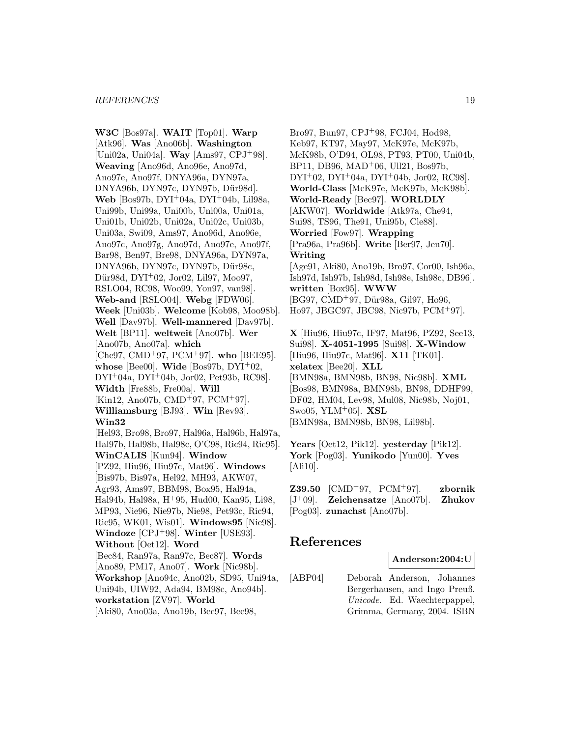**W3C** [Bos97a]. **WAIT** [Top01]. **Warp** [Atk96]. **Was** [Ano06b]. **Washington** [Uni02a, Uni04a]. **Way** [Ams97, CPJ+98]. **Weaving** [Ano96d, Ano96e, Ano97d, Ano97e, Ano97f, DNYA96a, DYN97a, DNYA96b, DYN97c, DYN97b, Dür98d]. **Web** [Bos97b, DYI+04a, DYI+04b, Lil98a, Uni99b, Uni99a, Uni00b, Uni00a, Uni01a, Uni01b, Uni02b, Uni02a, Uni02c, Uni03b, Uni03a, Swi09, Ams97, Ano96d, Ano96e, Ano97c, Ano97g, Ano97d, Ano97e, Ano97f, Bar98, Ben97, Bre98, DNYA96a, DYN97a, DNYA96b, DYN97c, DYN97b, Dür98c, Dür98d, DYI+02, Jor02, Lil97, Moo97, RSLO04, RC98, Woo99, Yon97, van98]. **Web-and** [RSLO04]. **Webg** [FDW06]. **Week** [Uni03b]. **Welcome** [Kob98, Moo98b]. **Well** [Dav97b]. **Well-mannered** [Dav97b]. **Welt** [BP11]. **weltweit** [Ano07b]. **Wer** [Ano07b, Ano07a]. **which** [Che97, CMD+97, PCM+97]. **who** [BEE95]. **whose** [Bee00]. **Wide** [Bos97b, DYI+02, DYI+04a, DYI+04b, Jor02, Pet93b, RC98]. **Width** [Fre88b, Fre00a]. **Will** [Kin12, Ano07b, CMD+97, PCM+97]. **Williamsburg** [BJ93]. **Win** [Rev93]. **Win32** [Hel93, Bro98, Bro97, Hal96a, Hal96b, Hal97a, Hal97b, Hal98b, Hal98c, O'C98, Ric94, Ric95]. **WinCALIS** [Kun94]. **Window** [PZ92, Hiu96, Hiu97c, Mat96]. **Windows** [Bis97b, Bis97a, Hel92, MH93, AKW07, Agr93, Ams97, BBM98, Box95, Hal94a, Hal94b, Hal98a, H+95, Hud00, Kan95, Li98, MP93, Nie96, Nie97b, Nie98, Pet93c, Ric94, Ric95, WK01, Wis01]. **Windows95** [Nie98]. **Windoze** [CPJ+98]. **Winter** [USE93]. **Without** [Oet12]. **Word** [Bec84, Ran97a, Ran97c, Bec87]. **Words** [Ano89, PM17, Ano07]. **Work** [Nic98b]. **Workshop** [Ano94c, Ano02b, SD95, Uni94a, Uni94b, UIW92, Ada94, BM98c, Ano94b]. **workstation** [ZV97]. **World** [Aki80, Ano03a, Ano19b, Bec97, Bec98, Bro97, Bun97, CPJ+98, FCJ04, Hod98, Keb97, KT97, May97, McK97e, McK97b, McK98b, O'D94, OL98, PT93, PT00, Uni04b, BP11, DB96, MAD+06, Ull21, Bos97b, DYI+02, DYI+04a, DYI+04b, Jor02, RC98]. **World-Class** [McK97e, McK97b, McK98b]. **World-Ready** [Bec97]. **WORLDLY** [AKW07]. **Worldwide** [Atk97a, Che94, Sui98, TS96, The91, Uni95b, Cle88]. **Worried** [Fow97]. **Wrapping** [Pra96a, Pra96b]. **Write** [Ber97, Jen70]. **Writing** [Age91, Aki80, Ano19b, Bro97, Cor00, Ish96a, Ish97d, Ish97b, Ish98d, Ish98e, Ish98c, DB96]. **written** [Box95]. **WWW** [BG97, CMD+97, Dür98a, Gil97, Ho96, Ho97, JBGC97, JBC98, Nic97b, PCM+97].

**X** [Hiu96, Hiu97c, IF97, Mat96, PZ92, See13, Sui98]. **X-4051-1995** [Sui98]. **X-Window** [Hiu96, Hiu97c, Mat96]. **X11** [TK01]. **xelatex** [Bee20]. **XLL** [BMN98a, BMN98b, BN98, Nic98b]. **XML** [Bos98, BMN98a, BMN98b, BN98, DDHF99, DF02, HM04, Lev98, Mul08, Nic98b, Noj01, Swo05, YLM+05]. **XSL** [BMN98a, BMN98b, BN98, Lil98b].

**Years** [Oet12, Pik12]. **yesterday** [Pik12]. **York** [Pog03]. **Yunikodo** [Yun00]. **Yves** [Ali10].

**Z39.50** [CMD+97, PCM+97]. **zbornik** [J+09]. **Zeichensatze** [Ano07b]. **Zhukov** [Pog03]. **zunachst** [Ano07b].

# References

**Anderson:2004:U**

[ABP04] Deborah Anderson, Johannes Bergerhausen, and Ingo Preuß. *Unicode*. Ed. Waechterpappel, Grimma, Germany, 2004. ISBN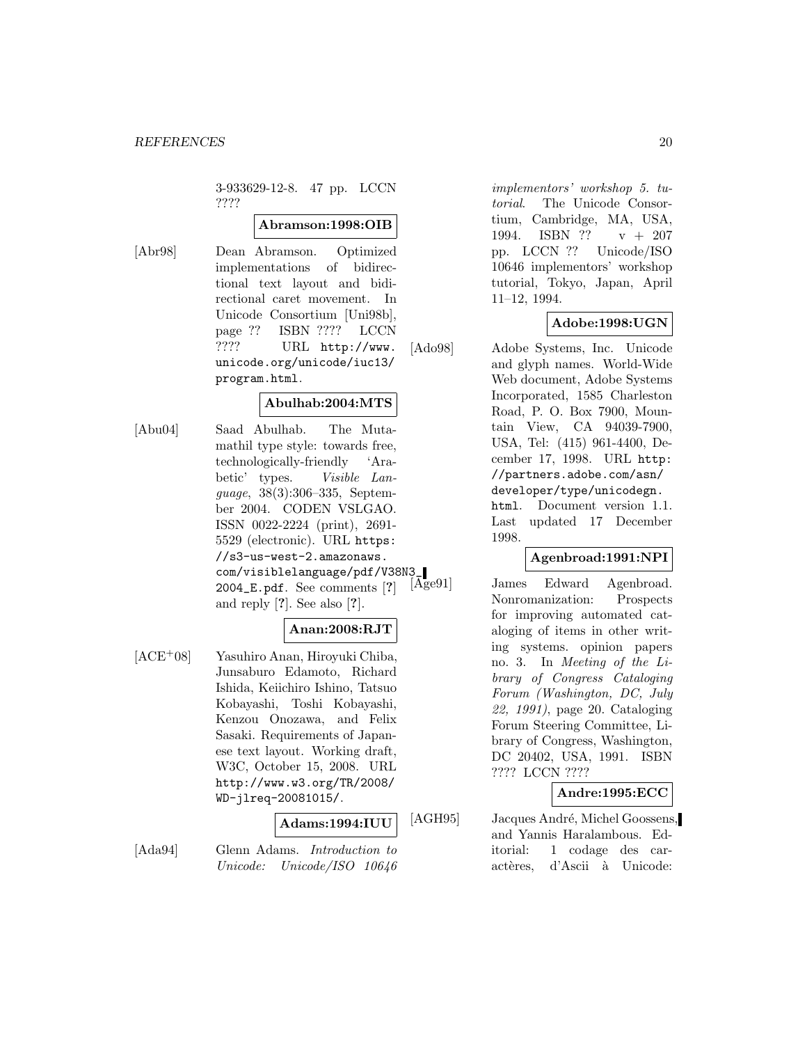3-933629-12-8. 47 pp. LCCN ????

**Abramson:1998:OIB**

[Abr98] Dean Abramson. Optimized implementations of bidirectional text layout and bidirectional caret movement. In Unicode Consortium [Uni98b], page ?? ISBN ???? LCCN ???? URL http://www.unicode.org/unicode/iuc13/program.html.

**Abulhab:2004:MTS**

[Abu04] Saad Abulhab. The Mutamathil type style: towards free, technologically-friendly 'Arabetic' types. *Visible Language*, 38(3):306–335, September 2004. CODEN VSLGAO. ISSN 0022-2224 (print), 2691-5529 (electronic). URL https://s3-us-west-2.amazonaws.com/visiblelanguage/pdf/V38N3_2004_E.pdf. See comments [?] and reply [?]. See also [?].

**Anan:2008:RJT**

[ACE+08] Yasuhiro Anan, Hiroyuki Chiba, Junsaburo Edamoto, Richard Ishida, Keiichiro Ishino, Tatsuo Kobayashi, Toshi Kobayashi, Kenzou Onozawa, and Felix Sasaki. Requirements of Japanese text layout. Working draft, W3C, October 15, 2008. URL http://www.w3.org/TR/2008/WD-jlreq-20081015/.

**Adams:1994:IUU**

[Ada94] Glenn Adams. *Introduction to Unicode: Unicode/ISO 10646 implementors' workshop 5. tutorial*. The Unicode Consortium, Cambridge, MA, USA, 1994. ISBN ?? v + 207 pp. LCCN ?? Unicode/ISO 10646 implementors' workshop tutorial, Tokyo, Japan, April 11–12, 1994.

**Adobe:1998:UGN**

[Ado98] Adobe Systems, Inc. Unicode and glyph names. World-Wide Web document, Adobe Systems Incorporated, 1585 Charleston Road, P. O. Box 7900, Mountain View, CA 94039-7900, USA, Tel: (415) 961-4400, December 17, 1998. URL http://partners.adobe.com/asn/developer/type/unicodegn.html. Document version 1.1. Last updated 17 December 1998.

**Agenbroad:1991:NPI**

[Age91] James Edward Agenbroad. Nonromanization: Prospects for improving automated cataloging of items in other writing systems. opinion papers no. 3. In *Meeting of the Library of Congress Cataloging Forum (Washington, DC, July 22, 1991)*, page 20. Cataloging Forum Steering Committee, Library of Congress, Washington, DC 20402, USA, 1991. ISBN ???? LCCN ????

**Andre:1995:ECC**

[AGH95] Jacques André, Michel Goossens, and Yannis Haralambous. Editorial: 1 codage des caractères, d'Ascii à Unicode: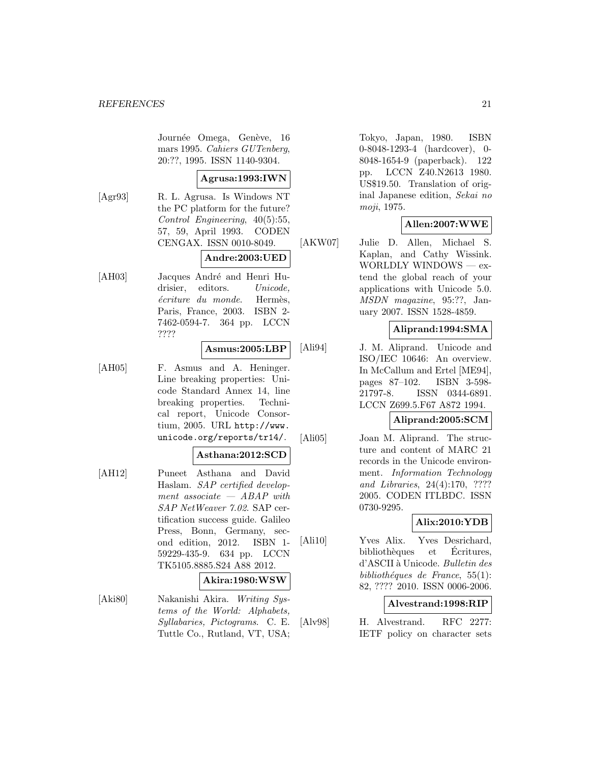Journée Omega, Genève, 16 mars 1995. *Cahiers GUTenberg*, 20:??, 1995. ISSN 1140-9304.

**Agrusa:1993:IWN**

[Agr93] R. L. Agrusa. Is Windows NT the PC platform for the future? *Control Engineering*, 40(5):55, 57, 59, April 1993. CODEN CENGAX. ISSN 0010-8049.

**Andre:2003:UED**

[AH03] Jacques André and Henri Hudrisier, editors. *Unicode, écriture du monde*. Hermès, Paris, France, 2003. ISBN 2-7462-0594-7. 364 pp. LCCN ????

**Asmus:2005:LBP**

[AH05] F. Asmus and A. Heninger. Line breaking properties: Unicode Standard Annex 14, line breaking properties. Technical report, Unicode Consortium, 2005. URL http://www.unicode.org/reports/tr14/.

**Asthana:2012:SCD**

[AH12] Puneet Asthana and David Haslam. *SAP certified development associate — ABAP with SAP NetWeaver 7.02*. SAP certification success guide. Galileo Press, Bonn, Germany, second edition, 2012. ISBN 1-59229-435-9. 634 pp. LCCN TK5105.8885.S24 A88 2012.

**Akira:1980:WSW**

[Aki80] Nakanishi Akira. *Writing Systems of the World: Alphabets, Syllabaries, Pictograms*. C. E. Tuttle Co., Rutland, VT, USA; Tokyo, Japan, 1980. ISBN 0-8048-1293-4 (hardcover), 0-8048-1654-9 (paperback). 122 pp. LCCN Z40.N2613 1980. US$19.50. Translation of original Japanese edition, *Sekai no moji*, 1975.

**Allen:2007:WWE**

[AKW07] Julie D. Allen, Michael S. Kaplan, and Cathy Wissink. WORLDLY WINDOWS — extend the global reach of your applications with Unicode 5.0. *MSDN magazine*, 95:??, January 2007. ISSN 1528-4859.

**Aliprand:1994:SMA**

[Ali94] J. M. Aliprand. Unicode and ISO/IEC 10646: An overview. In McCallum and Ertel [ME94], pages 87–102. ISBN 3-598-21797-8. ISSN 0344-6891. LCCN Z699.5.F67 A872 1994.

**Aliprand:2005:SCM**

[Ali05] Joan M. Aliprand. The structure and content of MARC 21 records in the Unicode environment. *Information Technology and Libraries*, 24(4):170, ???? 2005. CODEN ITLBDC. ISSN 0730-9295.

**Alix:2010:YDB**

[Ali10] Yves Alix. Yves Desrichard, bibliothèques et Écritures, d'ASCII à Unicode. *Bulletin des bibliothéques de France*, 55(1): 82, ???? 2010. ISSN 0006-2006.

**Alvestrand:1998:RIP**

[Alv98] H. Alvestrand. RFC 2277: IETF policy on character sets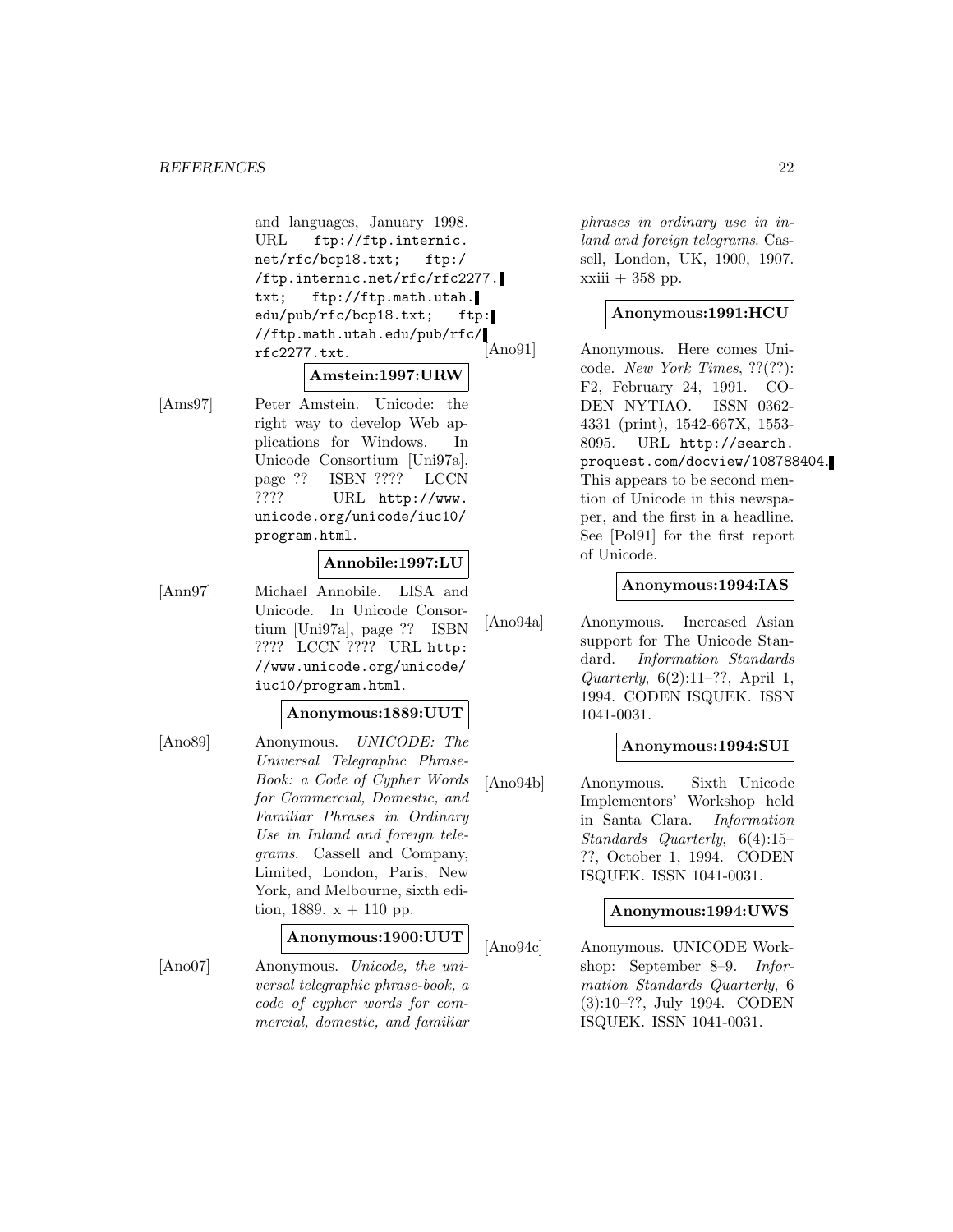and languages, January 1998. URL ftp://ftp.internic.net/rfc/bcp18.txt; ftp://ftp.internic.net/rfc/rfc2277.txt; ftp://ftp.math.utah.edu/pub/rfc/bcp18.txt; ftp://ftp.math.utah.edu/pub/rfc/rfc2277.txt.

**Amstein:1997:URW**

[Ams97] Peter Amstein. Unicode: the right way to develop Web applications for Windows. In Unicode Consortium [Uni97a], page ?? ISBN ???? LCCN ???? URL http://www.unicode.org/unicode/iuc10/program.html.

**Annobile:1997:LU**

[Ann97] Michael Annobile. LISA and Unicode. In Unicode Consortium [Uni97a], page ?? ISBN ???? LCCN ???? URL http://www.unicode.org/unicode/iuc10/program.html.

**Anonymous:1889:UUT**

[Ano89] Anonymous. *UNICODE: The Universal Telegraphic Phrase-Book: a Code of Cypher Words for Commercial, Domestic, and Familiar Phrases in Ordinary Use in Inland and foreign telegrams*. Cassell and Company, Limited, London, Paris, New York, and Melbourne, sixth edition, 1889. x + 110 pp.

**Anonymous:1900:UUT**

[Ano07] Anonymous. *Unicode, the universal telegraphic phrase-book, a code of cypher words for commercial, domestic, and familiar phrases in ordinary use in inland and foreign telegrams*. Cassell, London, UK, 1900, 1907. xxiii + 358 pp.

**Anonymous:1991:HCU**

[Ano91] Anonymous. Here comes Unicode. *New York Times*, ??(??): F2, February 24, 1991. CODEN NYTIAO. ISSN 0362-4331 (print), 1542-667X, 1553-8095. URL http://search.proquest.com/docview/108788404. This appears to be second mention of Unicode in this newspaper, and the first in a headline. See [Pol91] for the first report of Unicode.

**Anonymous:1994:IAS**

[Ano94a] Anonymous. Increased Asian support for The Unicode Standard. *Information Standards Quarterly*, 6(2):11–??, April 1, 1994. CODEN ISQUEK. ISSN 1041-0031.

**Anonymous:1994:SUI**

[Ano94b] Anonymous. Sixth Unicode Implementors' Workshop held in Santa Clara. *Information Standards Quarterly*, 6(4):15–??, October 1, 1994. CODEN ISQUEK. ISSN 1041-0031.

**Anonymous:1994:UWS**

[Ano94c] Anonymous. UNICODE Workshop: September 8–9. *Information Standards Quarterly*, 6 (3):10–??, July 1994. CODEN ISQUEK. ISSN 1041-0031.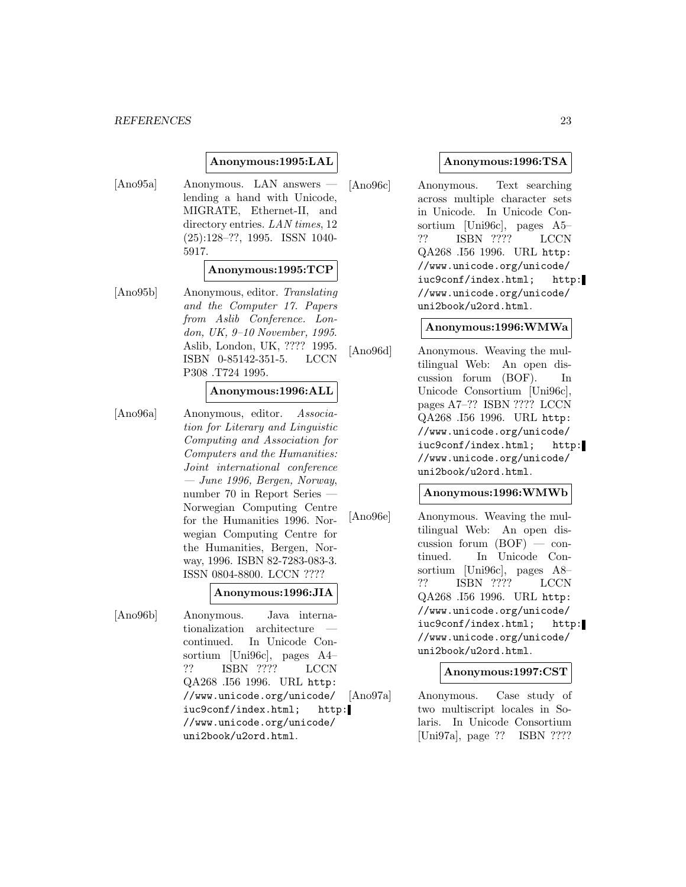**Anonymous:1995:LAL**

[Ano95a] Anonymous. LAN answers — lending a hand with Unicode, MIGRATE, Ethernet-II, and directory entries. *LAN times*, 12 (25):128–??, 1995. ISSN 1040-5917.

**Anonymous:1995:TCP**

[Ano95b] Anonymous, editor. *Translating and the Computer 17. Papers from Aslib Conference. London, UK, 9–10 November, 1995.* Aslib, London, UK, ???? 1995. ISBN 0-85142-351-5. LCCN P308 .T724 1995.

**Anonymous:1996:ALL**

[Ano96a] Anonymous, editor. *Association for Literary and Linguistic Computing and Association for Computers and the Humanities: Joint international conference — June 1996, Bergen, Norway*, number 70 in Report Series — Norwegian Computing Centre for the Humanities 1996. Norwegian Computing Centre for the Humanities, Bergen, Norway, 1996. ISBN 82-7283-083-3. ISSN 0804-8800. LCCN ????

**Anonymous:1996:JIA**

[Ano96b] Anonymous. Java internationalization architecture — continued. In Unicode Consortium [Uni96c], pages A4–?? ISBN ???? LCCN QA268 .I56 1996. URL `http://www.unicode.org/unicode/iuc9conf/index.html`; `http://www.unicode.org/unicode/uni2book/u2ord.html`.

**Anonymous:1996:TSA**

[Ano96c] Anonymous. Text searching across multiple character sets in Unicode. In Unicode Consortium [Uni96c], pages A5–?? ISBN ???? LCCN QA268 .I56 1996. URL `http://www.unicode.org/unicode/iuc9conf/index.html`; `http://www.unicode.org/unicode/uni2book/u2ord.html`.

**Anonymous:1996:WMWa**

[Ano96d] Anonymous. Weaving the multilingual Web: An open discussion forum (BOF). In Unicode Consortium [Uni96c], pages A7–?? ISBN ???? LCCN QA268 .I56 1996. URL `http://www.unicode.org/unicode/iuc9conf/index.html`; `http://www.unicode.org/unicode/uni2book/u2ord.html`.

**Anonymous:1996:WMWb**

[Ano96e] Anonymous. Weaving the multilingual Web: An open discussion forum (BOF) — continued. In Unicode Consortium [Uni96c], pages A8–?? ISBN ???? LCCN QA268 .I56 1996. URL `http://www.unicode.org/unicode/iuc9conf/index.html`; `http://www.unicode.org/unicode/uni2book/u2ord.html`.

**Anonymous:1997:CST**

[Ano97a] Anonymous. Case study of two multiscript locales in Solaris. In Unicode Consortium [Uni97a], page ?? ISBN ????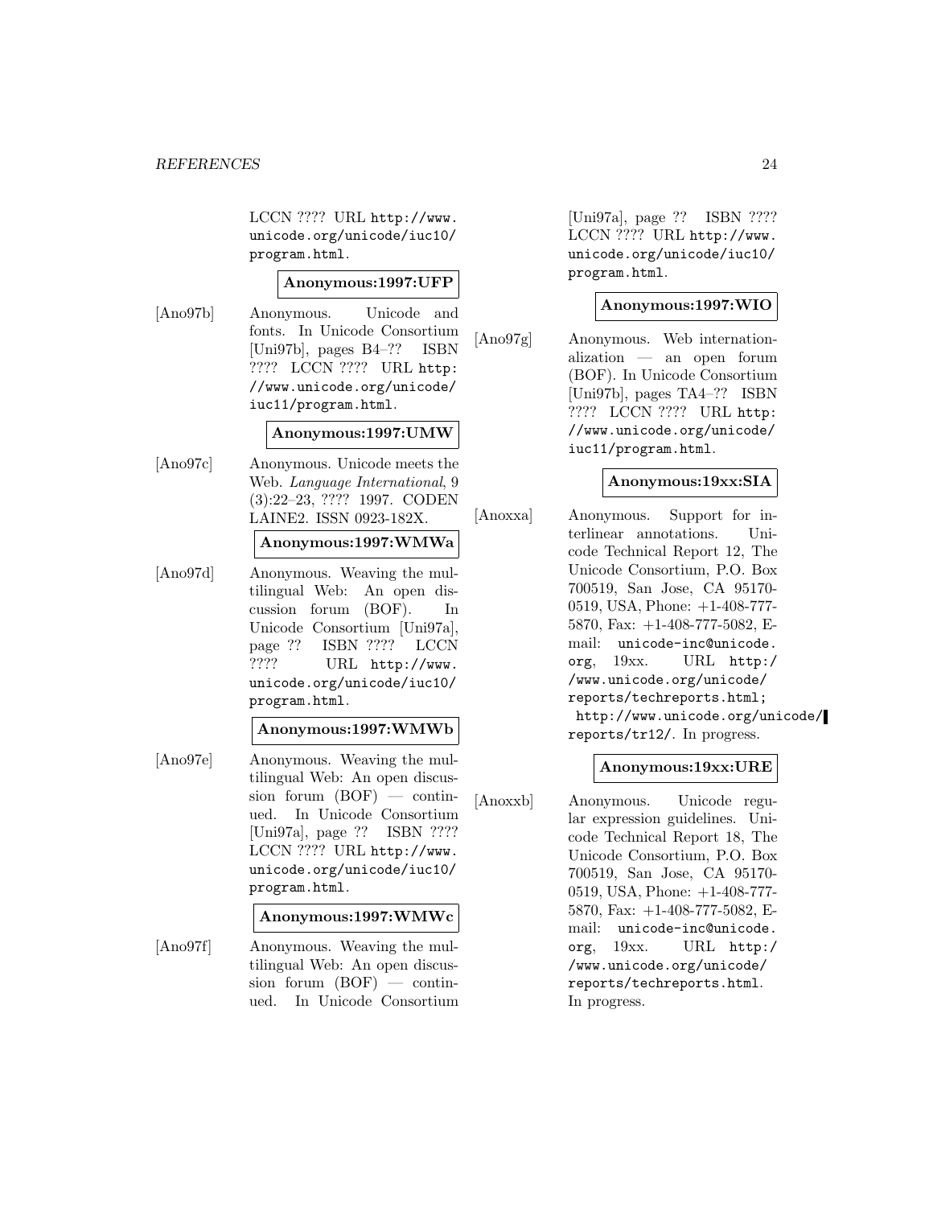LCCN ???? URL http://www.unicode.org/unicode/iuc10/program.html.

**Anonymous:1997:UFP**

[Ano97b] Anonymous. Unicode and fonts. In Unicode Consortium [Uni97b], pages B4–?? ISBN ???? LCCN ???? URL http://www.unicode.org/unicode/iuc11/program.html.

**Anonymous:1997:UMW**

[Ano97c] Anonymous. Unicode meets the Web. *Language International*, 9 (3):22–23, ???? 1997. CODEN LAINE2. ISSN 0923-182X.

**Anonymous:1997:WMWa**

[Ano97d] Anonymous. Weaving the multilingual Web: An open discussion forum (BOF). In Unicode Consortium [Uni97a], page ?? ISBN ???? LCCN ???? URL http://www.unicode.org/unicode/iuc10/program.html.

**Anonymous:1997:WMWb**

[Ano97e] Anonymous. Weaving the multilingual Web: An open discussion forum (BOF) — continued. In Unicode Consortium [Uni97a], page ?? ISBN ???? LCCN ???? URL http://www.unicode.org/unicode/iuc10/program.html.

**Anonymous:1997:WMWc**

[Ano97f] Anonymous. Weaving the multilingual Web: An open discussion forum (BOF) — continued. In Unicode Consortium [Uni97a], page ?? ISBN ???? LCCN ???? URL http://www.unicode.org/unicode/iuc10/program.html.

**Anonymous:1997:WIO**

[Ano97g] Anonymous. Web internationalization — an open forum (BOF). In Unicode Consortium [Uni97b], pages TA4–?? ISBN ???? LCCN ???? URL http://www.unicode.org/unicode/iuc11/program.html.

**Anonymous:19xx:SIA**

[Anoxxa] Anonymous. Support for interlinear annotations. Unicode Technical Report 12, The Unicode Consortium, P.O. Box 700519, San Jose, CA 95170-0519, USA, Phone: +1-408-777-5870, Fax: +1-408-777-5082, E-mail: unicode-inc@unicode.org, 19xx. URL http://www.unicode.org/unicode/reports/techreports.html; http://www.unicode.org/unicode/reports/tr12/. In progress.

**Anonymous:19xx:URE**

[Anoxxb] Anonymous. Unicode regular expression guidelines. Unicode Technical Report 18, The Unicode Consortium, P.O. Box 700519, San Jose, CA 95170-0519, USA, Phone: +1-408-777-5870, Fax: +1-408-777-5082, E-mail: unicode-inc@unicode.org, 19xx. URL http://www.unicode.org/unicode/reports/techreports.html. In progress.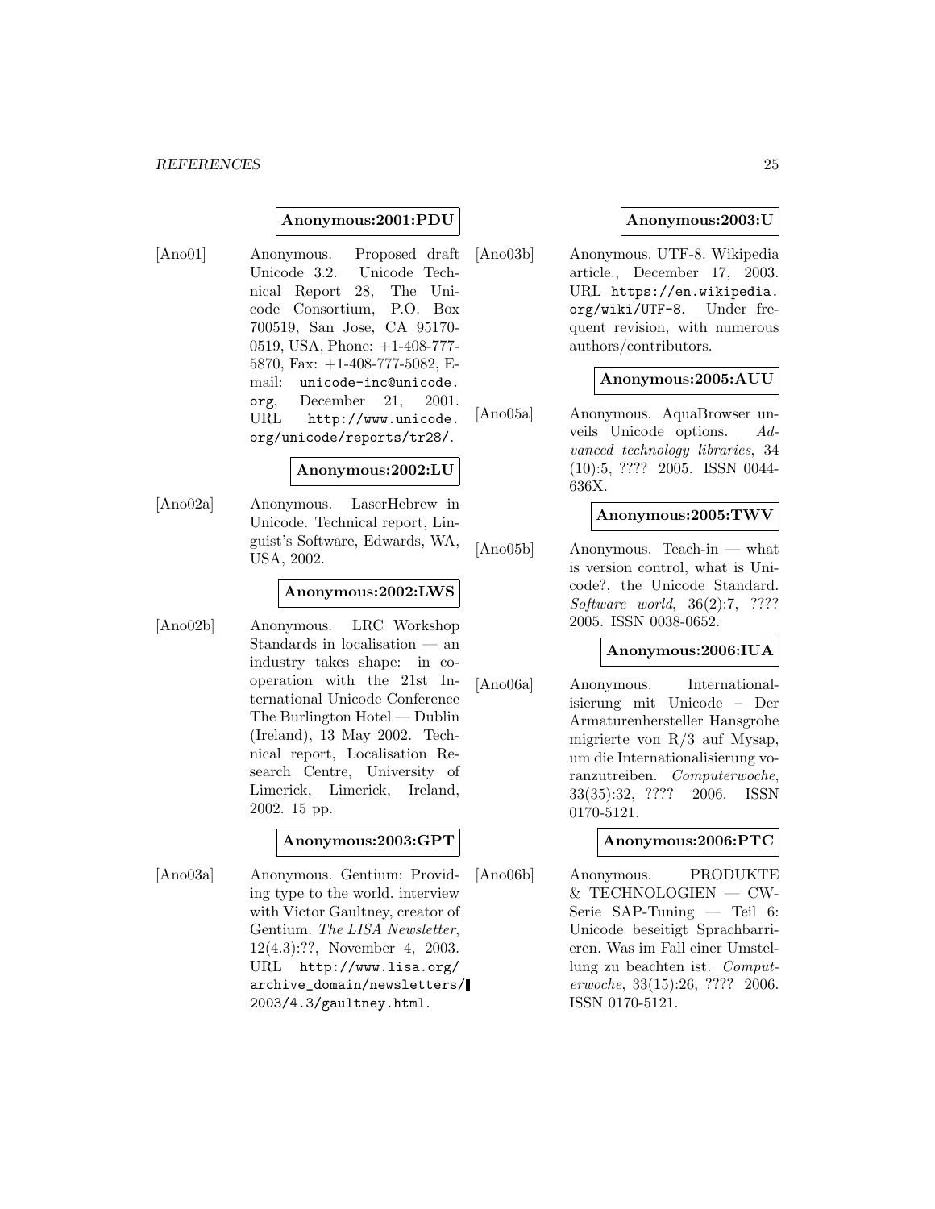**Anonymous:2001:PDU**

[Ano01] Anonymous. Proposed draft Unicode 3.2. Unicode Technical Report 28, The Unicode Consortium, P.O. Box 700519, San Jose, CA 95170-0519, USA, Phone: +1-408-777-5870, Fax: +1-408-777-5082, E-mail: `unicode-inc@unicode.org`, December 21, 2001. URL `http://www.unicode.org/unicode/reports/tr28/`.

**Anonymous:2002:LU**

[Ano02a] Anonymous. LaserHebrew in Unicode. Technical report, Linguist's Software, Edwards, WA, USA, 2002.

**Anonymous:2002:LWS**

[Ano02b] Anonymous. LRC Workshop Standards in localisation — an industry takes shape: in cooperation with the 21st International Unicode Conference The Burlington Hotel — Dublin (Ireland), 13 May 2002. Technical report, Localisation Research Centre, University of Limerick, Limerick, Ireland, 2002. 15 pp.

**Anonymous:2003:GPT**

[Ano03a] Anonymous. Gentium: Providing type to the world. interview with Victor Gaultney, creator of Gentium. *The LISA Newsletter*, 12(4.3):??, November 4, 2003. URL `http://www.lisa.org/archive_domain/newsletters/2003/4.3/gaultney.html`.

**Anonymous:2003:U**

[Ano03b] Anonymous. UTF-8. Wikipedia article., December 17, 2003. URL `https://en.wikipedia.org/wiki/UTF-8`. Under frequent revision, with numerous authors/contributors.

**Anonymous:2005:AUU**

[Ano05a] Anonymous. AquaBrowser unveils Unicode options. *Advanced technology libraries*, 34 (10):5, ???? 2005. ISSN 0044-636X.

**Anonymous:2005:TWV**

[Ano05b] Anonymous. Teach-in — what is version control, what is Unicode?, the Unicode Standard. *Software world*, 36(2):7, ???? 2005. ISSN 0038-0652.

**Anonymous:2006:IUA**

[Ano06a] Anonymous. Internationalisierung mit Unicode – Der Armaturenhersteller Hansgrohe migrierte von R/3 auf Mysap, um die Internationalisierung voranzutreiben. *Computerwoche*, 33(35):32, ???? 2006. ISSN 0170-5121.

**Anonymous:2006:PTC**

[Ano06b] Anonymous. PRODUKTE & TECHNOLOGIEN — CW-Serie SAP-Tuning — Teil 6: Unicode beseitigt Sprachbarrieren. Was im Fall einer Umstellung zu beachten ist. *Computerwoche*, 33(15):26, ???? 2006. ISSN 0170-5121.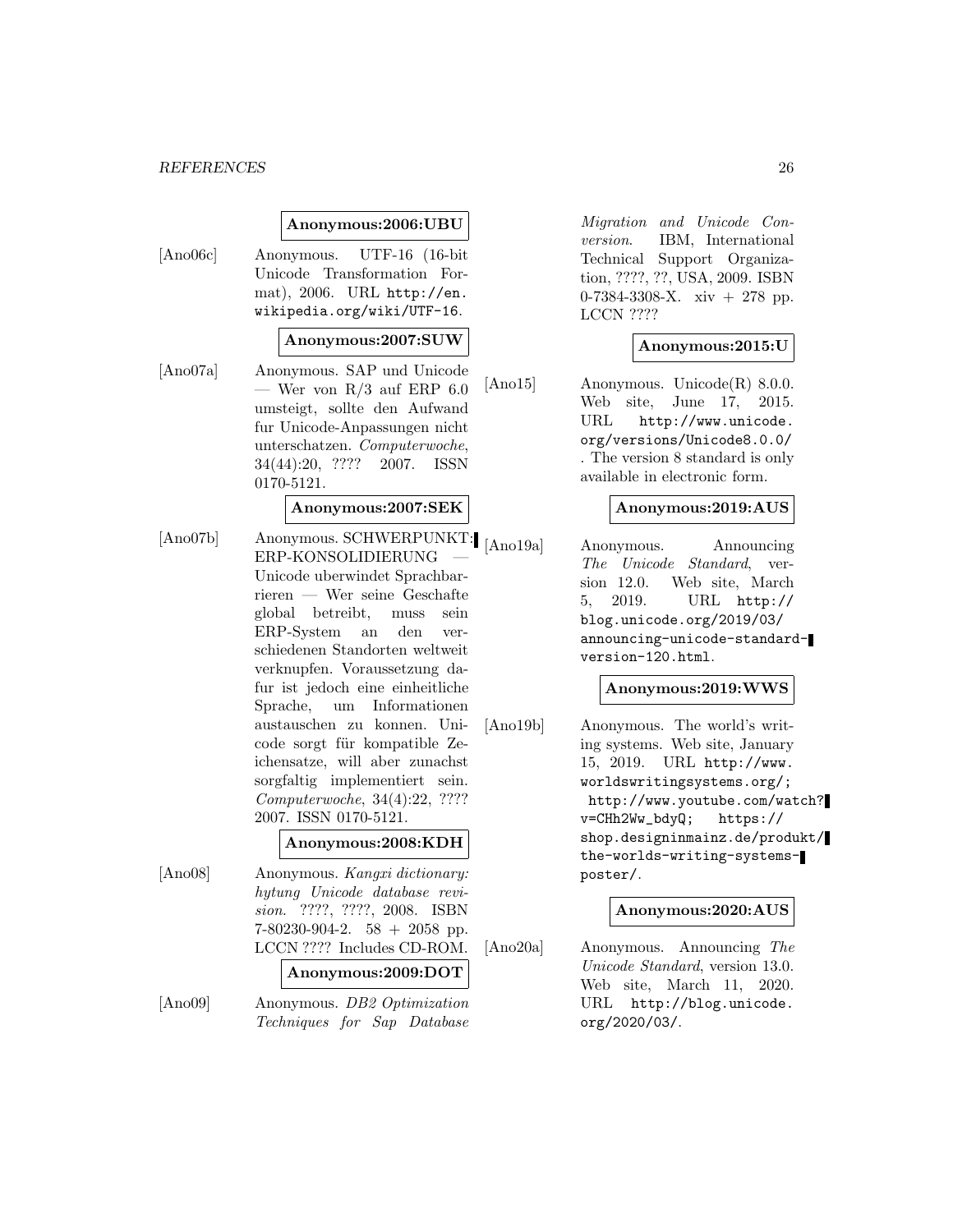**Anonymous:2006:UBU**

[Ano06c] Anonymous. UTF-16 (16-bit Unicode Transformation Format), 2006. URL http://en.wikipedia.org/wiki/UTF-16.

**Anonymous:2007:SUW**

[Ano07a] Anonymous. SAP und Unicode — Wer von R/3 auf ERP 6.0 umsteigt, sollte den Aufwand fur Unicode-Anpassungen nicht unterschatzen. *Computerwoche*, 34(44):20, ???? 2007. ISSN 0170-5121.

**Anonymous:2007:SEK**

[Ano07b] Anonymous. SCHWERPUNKT: ERP-KONSOLIDIERUNG — Unicode uberwindet Sprachbarrieren — Wer seine Geschafte global betreibt, muss sein ERP-System an den verschiedenen Standorten weltweit verknupfen. Voraussetzung dafur ist jedoch eine einheitliche Sprache, um Informationen austauschen zu konnen. Unicode sorgt für kompatible Zeichensatze, will aber zunachst sorgfaltig implementiert sein. *Computerwoche*, 34(4):22, ???? 2007. ISSN 0170-5121.

**Anonymous:2008:KDH**

[Ano08] Anonymous. *Kangxi dictionary: hytung Unicode database revision*. ????, ????, 2008. ISBN 7-80230-904-2. 58 + 2058 pp. LCCN ???? Includes CD-ROM.

**Anonymous:2009:DOT**

[Ano09] Anonymous. *DB2 Optimization Techniques for Sap Database Migration and Unicode Conversion*. IBM, International Technical Support Organization, ????, ??, USA, 2009. ISBN 0-7384-3308-X. xiv + 278 pp. LCCN ????

**Anonymous:2015:U**

[Ano15] Anonymous. Unicode(R) 8.0.0. Web site, June 17, 2015. URL http://www.unicode.org/versions/Unicode8.0.0/. The version 8 standard is only available in electronic form.

**Anonymous:2019:AUS**

[Ano19a] Anonymous. Announcing *The Unicode Standard*, version 12.0. Web site, March 5, 2019. URL http://blog.unicode.org/2019/03/announcing-unicode-standard-version-120.html.

**Anonymous:2019:WWS**

[Ano19b] Anonymous. The world's writing systems. Web site, January 15, 2019. URL http://www.worldswritingsystems.org/; http://www.youtube.com/watch?v=CHh2Ww_bdyQ; https://shop.designinmainz.de/produkt/the-worlds-writing-systems-poster/.

**Anonymous:2020:AUS**

[Ano20a] Anonymous. Announcing *The Unicode Standard*, version 13.0. Web site, March 11, 2020. URL http://blog.unicode.org/2020/03/.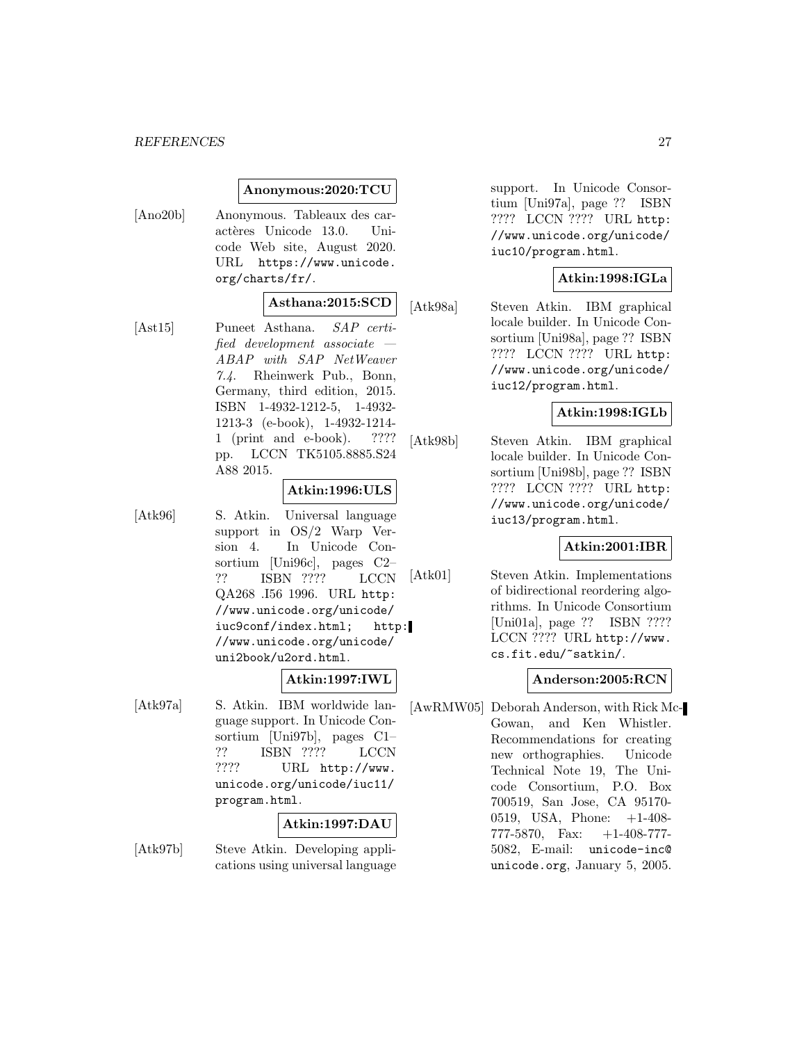**Anonymous:2020:TCU**

[Ano20b] Anonymous. Tableaux des caractères Unicode 13.0. Unicode Web site, August 2020. URL `https://www.unicode.org/charts/fr/`.

**Asthana:2015:SCD**

[Ast15] Puneet Asthana. *SAP certified development associate — ABAP with SAP NetWeaver 7.4*. Rheinwerk Pub., Bonn, Germany, third edition, 2015. ISBN 1-4932-1212-5, 1-4932-1213-3 (e-book), 1-4932-1214-1 (print and e-book). ???? pp. LCCN TK5105.8885.S24 A88 2015.

**Atkin:1996:ULS**

[Atk96] S. Atkin. Universal language support in OS/2 Warp Version 4. In Unicode Consortium [Uni96c], pages C2–?? ISBN ???? LCCN QA268 .I56 1996. URL `http://www.unicode.org/unicode/iuc9conf/index.html`; `http://www.unicode.org/unicode/uni2book/u2ord.html`.

**Atkin:1997:IWL**

[Atk97a] S. Atkin. IBM worldwide language support. In Unicode Consortium [Uni97b], pages C1–?? ISBN ???? LCCN ???? URL `http://www.unicode.org/unicode/iuc11/program.html`.

**Atkin:1997:DAU**

[Atk97b] Steve Atkin. Developing applications using universal language support. In Unicode Consortium [Uni97a], page ?? ISBN ???? LCCN ???? URL `http://www.unicode.org/unicode/iuc10/program.html`.

**Atkin:1998:IGLa**

[Atk98a] Steven Atkin. IBM graphical locale builder. In Unicode Consortium [Uni98a], page ?? ISBN ???? LCCN ???? URL `http://www.unicode.org/unicode/iuc12/program.html`.

**Atkin:1998:IGLb**

[Atk98b] Steven Atkin. IBM graphical locale builder. In Unicode Consortium [Uni98b], page ?? ISBN ???? LCCN ???? URL `http://www.unicode.org/unicode/iuc13/program.html`.

**Atkin:2001:IBR**

[Atk01] Steven Atkin. Implementations of bidirectional reordering algorithms. In Unicode Consortium [Uni01a], page ?? ISBN ???? LCCN ???? URL `http://www.cs.fit.edu/~satkin/`.

**Anderson:2005:RCN**

[AwRMW05] Deborah Anderson, with Rick McGowan, and Ken Whistler. Recommendations for creating new orthographies. Unicode Technical Note 19, The Unicode Consortium, P.O. Box 700519, San Jose, CA 95170-0519, USA, Phone: +1-408-777-5870, Fax: +1-408-777-5082, E-mail: `unicode-inc@unicode.org`, January 5, 2005.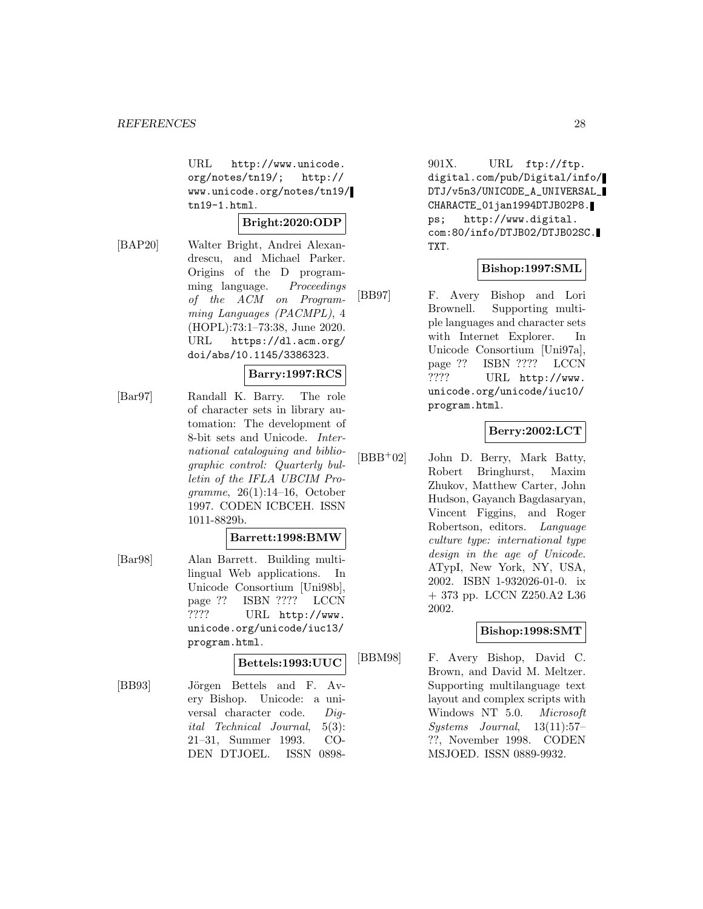URL http://www.unicode.org/notes/tn19/; http://www.unicode.org/notes/tn19/tn19-1.html.

**Bright:2020:ODP**

[BAP20] Walter Bright, Andrei Alexandrescu, and Michael Parker. Origins of the D programming language. *Proceedings of the ACM on Programming Languages (PACMPL)*, 4 (HOPL):73:1–73:38, June 2020. URL https://dl.acm.org/doi/abs/10.1145/3386323.

**Barry:1997:RCS**

[Bar97] Randall K. Barry. The role of character sets in library automation: The development of 8-bit sets and Unicode. *International cataloguing and bibliographic control: Quarterly bulletin of the IFLA UBCIM Programme*, 26(1):14–16, October 1997. CODEN ICBCEH. ISSN 1011-8829b.

**Barrett:1998:BMW**

[Bar98] Alan Barrett. Building multilingual Web applications. In Unicode Consortium [Uni98b], page ?? ISBN ???? LCCN ???? URL http://www.unicode.org/unicode/iuc13/program.html.

**Bettels:1993:UUC**

[BB93] Jörgen Bettels and F. Avery Bishop. Unicode: a universal character code. *Digital Technical Journal*, 5(3): 21–31, Summer 1993. CODEN DTJOEL. ISSN 0898-901X. URL ftp://ftp.digital.com/pub/Digital/info/DTJ/v5n3/UNICODE_A_UNIVERSAL_CHARACTE_01jan1994DTJB02P8.ps; http://www.digital.com:80/info/DTJB02/DTJB02SC.TXT.

**Bishop:1997:SML**

[BB97] F. Avery Bishop and Lori Brownell. Supporting multiple languages and character sets with Internet Explorer. In Unicode Consortium [Uni97a], page ?? ISBN ???? LCCN ???? URL http://www.unicode.org/unicode/iuc10/program.html.

**Berry:2002:LCT**

[BBB+02] John D. Berry, Mark Batty, Robert Bringhurst, Maxim Zhukov, Matthew Carter, John Hudson, Gayanch Bagdasaryan, Vincent Figgins, and Roger Robertson, editors. *Language culture type: international type design in the age of Unicode*. ATypI, New York, NY, USA, 2002. ISBN 1-932026-01-0. ix + 373 pp. LCCN Z250.A2 L36 2002.

**Bishop:1998:SMT**

[BBM98] F. Avery Bishop, David C. Brown, and David M. Meltzer. Supporting multilanguage text layout and complex scripts with Windows NT 5.0. *Microsoft Systems Journal*, 13(11):57–??, November 1998. CODEN MSJOED. ISSN 0889-9932.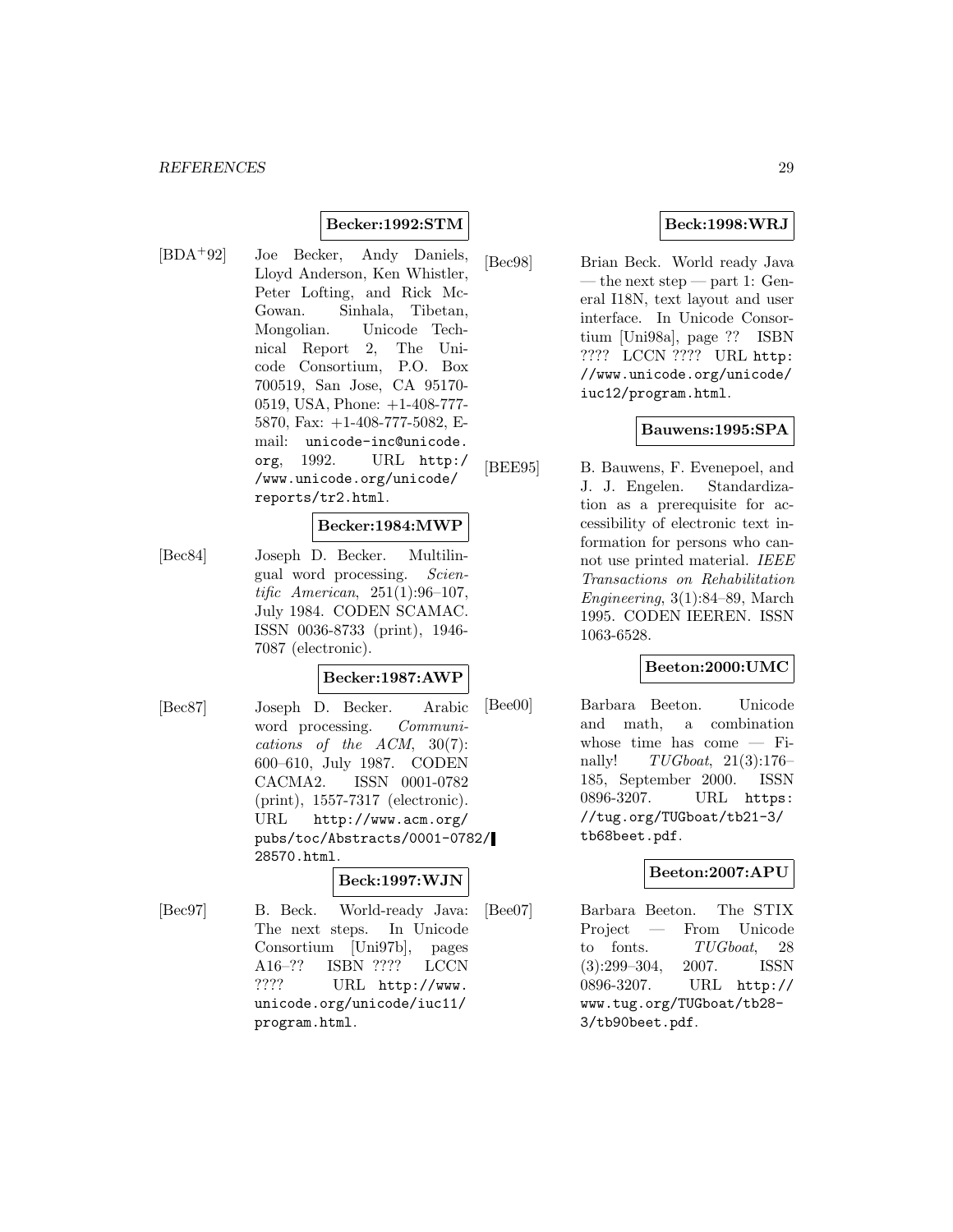**Becker:1992:STM**

[BDA+92] Joe Becker, Andy Daniels, Lloyd Anderson, Ken Whistler, Peter Lofting, and Rick McGowan. Sinhala, Tibetan, Mongolian. Unicode Technical Report 2, The Unicode Consortium, P.O. Box 700519, San Jose, CA 95170-0519, USA, Phone: +1-408-777-5870, Fax: +1-408-777-5082, E-mail: unicode-inc@unicode.org, 1992. URL http://www.unicode.org/unicode/reports/tr2.html.

**Becker:1984:MWP**

[Bec84] Joseph D. Becker. Multilingual word processing. *Scientific American*, 251(1):96–107, July 1984. CODEN SCAMAC. ISSN 0036-8733 (print), 1946-7087 (electronic).

**Becker:1987:AWP**

[Bec87] Joseph D. Becker. Arabic word processing. *Communications of the ACM*, 30(7): 600–610, July 1987. CODEN CACMA2. ISSN 0001-0782 (print), 1557-7317 (electronic). URL http://www.acm.org/pubs/toc/Abstracts/0001-0782/28570.html.

**Beck:1997:WJN**

[Bec97] B. Beck. World-ready Java: The next steps. In Unicode Consortium [Uni97b], pages A16–?? ISBN ???? LCCN ???? URL http://www.unicode.org/unicode/iuc11/program.html.

**Beck:1998:WRJ**

[Bec98] Brian Beck. World ready Java — the next step — part 1: General I18N, text layout and user interface. In Unicode Consortium [Uni98a], page ?? ISBN ???? LCCN ???? URL http://www.unicode.org/unicode/iuc12/program.html.

**Bauwens:1995:SPA**

[BEE95] B. Bauwens, F. Evenepoel, and J. J. Engelen. Standardization as a prerequisite for accessibility of electronic text information for persons who cannot use printed material. *IEEE Transactions on Rehabilitation Engineering*, 3(1):84–89, March 1995. CODEN IEEREN. ISSN 1063-6528.

**Beeton:2000:UMC**

[Bee00] Barbara Beeton. Unicode and math, a combination whose time has come — Finally! *TUGboat*, 21(3):176–185, September 2000. ISSN 0896-3207. URL https://tug.org/TUGboat/tb21-3/tb68beet.pdf.

**Beeton:2007:APU**

[Bee07] Barbara Beeton. The STIX Project — From Unicode to fonts. *TUGboat*, 28 (3):299–304, 2007. ISSN 0896-3207. URL http://www.tug.org/TUGboat/tb28-3/tb90beet.pdf.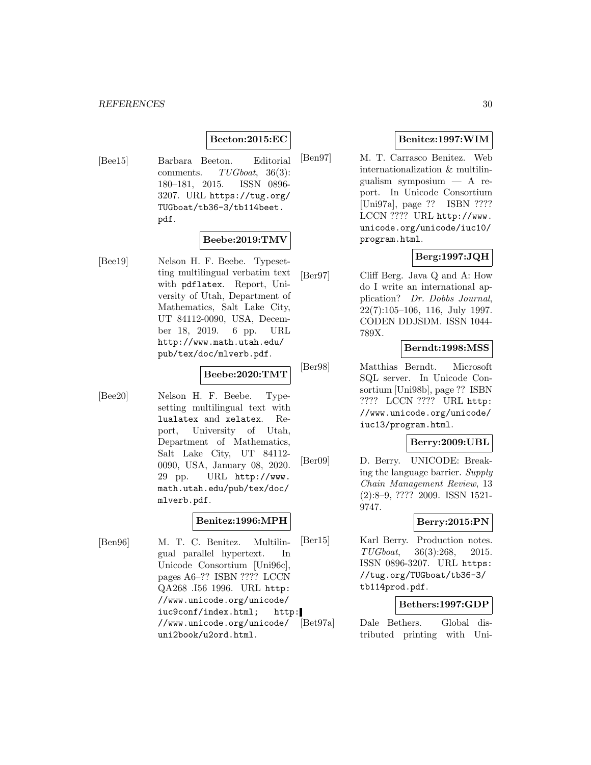**Beeton:2015:EC**

[Bee15] Barbara Beeton. Editorial comments. *TUGboat*, 36(3): 180–181, 2015. ISSN 0896-3207. URL https://tug.org/TUGboat/tb36-3/tb114beet.pdf.

**Beebe:2019:TMV**

[Bee19] Nelson H. F. Beebe. Typesetting multilingual verbatim text with pdflatex. Report, University of Utah, Department of Mathematics, Salt Lake City, UT 84112-0090, USA, December 18, 2019. 6 pp. URL http://www.math.utah.edu/pub/tex/doc/mlverb.pdf.

**Beebe:2020:TMT**

[Bee20] Nelson H. F. Beebe. Typesetting multilingual text with lualatex and xelatex. Report, University of Utah, Department of Mathematics, Salt Lake City, UT 84112-0090, USA, January 08, 2020. 29 pp. URL http://www.math.utah.edu/pub/tex/doc/mlverb.pdf.

**Benitez:1996:MPH**

[Ben96] M. T. C. Benitez. Multilingual parallel hypertext. In Unicode Consortium [Uni96c], pages A6–?? ISBN ???? LCCN QA268 .I56 1996. URL http://www.unicode.org/unicode/iuc9conf/index.html; http://www.unicode.org/unicode/uni2book/u2ord.html.

**Benitez:1997:WIM**

[Ben97] M. T. Carrasco Benitez. Web internationalization & multilingualism symposium — A report. In Unicode Consortium [Uni97a], page ?? ISBN ???? LCCN ???? URL http://www.unicode.org/unicode/iuc10/program.html.

**Berg:1997:JQH**

[Ber97] Cliff Berg. Java Q and A: How do I write an international application? *Dr. Dobbs Journal*, 22(7):105–106, 116, July 1997. CODEN DDJSDM. ISSN 1044-789X.

**Berndt:1998:MSS**

[Ber98] Matthias Berndt. Microsoft SQL server. In Unicode Consortium [Uni98b], page ?? ISBN ???? LCCN ???? URL http://www.unicode.org/unicode/iuc13/program.html.

**Berry:2009:UBL**

[Ber09] D. Berry. UNICODE: Breaking the language barrier. *Supply Chain Management Review*, 13 (2):8–9, ???? 2009. ISSN 1521-9747.

**Berry:2015:PN**

[Ber15] Karl Berry. Production notes. *TUGboat*, 36(3):268, 2015. ISSN 0896-3207. URL https://tug.org/TUGboat/tb36-3/tb114prod.pdf.

**Bethers:1997:GDP**

[Bet97a] Dale Bethers. Global distributed printing with Uni-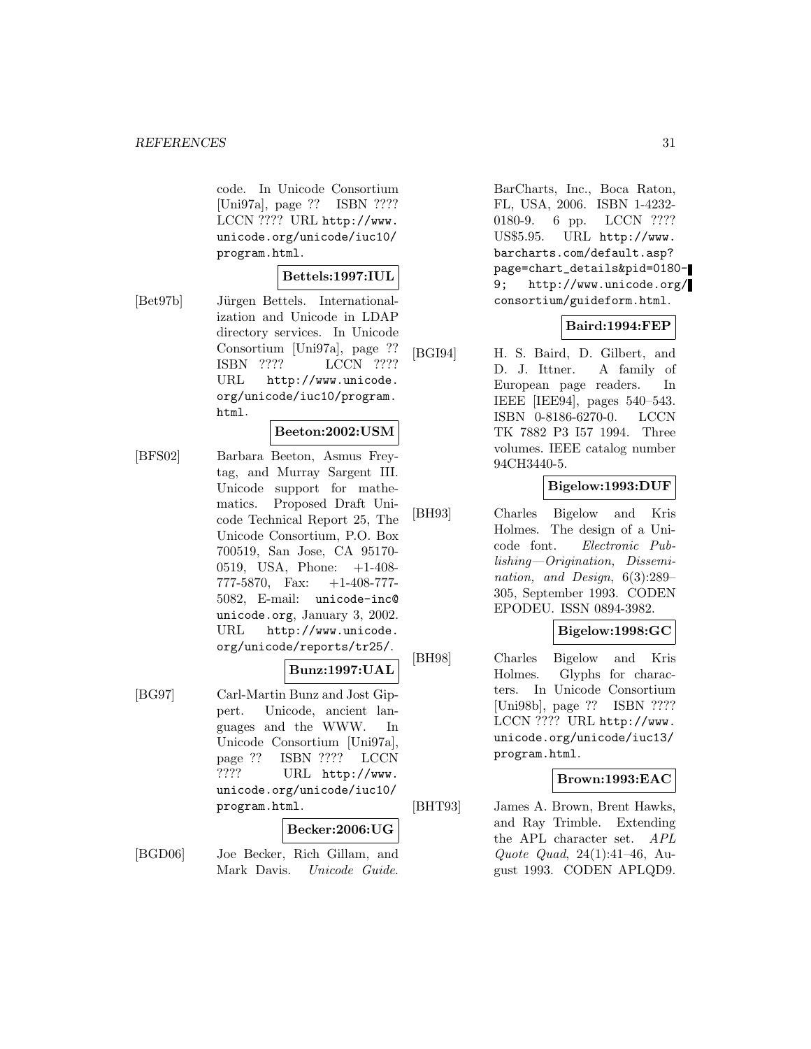code. In Unicode Consortium [Uni97a], page ?? ISBN ???? LCCN ???? URL http://www.unicode.org/unicode/iuc10/program.html.

**Bettels:1997:IUL**

[Bet97b] Jürgen Bettels. Internationalization and Unicode in LDAP directory services. In Unicode Consortium [Uni97a], page ?? ISBN ???? LCCN ???? URL http://www.unicode.org/unicode/iuc10/program.html.

**Beeton:2002:USM**

[BFS02] Barbara Beeton, Asmus Freytag, and Murray Sargent III. Unicode support for mathematics. Proposed Draft Unicode Technical Report 25, The Unicode Consortium, P.O. Box 700519, San Jose, CA 95170-0519, USA, Phone: +1-408-777-5870, Fax: +1-408-777-5082, E-mail: unicode-inc@unicode.org, January 3, 2002. URL http://www.unicode.org/unicode/reports/tr25/.

**Bunz:1997:UAL**

[BG97] Carl-Martin Bunz and Jost Gippert. Unicode, ancient languages and the WWW. In Unicode Consortium [Uni97a], page ?? ISBN ???? LCCN ???? URL http://www.unicode.org/unicode/iuc10/program.html.

**Becker:2006:UG**

[BGD06] Joe Becker, Rich Gillam, and Mark Davis. *Unicode Guide*. BarCharts, Inc., Boca Raton, FL, USA, 2006. ISBN 1-4232-0180-9. 6 pp. LCCN ???? US$5.95. URL http://www.barcharts.com/default.asp?page=chart_details&pid=0180-9; http://www.unicode.org/consortium/guideform.html.

**Baird:1994:FEP**

[BGI94] H. S. Baird, D. Gilbert, and D. J. Ittner. A family of European page readers. In IEEE [IEE94], pages 540–543. ISBN 0-8186-6270-0. LCCN TK 7882 P3 I57 1994. Three volumes. IEEE catalog number 94CH3440-5.

**Bigelow:1993:DUF**

[BH93] Charles Bigelow and Kris Holmes. The design of a Unicode font. *Electronic Publishing—Origination, Dissemination, and Design*, 6(3):289–305, September 1993. CODEN EPODEU. ISSN 0894-3982.

**Bigelow:1998:GC**

[BH98] Charles Bigelow and Kris Holmes. Glyphs for characters. In Unicode Consortium [Uni98b], page ?? ISBN ???? LCCN ???? URL http://www.unicode.org/unicode/iuc13/program.html.

**Brown:1993:EAC**

[BHT93] James A. Brown, Brent Hawks, and Ray Trimble. Extending the APL character set. *APL Quote Quad*, 24(1):41–46, August 1993. CODEN APLQD9.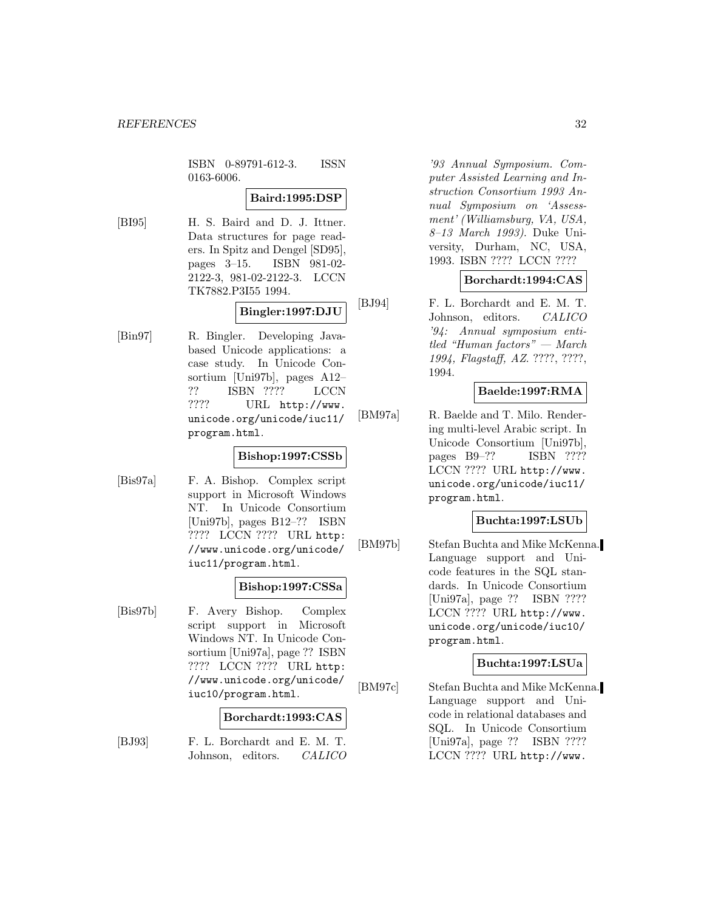ISBN 0-89791-612-3. ISSN 0163-6006.

**Baird:1995:DSP**

[BI95] H. S. Baird and D. J. Ittner. Data structures for page readers. In Spitz and Dengel [SD95], pages 3–15. ISBN 981-02-2122-3, 981-02-2122-3. LCCN TK7882.P3I55 1994.

**Bingler:1997:DJU**

[Bin97] R. Bingler. Developing Java-based Unicode applications: a case study. In Unicode Consortium [Uni97b], pages A12–?? ISBN ???? LCCN ???? URL http://www.unicode.org/unicode/iuc11/program.html.

**Bishop:1997:CSSb**

[Bis97a] F. A. Bishop. Complex script support in Microsoft Windows NT. In Unicode Consortium [Uni97b], pages B12–?? ISBN ???? LCCN ???? URL http://www.unicode.org/unicode/iuc11/program.html.

**Bishop:1997:CSSa**

[Bis97b] F. Avery Bishop. Complex script support in Microsoft Windows NT. In Unicode Consortium [Uni97a], page ?? ISBN ???? LCCN ???? URL http://www.unicode.org/unicode/iuc10/program.html.

**Borchardt:1993:CAS**

[BJ93] F. L. Borchardt and E. M. T. Johnson, editors. *CALICO '93 Annual Symposium. Computer Assisted Learning and Instruction Consortium 1993 Annual Symposium on 'Assessment' (Williamsburg, VA, USA, 8–13 March 1993)*. Duke University, Durham, NC, USA, 1993. ISBN ???? LCCN ????

**Borchardt:1994:CAS**

[BJ94] F. L. Borchardt and E. M. T. Johnson, editors. *CALICO '94: Annual symposium entitled "Human factors" — March 1994, Flagstaff, AZ*. ????, ????, 1994.

**Baelde:1997:RMA**

[BM97a] R. Baelde and T. Milo. Rendering multi-level Arabic script. In Unicode Consortium [Uni97b], pages B9–?? ISBN ???? LCCN ???? URL http://www.unicode.org/unicode/iuc11/program.html.

**Buchta:1997:LSUb**

[BM97b] Stefan Buchta and Mike McKenna. Language support and Unicode features in the SQL standards. In Unicode Consortium [Uni97a], page ?? ISBN ???? LCCN ???? URL http://www.unicode.org/unicode/iuc10/program.html.

**Buchta:1997:LSUa**

[BM97c] Stefan Buchta and Mike McKenna. Language support and Unicode in relational databases and SQL. In Unicode Consortium [Uni97a], page ?? ISBN ???? LCCN ???? URL http://www.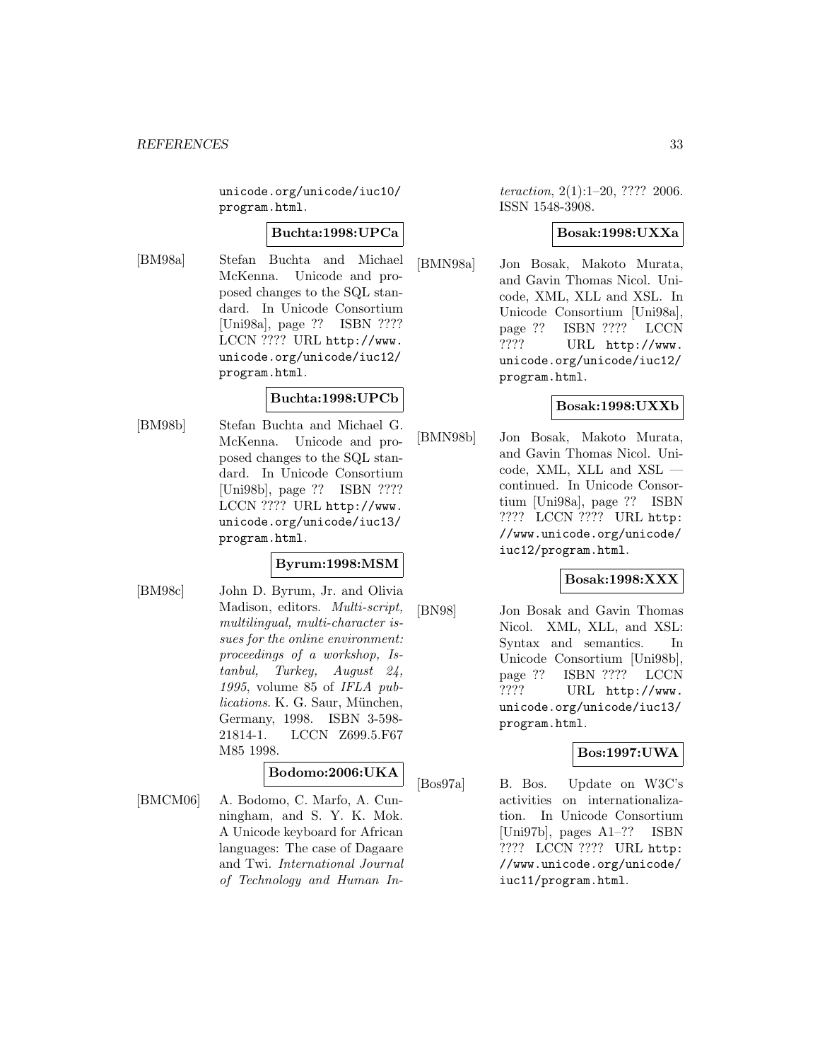unicode.org/unicode/iuc10/program.html.

**Buchta:1998:UPCa**

[BM98a] Stefan Buchta and Michael McKenna. Unicode and proposed changes to the SQL standard. In Unicode Consortium [Uni98a], page ?? ISBN ???? LCCN ???? URL http://www.unicode.org/unicode/iuc12/program.html.

**Buchta:1998:UPCb**

[BM98b] Stefan Buchta and Michael G. McKenna. Unicode and proposed changes to the SQL standard. In Unicode Consortium [Uni98b], page ?? ISBN ???? LCCN ???? URL http://www.unicode.org/unicode/iuc13/program.html.

**Byrum:1998:MSM**

[BM98c] John D. Byrum, Jr. and Olivia Madison, editors. *Multi-script, multilingual, multi-character issues for the online environment: proceedings of a workshop, Istanbul, Turkey, August 24, 1995*, volume 85 of *IFLA publications*. K. G. Saur, München, Germany, 1998. ISBN 3-598-21814-1. LCCN Z699.5.F67 M85 1998.

**Bodomo:2006:UKA**

[BMCM06] A. Bodomo, C. Marfo, A. Cunningham, and S. Y. K. Mok. A Unicode keyboard for African languages: The case of Dagaare and Twi. *International Journal of Technology and Human Interaction*, 2(1):1–20, ???? 2006. ISSN 1548-3908.

**Bosak:1998:UXXa**

[BMN98a] Jon Bosak, Makoto Murata, and Gavin Thomas Nicol. Unicode, XML, XLL and XSL. In Unicode Consortium [Uni98a], page ?? ISBN ???? LCCN ???? URL http://www.unicode.org/unicode/iuc12/program.html.

**Bosak:1998:UXXb**

[BMN98b] Jon Bosak, Makoto Murata, and Gavin Thomas Nicol. Unicode, XML, XLL and XSL — continued. In Unicode Consortium [Uni98a], page ?? ISBN ???? LCCN ???? URL http://www.unicode.org/unicode/iuc12/program.html.

**Bosak:1998:XXX**

[BN98] Jon Bosak and Gavin Thomas Nicol. XML, XLL, and XSL: Syntax and semantics. In Unicode Consortium [Uni98b], page ?? ISBN ???? LCCN ???? URL http://www.unicode.org/unicode/iuc13/program.html.

**Bos:1997:UWA**

[Bos97a] B. Bos. Update on W3C's activities on internationalization. In Unicode Consortium [Uni97b], pages A1–?? ISBN ???? LCCN ???? URL http://www.unicode.org/unicode/iuc11/program.html.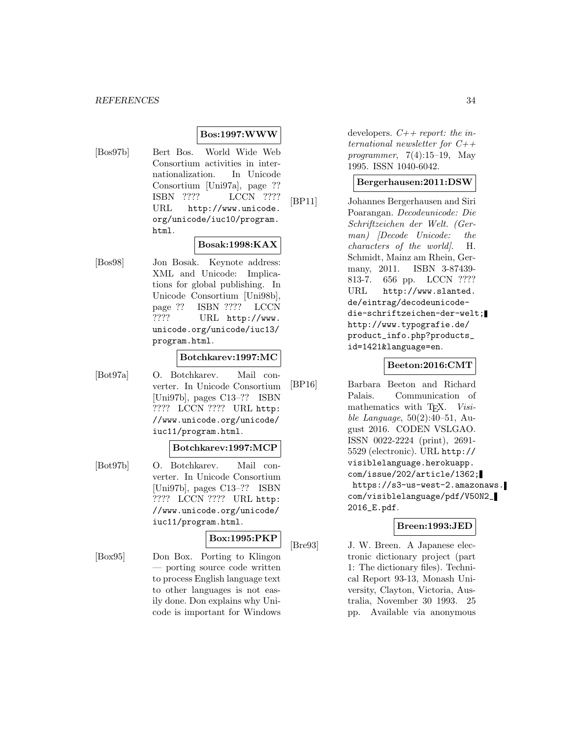**Bos:1997:WWW**

[Bos97b] Bert Bos. World Wide Web Consortium activities in internationalization. In Unicode Consortium [Uni97a], page ?? ISBN ???? LCCN ???? URL http://www.unicode.org/unicode/iuc10/program.html.

**Bosak:1998:KAX**

[Bos98] Jon Bosak. Keynote address: XML and Unicode: Implications for global publishing. In Unicode Consortium [Uni98b], page ?? ISBN ???? LCCN ???? URL http://www.unicode.org/unicode/iuc13/program.html.

**Botchkarev:1997:MC**

[Bot97a] O. Botchkarev. Mail converter. In Unicode Consortium [Uni97b], pages C13–?? ISBN ???? LCCN ???? URL http://www.unicode.org/unicode/iuc11/program.html.

**Botchkarev:1997:MCP**

[Bot97b] O. Botchkarev. Mail converter. In Unicode Consortium [Uni97b], pages C13–?? ISBN ???? LCCN ???? URL http://www.unicode.org/unicode/iuc11/program.html.

**Box:1995:PKP**

[Box95] Don Box. Porting to Klingon — porting source code written to process English language text to other languages is not easily done. Don explains why Unicode is important for Windows developers. *C++ report: the international newsletter for C++ programmer*, 7(4):15–19, May 1995. ISSN 1040-6042.

**Bergerhausen:2011:DSW**

[BP11] Johannes Bergerhausen and Siri Poarangan. *Decodeunicode: Die Schriftzeichen der Welt. (German) [Decode Unicode: the characters of the world]*. H. Schmidt, Mainz am Rhein, Germany, 2011. ISBN 3-87439-813-7. 656 pp. LCCN ???? URL http://www.slanted.de/eintrag/decodeunicode-die-schriftzeichen-der-welt; http://www.typografie.de/product_info.php?products_id=1421&language=en.

**Beeton:2016:CMT**

[BP16] Barbara Beeton and Richard Palais. Communication of mathematics with TEX. *Visible Language*, 50(2):40–51, August 2016. CODEN VSLGAO. ISSN 0022-2224 (print), 2691-5529 (electronic). URL http://visiblelanguage.herokuapp.com/issue/202/article/1362; https://s3-us-west-2.amazonaws.com/visiblelanguage/pdf/V50N2_2016_E.pdf.

**Breen:1993:JED**

[Bre93] J. W. Breen. A Japanese electronic dictionary project (part 1: The dictionary files). Technical Report 93-13, Monash University, Clayton, Victoria, Australia, November 30 1993. 25 pp. Available via anonymous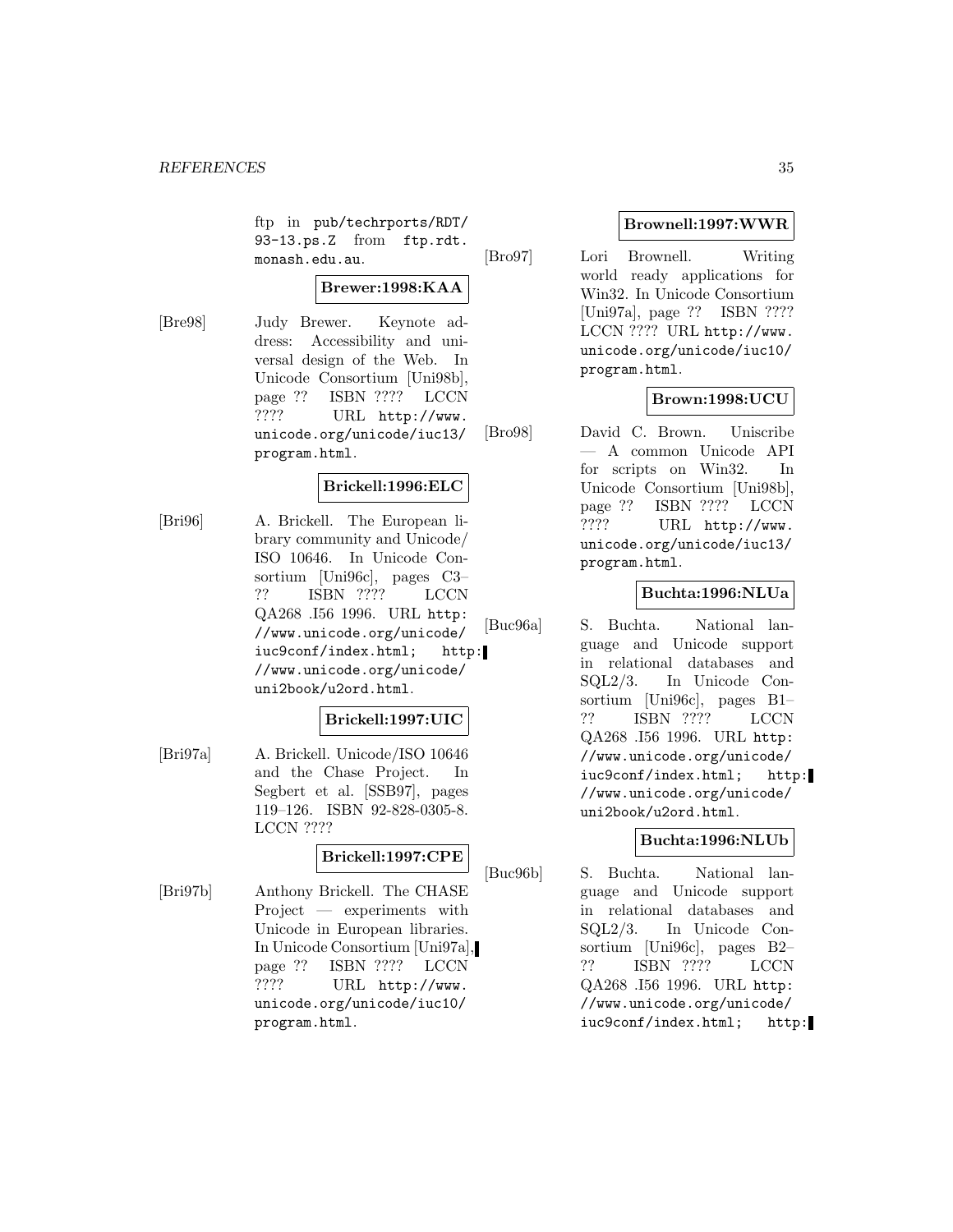ftp in pub/techrports/RDT/93-13.ps.Z from ftp.rdt.monash.edu.au.

**Brewer:1998:KAA**

[Bre98] Judy Brewer. Keynote address: Accessibility and universal design of the Web. In Unicode Consortium [Uni98b], page ?? ISBN ???? LCCN ???? URL http://www.unicode.org/unicode/iuc13/program.html.

**Brickell:1996:ELC**

[Bri96] A. Brickell. The European library community and Unicode/ISO 10646. In Unicode Consortium [Uni96c], pages C3–?? ISBN ???? LCCN QA268 .I56 1996. URL http://www.unicode.org/unicode/iuc9conf/index.html; http://www.unicode.org/unicode/uni2book/u2ord.html.

**Brickell:1997:UIC**

[Bri97a] A. Brickell. Unicode/ISO 10646 and the Chase Project. In Segbert et al. [SSB97], pages 119–126. ISBN 92-828-0305-8. LCCN ????

**Brickell:1997:CPE**

[Bri97b] Anthony Brickell. The CHASE Project — experiments with Unicode in European libraries. In Unicode Consortium [Uni97a], page ?? ISBN ???? LCCN ???? URL http://www.unicode.org/unicode/iuc10/program.html.

**Brownell:1997:WWR**

[Bro97] Lori Brownell. Writing world ready applications for Win32. In Unicode Consortium [Uni97a], page ?? ISBN ???? LCCN ???? URL http://www.unicode.org/unicode/iuc10/program.html.

**Brown:1998:UCU**

[Bro98] David C. Brown. Uniscribe — A common Unicode API for scripts on Win32. In Unicode Consortium [Uni98b], page ?? ISBN ???? LCCN ???? URL http://www.unicode.org/unicode/iuc13/program.html.

**Buchta:1996:NLUa**

[Buc96a] S. Buchta. National language and Unicode support in relational databases and SQL2/3. In Unicode Consortium [Uni96c], pages B1–?? ISBN ???? LCCN QA268 .I56 1996. URL http://www.unicode.org/unicode/iuc9conf/index.html; http://www.unicode.org/unicode/uni2book/u2ord.html.

**Buchta:1996:NLUb**

[Buc96b] S. Buchta. National language and Unicode support in relational databases and SQL2/3. In Unicode Consortium [Uni96c], pages B2–?? ISBN ???? LCCN QA268 .I56 1996. URL http://www.unicode.org/unicode/iuc9conf/index.html; http: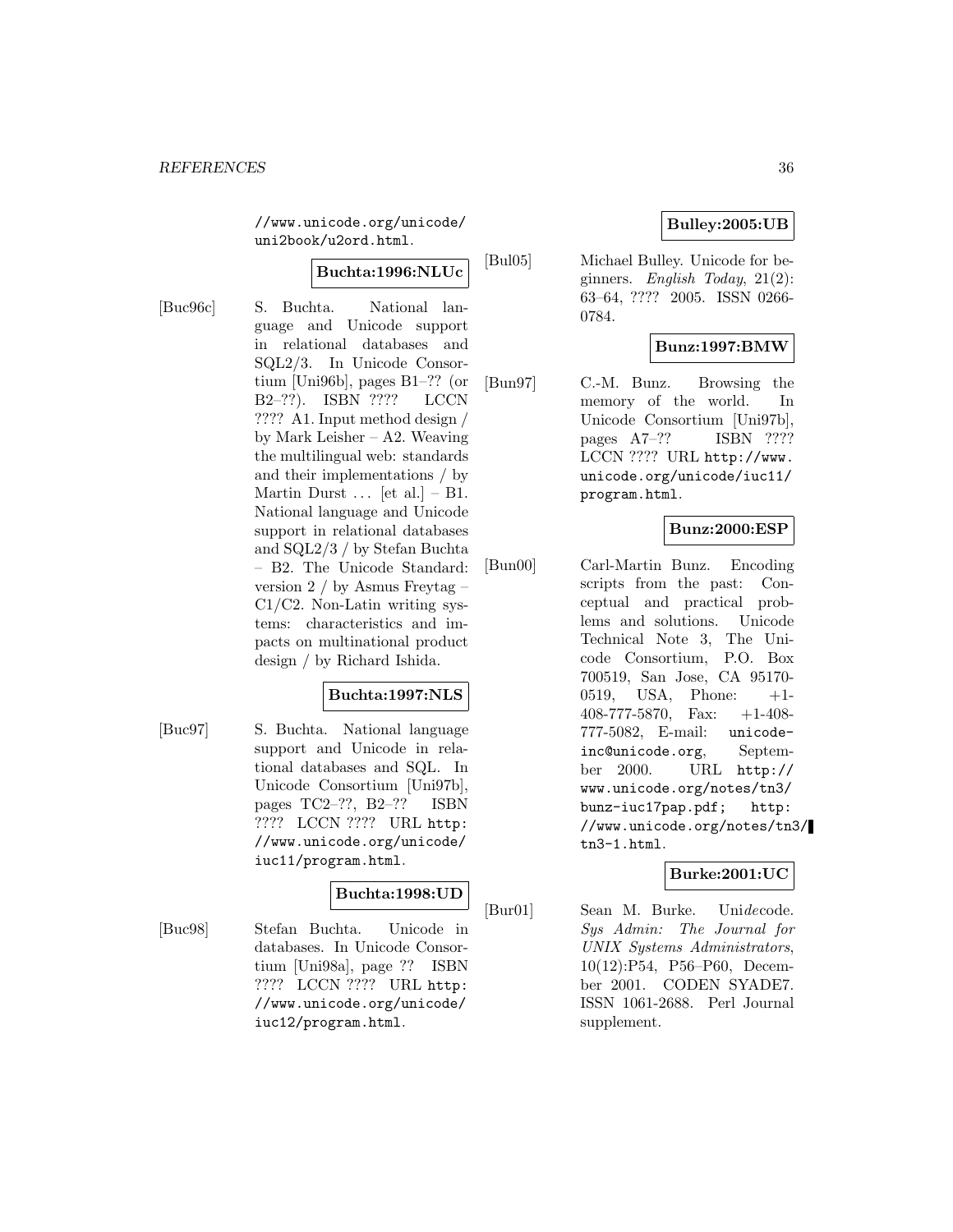//www.unicode.org/unicode/uni2book/u2ord.html.

**Buchta:1996:NLUc**

[Buc96c] S. Buchta. National language and Unicode support in relational databases and SQL2/3. In Unicode Consortium [Uni96b], pages B1–?? (or B2–??). ISBN ???? LCCN ???? A1. Input method design / by Mark Leisher – A2. Weaving the multilingual web: standards and their implementations / by Martin Durst ... [et al.] – B1. National language and Unicode support in relational databases and SQL2/3 / by Stefan Buchta – B2. The Unicode Standard: version 2 / by Asmus Freytag – C1/C2. Non-Latin writing systems: characteristics and impacts on multinational product design / by Richard Ishida.

**Buchta:1997:NLS**

[Buc97] S. Buchta. National language support and Unicode in relational databases and SQL. In Unicode Consortium [Uni97b], pages TC2–??, B2–?? ISBN ???? LCCN ???? URL http://www.unicode.org/unicode/iuc11/program.html.

**Buchta:1998:UD**

[Buc98] Stefan Buchta. Unicode in databases. In Unicode Consortium [Uni98a], page ?? ISBN ???? LCCN ???? URL http://www.unicode.org/unicode/iuc12/program.html.

**Bulley:2005:UB**

[Bul05] Michael Bulley. Unicode for beginners. *English Today*, 21(2): 63–64, ???? 2005. ISSN 0266-0784.

**Bunz:1997:BMW**

[Bun97] C.-M. Bunz. Browsing the memory of the world. In Unicode Consortium [Uni97b], pages A7–?? ISBN ???? LCCN ???? URL http://www.unicode.org/unicode/iuc11/program.html.

**Bunz:2000:ESP**

[Bun00] Carl-Martin Bunz. Encoding scripts from the past: Conceptual and practical problems and solutions. Unicode Technical Note 3, The Unicode Consortium, P.O. Box 700519, San Jose, CA 95170-0519, USA, Phone: +1-408-777-5870, Fax: +1-408-777-5082, E-mail: unicode-inc@unicode.org, September 2000. URL http://www.unicode.org/notes/tn3/bunz-iuc17pap.pdf; http://www.unicode.org/notes/tn3/tn3-1.html.

**Burke:2001:UC**

[Bur01] Sean M. Burke. Uni*de*code. *Sys Admin: The Journal for UNIX Systems Administrators*, 10(12):P54, P56–P60, December 2001. CODEN SYADE7. ISSN 1061-2688. Perl Journal supplement.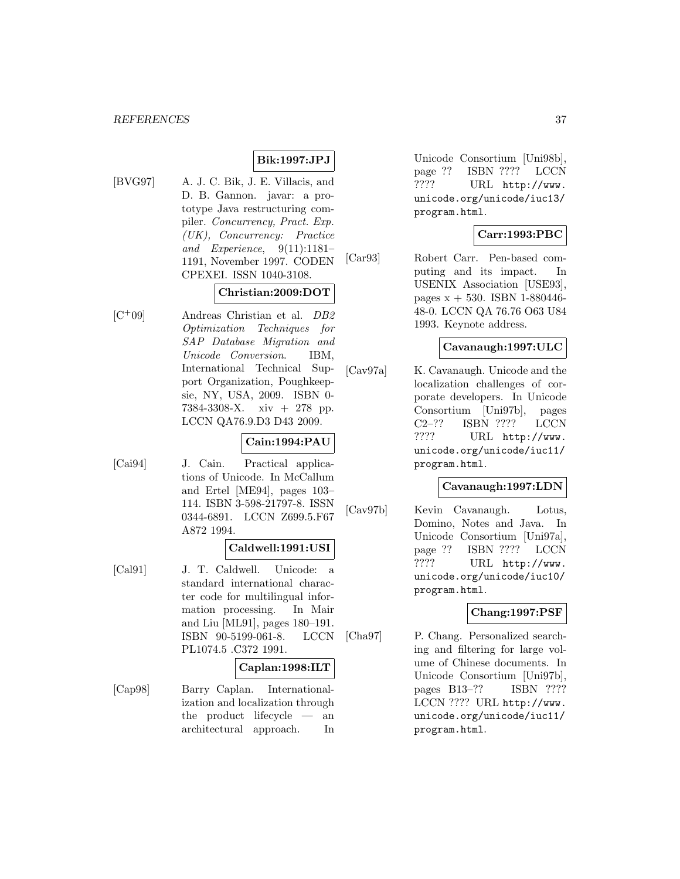**Bik:1997:JPJ**

[BVG97] A. J. C. Bik, J. E. Villacis, and D. B. Gannon. javar: a prototype Java restructuring compiler. *Concurrency, Pract. Exp. (UK), Concurrency: Practice and Experience*, 9(11):1181–1191, November 1997. CODEN CPEXEI. ISSN 1040-3108.

**Christian:2009:DOT**

[C[+]09] Andreas Christian et al. *DB2 Optimization Techniques for SAP Database Migration and Unicode Conversion*. IBM, International Technical Support Organization, Poughkeepsie, NY, USA, 2009. ISBN 0-7384-3308-X. xiv + 278 pp. LCCN QA76.9.D3 D43 2009.

**Cain:1994:PAU**

[Cai94] J. Cain. Practical applications of Unicode. In McCallum and Ertel [ME94], pages 103–114. ISBN 3-598-21797-8. ISSN 0344-6891. LCCN Z699.5.F67 A872 1994.

**Caldwell:1991:USI**

[Cal91] J. T. Caldwell. Unicode: a standard international character code for multilingual information processing. In Mair and Liu [ML91], pages 180–191. ISBN 90-5199-061-8. LCCN PL1074.5 .C372 1991.

**Caplan:1998:ILT**

[Cap98] Barry Caplan. Internationalization and localization through the product lifecycle — an architectural approach. In Unicode Consortium [Uni98b], page ?? ISBN ???? LCCN ???? URL `http://www.unicode.org/unicode/iuc13/program.html`.

**Carr:1993:PBC**

[Car93] Robert Carr. Pen-based computing and its impact. In USENIX Association [USE93], pages x + 530. ISBN 1-880446-48-0. LCCN QA 76.76 O63 U84 1993. Keynote address.

**Cavanaugh:1997:ULC**

[Cav97a] K. Cavanaugh. Unicode and the localization challenges of corporate developers. In Unicode Consortium [Uni97b], pages C2–?? ISBN ???? LCCN ???? URL `http://www.unicode.org/unicode/iuc11/program.html`.

**Cavanaugh:1997:LDN**

[Cav97b] Kevin Cavanaugh. Lotus, Domino, Notes and Java. In Unicode Consortium [Uni97a], page ?? ISBN ???? LCCN ???? URL `http://www.unicode.org/unicode/iuc10/program.html`.

**Chang:1997:PSF**

[Cha97] P. Chang. Personalized searching and filtering for large volume of Chinese documents. In Unicode Consortium [Uni97b], pages B13–?? ISBN ???? LCCN ???? URL `http://www.unicode.org/unicode/iuc11/program.html`.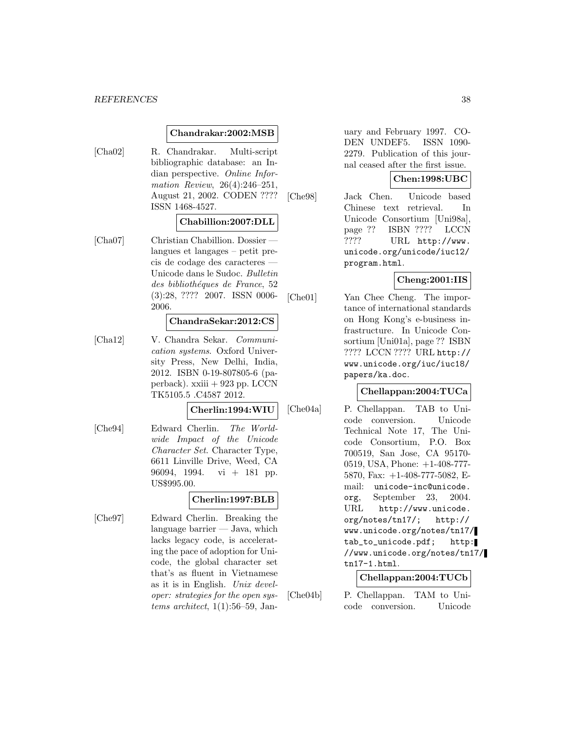**Chandrakar:2002:MSB**

[Cha02] R. Chandrakar. Multi-script bibliographic database: an Indian perspective. *Online Information Review*, 26(4):246–251, August 21, 2002. CODEN ???? ISSN 1468-4527.

**Chabillion:2007:DLL**

[Cha07] Christian Chabillion. Dossier — langues et langages – petit precis de codage des caracteres — Unicode dans le Sudoc. *Bulletin des bibliothéques de France*, 52 (3):28, ???? 2007. ISSN 0006-2006.

**ChandraSekar:2012:CS**

[Cha12] V. Chandra Sekar. *Communication systems*. Oxford University Press, New Delhi, India, 2012. ISBN 0-19-807805-6 (paperback). xxiii + 923 pp. LCCN TK5105.5 .C4587 2012.

**Cherlin:1994:WIU**

[Che94] Edward Cherlin. *The Worldwide Impact of the Unicode Character Set*. Character Type, 6611 Linville Drive, Weed, CA 96094, 1994. vi + 181 pp. US$995.00.

**Cherlin:1997:BLB**

[Che97] Edward Cherlin. Breaking the language barrier — Java, which lacks legacy code, is accelerating the pace of adoption for Unicode, the global character set that's as fluent in Vietnamese as it is in English. *Unix developer: strategies for the open systems architect*, 1(1):56–59, January and February 1997. CODEN UNDEF5. ISSN 1090-2279. Publication of this journal ceased after the first issue.

**Chen:1998:UBC**

[Che98] Jack Chen. Unicode based Chinese text retrieval. In Unicode Consortium [Uni98a], page ?? ISBN ???? LCCN ???? URL http://www.unicode.org/unicode/iuc12/program.html.

**Cheng:2001:IIS**

[Che01] Yan Chee Cheng. The importance of international standards on Hong Kong's e-business infrastructure. In Unicode Consortium [Uni01a], page ?? ISBN ???? LCCN ???? URL http://www.unicode.org/iuc/iuc18/papers/ka.doc.

**Chellappan:2004:TUCa**

[Che04a] P. Chellappan. TAB to Unicode conversion. Unicode Technical Note 17, The Unicode Consortium, P.O. Box 700519, San Jose, CA 95170-0519, USA, Phone: +1-408-777-5870, Fax: +1-408-777-5082, E-mail: unicode-inc@unicode.org, September 23, 2004. URL http://www.unicode.org/notes/tn17/; http://www.unicode.org/notes/tn17/tab_to_unicode.pdf; http://www.unicode.org/notes/tn17/tn17-1.html.

**Chellappan:2004:TUCb**

[Che04b] P. Chellappan. TAM to Unicode conversion. Unicode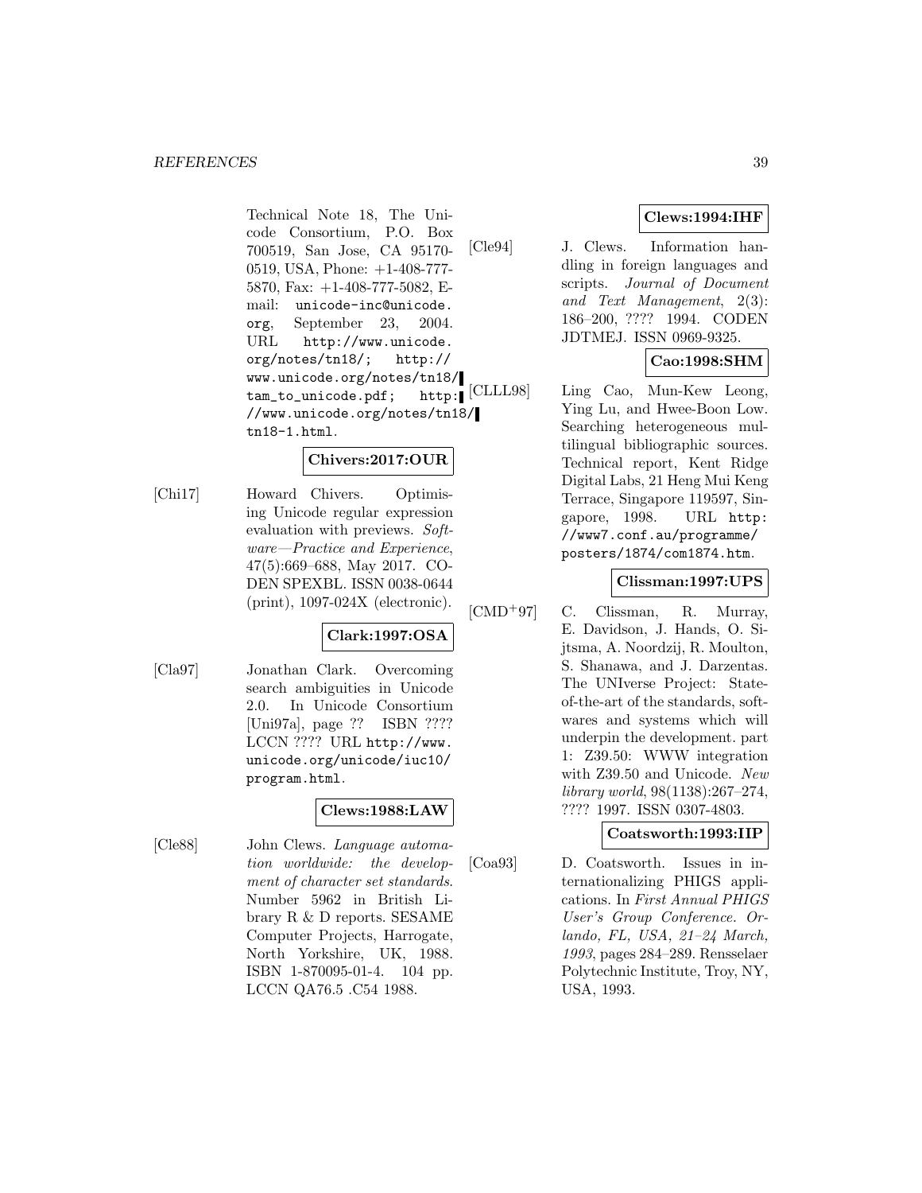Technical Note 18, The Unicode Consortium, P.O. Box 700519, San Jose, CA 95170-0519, USA, Phone: +1-408-777-5870, Fax: +1-408-777-5082, E-mail: unicode-inc@unicode.org, September 23, 2004. URL http://www.unicode.org/notes/tn18/; http://www.unicode.org/notes/tn18/tam_to_unicode.pdf; http://www.unicode.org/notes/tn18/tn18-1.html.

**Chivers:2017:OUR**

[Chi17] Howard Chivers. Optimising Unicode regular expression evaluation with previews. *Software—Practice and Experience*, 47(5):669–688, May 2017. CODEN SPEXBL. ISSN 0038-0644 (print), 1097-024X (electronic).

**Clark:1997:OSA**

[Cla97] Jonathan Clark. Overcoming search ambiguities in Unicode 2.0. In Unicode Consortium [Uni97a], page ?? ISBN ???? LCCN ???? URL http://www.unicode.org/unicode/iuc10/program.html.

**Clews:1988:LAW**

[Cle88] John Clews. *Language automation worldwide: the development of character set standards*. Number 5962 in British Library R & D reports. SESAME Computer Projects, Harrogate, North Yorkshire, UK, 1988. ISBN 1-870095-01-4. 104 pp. LCCN QA76.5 .C54 1988.

**Clews:1994:IHF**

[Cle94] J. Clews. Information handling in foreign languages and scripts. *Journal of Document and Text Management*, 2(3):186–200, ???? 1994. CODEN JDTMEJ. ISSN 0969-9325.

**Cao:1998:SHM**

[CLLL98] Ling Cao, Mun-Kew Leong, Ying Lu, and Hwee-Boon Low. Searching heterogeneous multilingual bibliographic sources. Technical report, Kent Ridge Digital Labs, 21 Heng Mui Keng Terrace, Singapore 119597, Singapore, 1998. URL http://www7.conf.au/programme/posters/1874/com1874.htm.

**Clissman:1997:UPS**

[CMD+97] C. Clissman, R. Murray, E. Davidson, J. Hands, O. Sijtsma, A. Noordzij, R. Moulton, S. Shanawa, and J. Darzentas. The UNIverse Project: State-of-the-art of the standards, softwares and systems which will underpin the development. part 1: Z39.50: WWW integration with Z39.50 and Unicode. *New library world*, 98(1138):267–274, ???? 1997. ISSN 0307-4803.

**Coatsworth:1993:IIP**

[Coa93] D. Coatsworth. Issues in internationalizing PHIGS applications. In *First Annual PHIGS User's Group Conference. Orlando, FL, USA, 21–24 March, 1993*, pages 284–289. Rensselaer Polytechnic Institute, Troy, NY, USA, 1993.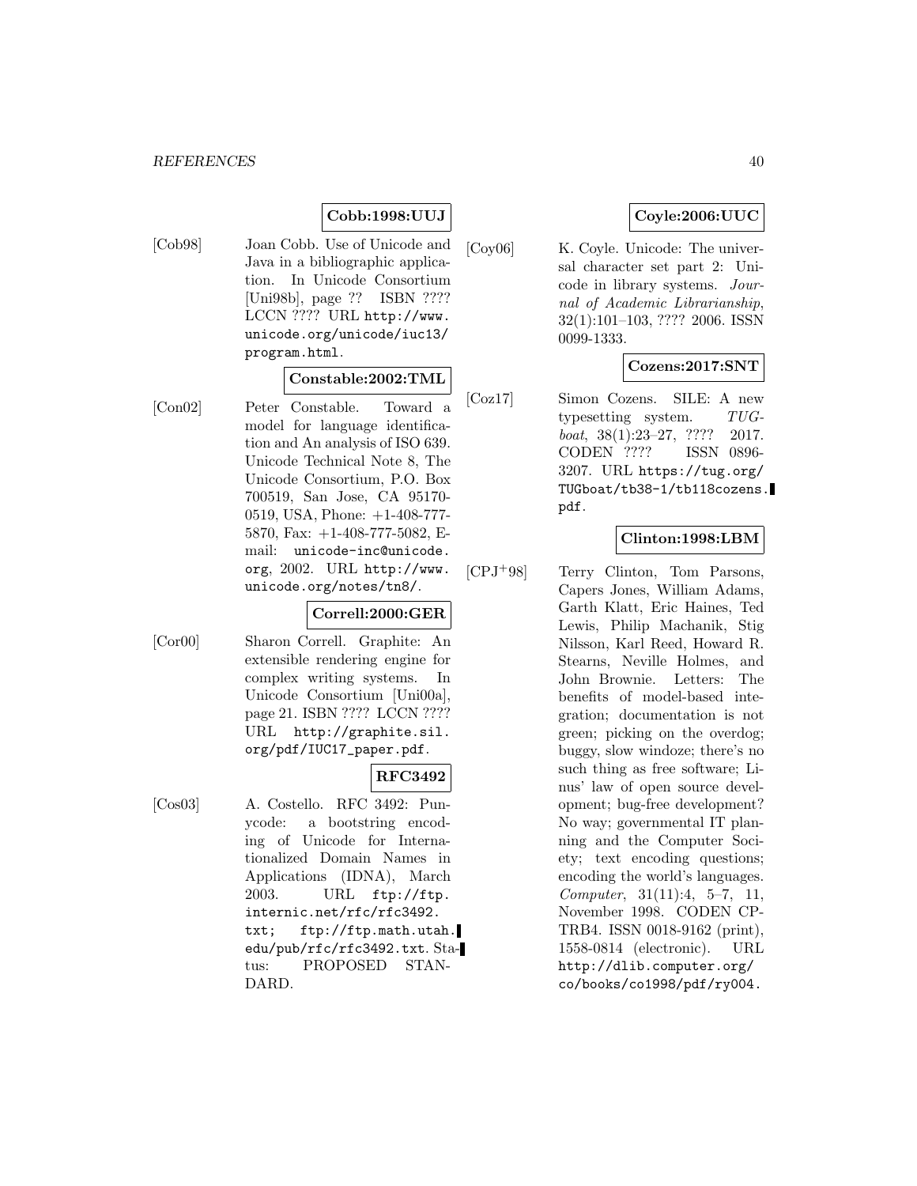**Cobb:1998:UUJ**

[Cob98] Joan Cobb. Use of Unicode and Java in a bibliographic application. In Unicode Consortium [Uni98b], page ?? ISBN ???? LCCN ???? URL http://www.unicode.org/unicode/iuc13/program.html.

**Constable:2002:TML**

[Con02] Peter Constable. Toward a model for language identification and An analysis of ISO 639. Unicode Technical Note 8, The Unicode Consortium, P.O. Box 700519, San Jose, CA 95170-0519, USA, Phone: +1-408-777-5870, Fax: +1-408-777-5082, E-mail: unicode-inc@unicode.org, 2002. URL http://www.unicode.org/notes/tn8/.

**Correll:2000:GER**

[Cor00] Sharon Correll. Graphite: An extensible rendering engine for complex writing systems. In Unicode Consortium [Uni00a], page 21. ISBN ???? LCCN ???? URL http://graphite.sil.org/pdf/IUC17_paper.pdf.

**RFC3492**

[Cos03] A. Costello. RFC 3492: Punycode: a bootstring encoding of Unicode for Internationalized Domain Names in Applications (IDNA), March 2003. URL ftp://ftp.internic.net/rfc/rfc3492.txt; ftp://ftp.math.utah.edu/pub/rfc/rfc3492.txt. Status: PROPOSED STANDARD.

**Coyle:2006:UUC**

[Coy06] K. Coyle. Unicode: The universal character set part 2: Unicode in library systems. *Journal of Academic Librarianship*, 32(1):101–103, ???? 2006. ISSN 0099-1333.

**Cozens:2017:SNT**

[Coz17] Simon Cozens. SILE: A new typesetting system. *TUGboat*, 38(1):23–27, ???? 2017. CODEN ???? ISSN 0896-3207. URL https://tug.org/TUGboat/tb38-1/tb118cozens.pdf.

**Clinton:1998:LBM**

[CPJ+98] Terry Clinton, Tom Parsons, Capers Jones, William Adams, Garth Klatt, Eric Haines, Ted Lewis, Philip Machanik, Stig Nilsson, Karl Reed, Howard R. Stearns, Neville Holmes, and John Brownie. Letters: The benefits of model-based integration; documentation is not green; picking on the overdog; buggy, slow windoze; there's no such thing as free software; Linus' law of open source development; bug-free development? No way; governmental IT planning and the Computer Society; text encoding questions; encoding the world's languages. *Computer*, 31(11):4, 5–7, 11, November 1998. CODEN CPTRB4. ISSN 0018-9162 (print), 1558-0814 (electronic). URL http://dlib.computer.org/co/books/co1998/pdf/ry004.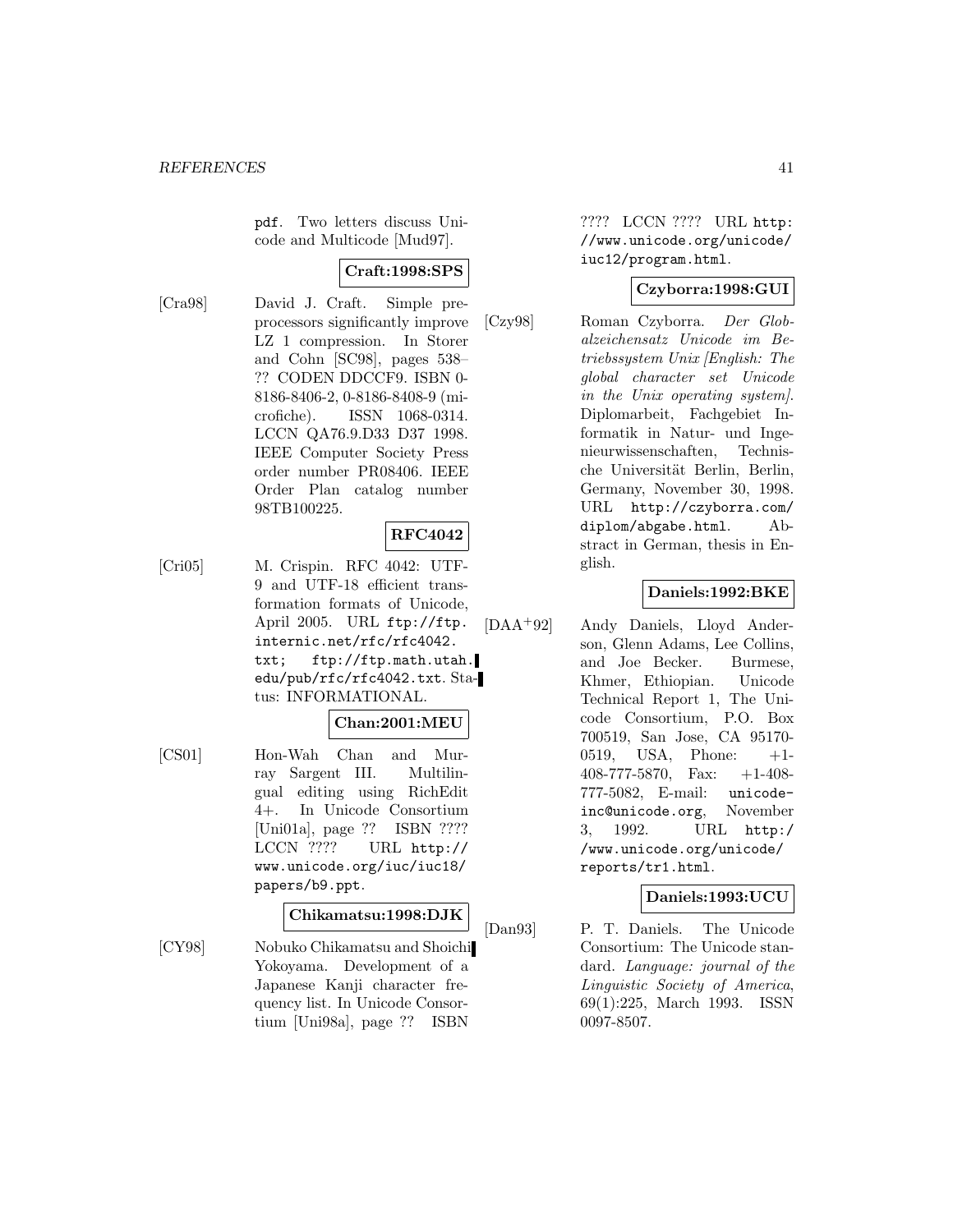pdf. Two letters discuss Unicode and Multicode [Mud97].

**Craft:1998:SPS**

[Cra98] David J. Craft. Simple preprocessors significantly improve LZ 1 compression. In Storer and Cohn [SC98], pages 538–?? CODEN DDCCF9. ISBN 0-8186-8406-2, 0-8186-8408-9 (microfiche). ISSN 1068-0314. LCCN QA76.9.D33 D37 1998. IEEE Computer Society Press order number PR08406. IEEE Order Plan catalog number 98TB100225.

**RFC4042**

[Cri05] M. Crispin. RFC 4042: UTF-9 and UTF-18 efficient transformation formats of Unicode, April 2005. URL ftp://ftp.internic.net/rfc/rfc4042.txt; ftp://ftp.math.utah.edu/pub/rfc/rfc4042.txt. Status: INFORMATIONAL.

**Chan:2001:MEU**

[CS01] Hon-Wah Chan and Murray Sargent III. Multilingual editing using RichEdit 4+. In Unicode Consortium [Uni01a], page ?? ISBN ???? LCCN ???? URL http://www.unicode.org/iuc/iuc18/papers/b9.ppt.

**Chikamatsu:1998:DJK**

[CY98] Nobuko Chikamatsu and Shoichi Yokoyama. Development of a Japanese Kanji character frequency list. In Unicode Consortium [Uni98a], page ?? ISBN ???? LCCN ???? URL http://www.unicode.org/unicode/iuc12/program.html.

**Czyborra:1998:GUI**

[Czy98] Roman Czyborra. *Der Globalzeichensatz Unicode im Betriebssystem Unix [English: The global character set Unicode in the Unix operating system]*. Diplomarbeit, Fachgebiet Informatik in Natur- und Ingenieurwissenschaften, Technische Universität Berlin, Berlin, Germany, November 30, 1998. URL http://czyborra.com/diplom/abgabe.html. Abstract in German, thesis in English.

**Daniels:1992:BKE**

[DAA+92] Andy Daniels, Lloyd Anderson, Glenn Adams, Lee Collins, and Joe Becker. Burmese, Khmer, Ethiopian. Unicode Technical Report 1, The Unicode Consortium, P.O. Box 700519, San Jose, CA 95170-0519, USA, Phone: +1-408-777-5870, Fax: +1-408-777-5082, E-mail: unicode-inc@unicode.org, November 3, 1992. URL http://www.unicode.org/unicode/reports/tr1.html.

**Daniels:1993:UCU**

[Dan93] P. T. Daniels. The Unicode Consortium: The Unicode standard. *Language: journal of the Linguistic Society of America*, 69(1):225, March 1993. ISSN 0097-8507.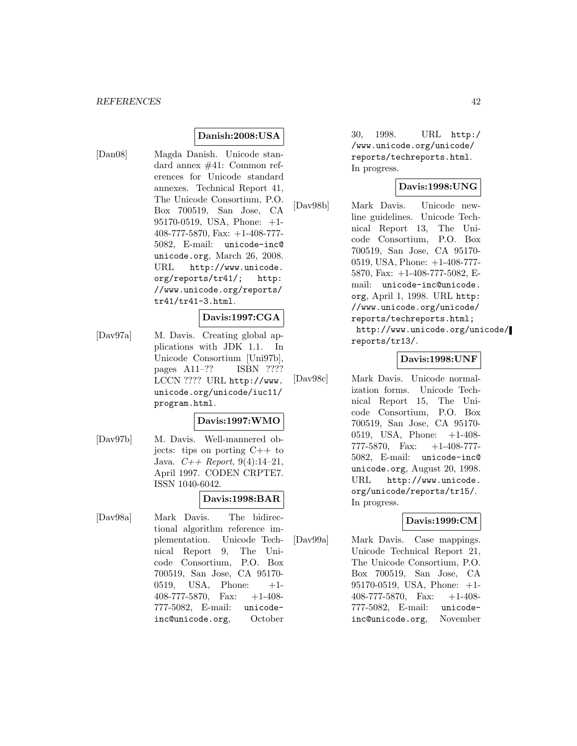**Danish:2008:USA**

[Dan08] Magda Danish. Unicode standard annex #41: Common references for Unicode standard annexes. Technical Report 41, The Unicode Consortium, P.O. Box 700519, San Jose, CA 95170-0519, USA, Phone: +1-408-777-5870, Fax: +1-408-777-5082, E-mail: unicode-inc@unicode.org, March 26, 2008. URL http://www.unicode.org/reports/tr41/; http://www.unicode.org/reports/tr41/tr41-3.html.

**Davis:1997:CGA**

[Dav97a] M. Davis. Creating global applications with JDK 1.1. In Unicode Consortium [Uni97b], pages A11–?? ISBN ???? LCCN ???? URL http://www.unicode.org/unicode/iuc11/program.html.

**Davis:1997:WMO**

[Dav97b] M. Davis. Well-mannered objects: tips on porting C++ to Java. *C++ Report*, 9(4):14–21, April 1997. CODEN CRPTE7. ISSN 1040-6042.

**Davis:1998:BAR**

[Dav98a] Mark Davis. The bidirectional algorithm reference implementation. Unicode Technical Report 9, The Unicode Consortium, P.O. Box 700519, San Jose, CA 95170-0519, USA, Phone: +1-408-777-5870, Fax: +1-408-777-5082, E-mail: unicode-inc@unicode.org, October 30, 1998. URL http://www.unicode.org/unicode/reports/techreports.html. In progress.

**Davis:1998:UNG**

[Dav98b] Mark Davis. Unicode newline guidelines. Unicode Technical Report 13, The Unicode Consortium, P.O. Box 700519, San Jose, CA 95170-0519, USA, Phone: +1-408-777-5870, Fax: +1-408-777-5082, E-mail: unicode-inc@unicode.org, April 1, 1998. URL http://www.unicode.org/unicode/reports/techreports.html; http://www.unicode.org/unicode/reports/tr13/.

**Davis:1998:UNF**

[Dav98c] Mark Davis. Unicode normalization forms. Unicode Technical Report 15, The Unicode Consortium, P.O. Box 700519, San Jose, CA 95170-0519, USA, Phone: +1-408-777-5870, Fax: +1-408-777-5082, E-mail: unicode-inc@unicode.org, August 20, 1998. URL http://www.unicode.org/unicode/reports/tr15/. In progress.

**Davis:1999:CM**

[Dav99a] Mark Davis. Case mappings. Unicode Technical Report 21, The Unicode Consortium, P.O. Box 700519, San Jose, CA 95170-0519, USA, Phone: +1-408-777-5870, Fax: +1-408-777-5082, E-mail: unicode-inc@unicode.org, November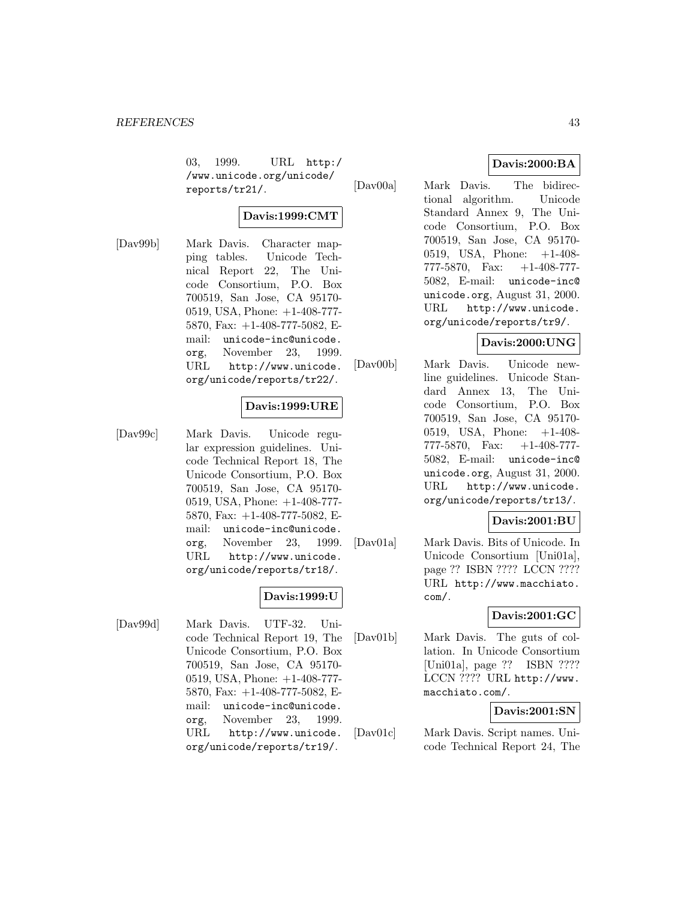03, 1999. URL http://www.unicode.org/unicode/reports/tr21/.

**Davis:1999:CMT**

[Dav99b] Mark Davis. Character mapping tables. Unicode Technical Report 22, The Unicode Consortium, P.O. Box 700519, San Jose, CA 95170-0519, USA, Phone: +1-408-777-5870, Fax: +1-408-777-5082, E-mail: unicode-inc@unicode.org, November 23, 1999. URL http://www.unicode.org/unicode/reports/tr22/.

**Davis:1999:URE**

[Dav99c] Mark Davis. Unicode regular expression guidelines. Unicode Technical Report 18, The Unicode Consortium, P.O. Box 700519, San Jose, CA 95170-0519, USA, Phone: +1-408-777-5870, Fax: +1-408-777-5082, E-mail: unicode-inc@unicode.org, November 23, 1999. URL http://www.unicode.org/unicode/reports/tr18/.

**Davis:1999:U**

[Dav99d] Mark Davis. UTF-32. Unicode Technical Report 19, The Unicode Consortium, P.O. Box 700519, San Jose, CA 95170-0519, USA, Phone: +1-408-777-5870, Fax: +1-408-777-5082, E-mail: unicode-inc@unicode.org, November 23, 1999. URL http://www.unicode.org/unicode/reports/tr19/.

**Davis:2000:BA**

[Dav00a] Mark Davis. The bidirectional algorithm. Unicode Standard Annex 9, The Unicode Consortium, P.O. Box 700519, San Jose, CA 95170-0519, USA, Phone: +1-408-777-5870, Fax: +1-408-777-5082, E-mail: unicode-inc@unicode.org, August 31, 2000. URL http://www.unicode.org/unicode/reports/tr9/.

**Davis:2000:UNG**

[Dav00b] Mark Davis. Unicode newline guidelines. Unicode Standard Annex 13, The Unicode Consortium, P.O. Box 700519, San Jose, CA 95170-0519, USA, Phone: +1-408-777-5870, Fax: +1-408-777-5082, E-mail: unicode-inc@unicode.org, August 31, 2000. URL http://www.unicode.org/unicode/reports/tr13/.

**Davis:2001:BU**

[Dav01a] Mark Davis. Bits of Unicode. In Unicode Consortium [Uni01a], page ?? ISBN ???? LCCN ???? URL http://www.macchiato.com/.

**Davis:2001:GC**

[Dav01b] Mark Davis. The guts of collation. In Unicode Consortium [Uni01a], page ?? ISBN ???? LCCN ???? URL http://www.macchiato.com/.

**Davis:2001:SN**

[Dav01c] Mark Davis. Script names. Unicode Technical Report 24, The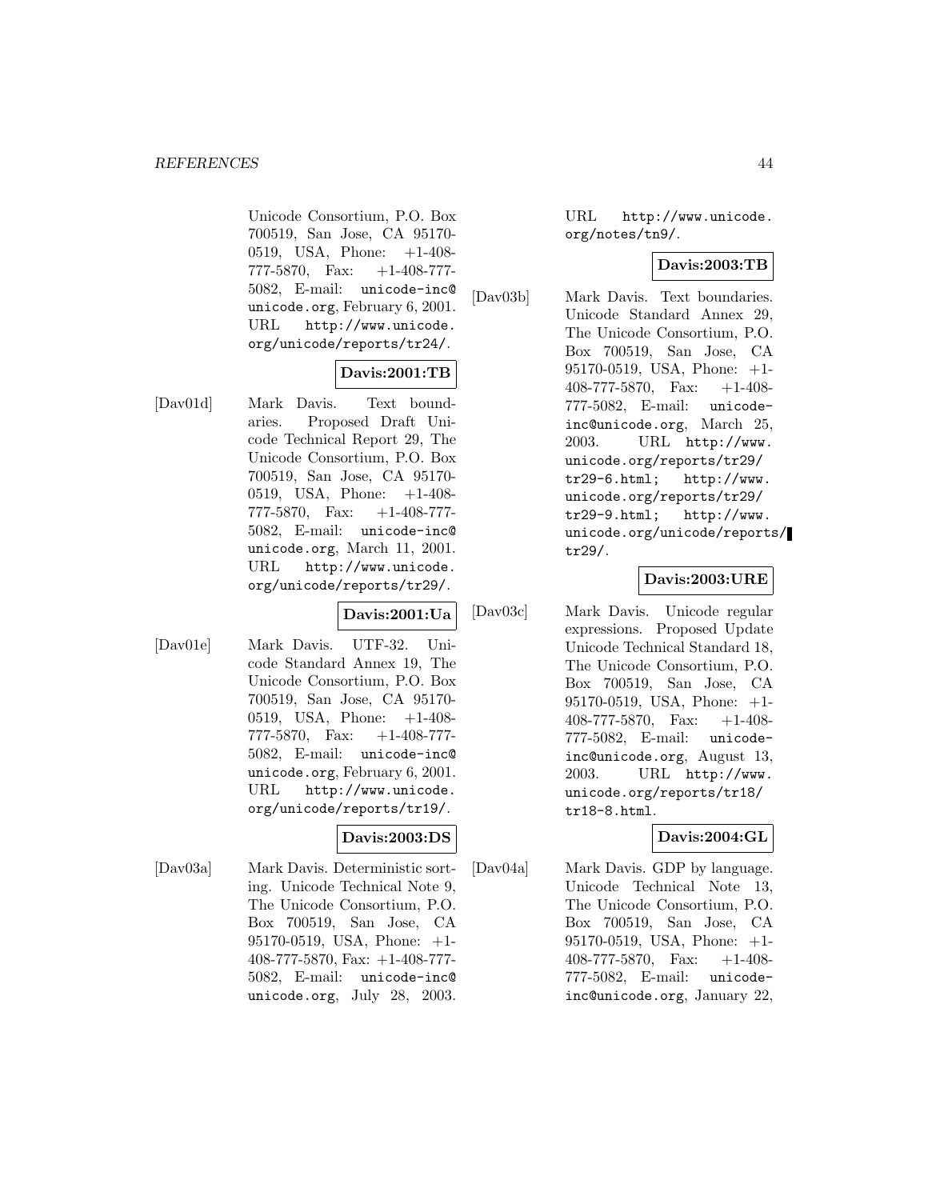Unicode Consortium, P.O. Box 700519, San Jose, CA 95170-0519, USA, Phone: +1-408-777-5870, Fax: +1-408-777-5082, E-mail: unicode-inc@unicode.org, February 6, 2001. URL http://www.unicode.org/unicode/reports/tr24/.

**Davis:2001:TB**

[Dav01d] Mark Davis. Text boundaries. Proposed Draft Unicode Technical Report 29, The Unicode Consortium, P.O. Box 700519, San Jose, CA 95170-0519, USA, Phone: +1-408-777-5870, Fax: +1-408-777-5082, E-mail: unicode-inc@unicode.org, March 11, 2001. URL http://www.unicode.org/unicode/reports/tr29/.

**Davis:2001:Ua**

[Dav01e] Mark Davis. UTF-32. Unicode Standard Annex 19, The Unicode Consortium, P.O. Box 700519, San Jose, CA 95170-0519, USA, Phone: +1-408-777-5870, Fax: +1-408-777-5082, E-mail: unicode-inc@unicode.org, February 6, 2001. URL http://www.unicode.org/unicode/reports/tr19/.

**Davis:2003:DS**

[Dav03a] Mark Davis. Deterministic sorting. Unicode Technical Note 9, The Unicode Consortium, P.O. Box 700519, San Jose, CA 95170-0519, USA, Phone: +1-408-777-5870, Fax: +1-408-777-5082, E-mail: unicode-inc@unicode.org, July 28, 2003. URL http://www.unicode.org/notes/tn9/.

**Davis:2003:TB**

[Dav03b] Mark Davis. Text boundaries. Unicode Standard Annex 29, The Unicode Consortium, P.O. Box 700519, San Jose, CA 95170-0519, USA, Phone: +1-408-777-5870, Fax: +1-408-777-5082, E-mail: unicode-inc@unicode.org, March 25, 2003. URL http://www.unicode.org/reports/tr29/tr29-6.html; http://www.unicode.org/reports/tr29/tr29-9.html; http://www.unicode.org/unicode/reports/tr29/.

**Davis:2003:URE**

[Dav03c] Mark Davis. Unicode regular expressions. Proposed Update Unicode Technical Standard 18, The Unicode Consortium, P.O. Box 700519, San Jose, CA 95170-0519, USA, Phone: +1-408-777-5870, Fax: +1-408-777-5082, E-mail: unicode-inc@unicode.org, August 13, 2003. URL http://www.unicode.org/reports/tr18/tr18-8.html.

**Davis:2004:GL**

[Dav04a] Mark Davis. GDP by language. Unicode Technical Note 13, The Unicode Consortium, P.O. Box 700519, San Jose, CA 95170-0519, USA, Phone: +1-408-777-5870, Fax: +1-408-777-5082, E-mail: unicode-inc@unicode.org, January 22,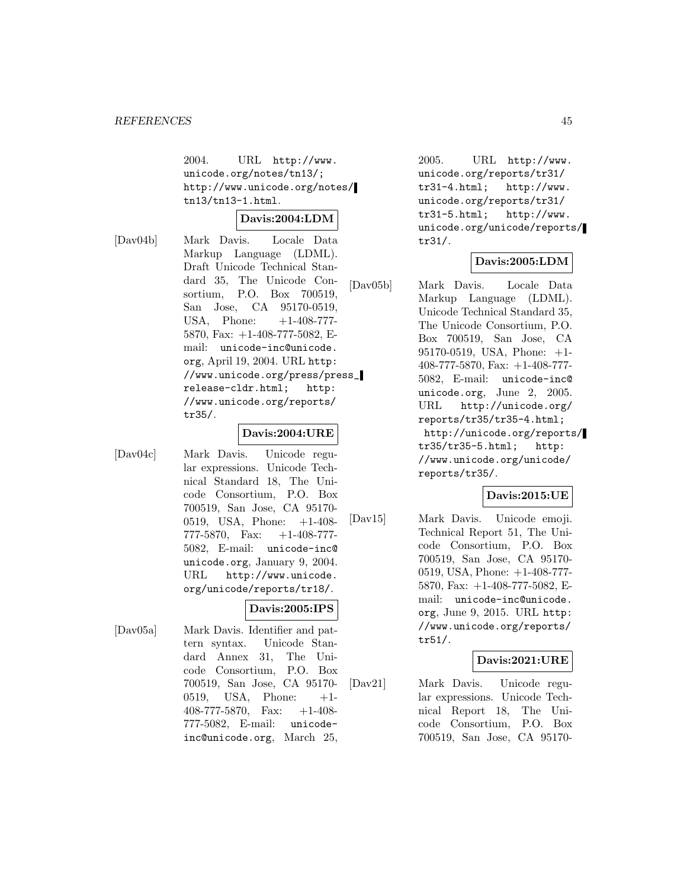2004. URL http://www.unicode.org/notes/tn13/; http://www.unicode.org/notes/tn13/tn13-1.html.

**Davis:2004:LDM**

[Dav04b] Mark Davis. Locale Data Markup Language (LDML). Draft Unicode Technical Standard 35, The Unicode Consortium, P.O. Box 700519, San Jose, CA 95170-0519, USA, Phone: +1-408-777-5870, Fax: +1-408-777-5082, E-mail: unicode-inc@unicode.org, April 19, 2004. URL http://www.unicode.org/press/press_release-cldr.html; http://www.unicode.org/reports/tr35/.

**Davis:2004:URE**

[Dav04c] Mark Davis. Unicode regular expressions. Unicode Technical Standard 18, The Unicode Consortium, P.O. Box 700519, San Jose, CA 95170-0519, USA, Phone: +1-408-777-5870, Fax: +1-408-777-5082, E-mail: unicode-inc@unicode.org, January 9, 2004. URL http://www.unicode.org/unicode/reports/tr18/.

**Davis:2005:IPS**

[Dav05a] Mark Davis. Identifier and pattern syntax. Unicode Standard Annex 31, The Unicode Consortium, P.O. Box 700519, San Jose, CA 95170-0519, USA, Phone: +1-408-777-5870, Fax: +1-408-777-5082, E-mail: unicode-inc@unicode.org, March 25, 2005. URL http://www.unicode.org/reports/tr31/tr31-4.html; http://www.unicode.org/reports/tr31/tr31-5.html; http://www.unicode.org/unicode/reports/tr31/.

**Davis:2005:LDM**

[Dav05b] Mark Davis. Locale Data Markup Language (LDML). Unicode Technical Standard 35, The Unicode Consortium, P.O. Box 700519, San Jose, CA 95170-0519, USA, Phone: +1-408-777-5870, Fax: +1-408-777-5082, E-mail: unicode-inc@unicode.org, June 2, 2005. URL http://unicode.org/reports/tr35/tr35-4.html; http://unicode.org/reports/tr35/tr35-5.html; http://www.unicode.org/unicode/reports/tr35/.

**Davis:2015:UE**

[Dav15] Mark Davis. Unicode emoji. Technical Report 51, The Unicode Consortium, P.O. Box 700519, San Jose, CA 95170-0519, USA, Phone: +1-408-777-5870, Fax: +1-408-777-5082, E-mail: unicode-inc@unicode.org, June 9, 2015. URL http://www.unicode.org/reports/tr51/.

**Davis:2021:URE**

[Dav21] Mark Davis. Unicode regular expressions. Unicode Technical Report 18, The Unicode Consortium, P.O. Box 700519, San Jose, CA 95170-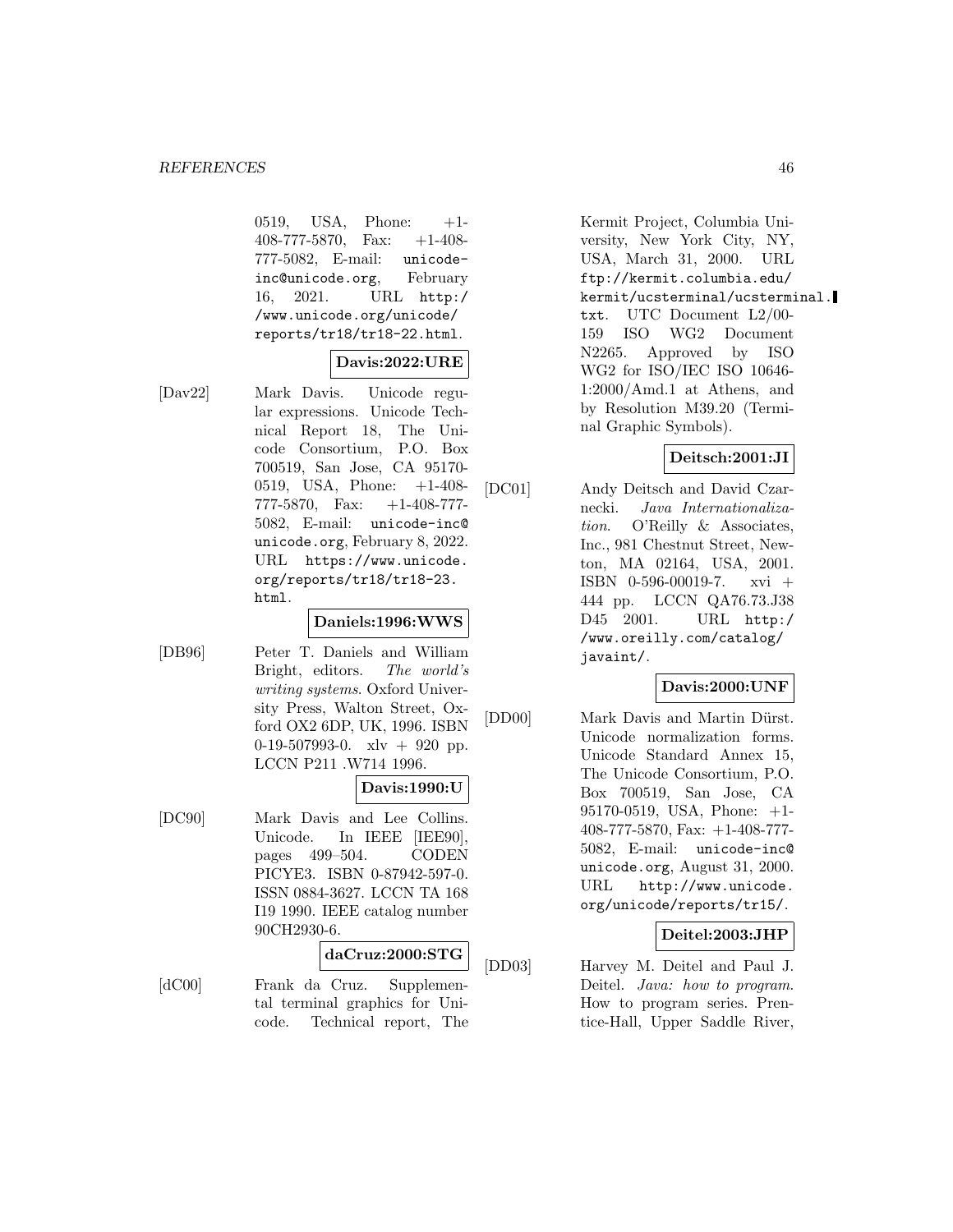0519, USA, Phone: +1-408-777-5870, Fax: +1-408-777-5082, E-mail: unicode-inc@unicode.org, February 16, 2021. URL http://www.unicode.org/unicode/reports/tr18/tr18-22.html.

**Davis:2022:URE**

[Dav22] Mark Davis. Unicode regular expressions. Unicode Technical Report 18, The Unicode Consortium, P.O. Box 700519, San Jose, CA 95170-0519, USA, Phone: +1-408-777-5870, Fax: +1-408-777-5082, E-mail: unicode-inc@unicode.org, February 8, 2022. URL https://www.unicode.org/reports/tr18/tr18-23.html.

**Daniels:1996:WWS**

[DB96] Peter T. Daniels and William Bright, editors. *The world's writing systems*. Oxford University Press, Walton Street, Oxford OX2 6DP, UK, 1996. ISBN 0-19-507993-0. xlv + 920 pp. LCCN P211 .W714 1996.

**Davis:1990:U**

[DC90] Mark Davis and Lee Collins. Unicode. In IEEE [IEE90], pages 499–504. CODEN PICYE3. ISBN 0-87942-597-0. ISSN 0884-3627. LCCN TA 168 I19 1990. IEEE catalog number 90CH2930-6.

**daCruz:2000:STG**

[dC00] Frank da Cruz. Supplemental terminal graphics for Unicode. Technical report, The Kermit Project, Columbia University, New York City, NY, USA, March 31, 2000. URL ftp://kermit.columbia.edu/kermit/ucsterminal/ucsterminal.txt. UTC Document L2/00-159 ISO WG2 Document N2265. Approved by ISO WG2 for ISO/IEC ISO 10646-1:2000/Amd.1 at Athens, and by Resolution M39.20 (Terminal Graphic Symbols).

**Deitsch:2001:JI**

[DC01] Andy Deitsch and David Czarnecki. *Java Internationalization*. O'Reilly & Associates, Inc., 981 Chestnut Street, Newton, MA 02164, USA, 2001. ISBN 0-596-00019-7. xvi + 444 pp. LCCN QA76.73.J38 D45 2001. URL http://www.oreilly.com/catalog/javaint/.

**Davis:2000:UNF**

[DD00] Mark Davis and Martin Dürst. Unicode normalization forms. Unicode Standard Annex 15, The Unicode Consortium, P.O. Box 700519, San Jose, CA 95170-0519, USA, Phone: +1-408-777-5870, Fax: +1-408-777-5082, E-mail: unicode-inc@unicode.org, August 31, 2000. URL http://www.unicode.org/unicode/reports/tr15/.

**Deitel:2003:JHP**

[DD03] Harvey M. Deitel and Paul J. Deitel. *Java: how to program*. How to program series. Prentice-Hall, Upper Saddle River,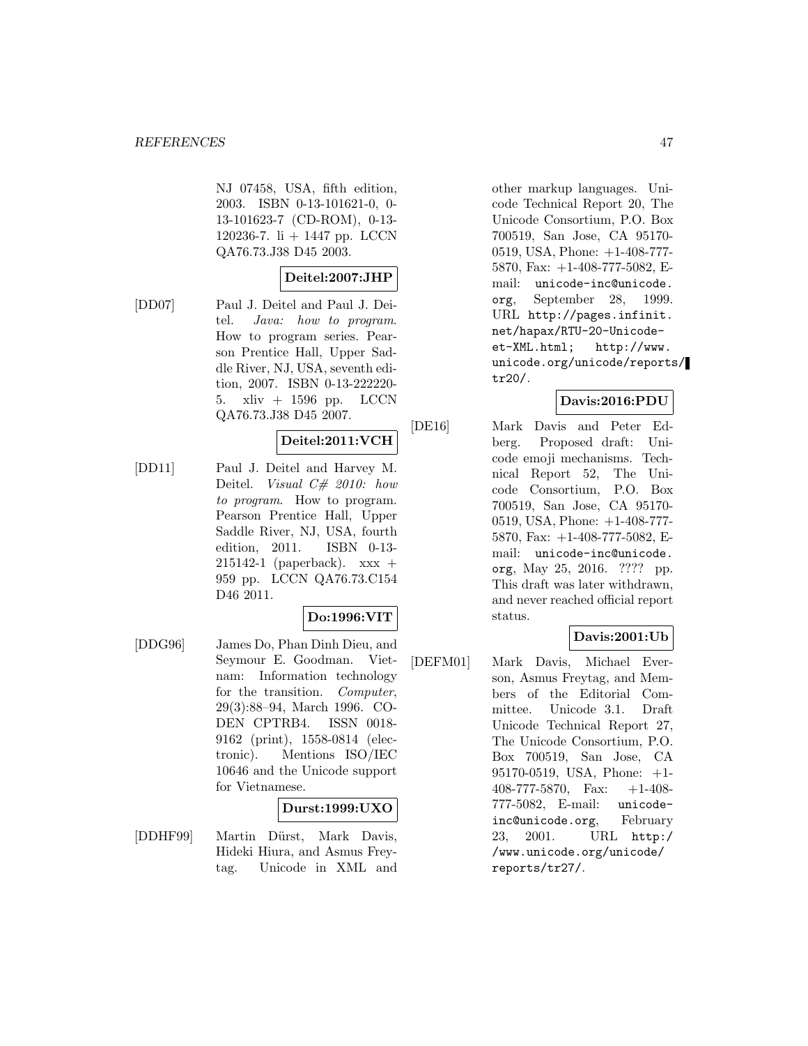NJ 07458, USA, fifth edition, 2003. ISBN 0-13-101621-0, 0-13-101623-7 (CD-ROM), 0-13-120236-7. li + 1447 pp. LCCN QA76.73.J38 D45 2003.

**Deitel:2007:JHP**

[DD07] Paul J. Deitel and Paul J. Deitel. *Java: how to program*. How to program series. Pearson Prentice Hall, Upper Saddle River, NJ, USA, seventh edition, 2007. ISBN 0-13-222220-5. xliv + 1596 pp. LCCN QA76.73.J38 D45 2007.

**Deitel:2011:VCH**

[DD11] Paul J. Deitel and Harvey M. Deitel. *Visual C# 2010: how to program*. How to program. Pearson Prentice Hall, Upper Saddle River, NJ, USA, fourth edition, 2011. ISBN 0-13-215142-1 (paperback). xxx + 959 pp. LCCN QA76.73.C154 D46 2011.

**Do:1996:VIT**

[DDG96] James Do, Phan Dinh Dieu, and Seymour E. Goodman. Vietnam: Information technology for the transition. *Computer*, 29(3):88–94, March 1996. CODEN CPTRB4. ISSN 0018-9162 (print), 1558-0814 (electronic). Mentions ISO/IEC 10646 and the Unicode support for Vietnamese.

**Durst:1999:UXO**

[DDHF99] Martin Dürst, Mark Davis, Hideki Hiura, and Asmus Freytag. Unicode in XML and other markup languages. Unicode Technical Report 20, The Unicode Consortium, P.O. Box 700519, San Jose, CA 95170-0519, USA, Phone: +1-408-777-5870, Fax: +1-408-777-5082, E-mail: unicode-inc@unicode.org, September 28, 1999. URL http://pages.infinit.net/hapax/RTU-20-Unicode-et-XML.html; http://www.unicode.org/unicode/reports/tr20/.

**Davis:2016:PDU**

[DE16] Mark Davis and Peter Edberg. Proposed draft: Unicode emoji mechanisms. Technical Report 52, The Unicode Consortium, P.O. Box 700519, San Jose, CA 95170-0519, USA, Phone: +1-408-777-5870, Fax: +1-408-777-5082, E-mail: unicode-inc@unicode.org, May 25, 2016. ???? pp. This draft was later withdrawn, and never reached official report status.

**Davis:2001:Ub**

[DEFM01] Mark Davis, Michael Everson, Asmus Freytag, and Members of the Editorial Committee. Unicode 3.1. Draft Unicode Technical Report 27, The Unicode Consortium, P.O. Box 700519, San Jose, CA 95170-0519, USA, Phone: +1-408-777-5870, Fax: +1-408-777-5082, E-mail: unicode-inc@unicode.org, February 23, 2001. URL http://www.unicode.org/unicode/reports/tr27/.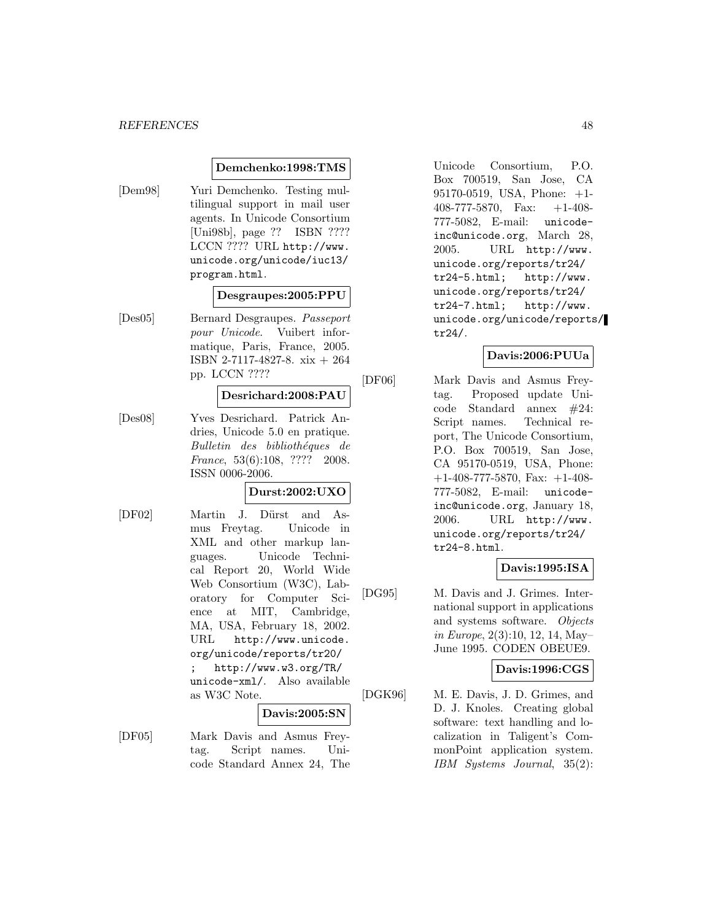**Demchenko:1998:TMS**

[Dem98] Yuri Demchenko. Testing multilingual support in mail user agents. In Unicode Consortium [Uni98b], page ?? ISBN ???? LCCN ???? URL http://www.unicode.org/unicode/iuc13/program.html.

**Desgraupes:2005:PPU**

[Des05] Bernard Desgraupes. *Passeport pour Unicode*. Vuibert informatique, Paris, France, 2005. ISBN 2-7117-4827-8. xix + 264 pp. LCCN ????

**Desrichard:2008:PAU**

[Des08] Yves Desrichard. Patrick Andries, Unicode 5.0 en pratique. *Bulletin des bibliothéques de France*, 53(6):108, ???? 2008. ISSN 0006-2006.

**Durst:2002:UXO**

[DF02] Martin J. Dürst and Asmus Freytag. Unicode in XML and other markup languages. Unicode Technical Report 20, World Wide Web Consortium (W3C), Laboratory for Computer Science at MIT, Cambridge, MA, USA, February 18, 2002. URL http://www.unicode.org/unicode/reports/tr20/ ; http://www.w3.org/TR/unicode-xml/. Also available as W3C Note.

**Davis:2005:SN**

[DF05] Mark Davis and Asmus Freytag. Script names. Unicode Standard Annex 24, The Unicode Consortium, P.O. Box 700519, San Jose, CA 95170-0519, USA, Phone: +1-408-777-5870, Fax: +1-408-777-5082, E-mail: unicode-inc@unicode.org, March 28, 2005. URL http://www.unicode.org/reports/tr24/tr24-5.html; http://www.unicode.org/reports/tr24/tr24-7.html; http://www.unicode.org/unicode/reports/tr24/.

**Davis:2006:PUUa**

[DF06] Mark Davis and Asmus Freytag. Proposed update Unicode Standard annex #24: Script names. Technical report, The Unicode Consortium, P.O. Box 700519, San Jose, CA 95170-0519, USA, Phone: +1-408-777-5870, Fax: +1-408-777-5082, E-mail: unicode-inc@unicode.org, January 18, 2006. URL http://www.unicode.org/reports/tr24/tr24-8.html.

**Davis:1995:ISA**

[DG95] M. Davis and J. Grimes. International support in applications and systems software. *Objects in Europe*, 2(3):10, 12, 14, May–June 1995. CODEN OBEUE9.

**Davis:1996:CGS**

[DGK96] M. E. Davis, J. D. Grimes, and D. J. Knoles. Creating global software: text handling and localization in Taligent's CommonPoint application system. *IBM Systems Journal*, 35(2):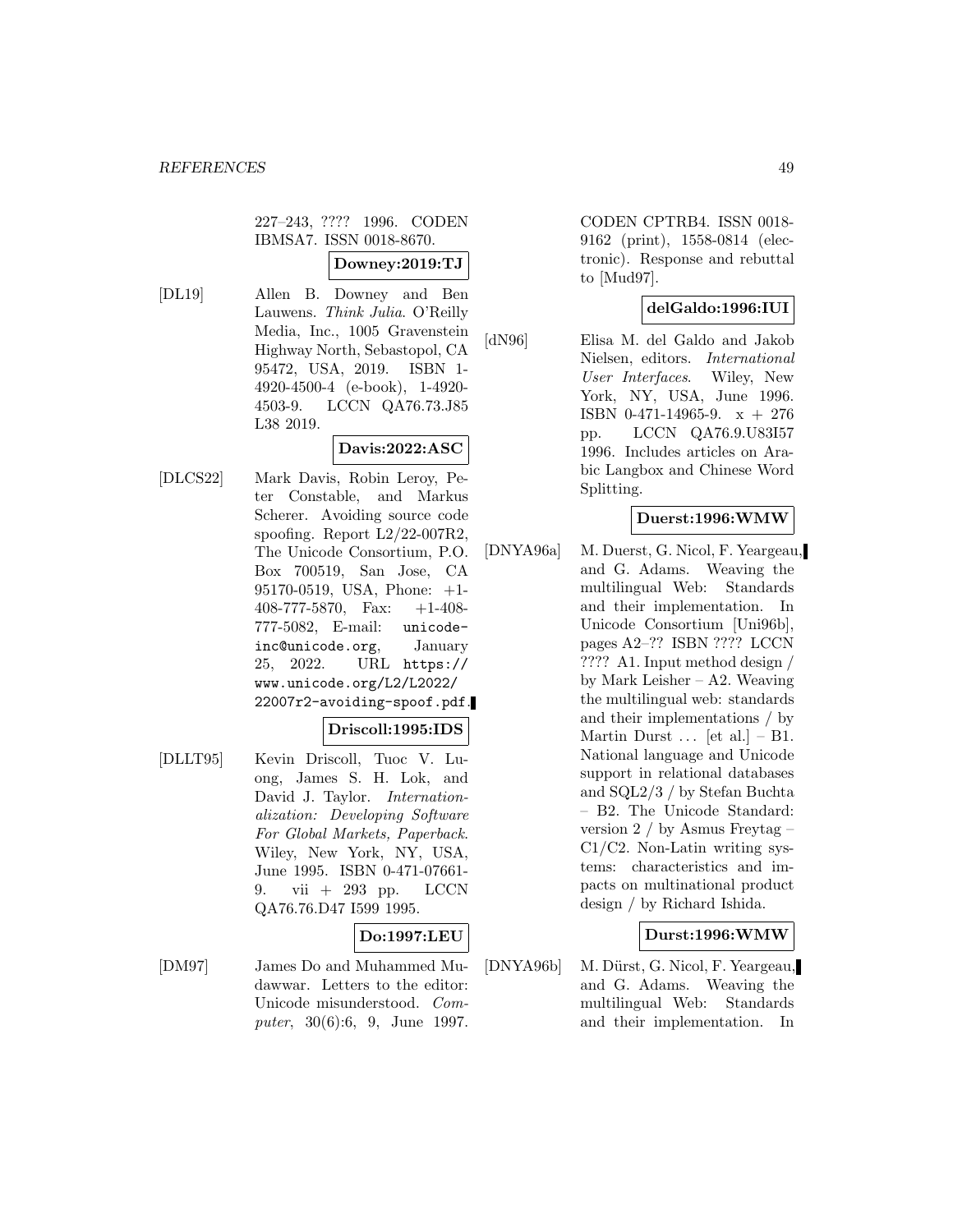227–243, ???? 1996. CODEN IBMSA7. ISSN 0018-8670.

**Downey:2019:TJ**

[DL19] Allen B. Downey and Ben Lauwens. *Think Julia*. O'Reilly Media, Inc., 1005 Gravenstein Highway North, Sebastopol, CA 95472, USA, 2019. ISBN 1-4920-4500-4 (e-book), 1-4920-4503-9. LCCN QA76.73.J85 L38 2019.

**Davis:2022:ASC**

[DLCS22] Mark Davis, Robin Leroy, Peter Constable, and Markus Scherer. Avoiding source code spoofing. Report L2/22-007R2, The Unicode Consortium, P.O. Box 700519, San Jose, CA 95170-0519, USA, Phone: +1-408-777-5870, Fax: +1-408-777-5082, E-mail: unicode-inc@unicode.org, January 25, 2022. URL https://www.unicode.org/L2/L2022/22007r2-avoiding-spoof.pdf.

**Driscoll:1995:IDS**

[DLLT95] Kevin Driscoll, Tuoc V. Luong, James S. H. Lok, and David J. Taylor. *Internationalization: Developing Software For Global Markets, Paperback*. Wiley, New York, NY, USA, June 1995. ISBN 0-471-07661-9. vii + 293 pp. LCCN QA76.76.D47 I599 1995.

**Do:1997:LEU**

[DM97] James Do and Muhammed Mudawwar. Letters to the editor: Unicode misunderstood. *Computer*, 30(6):6, 9, June 1997. CODEN CPTRB4. ISSN 0018-9162 (print), 1558-0814 (electronic). Response and rebuttal to [Mud97].

**delGaldo:1996:IUI**

[dN96] Elisa M. del Galdo and Jakob Nielsen, editors. *International User Interfaces*. Wiley, New York, NY, USA, June 1996. ISBN 0-471-14965-9. x + 276 pp. LCCN QA76.9.U83I57 1996. Includes articles on Arabic Langbox and Chinese Word Splitting.

**Duerst:1996:WMW**

[DNYA96a] M. Duerst, G. Nicol, F. Yeargeau, and G. Adams. Weaving the multilingual Web: Standards and their implementation. In Unicode Consortium [Uni96b], pages A2–?? ISBN ???? LCCN ???? A1. Input method design / by Mark Leisher – A2. Weaving the multilingual web: standards and their implementations / by Martin Durst ... [et al.] – B1. National language and Unicode support in relational databases and SQL2/3 / by Stefan Buchta – B2. The Unicode Standard: version 2 / by Asmus Freytag – C1/C2. Non-Latin writing systems: characteristics and impacts on multinational product design / by Richard Ishida.

**Durst:1996:WMW**

[DNYA96b] M. Dürst, G. Nicol, F. Yeargeau, and G. Adams. Weaving the multilingual Web: Standards and their implementation. In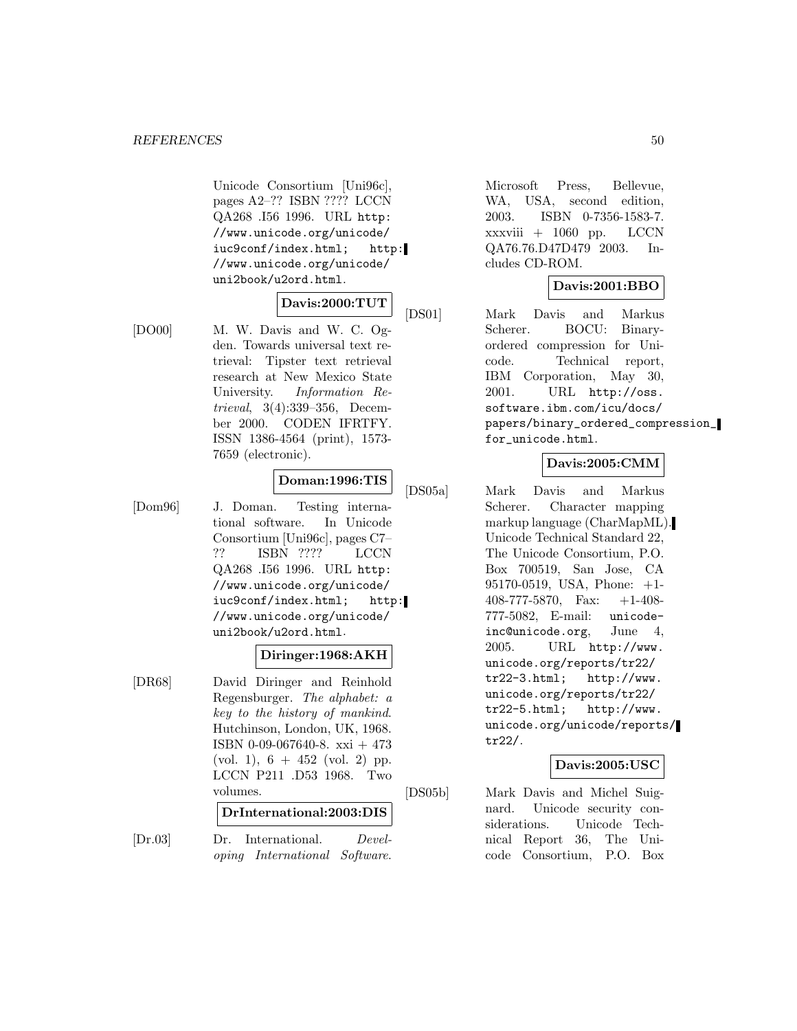Unicode Consortium [Uni96c], pages A2–?? ISBN ???? LCCN QA268 .I56 1996. URL http://www.unicode.org/unicode/iuc9conf/index.html; http://www.unicode.org/unicode/uni2book/u2ord.html.

**Davis:2000:TUT**

[DO00] M. W. Davis and W. C. Ogden. Towards universal text retrieval: Tipster text retrieval research at New Mexico State University. *Information Retrieval*, 3(4):339–356, December 2000. CODEN IFRTFY. ISSN 1386-4564 (print), 1573-7659 (electronic).

**Doman:1996:TIS**

[Dom96] J. Doman. Testing international software. In Unicode Consortium [Uni96c], pages C7–?? ISBN ???? LCCN QA268 .I56 1996. URL http://www.unicode.org/unicode/iuc9conf/index.html; http://www.unicode.org/unicode/uni2book/u2ord.html.

**Diringer:1968:AKH**

[DR68] David Diringer and Reinhold Regensburger. *The alphabet: a key to the history of mankind*. Hutchinson, London, UK, 1968. ISBN 0-09-067640-8. xxi + 473 (vol. 1), 6 + 452 (vol. 2) pp. LCCN P211 .D53 1968. Two volumes.

**DrInternational:2003:DIS**

[Dr.03] Dr. International. *Developing International Software*. Microsoft Press, Bellevue, WA, USA, second edition, 2003. ISBN 0-7356-1583-7. xxxviii + 1060 pp. LCCN QA76.76.D47D479 2003. Includes CD-ROM.

**Davis:2001:BBO**

[DS01] Mark Davis and Markus Scherer. BOCU: Binary-ordered compression for Unicode. Technical report, IBM Corporation, May 30, 2001. URL http://oss.software.ibm.com/icu/docs/papers/binary_ordered_compression_for_unicode.html.

**Davis:2005:CMM**

[DS05a] Mark Davis and Markus Scherer. Character mapping markup language (CharMapML). Unicode Technical Standard 22, The Unicode Consortium, P.O. Box 700519, San Jose, CA 95170-0519, USA, Phone: +1-408-777-5870, Fax: +1-408-777-5082, E-mail: unicode-inc@unicode.org, June 4, 2005. URL http://www.unicode.org/reports/tr22/tr22-3.html; http://www.unicode.org/reports/tr22/tr22-5.html; http://www.unicode.org/unicode/reports/tr22/.

**Davis:2005:USC**

[DS05b] Mark Davis and Michel Suignard. Unicode security considerations. Unicode Technical Report 36, The Unicode Consortium, P.O. Box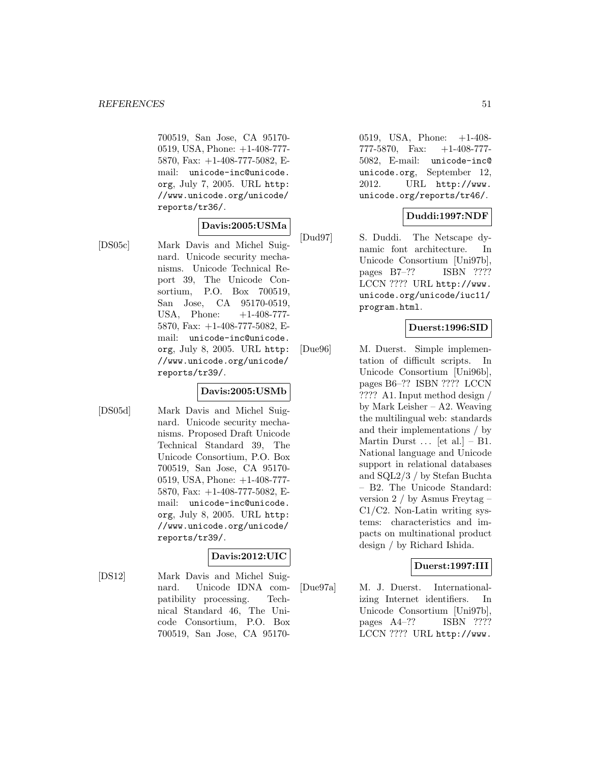700519, San Jose, CA 95170-0519, USA, Phone: +1-408-777-5870, Fax: +1-408-777-5082, E-mail: `unicode-inc@unicode.org`, July 7, 2005. URL `http://www.unicode.org/unicode/reports/tr36/`.

**Davis:2005:USMa**

[DS05c] Mark Davis and Michel Suignard. Unicode security mechanisms. Unicode Technical Report 39, The Unicode Consortium, P.O. Box 700519, San Jose, CA 95170-0519, USA, Phone: +1-408-777-5870, Fax: +1-408-777-5082, E-mail: `unicode-inc@unicode.org`, July 8, 2005. URL `http://www.unicode.org/unicode/reports/tr39/`.

**Davis:2005:USMb**

[DS05d] Mark Davis and Michel Suignard. Unicode security mechanisms. Proposed Draft Unicode Technical Standard 39, The Unicode Consortium, P.O. Box 700519, San Jose, CA 95170-0519, USA, Phone: +1-408-777-5870, Fax: +1-408-777-5082, E-mail: `unicode-inc@unicode.org`, July 8, 2005. URL `http://www.unicode.org/unicode/reports/tr39/`.

**Davis:2012:UIC**

[DS12] Mark Davis and Michel Suignard. Unicode IDNA compatibility processing. Technical Standard 46, The Unicode Consortium, P.O. Box 700519, San Jose, CA 95170-0519, USA, Phone: +1-408-777-5870, Fax: +1-408-777-5082, E-mail: `unicode-inc@unicode.org`, September 12, 2012. URL `http://www.unicode.org/reports/tr46/`.

**Duddi:1997:NDF**

[Dud97] S. Duddi. The Netscape dynamic font architecture. In Unicode Consortium [Uni97b], pages B7–?? ISBN ???? LCCN ???? URL `http://www.unicode.org/unicode/iuc11/program.html`.

**Duerst:1996:SID**

[Due96] M. Duerst. Simple implementation of difficult scripts. In Unicode Consortium [Uni96b], pages B6–?? ISBN ???? LCCN ???? A1. Input method design / by Mark Leisher – A2. Weaving the multilingual web: standards and their implementations / by Martin Durst ... [et al.] – B1. National language and Unicode support in relational databases and SQL2/3 / by Stefan Buchta – B2. The Unicode Standard: version 2 / by Asmus Freytag – C1/C2. Non-Latin writing systems: characteristics and impacts on multinational product design / by Richard Ishida.

**Duerst:1997:III**

[Due97a] M. J. Duerst. Internationalizing Internet identifiers. In Unicode Consortium [Uni97b], pages A4–?? ISBN ???? LCCN ???? URL `http://www.`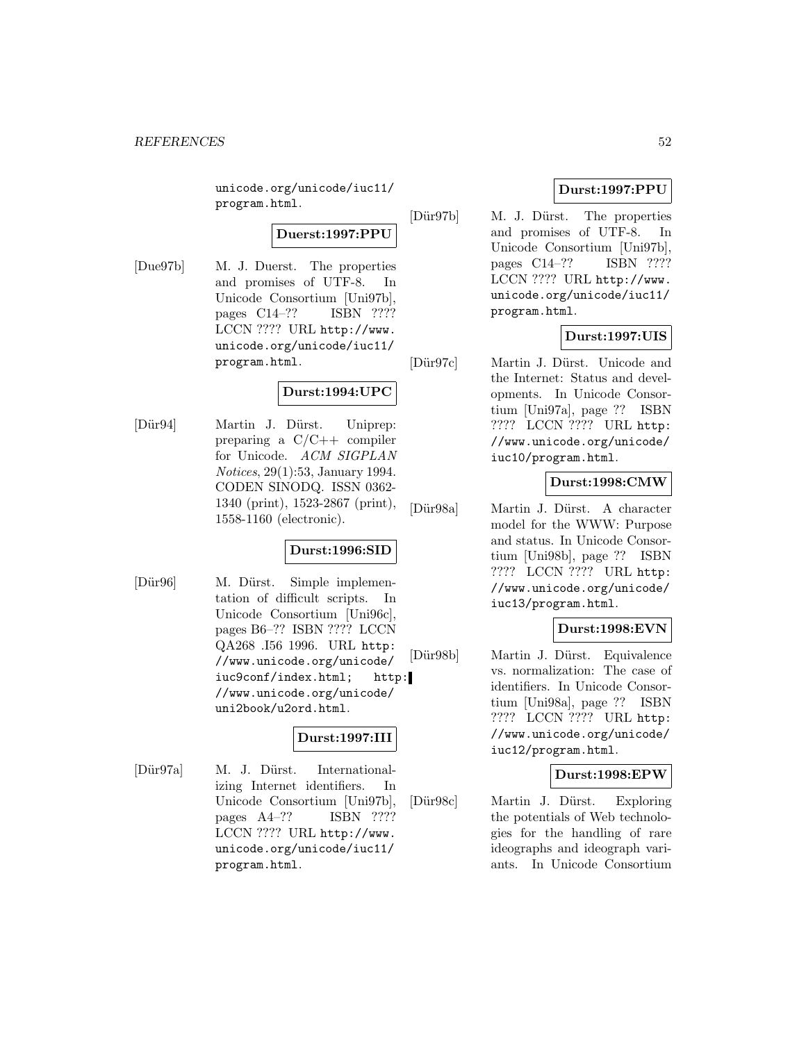unicode.org/unicode/iuc11/program.html.

**Duerst:1997:PPU**

[Due97b] M. J. Duerst. The properties and promises of UTF-8. In Unicode Consortium [Uni97b], pages C14–?? ISBN ???? LCCN ???? URL http://www.unicode.org/unicode/iuc11/program.html.

**Durst:1994:UPC**

[Dür94] Martin J. Dürst. Uniprep: preparing a C/C++ compiler for Unicode. *ACM SIGPLAN Notices*, 29(1):53, January 1994. CODEN SINODQ. ISSN 0362-1340 (print), 1523-2867 (print), 1558-1160 (electronic).

**Durst:1996:SID**

[Dür96] M. Dürst. Simple implementation of difficult scripts. In Unicode Consortium [Uni96c], pages B6–?? ISBN ???? LCCN QA268 .I56 1996. URL http://www.unicode.org/unicode/iuc9conf/index.html; http://www.unicode.org/unicode/uni2book/u2ord.html.

**Durst:1997:III**

[Dür97a] M. J. Dürst. Internationalizing Internet identifiers. In Unicode Consortium [Uni97b], pages A4–?? ISBN ???? LCCN ???? URL http://www.unicode.org/unicode/iuc11/program.html.

**Durst:1997:PPU**

[Dür97b] M. J. Dürst. The properties and promises of UTF-8. In Unicode Consortium [Uni97b], pages C14–?? ISBN ???? LCCN ???? URL http://www.unicode.org/unicode/iuc11/program.html.

**Durst:1997:UIS**

[Dür97c] Martin J. Dürst. Unicode and the Internet: Status and developments. In Unicode Consortium [Uni97a], page ?? ISBN ???? LCCN ???? URL http://www.unicode.org/unicode/iuc10/program.html.

**Durst:1998:CMW**

[Dür98a] Martin J. Dürst. A character model for the WWW: Purpose and status. In Unicode Consortium [Uni98b], page ?? ISBN ???? LCCN ???? URL http://www.unicode.org/unicode/iuc13/program.html.

**Durst:1998:EVN**

[Dür98b] Martin J. Dürst. Equivalence vs. normalization: The case of identifiers. In Unicode Consortium [Uni98a], page ?? ISBN ???? LCCN ???? URL http://www.unicode.org/unicode/iuc12/program.html.

**Durst:1998:EPW**

[Dür98c] Martin J. Dürst. Exploring the potentials of Web technologies for the handling of rare ideographs and ideograph variants. In Unicode Consortium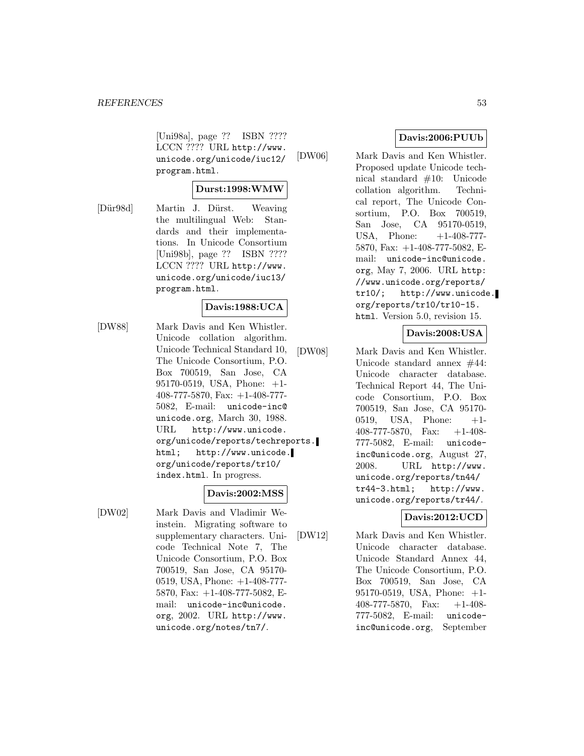[Uni98a], page ?? ISBN ???? LCCN ???? URL http://www.unicode.org/unicode/iuc12/program.html.

**Durst:1998:WMW**

[Dür98d] Martin J. Dürst. Weaving the multilingual Web: Standards and their implementations. In Unicode Consortium [Uni98b], page ?? ISBN ???? LCCN ???? URL http://www.unicode.org/unicode/iuc13/program.html.

**Davis:1988:UCA**

[DW88] Mark Davis and Ken Whistler. Unicode collation algorithm. Unicode Technical Standard 10, The Unicode Consortium, P.O. Box 700519, San Jose, CA 95170-0519, USA, Phone: +1-408-777-5870, Fax: +1-408-777-5082, E-mail: unicode-inc@unicode.org, March 30, 1988. URL http://www.unicode.org/unicode/reports/techreports.html; http://www.unicode.org/unicode/reports/tr10/index.html. In progress.

**Davis:2002:MSS**

[DW02] Mark Davis and Vladimir Weinstein. Migrating software to supplementary characters. Unicode Technical Note 7, The Unicode Consortium, P.O. Box 700519, San Jose, CA 95170-0519, USA, Phone: +1-408-777-5870, Fax: +1-408-777-5082, E-mail: unicode-inc@unicode.org, 2002. URL http://www.unicode.org/notes/tn7/.

**Davis:2006:PUUb**

[DW06] Mark Davis and Ken Whistler. Proposed update Unicode technical standard #10: Unicode collation algorithm. Technical report, The Unicode Consortium, P.O. Box 700519, San Jose, CA 95170-0519, USA, Phone: +1-408-777-5870, Fax: +1-408-777-5082, E-mail: unicode-inc@unicode.org, May 7, 2006. URL http://www.unicode.org/reports/tr10/; http://www.unicode.org/reports/tr10/tr10-15.html. Version 5.0, revision 15.

**Davis:2008:USA**

[DW08] Mark Davis and Ken Whistler. Unicode standard annex #44: Unicode character database. Technical Report 44, The Unicode Consortium, P.O. Box 700519, San Jose, CA 95170-0519, USA, Phone: +1-408-777-5870, Fax: +1-408-777-5082, E-mail: unicode-inc@unicode.org, August 27, 2008. URL http://www.unicode.org/reports/tn44/tr44-3.html; http://www.unicode.org/reports/tr44/.

**Davis:2012:UCD**

[DW12] Mark Davis and Ken Whistler. Unicode character database. Unicode Standard Annex 44, The Unicode Consortium, P.O. Box 700519, San Jose, CA 95170-0519, USA, Phone: +1-408-777-5870, Fax: +1-408-777-5082, E-mail: unicode-inc@unicode.org, September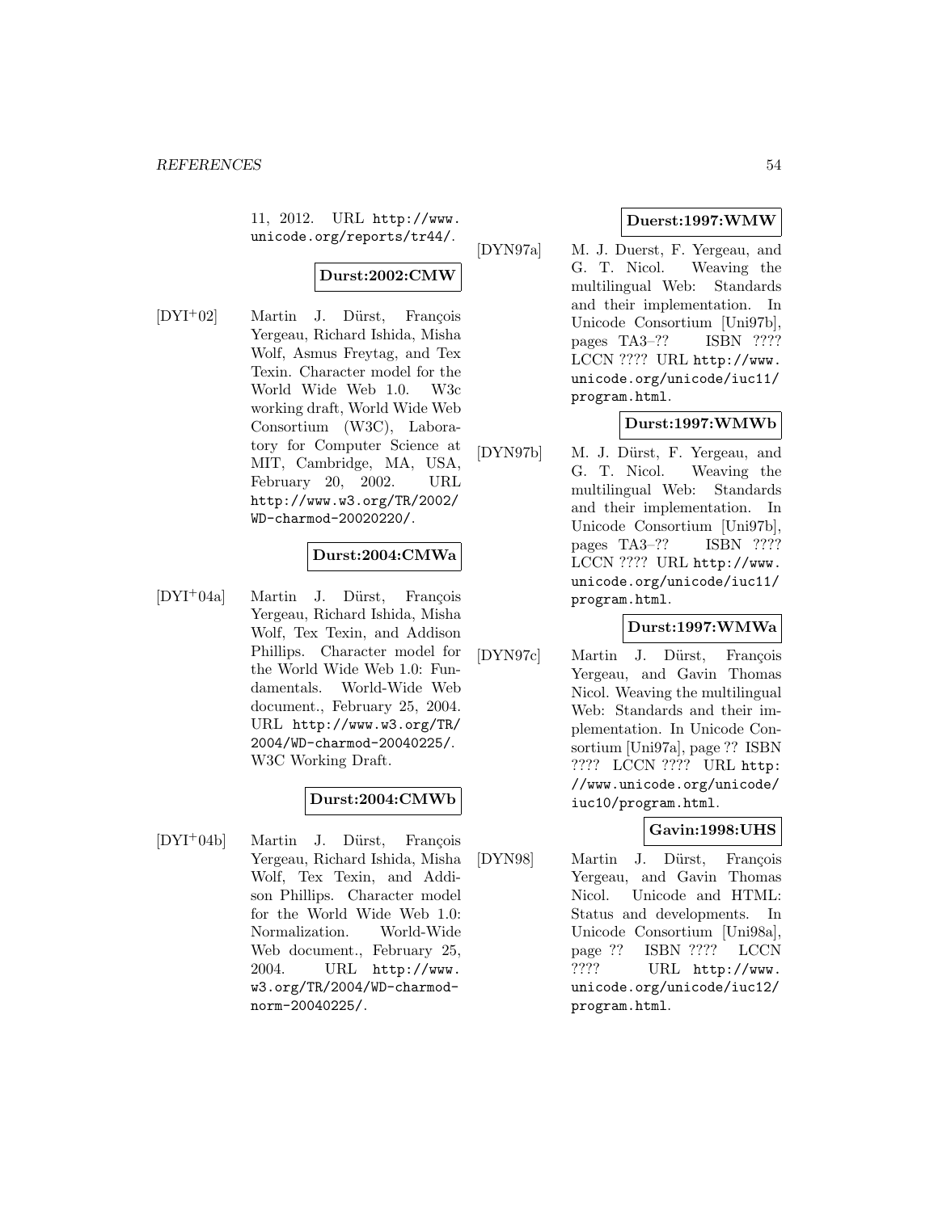11, 2012. URL http://www.unicode.org/reports/tr44/.

**Durst:2002:CMW**

[DYI+02] Martin J. Dürst, François Yergeau, Richard Ishida, Misha Wolf, Asmus Freytag, and Tex Texin. Character model for the World Wide Web 1.0. W3c working draft, World Wide Web Consortium (W3C), Laboratory for Computer Science at MIT, Cambridge, MA, USA, February 20, 2002. URL http://www.w3.org/TR/2002/WD-charmod-20020220/.

**Durst:2004:CMWa**

[DYI+04a] Martin J. Dürst, François Yergeau, Richard Ishida, Misha Wolf, Tex Texin, and Addison Phillips. Character model for the World Wide Web 1.0: Fundamentals. World-Wide Web document., February 25, 2004. URL http://www.w3.org/TR/2004/WD-charmod-20040225/. W3C Working Draft.

**Durst:2004:CMWb**

[DYI+04b] Martin J. Dürst, François Yergeau, Richard Ishida, Misha Wolf, Tex Texin, and Addison Phillips. Character model for the World Wide Web 1.0: Normalization. World-Wide Web document., February 25, 2004. URL http://www.w3.org/TR/2004/WD-charmod-norm-20040225/.

**Duerst:1997:WMW**

[DYN97a] M. J. Duerst, F. Yergeau, and G. T. Nicol. Weaving the multilingual Web: Standards and their implementation. In Unicode Consortium [Uni97b], pages TA3–?? ISBN ???? LCCN ???? URL http://www.unicode.org/unicode/iuc11/program.html.

**Durst:1997:WMWb**

[DYN97b] M. J. Dürst, F. Yergeau, and G. T. Nicol. Weaving the multilingual Web: Standards and their implementation. In Unicode Consortium [Uni97b], pages TA3–?? ISBN ???? LCCN ???? URL http://www.unicode.org/unicode/iuc11/program.html.

**Durst:1997:WMWa**

[DYN97c] Martin J. Dürst, François Yergeau, and Gavin Thomas Nicol. Weaving the multilingual Web: Standards and their implementation. In Unicode Consortium [Uni97a], page ?? ISBN ???? LCCN ???? URL http://www.unicode.org/unicode/iuc10/program.html.

**Gavin:1998:UHS**

[DYN98] Martin J. Dürst, François Yergeau, and Gavin Thomas Nicol. Unicode and HTML: Status and developments. In Unicode Consortium [Uni98a], page ?? ISBN ???? LCCN ???? URL http://www.unicode.org/unicode/iuc12/program.html.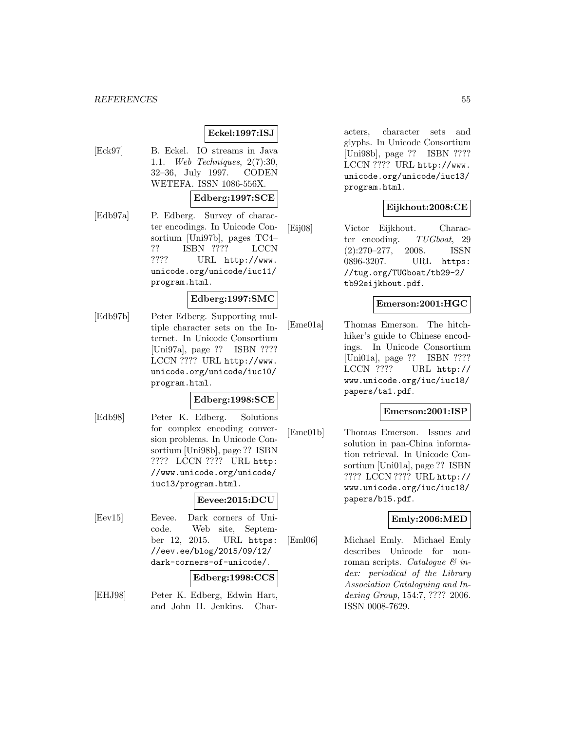**Eckel:1997:ISJ**

[Eck97] B. Eckel. IO streams in Java 1.1. *Web Techniques*, 2(7):30, 32–36, July 1997. CODEN WETEFA. ISSN 1086-556X.

**Edberg:1997:SCE**

[Edb97a] P. Edberg. Survey of character encodings. In Unicode Consortium [Uni97b], pages TC4–?? ISBN ???? LCCN ???? URL http://www.unicode.org/unicode/iuc11/program.html.

**Edberg:1997:SMC**

[Edb97b] Peter Edberg. Supporting multiple character sets on the Internet. In Unicode Consortium [Uni97a], page ?? ISBN ???? LCCN ???? URL http://www.unicode.org/unicode/iuc10/program.html.

**Edberg:1998:SCE**

[Edb98] Peter K. Edberg. Solutions for complex encoding conversion problems. In Unicode Consortium [Uni98b], page ?? ISBN ???? LCCN ???? URL http://www.unicode.org/unicode/iuc13/program.html.

**Eevee:2015:DCU**

[Eev15] Eevee. Dark corners of Unicode. Web site, September 12, 2015. URL https://eev.ee/blog/2015/09/12/dark-corners-of-unicode/.

**Edberg:1998:CCS**

[EHJ98] Peter K. Edberg, Edwin Hart, and John H. Jenkins. Characters, character sets and glyphs. In Unicode Consortium [Uni98b], page ?? ISBN ???? LCCN ???? URL http://www.unicode.org/unicode/iuc13/program.html.

**Eijkhout:2008:CE**

[Eij08] Victor Eijkhout. Character encoding. *TUGboat*, 29 (2):270–277, 2008. ISSN 0896-3207. URL https://tug.org/TUGboat/tb29-2/tb92eijkhout.pdf.

**Emerson:2001:HGC**

[Eme01a] Thomas Emerson. The hitchhiker's guide to Chinese encodings. In Unicode Consortium [Uni01a], page ?? ISBN ???? LCCN ???? URL http://www.unicode.org/iuc/iuc18/papers/ta1.pdf.

**Emerson:2001:ISP**

[Eme01b] Thomas Emerson. Issues and solution in pan-China information retrieval. In Unicode Consortium [Uni01a], page ?? ISBN ???? LCCN ???? URL http://www.unicode.org/iuc/iuc18/papers/b15.pdf.

**Emly:2006:MED**

[Eml06] Michael Emly. Michael Emly describes Unicode for non-roman scripts. *Catalogue & index: periodical of the Library Association Cataloguing and Indexing Group*, 154:7, ???? 2006. ISSN 0008-7629.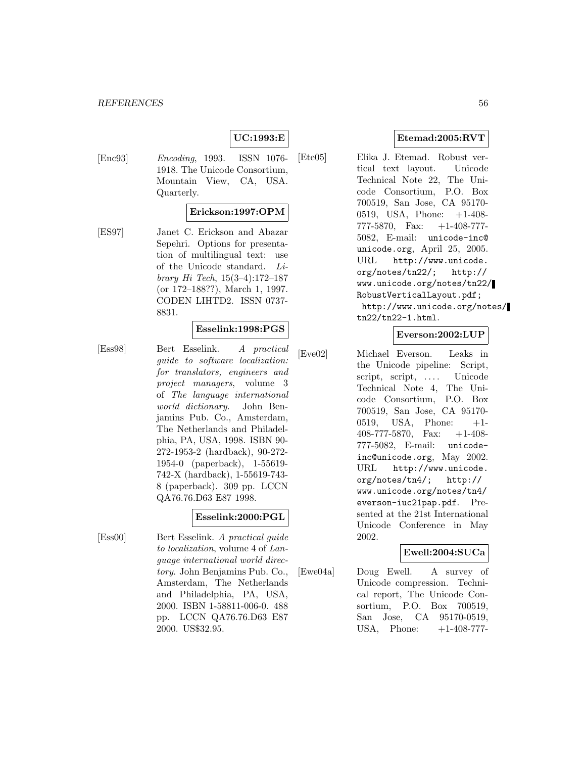**UC:1993:E**

[Enc93] *Encoding*, 1993. ISSN 1076-1918. The Unicode Consortium, Mountain View, CA, USA. Quarterly.

**Erickson:1997:OPM**

[ES97] Janet C. Erickson and Abazar Sepehri. Options for presentation of multilingual text: use of the Unicode standard. *Library Hi Tech*, 15(3–4):172–187 (or 172–188??), March 1, 1997. CODEN LIHTD2. ISSN 0737-8831.

**Esselink:1998:PGS**

[Ess98] Bert Esselink. *A practical guide to software localization: for translators, engineers and project managers*, volume 3 of *The language international world dictionary*. John Benjamins Pub. Co., Amsterdam, The Netherlands and Philadelphia, PA, USA, 1998. ISBN 90-272-1953-2 (hardback), 90-272-1954-0 (paperback), 1-55619-742-X (hardback), 1-55619-743-8 (paperback). 309 pp. LCCN QA76.76.D63 E87 1998.

**Esselink:2000:PGL**

[Ess00] Bert Esselink. *A practical guide to localization*, volume 4 of *Language international world directory*. John Benjamins Pub. Co., Amsterdam, The Netherlands and Philadelphia, PA, USA, 2000. ISBN 1-58811-006-0. 488 pp. LCCN QA76.76.D63 E87 2000. US$32.95.

**Etemad:2005:RVT**

[Ete05] Elika J. Etemad. Robust vertical text layout. Unicode Technical Note 22, The Unicode Consortium, P.O. Box 700519, San Jose, CA 95170-0519, USA, Phone: +1-408-777-5870, Fax: +1-408-777-5082, E-mail: `unicode-inc@unicode.org`, April 25, 2005. URL `http://www.unicode.org/notes/tn22/`; `http://www.unicode.org/notes/tn22/RobustVerticalLayout.pdf`; `http://www.unicode.org/notes/tn22/tn22-1.html`.

**Everson:2002:LUP**

[Eve02] Michael Everson. Leaks in the Unicode pipeline: Script, script, script, .... Unicode Technical Note 4, The Unicode Consortium, P.O. Box 700519, San Jose, CA 95170-0519, USA, Phone: +1-408-777-5870, Fax: +1-408-777-5082, E-mail: `unicode-inc@unicode.org`, May 2002. URL `http://www.unicode.org/notes/tn4/`; `http://www.unicode.org/notes/tn4/everson-iuc21pap.pdf`. Presented at the 21st International Unicode Conference in May 2002.

**Ewell:2004:SUCa**

[Ewe04a] Doug Ewell. A survey of Unicode compression. Technical report, The Unicode Consortium, P.O. Box 700519, San Jose, CA 95170-0519, USA, Phone: +1-408-777-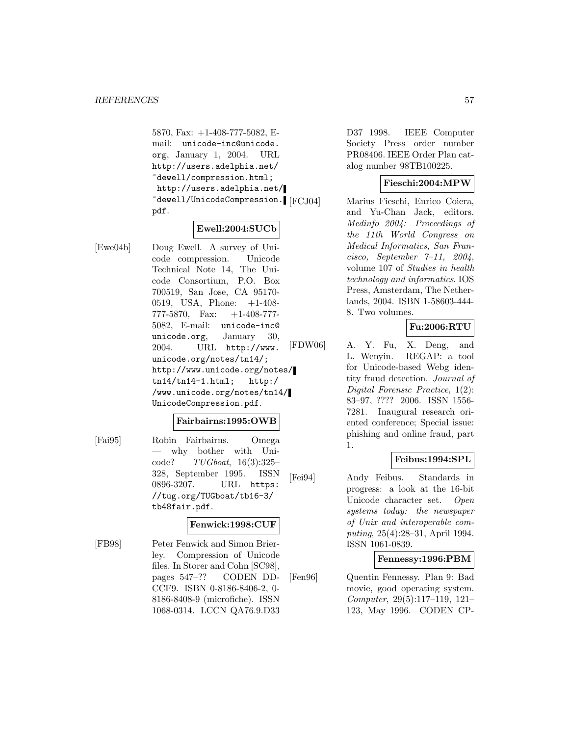5870, Fax: +1-408-777-5082, E-mail: unicode-inc@unicode.org, January 1, 2004. URL http://users.adelphia.net/~dewell/compression.html; http://users.adelphia.net/~dewell/UnicodeCompression.pdf.

**Ewell:2004:SUCb**

[Ewe04b] Doug Ewell. A survey of Unicode compression. Unicode Technical Note 14, The Unicode Consortium, P.O. Box 700519, San Jose, CA 95170-0519, USA, Phone: +1-408-777-5870, Fax: +1-408-777-5082, E-mail: unicode-inc@unicode.org, January 30, 2004. URL http://www.unicode.org/notes/tn14/; http://www.unicode.org/notes/tn14/tn14-1.html; http://www.unicode.org/notes/tn14/UnicodeCompression.pdf.

**Fairbairns:1995:OWB**

[Fai95] Robin Fairbairns. Omega — why bother with Unicode? *TUGboat*, 16(3):325–328, September 1995. ISSN 0896-3207. URL https://tug.org/TUGboat/tb16-3/tb48fair.pdf.

**Fenwick:1998:CUF**

[FB98] Peter Fenwick and Simon Brierley. Compression of Unicode files. In Storer and Cohn [SC98], pages 547–?? CODEN DDCCF9. ISBN 0-8186-8406-2, 0-8186-8408-9 (microfiche). ISSN 1068-0314. LCCN QA76.9.D33 D37 1998. IEEE Computer Society Press order number PR08406. IEEE Order Plan catalog number 98TB100225.

**Fieschi:2004:MPW**

[FCJ04] Marius Fieschi, Enrico Coiera, and Yu-Chan Jack, editors. *Medinfo 2004: Proceedings of the 11th World Congress on Medical Informatics, San Francisco, September 7–11, 2004*, volume 107 of *Studies in health technology and informatics*. IOS Press, Amsterdam, The Netherlands, 2004. ISBN 1-58603-444-8. Two volumes.

**Fu:2006:RTU**

[FDW06] A. Y. Fu, X. Deng, and L. Wenyin. REGAP: a tool for Unicode-based Webg identity fraud detection. *Journal of Digital Forensic Practice*, 1(2):83–97, ???? 2006. ISSN 1556-7281. Inaugural research oriented conference; Special issue: phishing and online fraud, part 1.

**Feibus:1994:SPL**

[Fei94] Andy Feibus. Standards in progress: a look at the 16-bit Unicode character set. *Open systems today: the newspaper of Unix and interoperable computing*, 25(4):28–31, April 1994. ISSN 1061-0839.

**Fennessy:1996:PBM**

[Fen96] Quentin Fennessy. Plan 9: Bad movie, good operating system. *Computer*, 29(5):117–119, 121–123, May 1996. CODEN CP-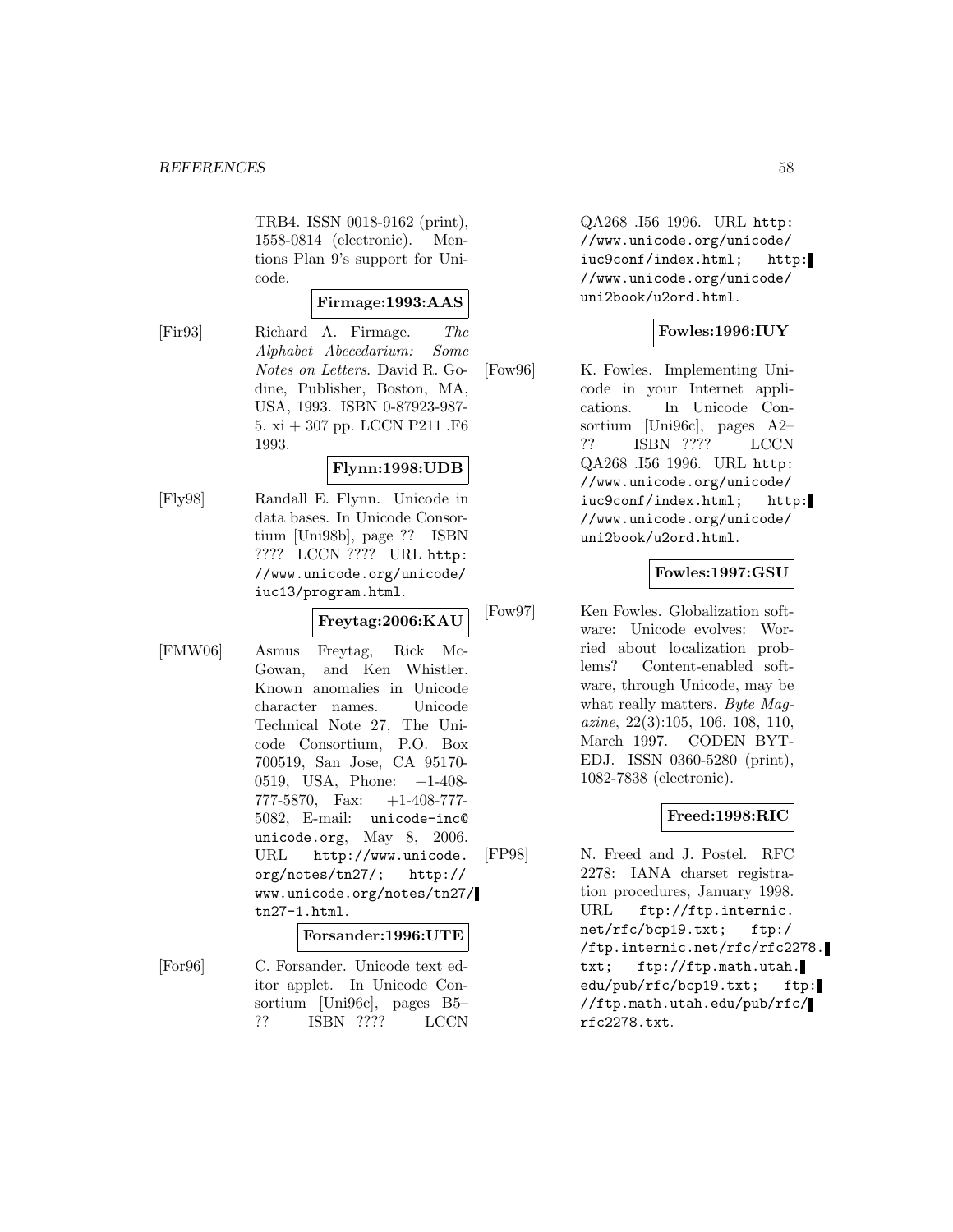TRB4. ISSN 0018-9162 (print), 1558-0814 (electronic). Mentions Plan 9's support for Unicode.

**Firmage:1993:AAS**

[Fir93] Richard A. Firmage. *The Alphabet Abecedarium: Some Notes on Letters*. David R. Godine, Publisher, Boston, MA, USA, 1993. ISBN 0-87923-987-5. xi + 307 pp. LCCN P211 .F6 1993.

**Flynn:1998:UDB**

[Fly98] Randall E. Flynn. Unicode in data bases. In Unicode Consortium [Uni98b], page ?? ISBN ???? LCCN ???? URL `http://www.unicode.org/unicode/iuc13/program.html`.

**Freytag:2006:KAU**

[FMW06] Asmus Freytag, Rick McGowan, and Ken Whistler. Known anomalies in Unicode character names. Unicode Technical Note 27, The Unicode Consortium, P.O. Box 700519, San Jose, CA 95170-0519, USA, Phone: +1-408-777-5870, Fax: +1-408-777-5082, E-mail: `unicode-inc@unicode.org`, May 8, 2006. URL `http://www.unicode.org/notes/tn27/`; `http://www.unicode.org/notes/tn27/tn27-1.html`.

**Forsander:1996:UTE**

[For96] C. Forsander. Unicode text editor applet. In Unicode Consortium [Uni96c], pages B5–?? ISBN ???? LCCN QA268 .I56 1996. URL `http://www.unicode.org/unicode/iuc9conf/index.html`; `http://www.unicode.org/unicode/uni2book/u2ord.html`.

**Fowles:1996:IUY**

[Fow96] K. Fowles. Implementing Unicode in your Internet applications. In Unicode Consortium [Uni96c], pages A2–?? ISBN ???? LCCN QA268 .I56 1996. URL `http://www.unicode.org/unicode/iuc9conf/index.html`; `http://www.unicode.org/unicode/uni2book/u2ord.html`.

**Fowles:1997:GSU**

[Fow97] Ken Fowles. Globalization software: Unicode evolves: Worried about localization problems? Content-enabled software, through Unicode, may be what really matters. *Byte Magazine*, 22(3):105, 106, 108, 110, March 1997. CODEN BYTEDJ. ISSN 0360-5280 (print), 1082-7838 (electronic).

**Freed:1998:RIC**

[FP98] N. Freed and J. Postel. RFC 2278: IANA charset registration procedures, January 1998. URL `ftp://ftp.internic.net/rfc/bcp19.txt`; `ftp://ftp.internic.net/rfc/rfc2278.txt`; `ftp://ftp.math.utah.edu/pub/rfc/bcp19.txt`; `ftp://ftp.math.utah.edu/pub/rfc/rfc2278.txt`.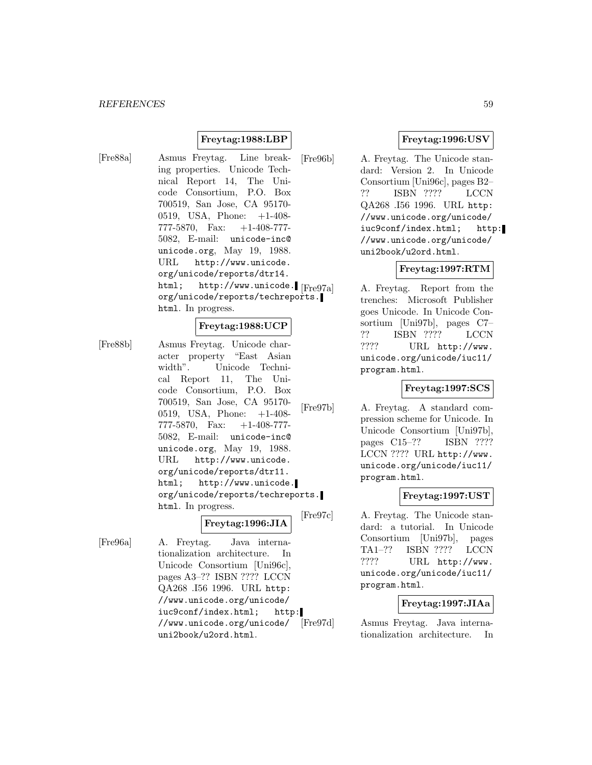**Freytag:1988:LBP**

[Fre88a] Asmus Freytag. Line breaking properties. Unicode Technical Report 14, The Unicode Consortium, P.O. Box 700519, San Jose, CA 95170-0519, USA, Phone: +1-408-777-5870, Fax: +1-408-777-5082, E-mail: unicode-inc@unicode.org, May 19, 1988. URL http://www.unicode.org/unicode/reports/dtr14.html; http://www.unicode.org/unicode/reports/techreports.html. In progress.

**Freytag:1988:UCP**

[Fre88b] Asmus Freytag. Unicode character property "East Asian width". Unicode Technical Report 11, The Unicode Consortium, P.O. Box 700519, San Jose, CA 95170-0519, USA, Phone: +1-408-777-5870, Fax: +1-408-777-5082, E-mail: unicode-inc@unicode.org, May 19, 1988. URL http://www.unicode.org/unicode/reports/dtr11.html; http://www.unicode.org/unicode/reports/techreports.html. In progress.

**Freytag:1996:JIA**

[Fre96a] A. Freytag. Java internationalization architecture. In Unicode Consortium [Uni96c], pages A3–?? ISBN ???? LCCN QA268 .I56 1996. URL http://www.unicode.org/unicode/iuc9conf/index.html; http://www.unicode.org/unicode/uni2book/u2ord.html.

**Freytag:1996:USV**

[Fre96b] A. Freytag. The Unicode standard: Version 2. In Unicode Consortium [Uni96c], pages B2–?? ISBN ???? LCCN QA268 .I56 1996. URL http://www.unicode.org/unicode/iuc9conf/index.html; http://www.unicode.org/unicode/uni2book/u2ord.html.

**Freytag:1997:RTM**

[Fre97a] A. Freytag. Report from the trenches: Microsoft Publisher goes Unicode. In Unicode Consortium [Uni97b], pages C7–?? ISBN ???? LCCN ???? URL http://www.unicode.org/unicode/iuc11/program.html.

**Freytag:1997:SCS**

[Fre97b] A. Freytag. A standard compression scheme for Unicode. In Unicode Consortium [Uni97b], pages C15–?? ISBN ???? LCCN ???? URL http://www.unicode.org/unicode/iuc11/program.html.

**Freytag:1997:UST**

[Fre97c] A. Freytag. The Unicode standard: a tutorial. In Unicode Consortium [Uni97b], pages TA1–?? ISBN ???? LCCN ???? URL http://www.unicode.org/unicode/iuc11/program.html.

**Freytag:1997:JIAa**

[Fre97d] Asmus Freytag. Java internationalization architecture. In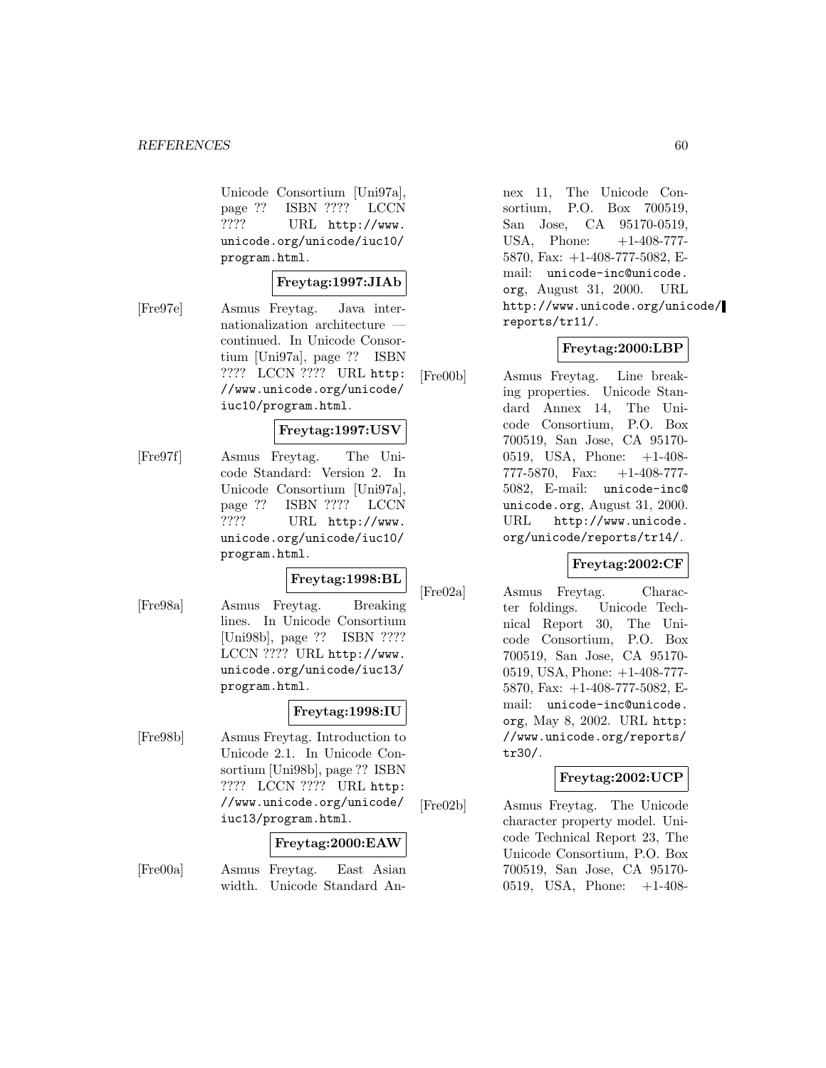Unicode Consortium [Uni97a], page ?? ISBN ???? LCCN ???? URL http://www.unicode.org/unicode/iuc10/program.html.

**Freytag:1997:JIAb**

[Fre97e] Asmus Freytag. Java internationalization architecture — continued. In Unicode Consortium [Uni97a], page ?? ISBN ???? LCCN ???? URL http://www.unicode.org/unicode/iuc10/program.html.

**Freytag:1997:USV**

[Fre97f] Asmus Freytag. The Unicode Standard: Version 2. In Unicode Consortium [Uni97a], page ?? ISBN ???? LCCN ???? URL http://www.unicode.org/unicode/iuc10/program.html.

**Freytag:1998:BL**

[Fre98a] Asmus Freytag. Breaking lines. In Unicode Consortium [Uni98b], page ?? ISBN ???? LCCN ???? URL http://www.unicode.org/unicode/iuc13/program.html.

**Freytag:1998:IU**

[Fre98b] Asmus Freytag. Introduction to Unicode 2.1. In Unicode Consortium [Uni98b], page ?? ISBN ???? LCCN ???? URL http://www.unicode.org/unicode/iuc13/program.html.

**Freytag:2000:EAW**

[Fre00a] Asmus Freytag. East Asian width. Unicode Standard Annex 11, The Unicode Consortium, P.O. Box 700519, San Jose, CA 95170-0519, USA, Phone: +1-408-777-5870, Fax: +1-408-777-5082, E-mail: unicode-inc@unicode.org, August 31, 2000. URL http://www.unicode.org/unicode/reports/tr11/.

**Freytag:2000:LBP**

[Fre00b] Asmus Freytag. Line breaking properties. Unicode Standard Annex 14, The Unicode Consortium, P.O. Box 700519, San Jose, CA 95170-0519, USA, Phone: +1-408-777-5870, Fax: +1-408-777-5082, E-mail: unicode-inc@unicode.org, August 31, 2000. URL http://www.unicode.org/unicode/reports/tr14/.

**Freytag:2002:CF**

[Fre02a] Asmus Freytag. Character foldings. Unicode Technical Report 30, The Unicode Consortium, P.O. Box 700519, San Jose, CA 95170-0519, USA, Phone: +1-408-777-5870, Fax: +1-408-777-5082, E-mail: unicode-inc@unicode.org, May 8, 2002. URL http://www.unicode.org/reports/tr30/.

**Freytag:2002:UCP**

[Fre02b] Asmus Freytag. The Unicode character property model. Unicode Technical Report 23, The Unicode Consortium, P.O. Box 700519, San Jose, CA 95170-0519, USA, Phone: +1-408-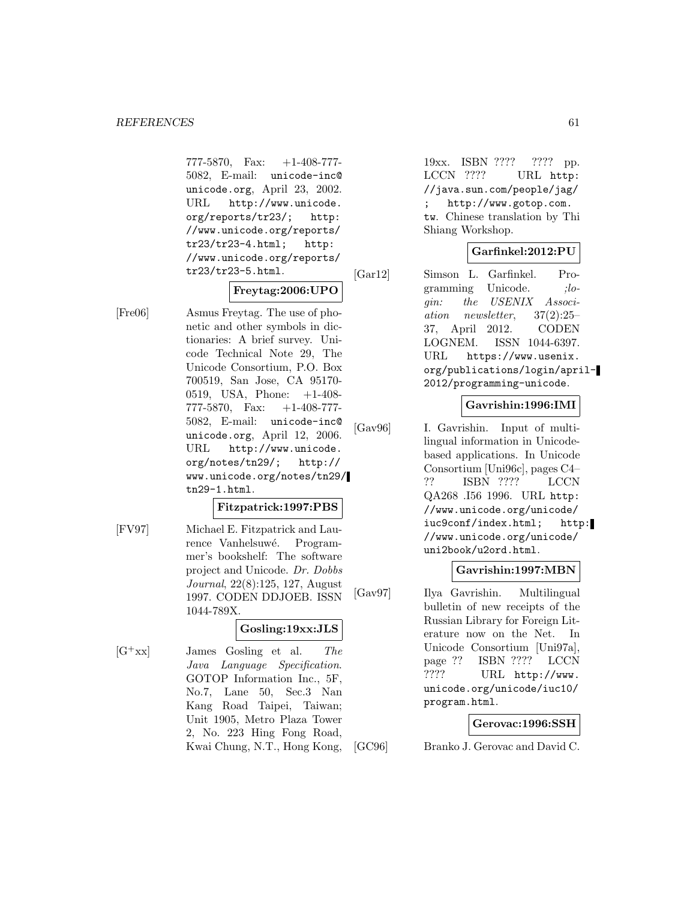777-5870, Fax: +1-408-777-5082, E-mail: unicode-inc@unicode.org, April 23, 2002. URL http://www.unicode.org/reports/tr23/; http://www.unicode.org/reports/tr23/tr23-4.html; http://www.unicode.org/reports/tr23/tr23-5.html.

**Freytag:2006:UPO**

[Fre06] Asmus Freytag. The use of phonetic and other symbols in dictionaries: A brief survey. Unicode Technical Note 29, The Unicode Consortium, P.O. Box 700519, San Jose, CA 95170-0519, USA, Phone: +1-408-777-5870, Fax: +1-408-777-5082, E-mail: unicode-inc@unicode.org, April 12, 2006. URL http://www.unicode.org/notes/tn29/; http://www.unicode.org/notes/tn29/tn29-1.html.

**Fitzpatrick:1997:PBS**

[FV97] Michael E. Fitzpatrick and Laurence Vanhelsuwé. Programmer's bookshelf: The software project and Unicode. *Dr. Dobbs Journal*, 22(8):125, 127, August 1997. CODEN DDJOEB. ISSN 1044-789X.

**Gosling:19xx:JLS**

[G+xx] James Gosling et al. *The Java Language Specification*. GOTOP Information Inc., 5F, No.7, Lane 50, Sec.3 Nan Kang Road Taipei, Taiwan; Unit 1905, Metro Plaza Tower 2, No. 223 Hing Fong Road, Kwai Chung, N.T., Hong Kong, 19xx. ISBN ???? ???? pp. LCCN ???? URL http://java.sun.com/people/jag/; http://www.gotop.com.tw. Chinese translation by Thi Shiang Workshop.

**Garfinkel:2012:PU**

[Gar12] Simson L. Garfinkel. Programming Unicode. *;login: the USENIX Association newsletter*, 37(2):25–37, April 2012. CODEN LOGNEM. ISSN 1044-6397. URL https://www.usenix.org/publications/login/april-2012/programming-unicode.

**Gavrishin:1996:IMI**

[Gav96] I. Gavrishin. Input of multilingual information in Unicode-based applications. In Unicode Consortium [Uni96c], pages C4–?? ISBN ???? LCCN QA268 .I56 1996. URL http://www.unicode.org/unicode/iuc9conf/index.html; http://www.unicode.org/unicode/uni2book/u2ord.html.

**Gavrishin:1997:MBN**

[Gav97] Ilya Gavrishin. Multilingual bulletin of new receipts of the Russian Library for Foreign Literature now on the Net. In Unicode Consortium [Uni97a], page ?? ISBN ???? LCCN ???? URL http://www.unicode.org/unicode/iuc10/program.html.

**Gerovac:1996:SSH**

[GC96] Branko J. Gerovac and David C.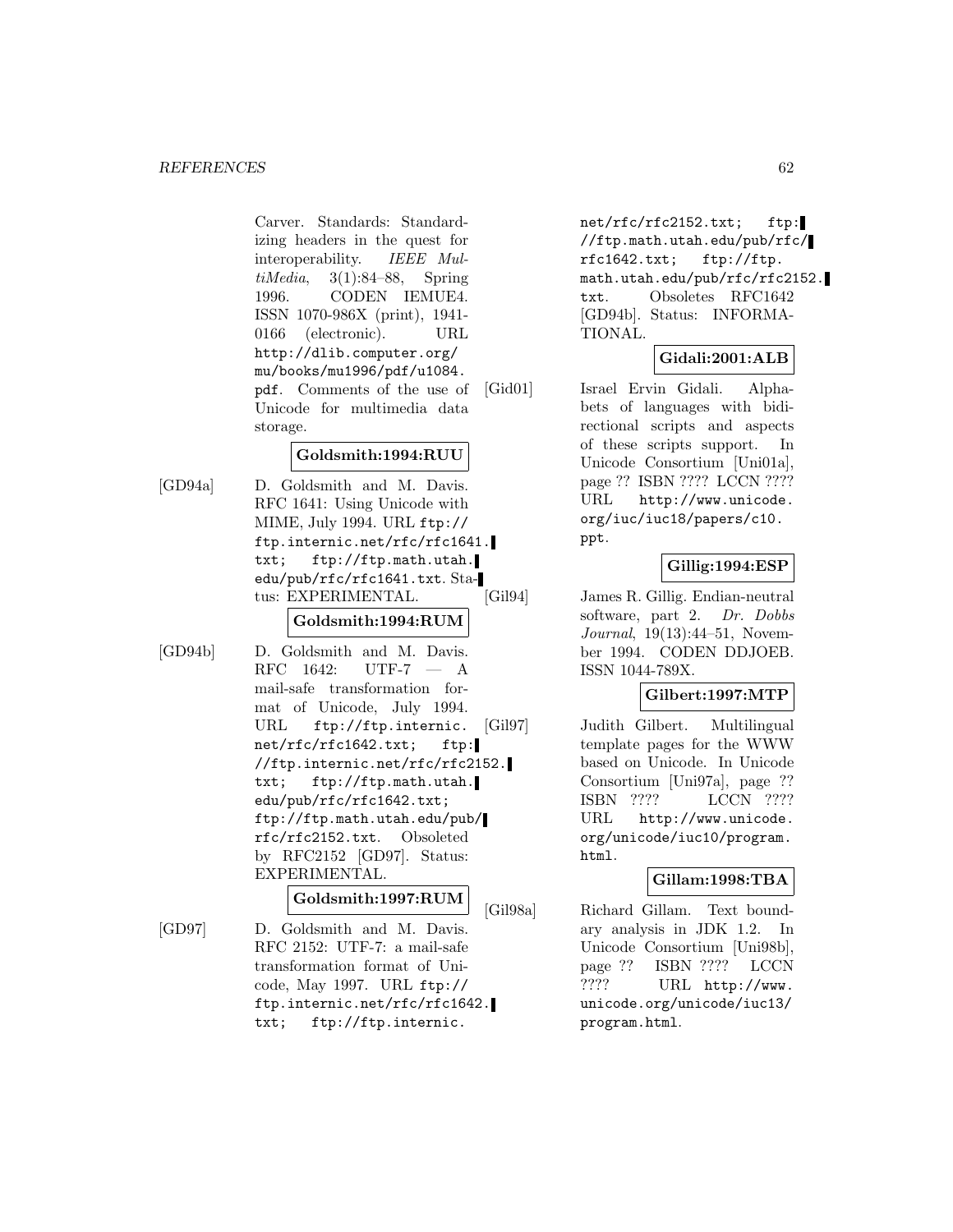Carver. Standards: Standardizing headers in the quest for interoperability. *IEEE MultiMedia*, 3(1):84–88, Spring 1996. CODEN IEMUE4. ISSN 1070-986X (print), 1941-0166 (electronic). URL http://dlib.computer.org/mu/books/mu1996/pdf/u1084.pdf. Comments of the use of Unicode for multimedia data storage.

**Goldsmith:1994:RUU**

[GD94a] D. Goldsmith and M. Davis. RFC 1641: Using Unicode with MIME, July 1994. URL ftp://ftp.internic.net/rfc/rfc1641.txt; ftp://ftp.math.utah.edu/pub/rfc/rfc1641.txt. Status: EXPERIMENTAL.

**Goldsmith:1994:RUM**

[GD94b] D. Goldsmith and M. Davis. RFC 1642: UTF-7 — A mail-safe transformation format of Unicode, July 1994. URL ftp://ftp.internic.net/rfc/rfc1642.txt; ftp://ftp.internic.net/rfc/rfc2152.txt; ftp://ftp.math.utah.edu/pub/rfc/rfc1642.txt; ftp://ftp.math.utah.edu/pub/rfc/rfc2152.txt. Obsoleted by RFC2152 [GD97]. Status: EXPERIMENTAL.

**Goldsmith:1997:RUM**

[GD97] D. Goldsmith and M. Davis. RFC 2152: UTF-7: a mail-safe transformation format of Unicode, May 1997. URL ftp://ftp.internic.net/rfc/rfc1642.txt; ftp://ftp.internic.net/rfc/rfc2152.txt; ftp://ftp.math.utah.edu/pub/rfc/rfc1642.txt; ftp://ftp.math.utah.edu/pub/rfc/rfc2152.txt. Obsoletes RFC1642 [GD94b]. Status: INFORMATIONAL.

**Gidali:2001:ALB**

[Gid01] Israel Ervin Gidali. Alphabets of languages with bidirectional scripts and aspects of these scripts support. In Unicode Consortium [Uni01a], page ?? ISBN ???? LCCN ???? URL http://www.unicode.org/iuc/iuc18/papers/c10.ppt.

**Gillig:1994:ESP**

[Gil94] James R. Gillig. Endian-neutral software, part 2. *Dr. Dobbs Journal*, 19(13):44–51, November 1994. CODEN DDJOEB. ISSN 1044-789X.

**Gilbert:1997:MTP**

[Gil97] Judith Gilbert. Multilingual template pages for the WWW based on Unicode. In Unicode Consortium [Uni97a], page ?? ISBN ???? LCCN ???? URL http://www.unicode.org/unicode/iuc10/program.html.

**Gillam:1998:TBA**

[Gil98a] Richard Gillam. Text boundary analysis in JDK 1.2. In Unicode Consortium [Uni98b], page ?? ISBN ???? LCCN ???? URL http://www.unicode.org/unicode/iuc13/program.html.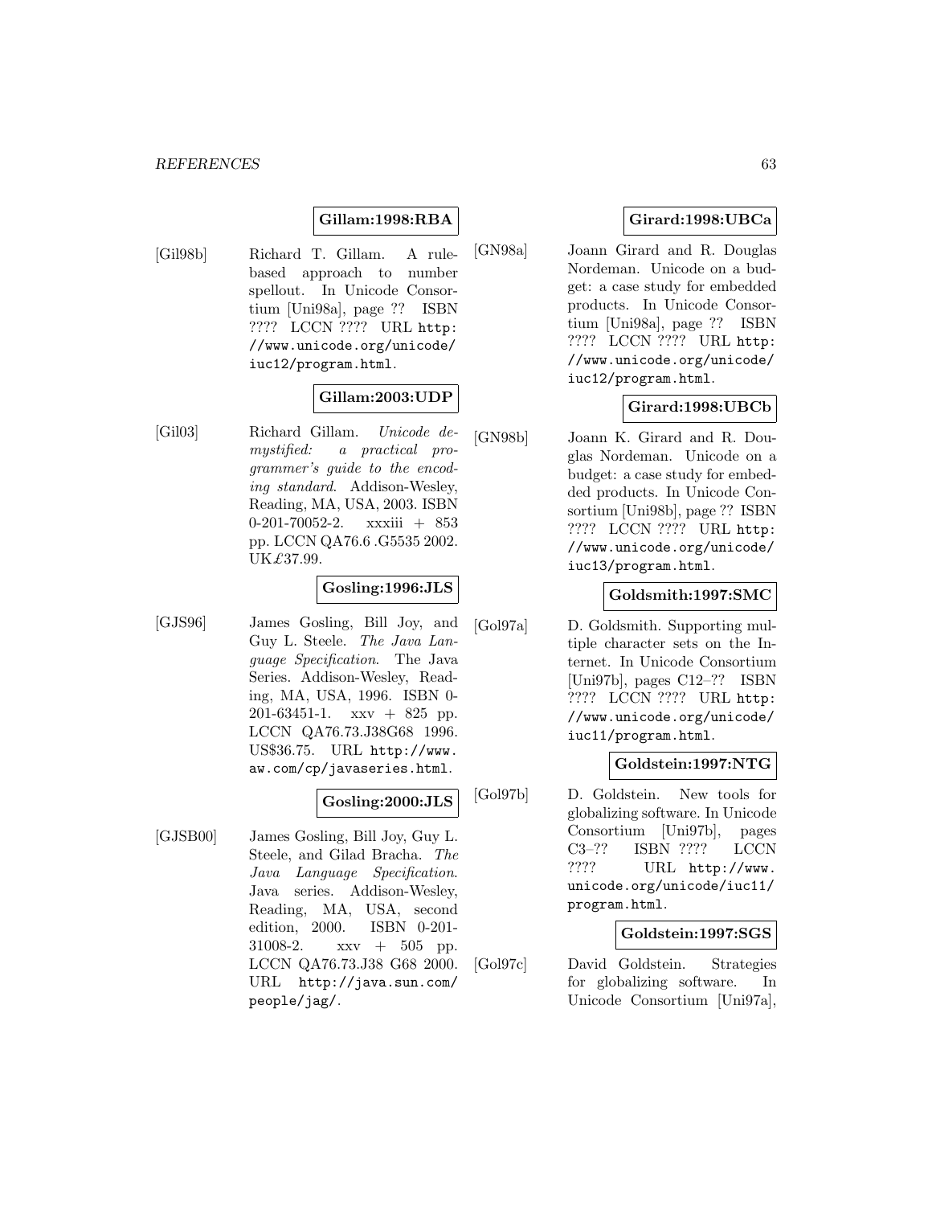**Gillam:1998:RBA**

[Gil98b] Richard T. Gillam. A rule-based approach to number spellout. In Unicode Consortium [Uni98a], page ?? ISBN ???? LCCN ???? URL http://www.unicode.org/unicode/iuc12/program.html.

**Gillam:2003:UDP**

[Gil03] Richard Gillam. *Unicode demystified: a practical programmer's guide to the encoding standard*. Addison-Wesley, Reading, MA, USA, 2003. ISBN 0-201-70052-2. xxxiii + 853 pp. LCCN QA76.6 .G5535 2002. UK£37.99.

**Gosling:1996:JLS**

[GJS96] James Gosling, Bill Joy, and Guy L. Steele. *The Java Language Specification*. The Java Series. Addison-Wesley, Reading, MA, USA, 1996. ISBN 0-201-63451-1. xxv + 825 pp. LCCN QA76.73.J38G68 1996. US$36.75. URL http://www.aw.com/cp/javaseries.html.

**Gosling:2000:JLS**

[GJSB00] James Gosling, Bill Joy, Guy L. Steele, and Gilad Bracha. *The Java Language Specification*. Java series. Addison-Wesley, Reading, MA, USA, second edition, 2000. ISBN 0-201-31008-2. xxv + 505 pp. LCCN QA76.73.J38 G68 2000. URL http://java.sun.com/people/jag/.

**Girard:1998:UBCa**

[GN98a] Joann Girard and R. Douglas Nordeman. Unicode on a budget: a case study for embedded products. In Unicode Consortium [Uni98a], page ?? ISBN ???? LCCN ???? URL http://www.unicode.org/unicode/iuc12/program.html.

**Girard:1998:UBCb**

[GN98b] Joann K. Girard and R. Douglas Nordeman. Unicode on a budget: a case study for embedded products. In Unicode Consortium [Uni98b], page ?? ISBN ???? LCCN ???? URL http://www.unicode.org/unicode/iuc13/program.html.

**Goldsmith:1997:SMC**

[Gol97a] D. Goldsmith. Supporting multiple character sets on the Internet. In Unicode Consortium [Uni97b], pages C12–?? ISBN ???? LCCN ???? URL http://www.unicode.org/unicode/iuc11/program.html.

**Goldstein:1997:NTG**

[Gol97b] D. Goldstein. New tools for globalizing software. In Unicode Consortium [Uni97b], pages C3–?? ISBN ???? LCCN ???? URL http://www.unicode.org/unicode/iuc11/program.html.

**Goldstein:1997:SGS**

[Gol97c] David Goldstein. Strategies for globalizing software. In Unicode Consortium [Uni97a],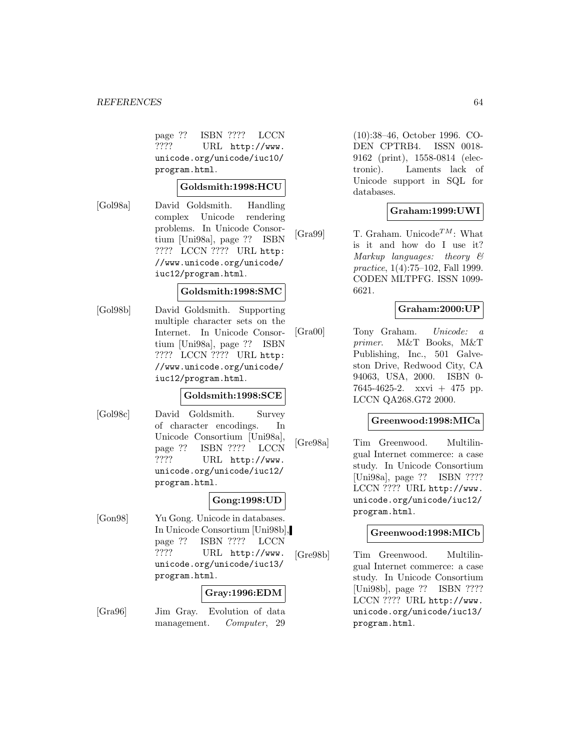page ?? ISBN ???? LCCN ???? URL http://www.unicode.org/unicode/iuc10/program.html.

**Goldsmith:1998:HCU**

[Gol98a] David Goldsmith. Handling complex Unicode rendering problems. In Unicode Consortium [Uni98a], page ?? ISBN ???? LCCN ???? URL http://www.unicode.org/unicode/iuc12/program.html.

**Goldsmith:1998:SMC**

[Gol98b] David Goldsmith. Supporting multiple character sets on the Internet. In Unicode Consortium [Uni98a], page ?? ISBN ???? LCCN ???? URL http://www.unicode.org/unicode/iuc12/program.html.

**Goldsmith:1998:SCE**

[Gol98c] David Goldsmith. Survey of character encodings. In Unicode Consortium [Uni98a], page ?? ISBN ???? LCCN ???? URL http://www.unicode.org/unicode/iuc12/program.html.

**Gong:1998:UD**

[Gon98] Yu Gong. Unicode in databases. In Unicode Consortium [Uni98b], page ?? ISBN ???? LCCN ???? URL http://www.unicode.org/unicode/iuc13/program.html.

**Gray:1996:EDM**

[Gra96] Jim Gray. Evolution of data management. *Computer*, 29 (10):38–46, October 1996. CODEN CPTRB4. ISSN 0018-9162 (print), 1558-0814 (electronic). Laments lack of Unicode support in SQL for databases.

**Graham:1999:UWI**

[Gra99] T. Graham. Unicode$^{TM}$: What is it and how do I use it? *Markup languages: theory & practice*, 1(4):75–102, Fall 1999. CODEN MLTPFG. ISSN 1099-6621.

**Graham:2000:UP**

[Gra00] Tony Graham. *Unicode: a primer*. M&T Books, M&T Publishing, Inc., 501 Galveston Drive, Redwood City, CA 94063, USA, 2000. ISBN 0-7645-4625-2. xxvi + 475 pp. LCCN QA268.G72 2000.

**Greenwood:1998:MICa**

[Gre98a] Tim Greenwood. Multilingual Internet commerce: a case study. In Unicode Consortium [Uni98a], page ?? ISBN ???? LCCN ???? URL http://www.unicode.org/unicode/iuc12/program.html.

**Greenwood:1998:MICb**

[Gre98b] Tim Greenwood. Multilingual Internet commerce: a case study. In Unicode Consortium [Uni98b], page ?? ISBN ???? LCCN ???? URL http://www.unicode.org/unicode/iuc13/program.html.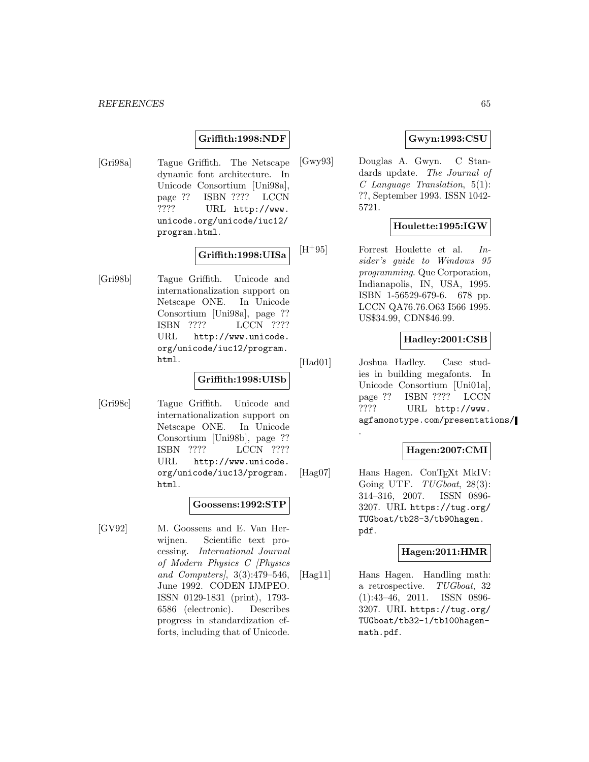**Griffith:1998:NDF**

[Gri98a] Tague Griffith. The Netscape dynamic font architecture. In Unicode Consortium [Uni98a], page ?? ISBN ???? LCCN ???? URL http://www.unicode.org/unicode/iuc12/program.html.

**Griffith:1998:UISa**

[Gri98b] Tague Griffith. Unicode and internationalization support on Netscape ONE. In Unicode Consortium [Uni98a], page ?? ISBN ???? LCCN ???? URL http://www.unicode.org/unicode/iuc12/program.html.

**Griffith:1998:UISb**

[Gri98c] Tague Griffith. Unicode and internationalization support on Netscape ONE. In Unicode Consortium [Uni98b], page ?? ISBN ???? LCCN ???? URL http://www.unicode.org/unicode/iuc13/program.html.

**Goossens:1992:STP**

[GV92] M. Goossens and E. Van Herwijnen. Scientific text processing. *International Journal of Modern Physics C [Physics and Computers]*, 3(3):479–546, June 1992. CODEN IJMPEO. ISSN 0129-1831 (print), 1793-6586 (electronic). Describes progress in standardization efforts, including that of Unicode.

**Gwyn:1993:CSU**

[Gwy93] Douglas A. Gwyn. C Standards update. *The Journal of C Language Translation*, 5(1): ??, September 1993. ISSN 1042-5721.

**Houlette:1995:IGW**

[H+95] Forrest Houlette et al. *Insider's guide to Windows 95 programming*. Que Corporation, Indianapolis, IN, USA, 1995. ISBN 1-56529-679-6. 678 pp. LCCN QA76.76.O63 I566 1995. US$34.99, CDN$46.99.

**Hadley:2001:CSB**

[Had01] Joshua Hadley. Case studies in building megafonts. In Unicode Consortium [Uni01a], page ?? ISBN ???? LCCN ???? URL http://www.agfamonotype.com/presentations/.

**Hagen:2007:CMI**

[Hag07] Hans Hagen. ConTEXt MkIV: Going UTF. *TUGboat*, 28(3): 314–316, 2007. ISSN 0896-3207. URL https://tug.org/TUGboat/tb28-3/tb90hagen.pdf.

**Hagen:2011:HMR**

[Hag11] Hans Hagen. Handling math: a retrospective. *TUGboat*, 32 (1):43–46, 2011. ISSN 0896-3207. URL https://tug.org/TUGboat/tb32-1/tb100hagen-math.pdf.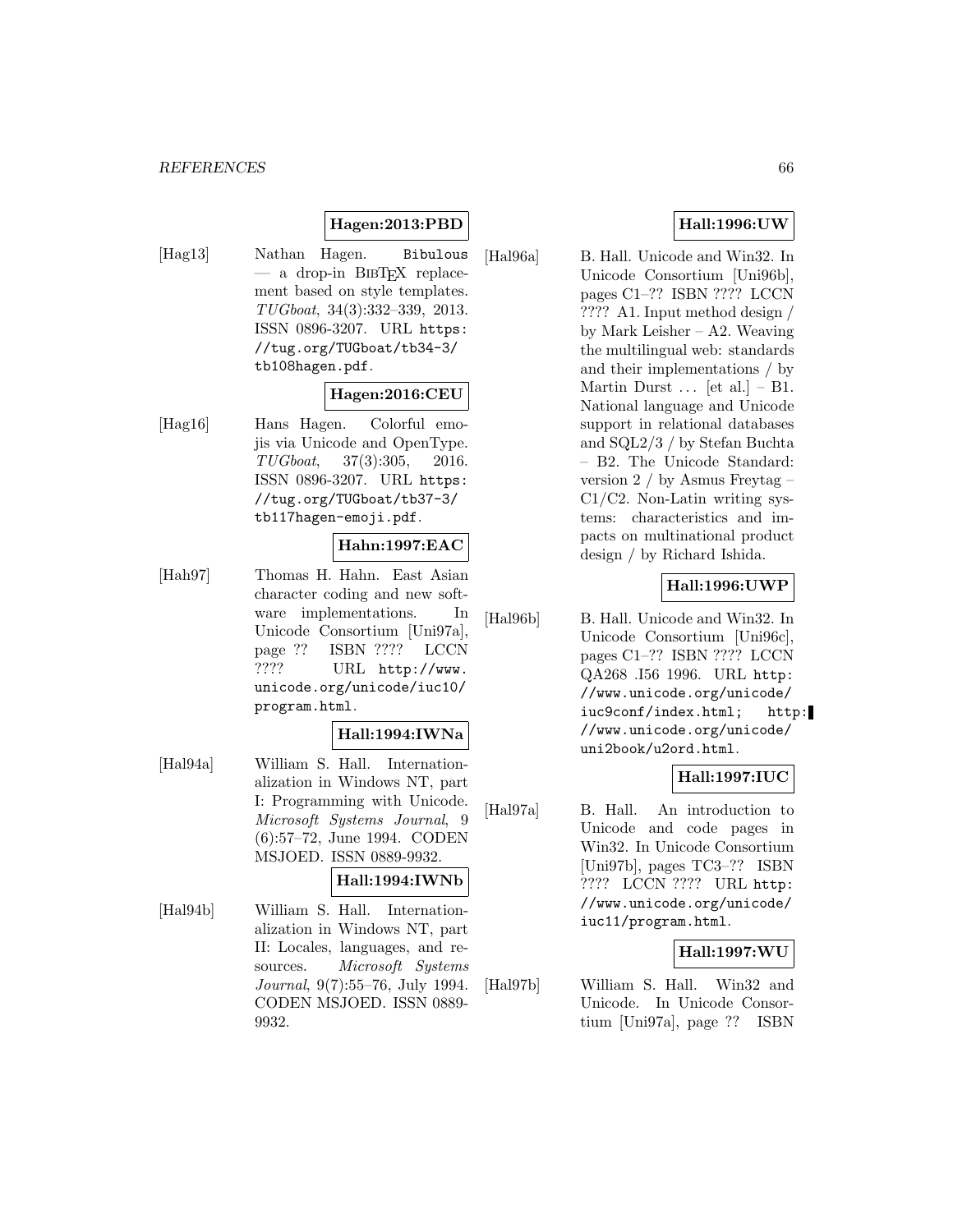**Hagen:2013:PBD**

[Hag13] Nathan Hagen. Bibulous — a drop-in BibTeX replacement based on style templates. *TUGboat*, 34(3):332–339, 2013. ISSN 0896-3207. URL https://tug.org/TUGboat/tb34-3/tb108hagen.pdf.

**Hagen:2016:CEU**

[Hag16] Hans Hagen. Colorful emojis via Unicode and OpenType. *TUGboat*, 37(3):305, 2016. ISSN 0896-3207. URL https://tug.org/TUGboat/tb37-3/tb117hagen-emoji.pdf.

**Hahn:1997:EAC**

[Hah97] Thomas H. Hahn. East Asian character coding and new software implementations. In Unicode Consortium [Uni97a], page ?? ISBN ???? LCCN ???? URL http://www.unicode.org/unicode/iuc10/program.html.

**Hall:1994:IWNa**

[Hal94a] William S. Hall. Internationalization in Windows NT, part I: Programming with Unicode. *Microsoft Systems Journal*, 9 (6):57–72, June 1994. CODEN MSJOED. ISSN 0889-9932.

**Hall:1994:IWNb**

[Hal94b] William S. Hall. Internationalization in Windows NT, part II: Locales, languages, and resources. *Microsoft Systems Journal*, 9(7):55–76, July 1994. CODEN MSJOED. ISSN 0889-9932.

**Hall:1996:UW**

[Hal96a] B. Hall. Unicode and Win32. In Unicode Consortium [Uni96b], pages C1–?? ISBN ???? LCCN ???? A1. Input method design / by Mark Leisher – A2. Weaving the multilingual web: standards and their implementations / by Martin Durst ... [et al.] – B1. National language and Unicode support in relational databases and SQL2/3 / by Stefan Buchta – B2. The Unicode Standard: version 2 / by Asmus Freytag – C1/C2. Non-Latin writing systems: characteristics and impacts on multinational product design / by Richard Ishida.

**Hall:1996:UWP**

[Hal96b] B. Hall. Unicode and Win32. In Unicode Consortium [Uni96c], pages C1–?? ISBN ???? LCCN QA268 .I56 1996. URL http://www.unicode.org/unicode/iuc9conf/index.html; http://www.unicode.org/unicode/uni2book/u2ord.html.

**Hall:1997:IUC**

[Hal97a] B. Hall. An introduction to Unicode and code pages in Win32. In Unicode Consortium [Uni97b], pages TC3–?? ISBN ???? LCCN ???? URL http://www.unicode.org/unicode/iuc11/program.html.

**Hall:1997:WU**

[Hal97b] William S. Hall. Win32 and Unicode. In Unicode Consortium [Uni97a], page ?? ISBN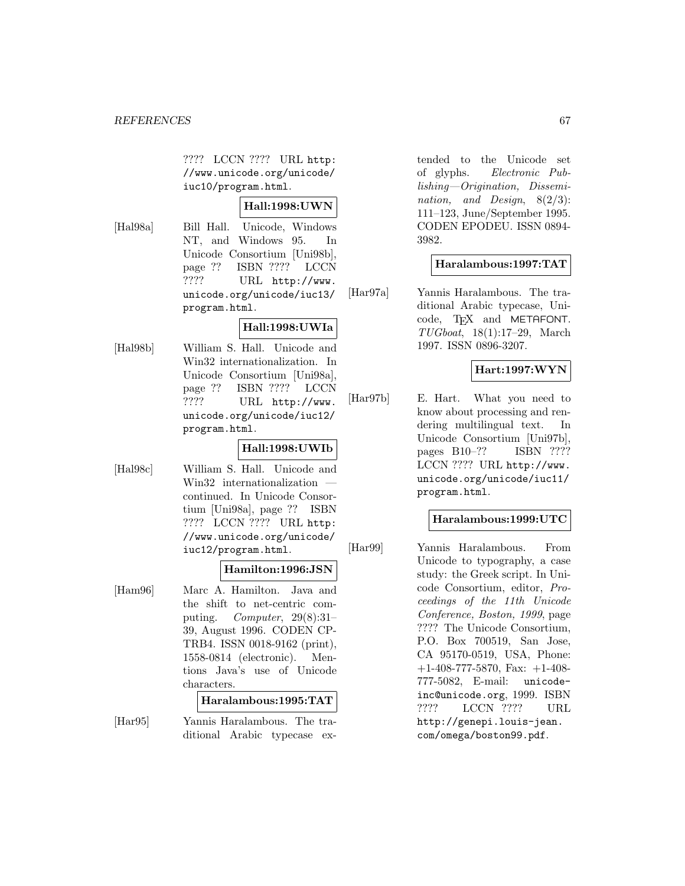???? LCCN ???? URL http://www.unicode.org/unicode/iuc10/program.html.

**Hall:1998:UWN**

[Hal98a] Bill Hall. Unicode, Windows NT, and Windows 95. In Unicode Consortium [Uni98b], page ?? ISBN ???? LCCN ???? URL http://www.unicode.org/unicode/iuc13/program.html.

**Hall:1998:UWIa**

[Hal98b] William S. Hall. Unicode and Win32 internationalization. In Unicode Consortium [Uni98a], page ?? ISBN ???? LCCN ???? URL http://www.unicode.org/unicode/iuc12/program.html.

**Hall:1998:UWIb**

[Hal98c] William S. Hall. Unicode and Win32 internationalization — continued. In Unicode Consortium [Uni98a], page ?? ISBN ???? LCCN ???? URL http://www.unicode.org/unicode/iuc12/program.html.

**Hamilton:1996:JSN**

[Ham96] Marc A. Hamilton. Java and the shift to net-centric computing. *Computer*, 29(8):31–39, August 1996. CODEN CPTRB4. ISSN 0018-9162 (print), 1558-0814 (electronic). Mentions Java's use of Unicode characters.

**Haralambous:1995:TAT**

[Har95] Yannis Haralambous. The traditional Arabic typecase extended to the Unicode set of glyphs. *Electronic Publishing—Origination, Dissemination, and Design*, 8(2/3): 111–123, June/September 1995. CODEN EPODEU. ISSN 0894-3982.

**Haralambous:1997:TAT**

[Har97a] Yannis Haralambous. The traditional Arabic typecase, Unicode, TEX and METAFONT. *TUGboat*, 18(1):17–29, March 1997. ISSN 0896-3207.

**Hart:1997:WYN**

[Har97b] E. Hart. What you need to know about processing and rendering multilingual text. In Unicode Consortium [Uni97b], pages B10–?? ISBN ???? LCCN ???? URL http://www.unicode.org/unicode/iuc11/program.html.

**Haralambous:1999:UTC**

[Har99] Yannis Haralambous. From Unicode to typography, a case study: the Greek script. In Unicode Consortium, editor, *Proceedings of the 11th Unicode Conference, Boston, 1999*, page ???? The Unicode Consortium, P.O. Box 700519, San Jose, CA 95170-0519, USA, Phone: +1-408-777-5870, Fax: +1-408-777-5082, E-mail: unicode-inc@unicode.org, 1999. ISBN ???? LCCN ???? URL http://genepi.louis-jean.com/omega/boston99.pdf.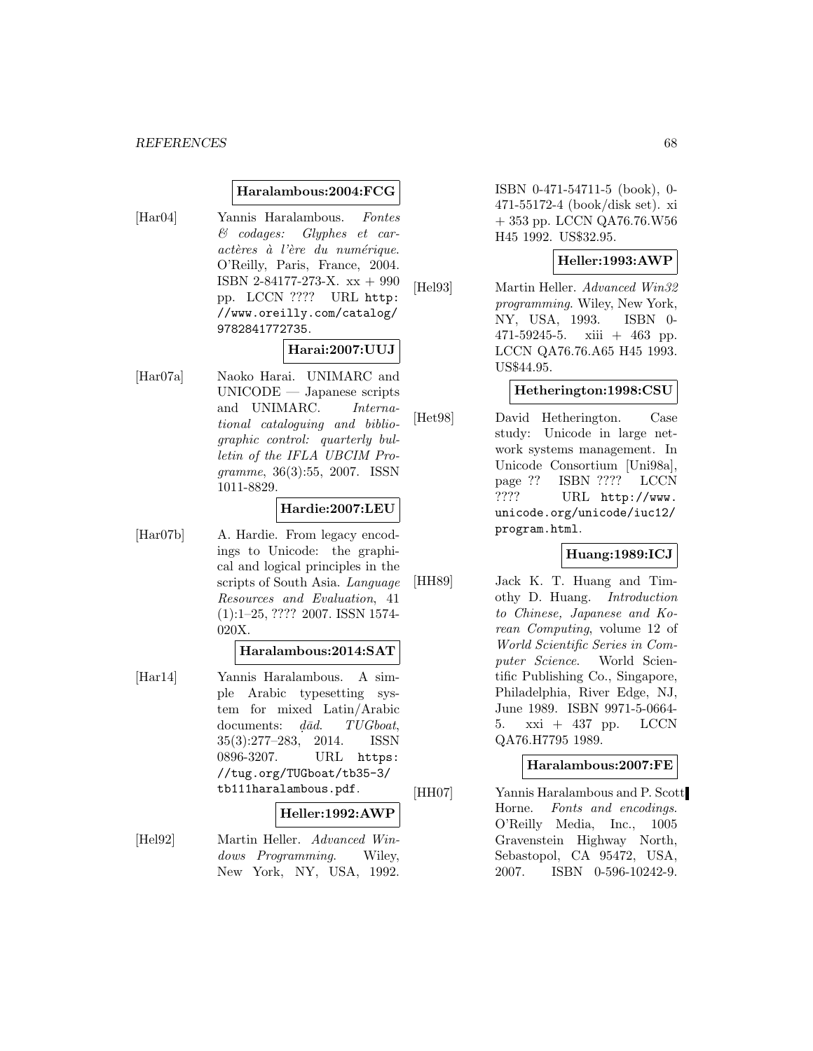**Haralambous:2004:FCG**

[Har04] Yannis Haralambous. *Fontes & codages: Glyphes et caractères à l'ère du numérique*. O'Reilly, Paris, France, 2004. ISBN 2-84177-273-X. xx + 990 pp. LCCN ???? URL http://www.oreilly.com/catalog/9782841772735.

**Harai:2007:UUJ**

[Har07a] Naoko Harai. UNIMARC and UNICODE — Japanese scripts and UNIMARC. *International cataloguing and bibliographic control: quarterly bulletin of the IFLA UBCIM Programme*, 36(3):55, 2007. ISSN 1011-8829.

**Hardie:2007:LEU**

[Har07b] A. Hardie. From legacy encodings to Unicode: the graphical and logical principles in the scripts of South Asia. *Language Resources and Evaluation*, 41 (1):1–25, ???? 2007. ISSN 1574-020X.

**Haralambous:2014:SAT**

[Har14] Yannis Haralambous. A simple Arabic typesetting system for mixed Latin/Arabic documents: *ḍād*. *TUGboat*, 35(3):277–283, 2014. ISSN 0896-3207. URL https://tug.org/TUGboat/tb35-3/tb111haralambous.pdf.

**Heller:1992:AWP**

[Hel92] Martin Heller. *Advanced Windows Programming*. Wiley, New York, NY, USA, 1992. ISBN 0-471-54711-5 (book), 0-471-55172-4 (book/disk set). xi + 353 pp. LCCN QA76.76.W56 H45 1992. US$32.95.

**Heller:1993:AWP**

[Hel93] Martin Heller. *Advanced Win32 programming*. Wiley, New York, NY, USA, 1993. ISBN 0-471-59245-5. xiii + 463 pp. LCCN QA76.76.A65 H45 1993. US$44.95.

**Hetherington:1998:CSU**

[Het98] David Hetherington. Case study: Unicode in large network systems management. In Unicode Consortium [Uni98a], page ?? ISBN ???? LCCN ???? URL http://www.unicode.org/unicode/iuc12/program.html.

**Huang:1989:ICJ**

[HH89] Jack K. T. Huang and Timothy D. Huang. *Introduction to Chinese, Japanese and Korean Computing*, volume 12 of *World Scientific Series in Computer Science*. World Scientific Publishing Co., Singapore, Philadelphia, River Edge, NJ, June 1989. ISBN 9971-5-0664-5. xxi + 437 pp. LCCN QA76.H7795 1989.

**Haralambous:2007:FE**

[HH07] Yannis Haralambous and P. Scott Horne. *Fonts and encodings*. O'Reilly Media, Inc., 1005 Gravenstein Highway North, Sebastopol, CA 95472, USA, 2007. ISBN 0-596-10242-9.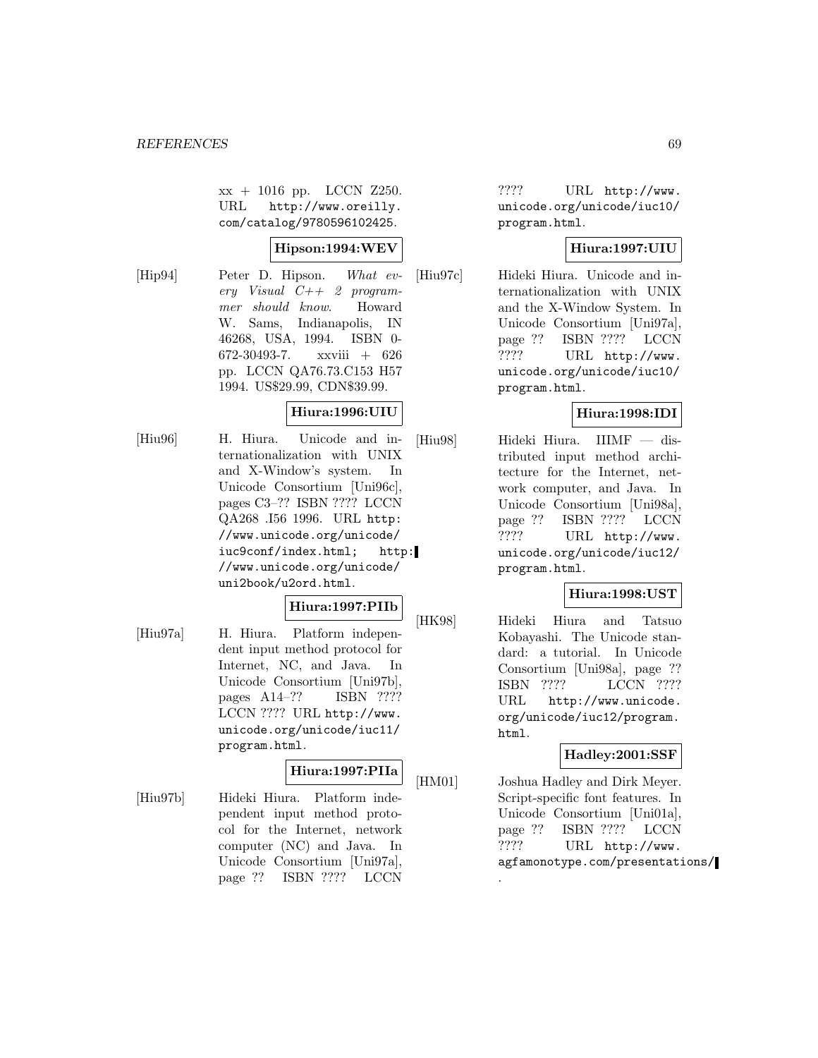xx + 1016 pp. LCCN Z250. URL http://www.oreilly.com/catalog/9780596102425.

**Hipson:1994:WEV**

[Hip94] Peter D. Hipson. *What every Visual C++ 2 programmer should know*. Howard W. Sams, Indianapolis, IN 46268, USA, 1994. ISBN 0-672-30493-7. xxviii + 626 pp. LCCN QA76.73.C153 H57 1994. US$29.99, CDN$39.99.

**Hiura:1996:UIU**

[Hiu96] H. Hiura. Unicode and internationalization with UNIX and X-Window's system. In Unicode Consortium [Uni96c], pages C3–?? ISBN ???? LCCN QA268 .I56 1996. URL http://www.unicode.org/unicode/iuc9conf/index.html; http://www.unicode.org/unicode/uni2book/u2ord.html.

**Hiura:1997:PIIb**

[Hiu97a] H. Hiura. Platform independent input method protocol for Internet, NC, and Java. In Unicode Consortium [Uni97b], pages A14–?? ISBN ???? LCCN ???? URL http://www.unicode.org/unicode/iuc11/program.html.

**Hiura:1997:PIIa**

[Hiu97b] Hideki Hiura. Platform independent input method protocol for the Internet, network computer (NC) and Java. In Unicode Consortium [Uni97a], page ?? ISBN ???? LCCN ???? URL http://www.unicode.org/unicode/iuc10/program.html.

**Hiura:1997:UIU**

[Hiu97c] Hideki Hiura. Unicode and internationalization with UNIX and the X-Window System. In Unicode Consortium [Uni97a], page ?? ISBN ???? LCCN ???? URL http://www.unicode.org/unicode/iuc10/program.html.

**Hiura:1998:IDI**

[Hiu98] Hideki Hiura. IIIMF — distributed input method architecture for the Internet, network computer, and Java. In Unicode Consortium [Uni98a], page ?? ISBN ???? LCCN ???? URL http://www.unicode.org/unicode/iuc12/program.html.

**Hiura:1998:UST**

[HK98] Hideki Hiura and Tatsuo Kobayashi. The Unicode standard: a tutorial. In Unicode Consortium [Uni98a], page ?? ISBN ???? LCCN ???? URL http://www.unicode.org/unicode/iuc12/program.html.

**Hadley:2001:SSF**

[HM01] Joshua Hadley and Dirk Meyer. Script-specific font features. In Unicode Consortium [Uni01a], page ?? ISBN ???? LCCN ???? URL http://www.agfamonotype.com/presentations/.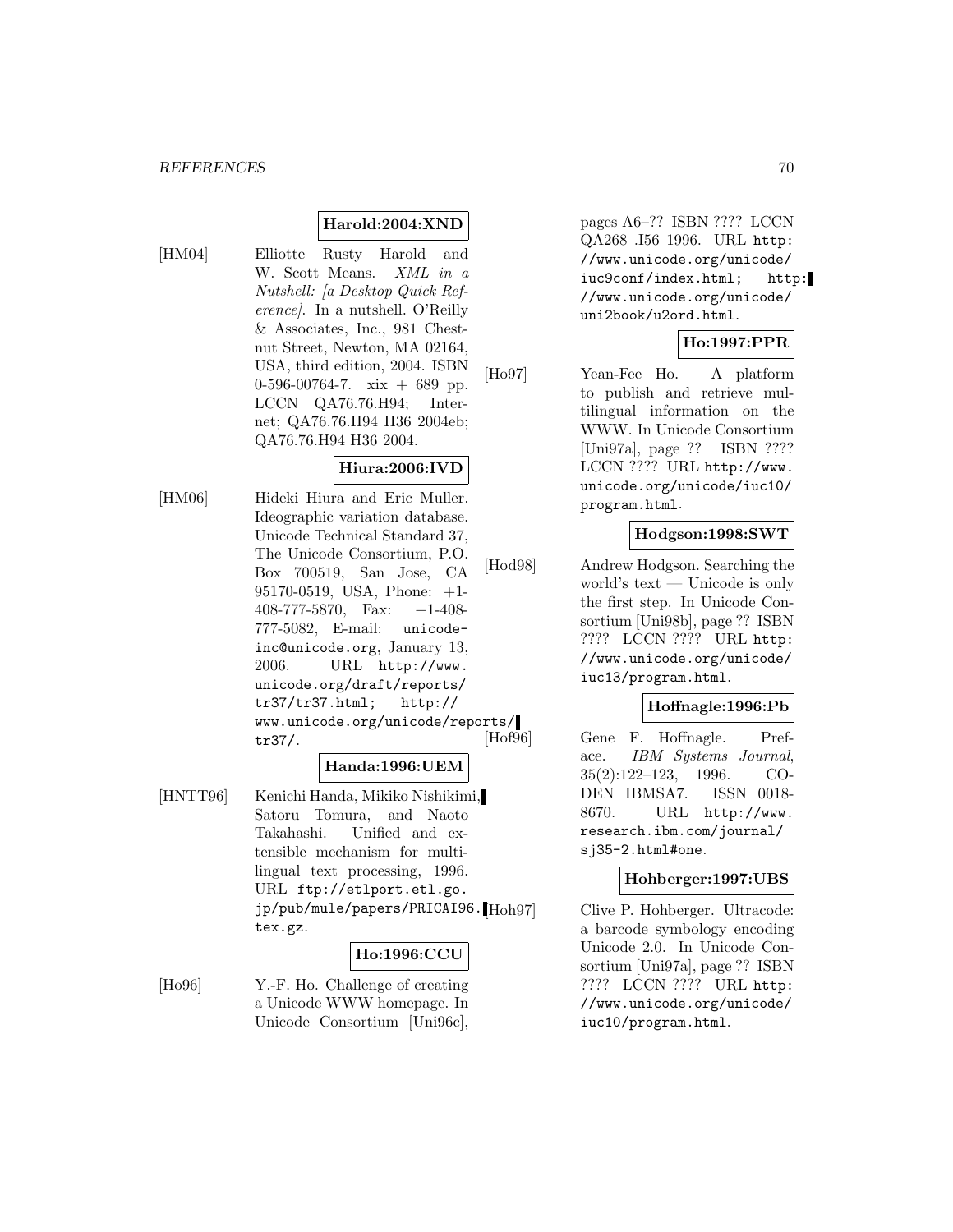**Harold:2004:XND**

[HM04] Elliotte Rusty Harold and W. Scott Means. *XML in a Nutshell: [a Desktop Quick Reference]*. In a nutshell. O'Reilly & Associates, Inc., 981 Chestnut Street, Newton, MA 02164, USA, third edition, 2004. ISBN 0-596-00764-7. xix + 689 pp. LCCN QA76.76.H94; Internet; QA76.76.H94 H36 2004eb; QA76.76.H94 H36 2004.

**Hiura:2006:IVD**

[HM06] Hideki Hiura and Eric Muller. Ideographic variation database. Unicode Technical Standard 37, The Unicode Consortium, P.O. Box 700519, San Jose, CA 95170-0519, USA, Phone: +1-408-777-5870, Fax: +1-408-777-5082, E-mail: unicode-inc@unicode.org, January 13, 2006. URL http://www.unicode.org/draft/reports/tr37/tr37.html; http://www.unicode.org/unicode/reports/tr37/.

**Handa:1996:UEM**

[HNTT96] Kenichi Handa, Mikiko Nishikimi, Satoru Tomura, and Naoto Takahashi. Unified and extensible mechanism for multilingual text processing, 1996. URL ftp://etlport.etl.go.jp/pub/mule/papers/PRICAI96.tex.gz.

**Ho:1996:CCU**

[Ho96] Y.-F. Ho. Challenge of creating a Unicode WWW homepage. In Unicode Consortium [Uni96c], pages A6–?? ISBN ???? LCCN QA268 .I56 1996. URL http://www.unicode.org/unicode/iuc9conf/index.html; http://www.unicode.org/unicode/uni2book/u2ord.html.

**Ho:1997:PPR**

[Ho97] Yean-Fee Ho. A platform to publish and retrieve multilingual information on the WWW. In Unicode Consortium [Uni97a], page ?? ISBN ???? LCCN ???? URL http://www.unicode.org/unicode/iuc10/program.html.

**Hodgson:1998:SWT**

[Hod98] Andrew Hodgson. Searching the world's text — Unicode is only the first step. In Unicode Consortium [Uni98b], page ?? ISBN ???? LCCN ???? URL http://www.unicode.org/unicode/iuc13/program.html.

**Hoffnagle:1996:Pb**

[Hof96] Gene F. Hoffnagle. Preface. *IBM Systems Journal*, 35(2):122–123, 1996. CODEN IBMSA7. ISSN 0018-8670. URL http://www.research.ibm.com/journal/sj35-2.html#one.

**Hohberger:1997:UBS**

[Hoh97] Clive P. Hohberger. Ultracode: a barcode symbology encoding Unicode 2.0. In Unicode Consortium [Uni97a], page ?? ISBN ???? LCCN ???? URL http://www.unicode.org/unicode/iuc10/program.html.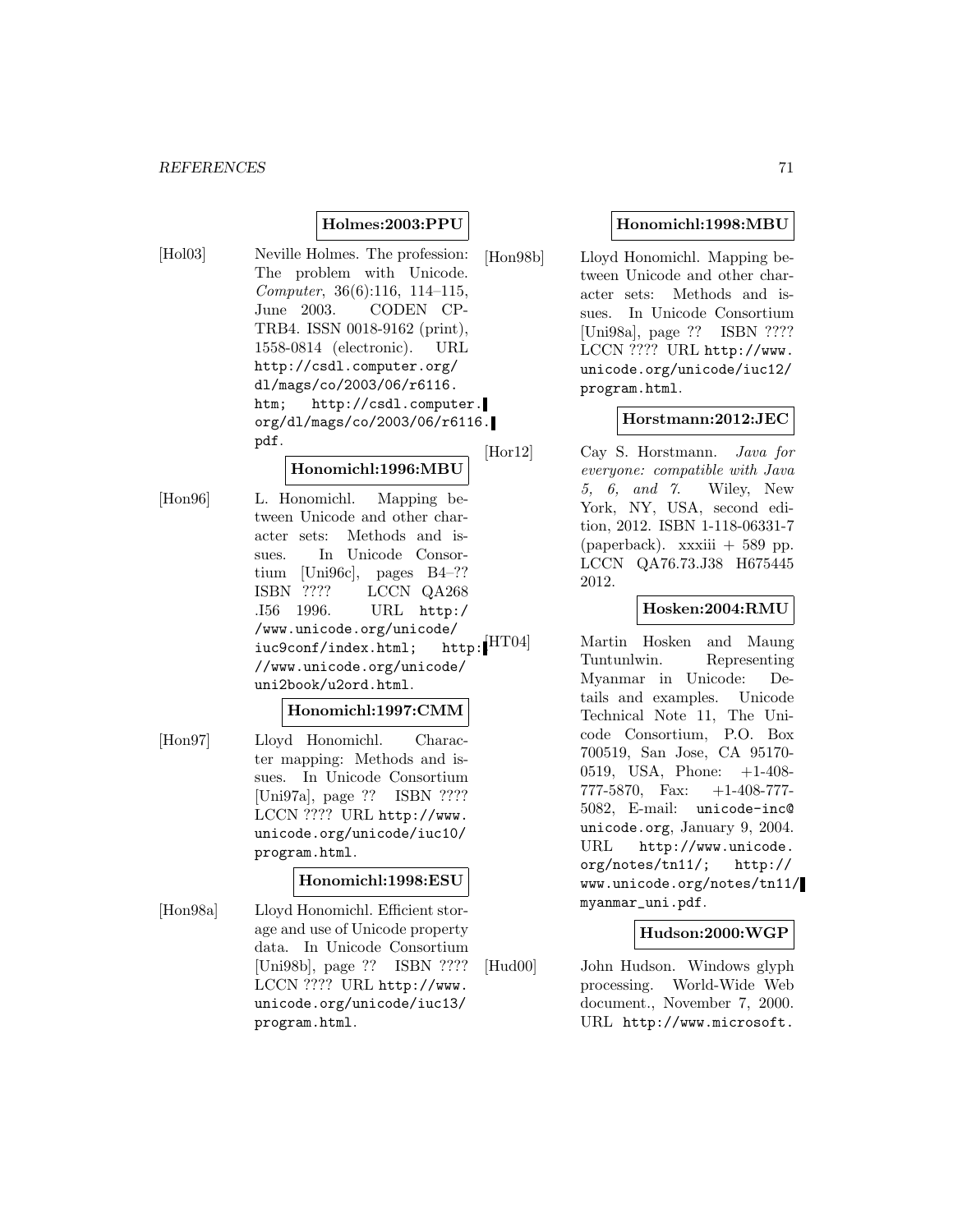**Holmes:2003:PPU**

[Hol03] Neville Holmes. The profession: The problem with Unicode. *Computer*, 36(6):116, 114–115, June 2003. CODEN CPTRB4. ISSN 0018-9162 (print), 1558-0814 (electronic). URL http://csdl.computer.org/dl/mags/co/2003/06/r6116.htm; http://csdl.computer.org/dl/mags/co/2003/06/r6116.pdf.

**Honomichl:1996:MBU**

[Hon96] L. Honomichl. Mapping between Unicode and other character sets: Methods and issues. In Unicode Consortium [Uni96c], pages B4–?? ISBN ???? LCCN QA268 .I56 1996. URL http://www.unicode.org/unicode/iuc9conf/index.html; http://www.unicode.org/unicode/uni2book/u2ord.html.

**Honomichl:1997:CMM**

[Hon97] Lloyd Honomichl. Character mapping: Methods and issues. In Unicode Consortium [Uni97a], page ?? ISBN ???? LCCN ???? URL http://www.unicode.org/unicode/iuc10/program.html.

**Honomichl:1998:ESU**

[Hon98a] Lloyd Honomichl. Efficient storage and use of Unicode property data. In Unicode Consortium [Uni98b], page ?? ISBN ???? LCCN ???? URL http://www.unicode.org/unicode/iuc13/program.html.

**Honomichl:1998:MBU**

[Hon98b] Lloyd Honomichl. Mapping between Unicode and other character sets: Methods and issues. In Unicode Consortium [Uni98a], page ?? ISBN ???? LCCN ???? URL http://www.unicode.org/unicode/iuc12/program.html.

**Horstmann:2012:JEC**

[Hor12] Cay S. Horstmann. *Java for everyone: compatible with Java 5, 6, and 7*. Wiley, New York, NY, USA, second edition, 2012. ISBN 1-118-06331-7 (paperback). xxxiii + 589 pp. LCCN QA76.73.J38 H675445 2012.

**Hosken:2004:RMU**

[HT04] Martin Hosken and Maung Tuntunlwin. Representing Myanmar in Unicode: Details and examples. Unicode Technical Note 11, The Unicode Consortium, P.O. Box 700519, San Jose, CA 95170-0519, USA, Phone: +1-408-777-5870, Fax: +1-408-777-5082, E-mail: unicode-inc@unicode.org, January 9, 2004. URL http://www.unicode.org/notes/tn11/; http://www.unicode.org/notes/tn11/myanmar_uni.pdf.

**Hudson:2000:WGP**

[Hud00] John Hudson. Windows glyph processing. World-Wide Web document., November 7, 2000. URL http://www.microsoft.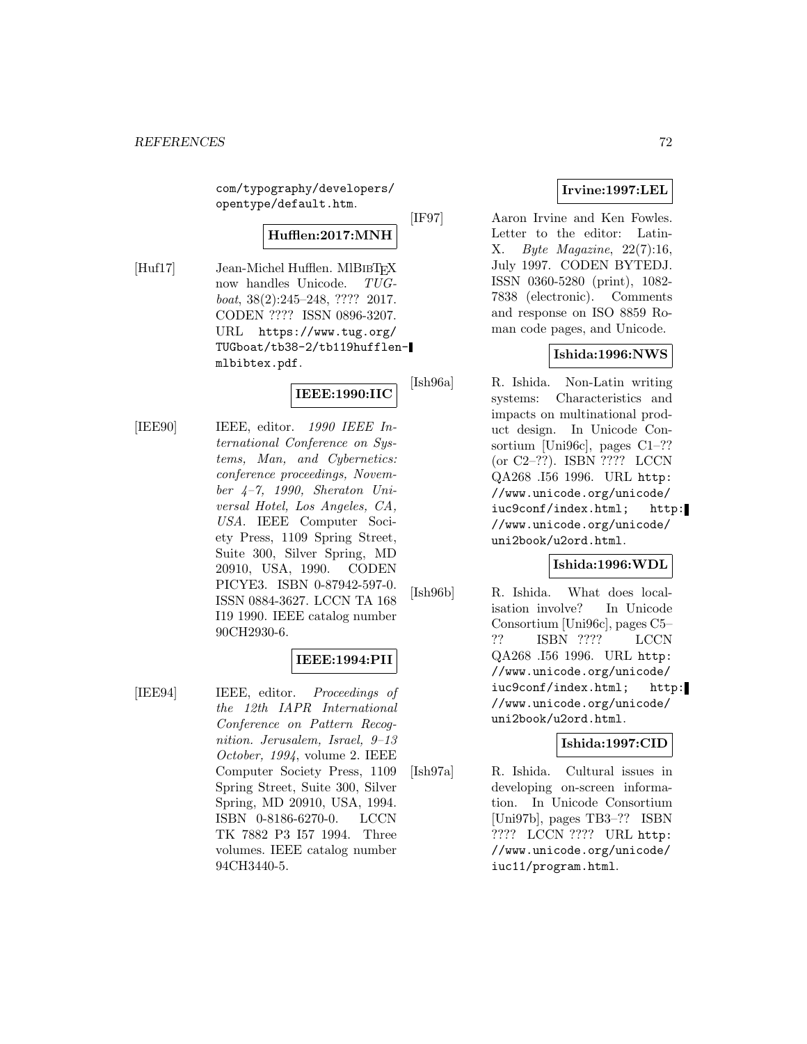com/typography/developers/opentype/default.htm.

**Hufflen:2017:MNH**

[Huf17] Jean-Michel Hufflen. MlBibTeX now handles Unicode. *TUGboat*, 38(2):245–248, ???? 2017. CODEN ???? ISSN 0896-3207. URL https://www.tug.org/TUGboat/tb38-2/tb119hufflen-mlbibtex.pdf.

**IEEE:1990:IIC**

[IEE90] IEEE, editor. *1990 IEEE International Conference on Systems, Man, and Cybernetics: conference proceedings, November 4–7, 1990, Sheraton Universal Hotel, Los Angeles, CA, USA*. IEEE Computer Society Press, 1109 Spring Street, Suite 300, Silver Spring, MD 20910, USA, 1990. CODEN PICYE3. ISBN 0-87942-597-0. ISSN 0884-3627. LCCN TA 168 I19 1990. IEEE catalog number 90CH2930-6.

**IEEE:1994:PII**

[IEE94] IEEE, editor. *Proceedings of the 12th IAPR International Conference on Pattern Recognition. Jerusalem, Israel, 9–13 October, 1994*, volume 2. IEEE Computer Society Press, 1109 Spring Street, Suite 300, Silver Spring, MD 20910, USA, 1994. ISBN 0-8186-6270-0. LCCN TK 7882 P3 I57 1994. Three volumes. IEEE catalog number 94CH3440-5.

**Irvine:1997:LEL**

[IF97] Aaron Irvine and Ken Fowles. Letter to the editor: Latin-X. *Byte Magazine*, 22(7):16, July 1997. CODEN BYTEDJ. ISSN 0360-5280 (print), 1082-7838 (electronic). Comments and response on ISO 8859 Roman code pages, and Unicode.

**Ishida:1996:NWS**

[Ish96a] R. Ishida. Non-Latin writing systems: Characteristics and impacts on multinational product design. In Unicode Consortium [Uni96c], pages C1–?? (or C2–??). ISBN ???? LCCN QA268 .I56 1996. URL http://www.unicode.org/unicode/iuc9conf/index.html; http://www.unicode.org/unicode/uni2book/u2ord.html.

**Ishida:1996:WDL**

[Ish96b] R. Ishida. What does localisation involve? In Unicode Consortium [Uni96c], pages C5–?? ISBN ???? LCCN QA268 .I56 1996. URL http://www.unicode.org/unicode/iuc9conf/index.html; http://www.unicode.org/unicode/uni2book/u2ord.html.

**Ishida:1997:CID**

[Ish97a] R. Ishida. Cultural issues in developing on-screen information. In Unicode Consortium [Uni97b], pages TB3–?? ISBN ???? LCCN ???? URL http://www.unicode.org/unicode/iuc11/program.html.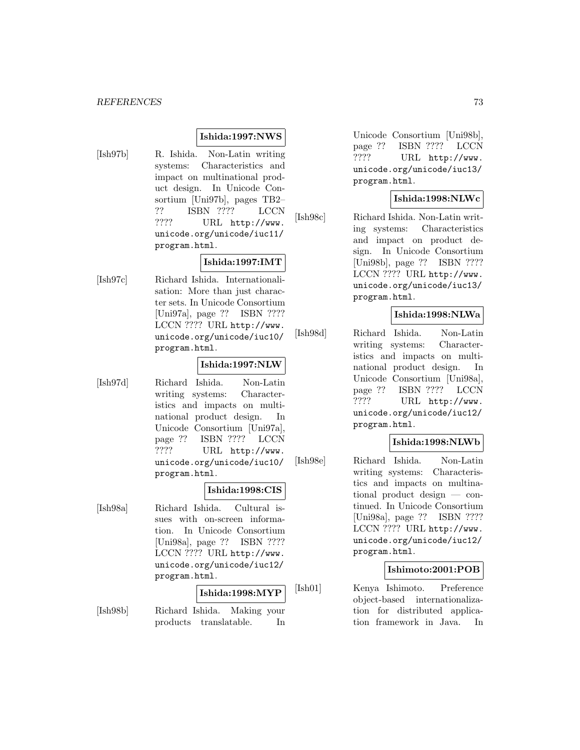**Ishida:1997:NWS**

[Ish97b] R. Ishida. Non-Latin writing systems: Characteristics and impact on multinational product design. In Unicode Consortium [Uni97b], pages TB2–?? ISBN ???? LCCN ???? URL http://www.unicode.org/unicode/iuc11/program.html.

**Ishida:1997:IMT**

[Ish97c] Richard Ishida. Internationalisation: More than just character sets. In Unicode Consortium [Uni97a], page ?? ISBN ???? LCCN ???? URL http://www.unicode.org/unicode/iuc10/program.html.

**Ishida:1997:NLW**

[Ish97d] Richard Ishida. Non-Latin writing systems: Characteristics and impacts on multinational product design. In Unicode Consortium [Uni97a], page ?? ISBN ???? LCCN ???? URL http://www.unicode.org/unicode/iuc10/program.html.

**Ishida:1998:CIS**

[Ish98a] Richard Ishida. Cultural issues with on-screen information. In Unicode Consortium [Uni98a], page ?? ISBN ???? LCCN ???? URL http://www.unicode.org/unicode/iuc12/program.html.

**Ishida:1998:MYP**

[Ish98b] Richard Ishida. Making your products translatable. In Unicode Consortium [Uni98b], page ?? ISBN ???? LCCN ???? URL http://www.unicode.org/unicode/iuc13/program.html.

**Ishida:1998:NLWc**

[Ish98c] Richard Ishida. Non-Latin writing systems: Characteristics and impact on product design. In Unicode Consortium [Uni98b], page ?? ISBN ???? LCCN ???? URL http://www.unicode.org/unicode/iuc13/program.html.

**Ishida:1998:NLWa**

[Ish98d] Richard Ishida. Non-Latin writing systems: Characteristics and impacts on multinational product design. In Unicode Consortium [Uni98a], page ?? ISBN ???? LCCN ???? URL http://www.unicode.org/unicode/iuc12/program.html.

**Ishida:1998:NLWb**

[Ish98e] Richard Ishida. Non-Latin writing systems: Characteristics and impacts on multinational product design — continued. In Unicode Consortium [Uni98a], page ?? ISBN ???? LCCN ???? URL http://www.unicode.org/unicode/iuc12/program.html.

**Ishimoto:2001:POB**

[Ish01] Kenya Ishimoto. Preference object-based internationalization for distributed application framework in Java. In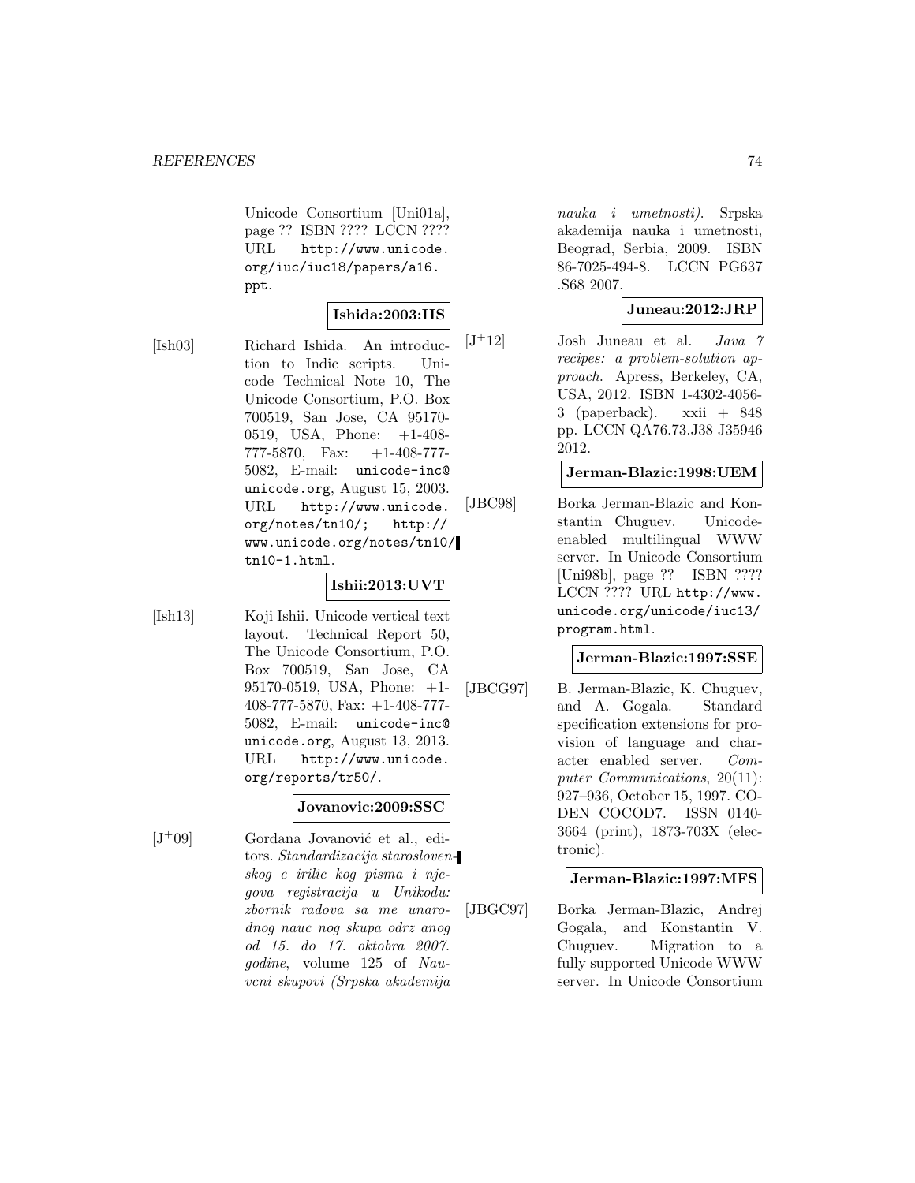Unicode Consortium [Uni01a], page ?? ISBN ???? LCCN ???? URL http://www.unicode.org/iuc/iuc18/papers/a16.ppt.

**Ishida:2003:IIS**

[Ish03] Richard Ishida. An introduction to Indic scripts. Unicode Technical Note 10, The Unicode Consortium, P.O. Box 700519, San Jose, CA 95170-0519, USA, Phone: +1-408-777-5870, Fax: +1-408-777-5082, E-mail: unicode-inc@unicode.org, August 15, 2003. URL http://www.unicode.org/notes/tn10/; http://www.unicode.org/notes/tn10/tn10-1.html.

**Ishii:2013:UVT**

[Ish13] Koji Ishii. Unicode vertical text layout. Technical Report 50, The Unicode Consortium, P.O. Box 700519, San Jose, CA 95170-0519, USA, Phone: +1-408-777-5870, Fax: +1-408-777-5082, E-mail: unicode-inc@unicode.org, August 13, 2013. URL http://www.unicode.org/reports/tr50/.

**Jovanovic:2009:SSC**

[J+09] Gordana Jovanović et al., editors. *Standardizacija staroslovenskog c irilic kog pisma i njegova registracija u Unikodu: zbornik radova sa me unarodnog nauc nog skupa odrz anog od 15. do 17. oktobra 2007. godine*, volume 125 of *Nauvcni skupovi (Srpska akademija nauka i umetnosti)*. Srpska akademija nauka i umetnosti, Beograd, Serbia, 2009. ISBN 86-7025-494-8. LCCN PG637 .S68 2007.

**Juneau:2012:JRP**

[J+12] Josh Juneau et al. *Java 7 recipes: a problem-solution approach*. Apress, Berkeley, CA, USA, 2012. ISBN 1-4302-4056-3 (paperback). xxii + 848 pp. LCCN QA76.73.J38 J35946 2012.

**Jerman-Blazic:1998:UEM**

[JBC98] Borka Jerman-Blazic and Konstantin Chuguev. Unicode-enabled multilingual WWW server. In Unicode Consortium [Uni98b], page ?? ISBN ???? LCCN ???? URL http://www.unicode.org/unicode/iuc13/program.html.

**Jerman-Blazic:1997:SSE**

[JBCG97] B. Jerman-Blazic, K. Chuguev, and A. Gogala. Standard specification extensions for provision of language and character enabled server. *Computer Communications*, 20(11): 927–936, October 15, 1997. CODEN COCOD7. ISSN 0140-3664 (print), 1873-703X (electronic).

**Jerman-Blazic:1997:MFS**

[JBGC97] Borka Jerman-Blazic, Andrej Gogala, and Konstantin V. Chuguev. Migration to a fully supported Unicode WWW server. In Unicode Consortium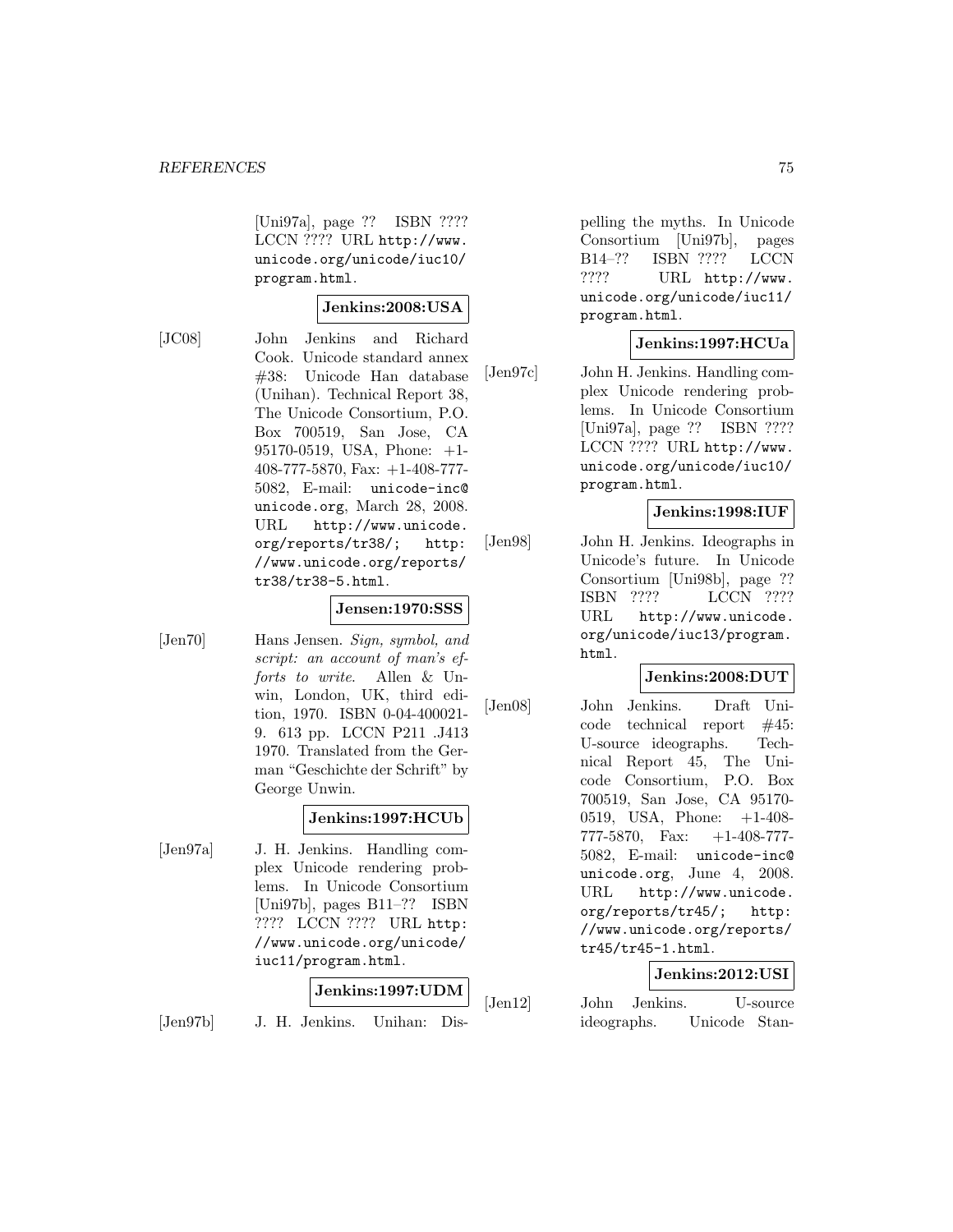[Uni97a], page ?? ISBN ???? LCCN ???? URL http://www.unicode.org/unicode/iuc10/program.html.

**Jenkins:2008:USA**

[JC08] John Jenkins and Richard Cook. Unicode standard annex #38: Unicode Han database (Unihan). Technical Report 38, The Unicode Consortium, P.O. Box 700519, San Jose, CA 95170-0519, USA, Phone: +1-408-777-5870, Fax: +1-408-777-5082, E-mail: unicode-inc@unicode.org, March 28, 2008. URL http://www.unicode.org/reports/tr38/; http://www.unicode.org/reports/tr38/tr38-5.html.

**Jensen:1970:SSS**

[Jen70] Hans Jensen. *Sign, symbol, and script: an account of man's efforts to write*. Allen & Unwin, London, UK, third edition, 1970. ISBN 0-04-400021-9. 613 pp. LCCN P211 .J413 1970. Translated from the German "Geschichte der Schrift" by George Unwin.

**Jenkins:1997:HCUb**

[Jen97a] J. H. Jenkins. Handling complex Unicode rendering problems. In Unicode Consortium [Uni97b], pages B11–?? ISBN ???? LCCN ???? URL http://www.unicode.org/unicode/iuc11/program.html.

**Jenkins:1997:UDM**

[Jen97b] J. H. Jenkins. Unihan: Dispelling the myths. In Unicode Consortium [Uni97b], pages B14–?? ISBN ???? LCCN ???? URL http://www.unicode.org/unicode/iuc11/program.html.

**Jenkins:1997:HCUa**

[Jen97c] John H. Jenkins. Handling complex Unicode rendering problems. In Unicode Consortium [Uni97a], page ?? ISBN ???? LCCN ???? URL http://www.unicode.org/unicode/iuc10/program.html.

**Jenkins:1998:IUF**

[Jen98] John H. Jenkins. Ideographs in Unicode's future. In Unicode Consortium [Uni98b], page ?? ISBN ???? LCCN ???? URL http://www.unicode.org/unicode/iuc13/program.html.

**Jenkins:2008:DUT**

[Jen08] John Jenkins. Draft Unicode technical report #45: U-source ideographs. Technical Report 45, The Unicode Consortium, P.O. Box 700519, San Jose, CA 95170-0519, USA, Phone: +1-408-777-5870, Fax: +1-408-777-5082, E-mail: unicode-inc@unicode.org, June 4, 2008. URL http://www.unicode.org/reports/tr45/; http://www.unicode.org/reports/tr45/tr45-1.html.

**Jenkins:2012:USI**

[Jen12] John Jenkins. U-source ideographs. Unicode Stan-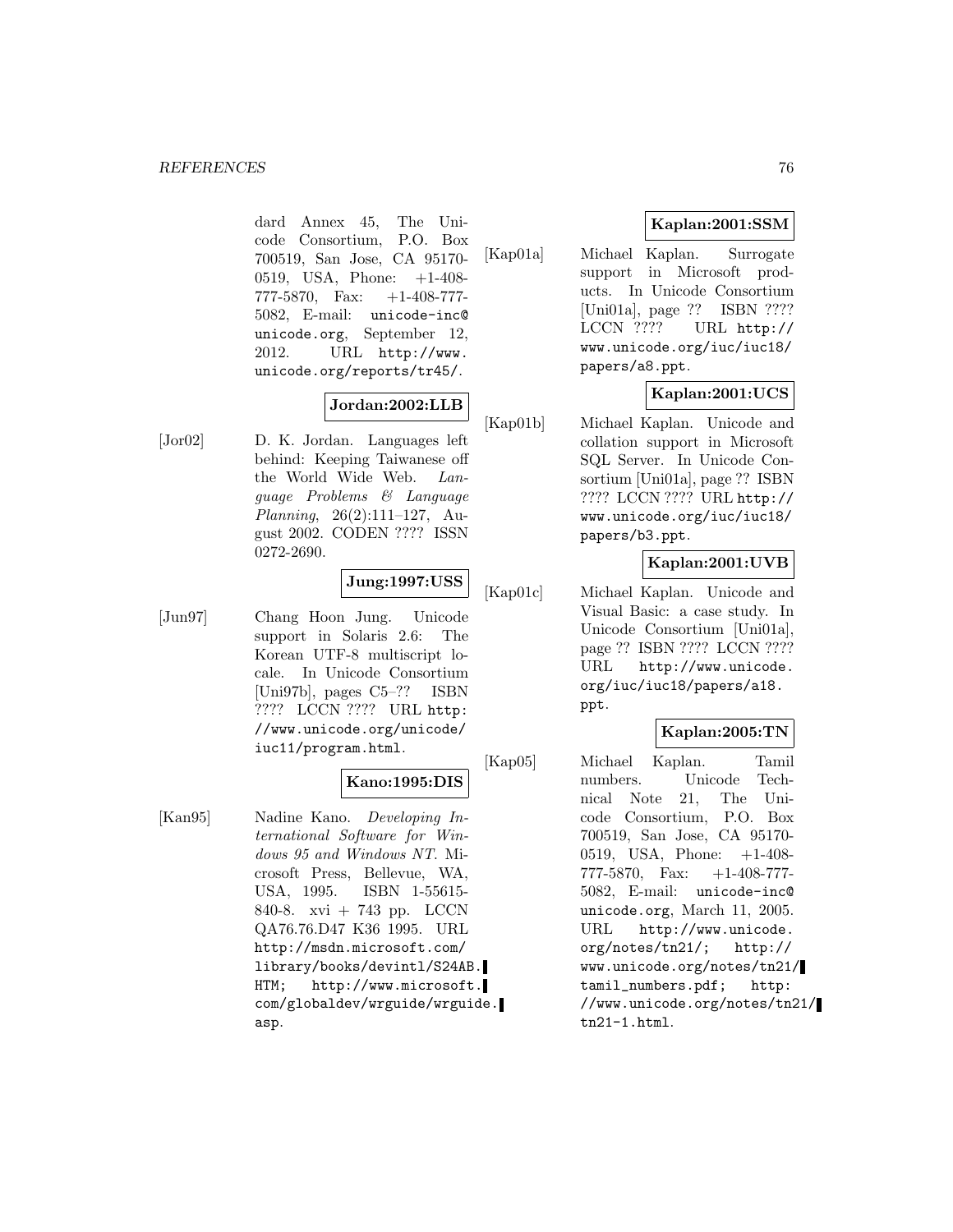dard Annex 45, The Unicode Consortium, P.O. Box 700519, San Jose, CA 95170-0519, USA, Phone: +1-408-777-5870, Fax: +1-408-777-5082, E-mail: unicode-inc@unicode.org, September 12, 2012. URL http://www.unicode.org/reports/tr45/.

**Jordan:2002:LLB**

[Jor02] D. K. Jordan. Languages left behind: Keeping Taiwanese off the World Wide Web. *Language Problems & Language Planning*, 26(2):111–127, August 2002. CODEN ???? ISSN 0272-2690.

**Jung:1997:USS**

[Jun97] Chang Hoon Jung. Unicode support in Solaris 2.6: The Korean UTF-8 multiscript locale. In Unicode Consortium [Uni97b], pages C5–?? ISBN ???? LCCN ???? URL http://www.unicode.org/unicode/iuc11/program.html.

**Kano:1995:DIS**

[Kan95] Nadine Kano. *Developing International Software for Windows 95 and Windows NT*. Microsoft Press, Bellevue, WA, USA, 1995. ISBN 1-55615-840-8. xvi + 743 pp. LCCN QA76.76.D47 K36 1995. URL http://msdn.microsoft.com/library/books/devintl/S24AB.HTM; http://www.microsoft.com/globaldev/wrguide/wrguide.asp.

**Kaplan:2001:SSM**

[Kap01a] Michael Kaplan. Surrogate support in Microsoft products. In Unicode Consortium [Uni01a], page ?? ISBN ???? LCCN ???? URL http://www.unicode.org/iuc/iuc18/papers/a8.ppt.

**Kaplan:2001:UCS**

[Kap01b] Michael Kaplan. Unicode and collation support in Microsoft SQL Server. In Unicode Consortium [Uni01a], page ?? ISBN ???? LCCN ???? URL http://www.unicode.org/iuc/iuc18/papers/b3.ppt.

**Kaplan:2001:UVB**

[Kap01c] Michael Kaplan. Unicode and Visual Basic: a case study. In Unicode Consortium [Uni01a], page ?? ISBN ???? LCCN ???? URL http://www.unicode.org/iuc/iuc18/papers/a18.ppt.

**Kaplan:2005:TN**

[Kap05] Michael Kaplan. Tamil numbers. Unicode Technical Note 21, The Unicode Consortium, P.O. Box 700519, San Jose, CA 95170-0519, USA, Phone: +1-408-777-5870, Fax: +1-408-777-5082, E-mail: unicode-inc@unicode.org, March 11, 2005. URL http://www.unicode.org/notes/tn21/; http://www.unicode.org/notes/tn21/tamil_numbers.pdf; http://www.unicode.org/notes/tn21/tn21-1.html.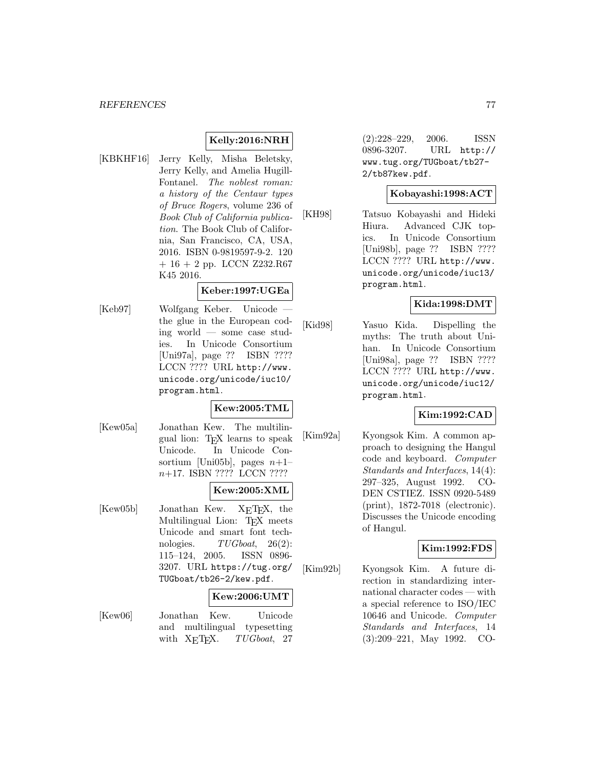**Kelly:2016:NRH**

[KBKHF16] Jerry Kelly, Misha Beletsky, Jerry Kelly, and Amelia Hugill-Fontanel. *The noblest roman: a history of the Centaur types of Bruce Rogers*, volume 236 of *Book Club of California publication*. The Book Club of California, San Francisco, CA, USA, 2016. ISBN 0-9819597-9-2. 120 + 16 + 2 pp. LCCN Z232.R67 K45 2016.

**Keber:1997:UGEa**

[Keb97] Wolfgang Keber. Unicode — the glue in the European coding world — some case studies. In Unicode Consortium [Uni97a], page ?? ISBN ???? LCCN ???? URL http://www.unicode.org/unicode/iuc10/program.html.

**Kew:2005:TML**

[Kew05a] Jonathan Kew. The multilingual lion: TEX learns to speak Unicode. In Unicode Consortium [Uni05b], pages $n$+1–$n$+17. ISBN ???? LCCN ????

**Kew:2005:XML**

[Kew05b] Jonathan Kew. XETEX, the Multilingual Lion: TEX meets Unicode and smart font technologies. *TUGboat*, 26(2): 115–124, 2005. ISSN 0896-3207. URL https://tug.org/TUGboat/tb26-2/kew.pdf.

**Kew:2006:UMT**

[Kew06] Jonathan Kew. Unicode and multilingual typesetting with XETEX. *TUGboat*, 27 (2):228–229, 2006. ISSN 0896-3207. URL http://www.tug.org/TUGboat/tb27-2/tb87kew.pdf.

**Kobayashi:1998:ACT**

[KH98] Tatsuo Kobayashi and Hideki Hiura. Advanced CJK topics. In Unicode Consortium [Uni98b], page ?? ISBN ???? LCCN ???? URL http://www.unicode.org/unicode/iuc13/program.html.

**Kida:1998:DMT**

[Kid98] Yasuo Kida. Dispelling the myths: The truth about Unihan. In Unicode Consortium [Uni98a], page ?? ISBN ???? LCCN ???? URL http://www.unicode.org/unicode/iuc12/program.html.

**Kim:1992:CAD**

[Kim92a] Kyongsok Kim. A common approach to designing the Hangul code and keyboard. *Computer Standards and Interfaces*, 14(4): 297–325, August 1992. CODEN CSTIEZ. ISSN 0920-5489 (print), 1872-7018 (electronic). Discusses the Unicode encoding of Hangul.

**Kim:1992:FDS**

[Kim92b] Kyongsok Kim. A future direction in standardizing international character codes — with a special reference to ISO/IEC 10646 and Unicode. *Computer Standards and Interfaces*, 14 (3):209–221, May 1992. CO-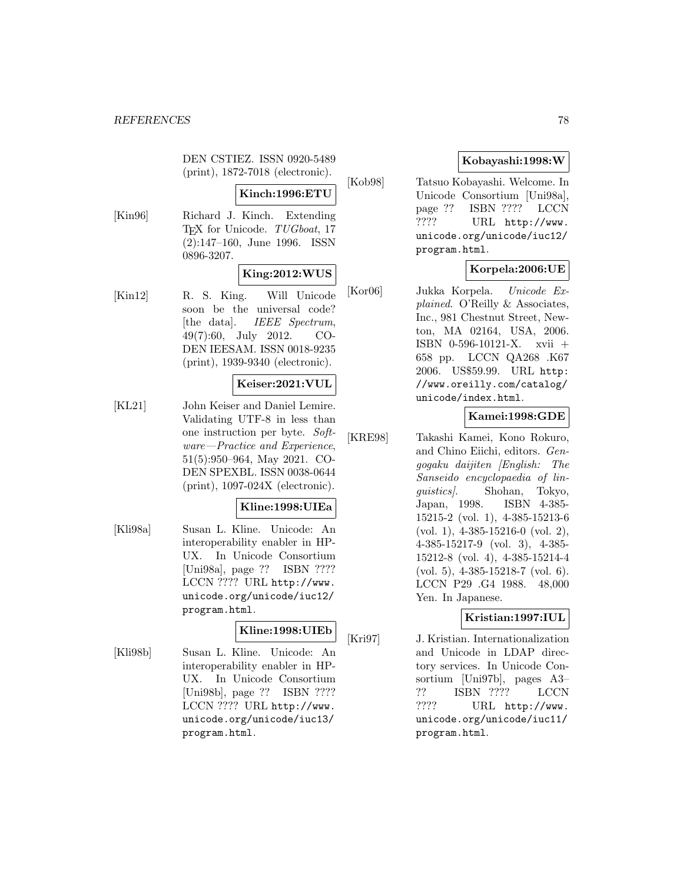DEN CSTIEZ. ISSN 0920-5489 (print), 1872-7018 (electronic).

**Kinch:1996:ETU**

[Kin96] Richard J. Kinch. Extending TEX for Unicode. *TUGboat*, 17 (2):147–160, June 1996. ISSN 0896-3207.

**King:2012:WUS**

[Kin12] R. S. King. Will Unicode soon be the universal code? [the data]. *IEEE Spectrum*, 49(7):60, July 2012. CODEN IEESAM. ISSN 0018-9235 (print), 1939-9340 (electronic).

**Keiser:2021:VUL**

[KL21] John Keiser and Daniel Lemire. Validating UTF-8 in less than one instruction per byte. *Software—Practice and Experience*, 51(5):950–964, May 2021. CODEN SPEXBL. ISSN 0038-0644 (print), 1097-024X (electronic).

**Kline:1998:UIEa**

[Kli98a] Susan L. Kline. Unicode: An interoperability enabler in HP-UX. In Unicode Consortium [Uni98a], page ?? ISBN ???? LCCN ???? URL http://www.unicode.org/unicode/iuc12/program.html.

**Kline:1998:UIEb**

[Kli98b] Susan L. Kline. Unicode: An interoperability enabler in HP-UX. In Unicode Consortium [Uni98b], page ?? ISBN ???? LCCN ???? URL http://www.unicode.org/unicode/iuc13/program.html.

**Kobayashi:1998:W**

[Kob98] Tatsuo Kobayashi. Welcome. In Unicode Consortium [Uni98a], page ?? ISBN ???? LCCN ???? URL http://www.unicode.org/unicode/iuc12/program.html.

**Korpela:2006:UE**

[Kor06] Jukka Korpela. *Unicode Explained*. O'Reilly & Associates, Inc., 981 Chestnut Street, Newton, MA 02164, USA, 2006. ISBN 0-596-10121-X. xvii + 658 pp. LCCN QA268 .K67 2006. US$59.99. URL http://www.oreilly.com/catalog/unicode/index.html.

**Kamei:1998:GDE**

[KRE98] Takashi Kamei, Kono Rokuro, and Chino Eiichi, editors. *Gengogaku daijiten [English: The Sanseido encyclopaedia of linguistics]*. Shohan, Tokyo, Japan, 1998. ISBN 4-385-15215-2 (vol. 1), 4-385-15213-6 (vol. 1), 4-385-15216-0 (vol. 2), 4-385-15217-9 (vol. 3), 4-385-15212-8 (vol. 4), 4-385-15214-4 (vol. 5), 4-385-15218-7 (vol. 6). LCCN P29 .G4 1988. 48,000 Yen. In Japanese.

**Kristian:1997:IUL**

[Kri97] J. Kristian. Internationalization and Unicode in LDAP directory services. In Unicode Consortium [Uni97b], pages A3–?? ISBN ???? LCCN ???? URL http://www.unicode.org/unicode/iuc11/program.html.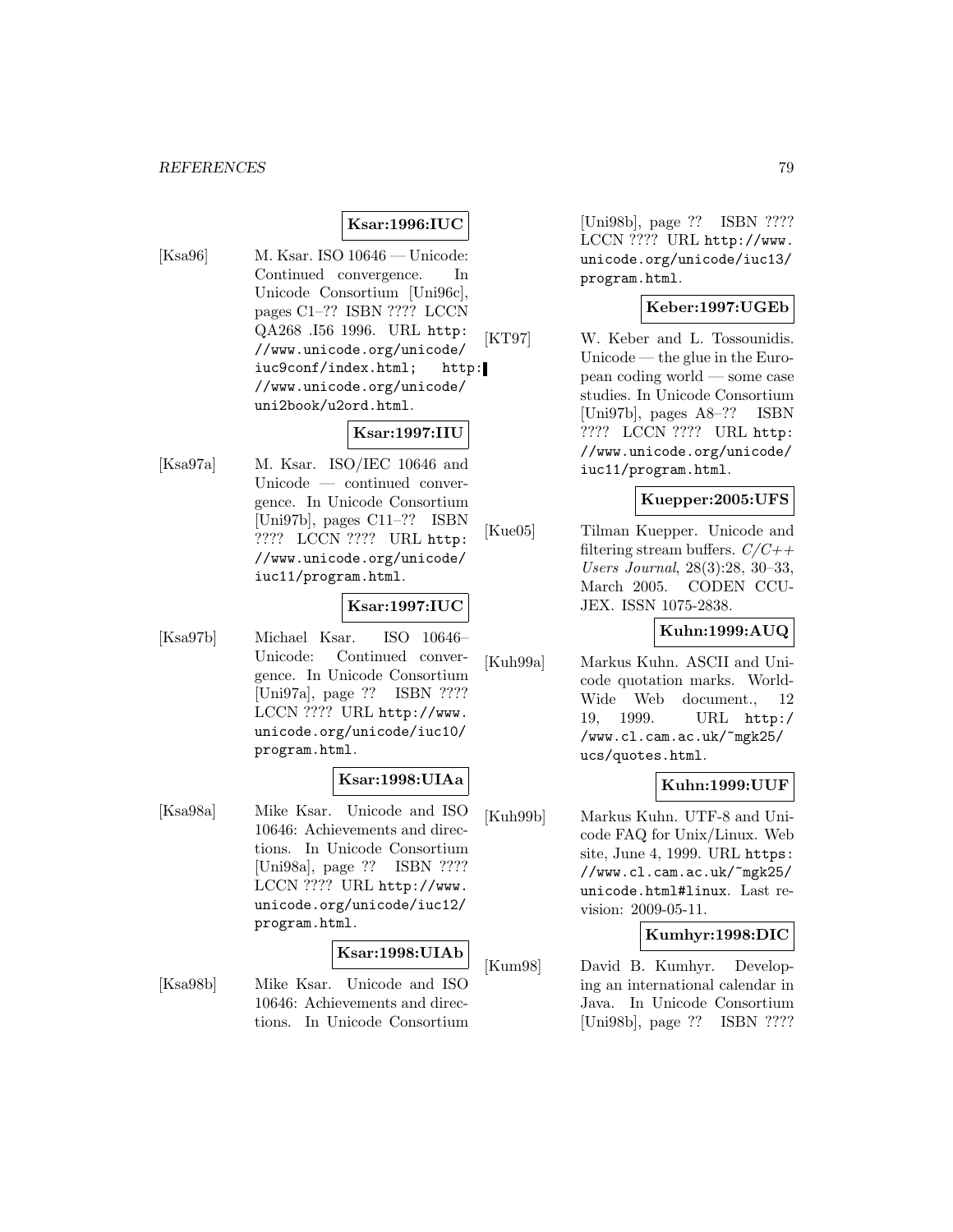**Ksar:1996:IUC**

[Ksa96] M. Ksar. ISO 10646 — Unicode: Continued convergence. In Unicode Consortium [Uni96c], pages C1–?? ISBN ???? LCCN QA268 .I56 1996. URL http://www.unicode.org/unicode/iuc9conf/index.html; http://www.unicode.org/unicode/uni2book/u2ord.html.

**Ksar:1997:IIU**

[Ksa97a] M. Ksar. ISO/IEC 10646 and Unicode — continued convergence. In Unicode Consortium [Uni97b], pages C11–?? ISBN ???? LCCN ???? URL http://www.unicode.org/unicode/iuc11/program.html.

**Ksar:1997:IUC**

[Ksa97b] Michael Ksar. ISO 10646–Unicode: Continued convergence. In Unicode Consortium [Uni97a], page ?? ISBN ???? LCCN ???? URL http://www.unicode.org/unicode/iuc10/program.html.

**Ksar:1998:UIAa**

[Ksa98a] Mike Ksar. Unicode and ISO 10646: Achievements and directions. In Unicode Consortium [Uni98a], page ?? ISBN ???? LCCN ???? URL http://www.unicode.org/unicode/iuc12/program.html.

**Ksar:1998:UIAb**

[Ksa98b] Mike Ksar. Unicode and ISO 10646: Achievements and directions. In Unicode Consortium [Uni98b], page ?? ISBN ???? LCCN ???? URL http://www.unicode.org/unicode/iuc13/program.html.

**Keber:1997:UGEb**

[KT97] W. Keber and L. Tossounidis. Unicode — the glue in the European coding world — some case studies. In Unicode Consortium [Uni97b], pages A8–?? ISBN ???? LCCN ???? URL http://www.unicode.org/unicode/iuc11/program.html.

**Kuepper:2005:UFS**

[Kue05] Tilman Kuepper. Unicode and filtering stream buffers. *C/C++ Users Journal*, 28(3):28, 30–33, March 2005. CODEN CCUJEX. ISSN 1075-2838.

**Kuhn:1999:AUQ**

[Kuh99a] Markus Kuhn. ASCII and Unicode quotation marks. World-Wide Web document., 12 19, 1999. URL http://www.cl.cam.ac.uk/~mgk25/ucs/quotes.html.

**Kuhn:1999:UUF**

[Kuh99b] Markus Kuhn. UTF-8 and Unicode FAQ for Unix/Linux. Web site, June 4, 1999. URL https://www.cl.cam.ac.uk/~mgk25/unicode.html#linux. Last revision: 2009-05-11.

**Kumhyr:1998:DIC**

[Kum98] David B. Kumhyr. Developing an international calendar in Java. In Unicode Consortium [Uni98b], page ?? ISBN ????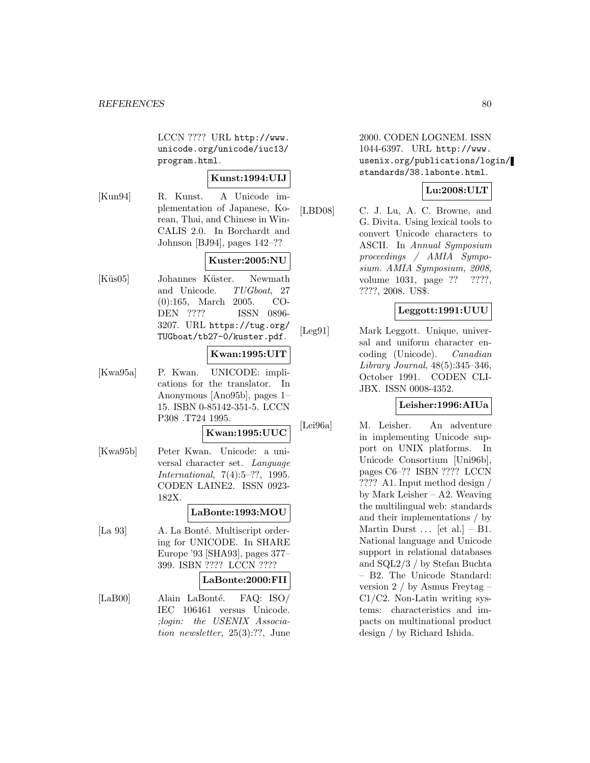LCCN ???? URL http://www.unicode.org/unicode/iuc13/program.html.

**Kunst:1994:UIJ**

[Kun94] R. Kunst. A Unicode implementation of Japanese, Korean, Thai, and Chinese in WinCALIS 2.0. In Borchardt and Johnson [BJ94], pages 142–??

**Kuster:2005:NU**

[Küs05] Johannes Küster. Newmath and Unicode. *TUGboat*, 27 (0):165, March 2005. CODEN ???? ISSN 0896-3207. URL https://tug.org/TUGboat/tb27-0/kuster.pdf.

**Kwan:1995:UIT**

[Kwa95a] P. Kwan. UNICODE: implications for the translator. In Anonymous [Ano95b], pages 1–15. ISBN 0-85142-351-5. LCCN P308 .T724 1995.

**Kwan:1995:UUC**

[Kwa95b] Peter Kwan. Unicode: a universal character set. *Language International*, 7(4):5–??, 1995. CODEN LAINE2. ISSN 0923-182X.

**LaBonte:1993:MOU**

[La 93] A. La Bonté. Multiscript ordering for UNICODE. In SHARE Europe '93 [SHA93], pages 377–399. ISBN ???? LCCN ????

**LaBonte:2000:FII**

[LaB00] Alain LaBonté. FAQ: ISO/IEC 106461 versus Unicode. *;login: the USENIX Association newsletter*, 25(3):??, June 2000. CODEN LOGNEM. ISSN 1044-6397. URL http://www.usenix.org/publications/login/standards/38.labonte.html.

**Lu:2008:ULT**

[LBD08] C. J. Lu, A. C. Browne, and G. Divita. Using lexical tools to convert Unicode characters to ASCII. In *Annual Symposium proceedings / AMIA Symposium. AMIA Symposium, 2008*, volume 1031, page ?? ????, ????, 2008. US$.

**Leggott:1991:UUU**

[Leg91] Mark Leggott. Unique, universal and uniform character encoding (Unicode). *Canadian Library Journal*, 48(5):345–346, October 1991. CODEN CLIJBX. ISSN 0008-4352.

**Leisher:1996:AIUa**

[Lei96a] M. Leisher. An adventure in implementing Unicode support on UNIX platforms. In Unicode Consortium [Uni96b], pages C6–?? ISBN ???? LCCN ???? A1. Input method design / by Mark Leisher – A2. Weaving the multilingual web: standards and their implementations / by Martin Durst ... [et al.] – B1. National language and Unicode support in relational databases and SQL2/3 / by Stefan Buchta – B2. The Unicode Standard: version 2 / by Asmus Freytag – C1/C2. Non-Latin writing systems: characteristics and impacts on multinational product design / by Richard Ishida.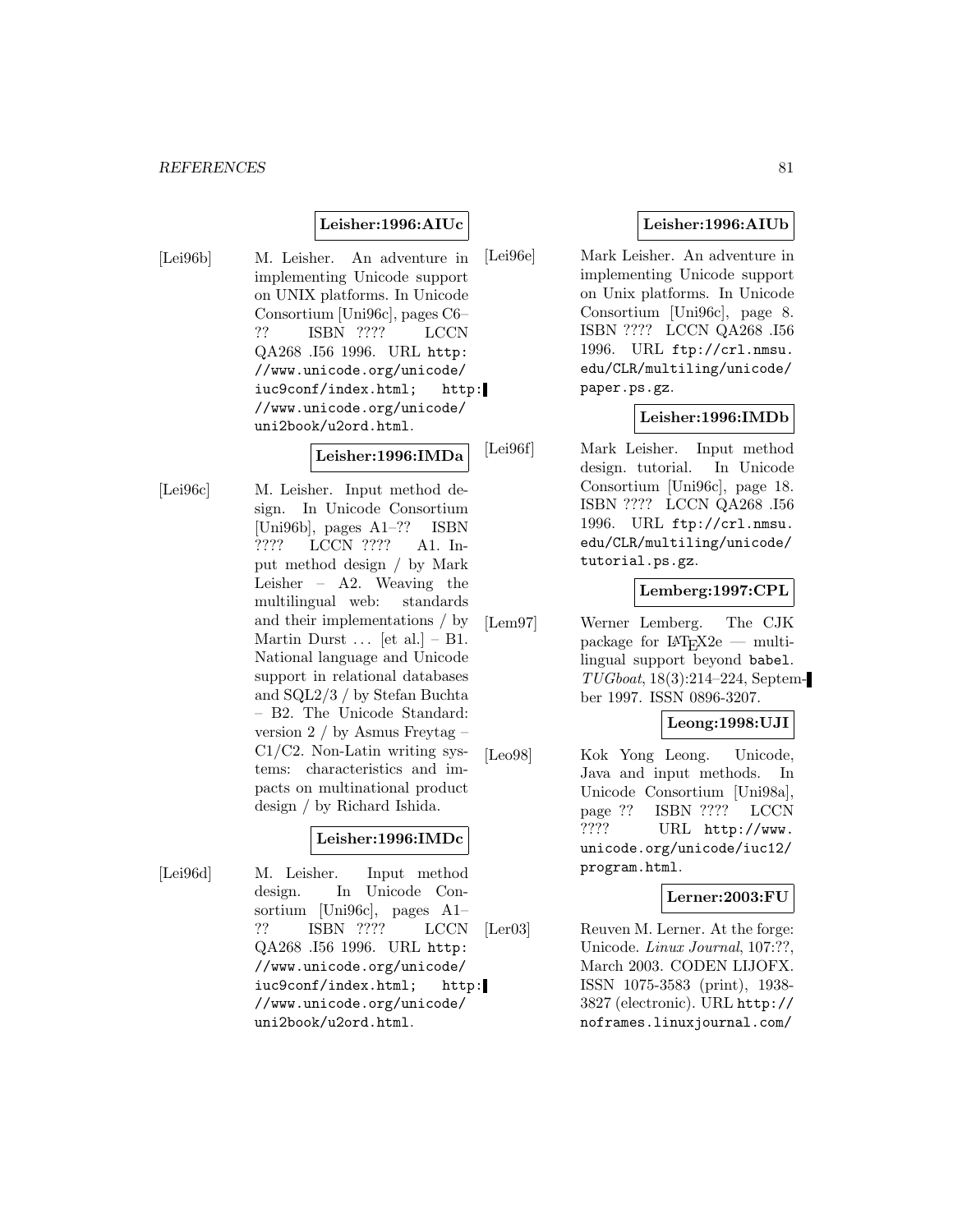**Leisher:1996:AIUc**

[Lei96b] M. Leisher. An adventure in implementing Unicode support on UNIX platforms. In Unicode Consortium [Uni96c], pages C6–?? ISBN ???? LCCN QA268 .I56 1996. URL http://www.unicode.org/unicode/iuc9conf/index.html; http://www.unicode.org/unicode/uni2book/u2ord.html.

**Leisher:1996:IMDa**

[Lei96c] M. Leisher. Input method design. In Unicode Consortium [Uni96b], pages A1–?? ISBN ???? LCCN ???? A1. Input method design / by Mark Leisher – A2. Weaving the multilingual web: standards and their implementations / by Martin Durst ... [et al.] – B1. National language and Unicode support in relational databases and SQL2/3 / by Stefan Buchta – B2. The Unicode Standard: version 2 / by Asmus Freytag – C1/C2. Non-Latin writing systems: characteristics and impacts on multinational product design / by Richard Ishida.

**Leisher:1996:IMDc**

[Lei96d] M. Leisher. Input method design. In Unicode Consortium [Uni96c], pages A1–?? ISBN ???? LCCN QA268 .I56 1996. URL http://www.unicode.org/unicode/iuc9conf/index.html; http://www.unicode.org/unicode/uni2book/u2ord.html.

**Leisher:1996:AIUb**

[Lei96e] Mark Leisher. An adventure in implementing Unicode support on Unix platforms. In Unicode Consortium [Uni96c], page 8. ISBN ???? LCCN QA268 .I56 1996. URL ftp://crl.nmsu.edu/CLR/multiling/unicode/paper.ps.gz.

**Leisher:1996:IMDb**

[Lei96f] Mark Leisher. Input method design. tutorial. In Unicode Consortium [Uni96c], page 18. ISBN ???? LCCN QA268 .I56 1996. URL ftp://crl.nmsu.edu/CLR/multiling/unicode/tutorial.ps.gz.

**Lemberg:1997:CPL**

[Lem97] Werner Lemberg. The CJK package for LaTeX2e — multilingual support beyond babel. *TUGboat*, 18(3):214–224, September 1997. ISSN 0896-3207.

**Leong:1998:UJI**

[Leo98] Kok Yong Leong. Unicode, Java and input methods. In Unicode Consortium [Uni98a], page ?? ISBN ???? LCCN ???? URL http://www.unicode.org/unicode/iuc12/program.html.

**Lerner:2003:FU**

[Ler03] Reuven M. Lerner. At the forge: Unicode. *Linux Journal*, 107:??, March 2003. CODEN LIJOFX. ISSN 1075-3583 (print), 1938-3827 (electronic). URL http://noframes.linuxjournal.com/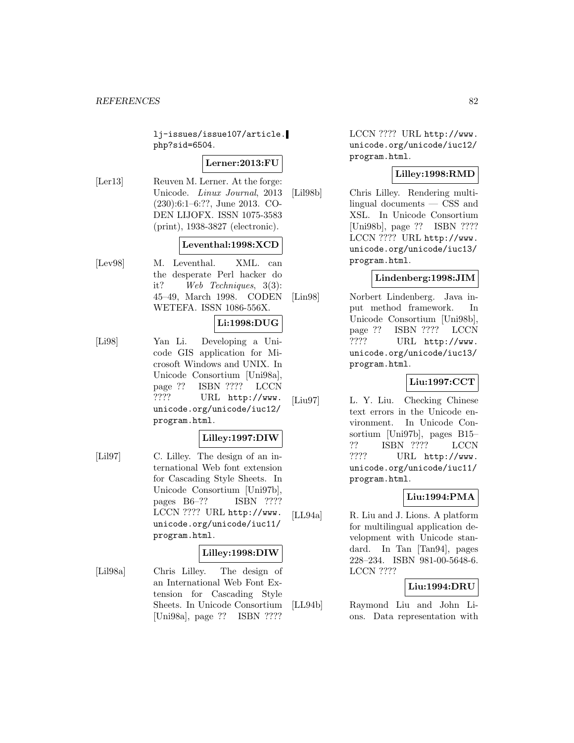lj-issues/issue107/article.php?sid=6504.

**Lerner:2013:FU**

[Ler13] Reuven M. Lerner. At the forge: Unicode. *Linux Journal*, 2013 (230):6:1–6:??, June 2013. CODEN LIJOFX. ISSN 1075-3583 (print), 1938-3827 (electronic).

**Leventhal:1998:XCD**

[Lev98] M. Leventhal. XML. can the desperate Perl hacker do it? *Web Techniques*, 3(3): 45–49, March 1998. CODEN WETEFA. ISSN 1086-556X.

**Li:1998:DUG**

[Li98] Yan Li. Developing a Unicode GIS application for Microsoft Windows and UNIX. In Unicode Consortium [Uni98a], page ?? ISBN ???? LCCN ???? URL http://www.unicode.org/unicode/iuc12/program.html.

**Lilley:1997:DIW**

[Lil97] C. Lilley. The design of an international Web font extension for Cascading Style Sheets. In Unicode Consortium [Uni97b], pages B6–?? ISBN ???? LCCN ???? URL http://www.unicode.org/unicode/iuc11/program.html.

**Lilley:1998:DIW**

[Lil98a] Chris Lilley. The design of an International Web Font Extension for Cascading Style Sheets. In Unicode Consortium [Uni98a], page ?? ISBN ???? LCCN ???? URL http://www.unicode.org/unicode/iuc12/program.html.

**Lilley:1998:RMD**

[Lil98b] Chris Lilley. Rendering multilingual documents — CSS and XSL. In Unicode Consortium [Uni98b], page ?? ISBN ???? LCCN ???? URL http://www.unicode.org/unicode/iuc13/program.html.

**Lindenberg:1998:JIM**

[Lin98] Norbert Lindenberg. Java input method framework. In Unicode Consortium [Uni98b], page ?? ISBN ???? LCCN ???? URL http://www.unicode.org/unicode/iuc13/program.html.

**Liu:1997:CCT**

[Liu97] L. Y. Liu. Checking Chinese text errors in the Unicode environment. In Unicode Consortium [Uni97b], pages B15–?? ISBN ???? LCCN ???? URL http://www.unicode.org/unicode/iuc11/program.html.

**Liu:1994:PMA**

[LL94a] R. Liu and J. Lions. A platform for multilingual application development with Unicode standard. In Tan [Tan94], pages 228–234. ISBN 981-00-5648-6. LCCN ????

**Liu:1994:DRU**

[LL94b] Raymond Liu and John Lions. Data representation with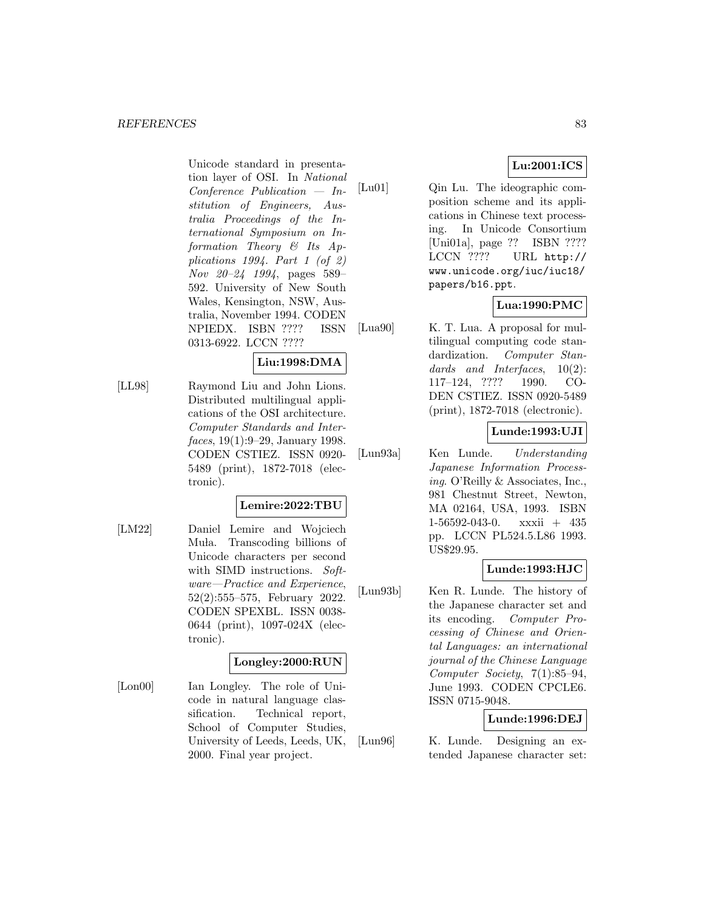Unicode standard in presentation layer of OSI. In *National Conference Publication — Institution of Engineers, Australia Proceedings of the International Symposium on Information Theory & Its Applications 1994. Part 1 (of 2) Nov 20–24 1994*, pages 589–592. University of New South Wales, Kensington, NSW, Australia, November 1994. CODEN NPIEDX. ISBN ???? ISSN 0313-6922. LCCN ????

**Liu:1998:DMA**

[LL98] Raymond Liu and John Lions. Distributed multilingual applications of the OSI architecture. *Computer Standards and Interfaces*, 19(1):9–29, January 1998. CODEN CSTIEZ. ISSN 0920-5489 (print), 1872-7018 (electronic).

**Lemire:2022:TBU**

[LM22] Daniel Lemire and Wojciech Muła. Transcoding billions of Unicode characters per second with SIMD instructions. *Software—Practice and Experience*, 52(2):555–575, February 2022. CODEN SPEXBL. ISSN 0038-0644 (print), 1097-024X (electronic).

**Longley:2000:RUN**

[Lon00] Ian Longley. The role of Unicode in natural language classification. Technical report, School of Computer Studies, University of Leeds, Leeds, UK, 2000. Final year project.

**Lu:2001:ICS**

[Lu01] Qin Lu. The ideographic composition scheme and its applications in Chinese text processing. In Unicode Consortium [Uni01a], page ?? ISBN ???? LCCN ???? URL http://www.unicode.org/iuc/iuc18/papers/b16.ppt.

**Lua:1990:PMC**

[Lua90] K. T. Lua. A proposal for multilingual computing code standardization. *Computer Standards and Interfaces*, 10(2):117–124, ???? 1990. CODEN CSTIEZ. ISSN 0920-5489 (print), 1872-7018 (electronic).

**Lunde:1993:UJI**

[Lun93a] Ken Lunde. *Understanding Japanese Information Processing*. O'Reilly & Associates, Inc., 981 Chestnut Street, Newton, MA 02164, USA, 1993. ISBN 1-56592-043-0. xxxii + 435 pp. LCCN PL524.5.L86 1993. US$29.95.

**Lunde:1993:HJC**

[Lun93b] Ken R. Lunde. The history of the Japanese character set and its encoding. *Computer Processing of Chinese and Oriental Languages: an international journal of the Chinese Language Computer Society*, 7(1):85–94, June 1993. CODEN CPCLE6. ISSN 0715-9048.

**Lunde:1996:DEJ**

[Lun96] K. Lunde. Designing an extended Japanese character set: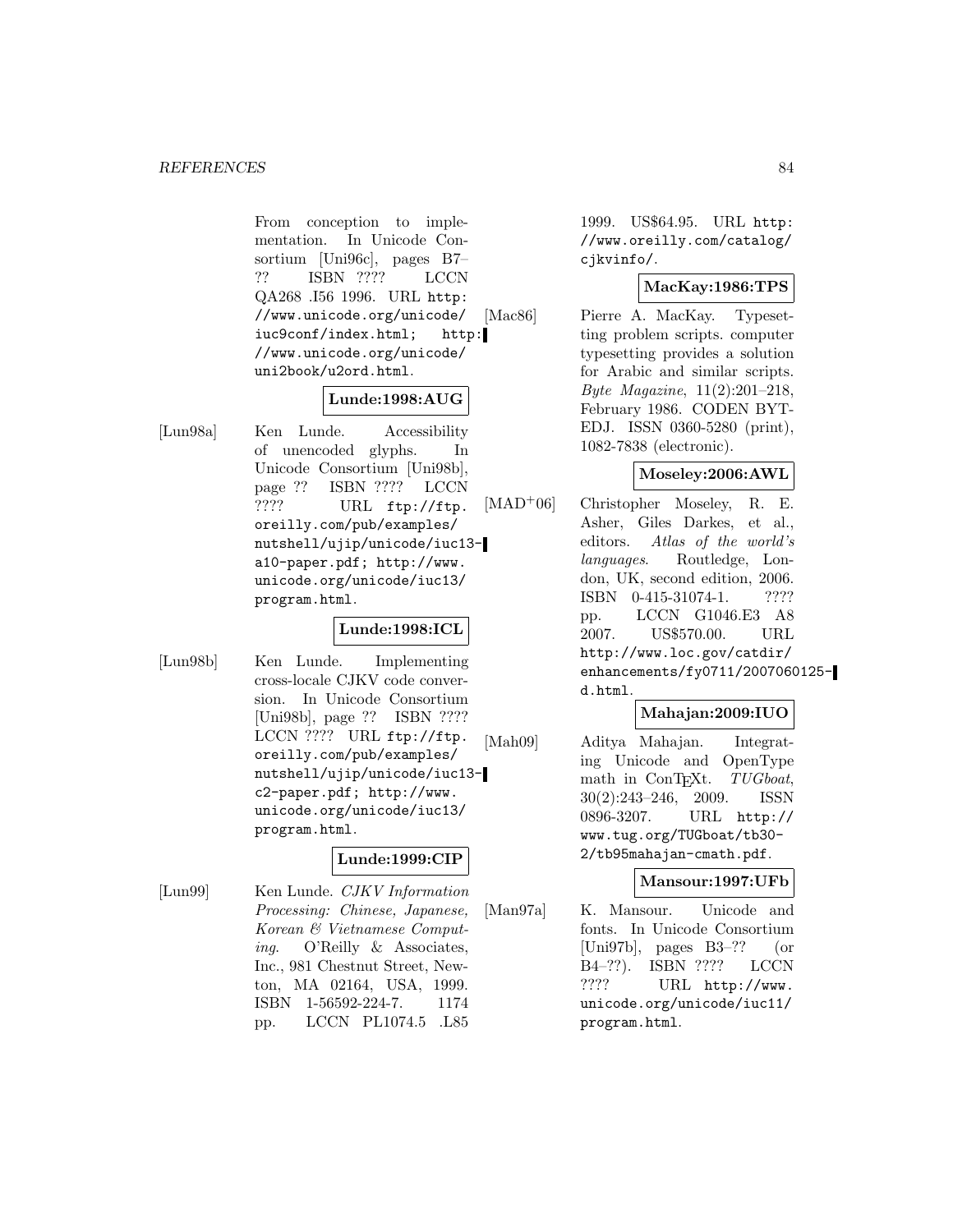From conception to implementation. In Unicode Consortium [Uni96c], pages B7–?? ISBN ???? LCCN QA268 .I56 1996. URL http://www.unicode.org/unicode/iuc9conf/index.html; http://www.unicode.org/unicode/uni2book/u2ord.html.

**Lunde:1998:AUG**

[Lun98a] Ken Lunde. Accessibility of unencoded glyphs. In Unicode Consortium [Uni98b], page ?? ISBN ???? LCCN ???? URL ftp://ftp.oreilly.com/pub/examples/nutshell/ujip/unicode/iuc13-a10-paper.pdf; http://www.unicode.org/unicode/iuc13/program.html.

**Lunde:1998:ICL**

[Lun98b] Ken Lunde. Implementing cross-locale CJKV code conversion. In Unicode Consortium [Uni98b], page ?? ISBN ???? LCCN ???? URL ftp://ftp.oreilly.com/pub/examples/nutshell/ujip/unicode/iuc13-c2-paper.pdf; http://www.unicode.org/unicode/iuc13/program.html.

**Lunde:1999:CIP**

[Lun99] Ken Lunde. *CJKV Information Processing: Chinese, Japanese, Korean & Vietnamese Computing*. O'Reilly & Associates, Inc., 981 Chestnut Street, Newton, MA 02164, USA, 1999. ISBN 1-56592-224-7. 1174 pp. LCCN PL1074.5 .L85 1999. US$64.95. URL http://www.oreilly.com/catalog/cjkvinfo/.

**MacKay:1986:TPS**

[Mac86] Pierre A. MacKay. Typesetting problem scripts. computer typesetting provides a solution for Arabic and similar scripts. *Byte Magazine*, 11(2):201–218, February 1986. CODEN BYTEDJ. ISSN 0360-5280 (print), 1082-7838 (electronic).

**Moseley:2006:AWL**

[MAD+06] Christopher Moseley, R. E. Asher, Giles Darkes, et al., editors. *Atlas of the world's languages*. Routledge, London, UK, second edition, 2006. ISBN 0-415-31074-1. ???? pp. LCCN G1046.E3 A8 2007. US$570.00. URL http://www.loc.gov/catdir/enhancements/fy0711/2007060125-d.html.

**Mahajan:2009:IUO**

[Mah09] Aditya Mahajan. Integrating Unicode and OpenType math in ConTEXt. *TUGboat*, 30(2):243–246, 2009. ISSN 0896-3207. URL http://www.tug.org/TUGboat/tb30-2/tb95mahajan-cmath.pdf.

**Mansour:1997:UFb**

[Man97a] K. Mansour. Unicode and fonts. In Unicode Consortium [Uni97b], pages B3–?? (or B4–??). ISBN ???? LCCN ???? URL http://www.unicode.org/unicode/iuc11/program.html.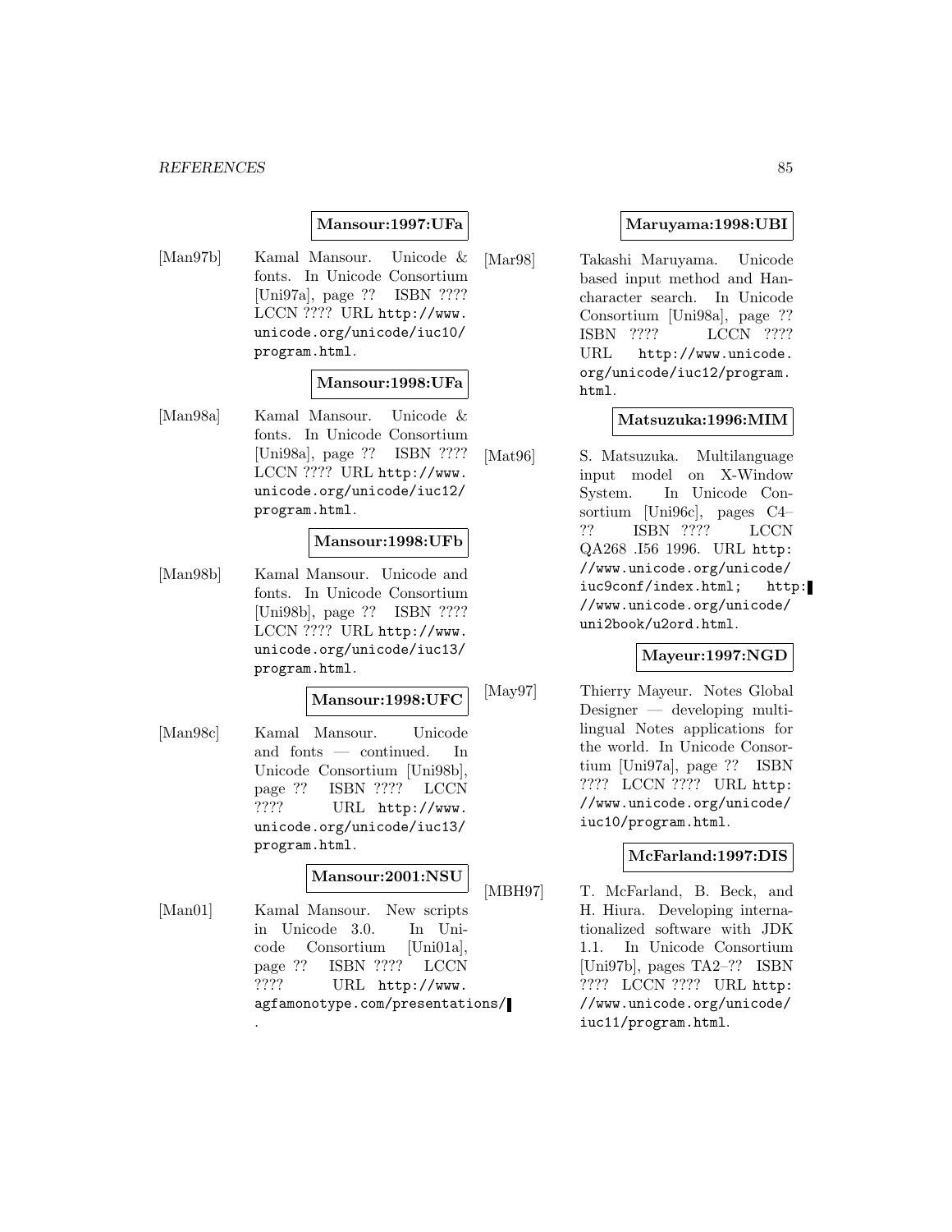**Mansour:1997:UFa**

[Man97b] Kamal Mansour. Unicode & fonts. In Unicode Consortium [Uni97a], page ?? ISBN ???? LCCN ???? URL http://www.unicode.org/unicode/iuc10/program.html.

**Mansour:1998:UFa**

[Man98a] Kamal Mansour. Unicode & fonts. In Unicode Consortium [Uni98a], page ?? ISBN ???? LCCN ???? URL http://www.unicode.org/unicode/iuc12/program.html.

**Mansour:1998:UFb**

[Man98b] Kamal Mansour. Unicode and fonts. In Unicode Consortium [Uni98b], page ?? ISBN ???? LCCN ???? URL http://www.unicode.org/unicode/iuc13/program.html.

**Mansour:1998:UFC**

[Man98c] Kamal Mansour. Unicode and fonts — continued. In Unicode Consortium [Uni98b], page ?? ISBN ???? LCCN ???? URL http://www.unicode.org/unicode/iuc13/program.html.

**Mansour:2001:NSU**

[Man01] Kamal Mansour. New scripts in Unicode 3.0. In Unicode Consortium [Uni01a], page ?? ISBN ???? LCCN ???? URL http://www.agfamonotype.com/presentations/.

**Maruyama:1998:UBI**

[Mar98] Takashi Maruyama. Unicode based input method and Han-character search. In Unicode Consortium [Uni98a], page ?? ISBN ???? LCCN ???? URL http://www.unicode.org/unicode/iuc12/program.html.

**Matsuzuka:1996:MIM**

[Mat96] S. Matsuzuka. Multilanguage input model on X-Window System. In Unicode Consortium [Uni96c], pages C4–?? ISBN ???? LCCN QA268 .I56 1996. URL http://www.unicode.org/unicode/iuc9conf/index.html; http://www.unicode.org/unicode/uni2book/u2ord.html.

**Mayeur:1997:NGD**

[May97] Thierry Mayeur. Notes Global Designer — developing multilingual Notes applications for the world. In Unicode Consortium [Uni97a], page ?? ISBN ???? LCCN ???? URL http://www.unicode.org/unicode/iuc10/program.html.

**McFarland:1997:DIS**

[MBH97] T. McFarland, B. Beck, and H. Hiura. Developing internationalized software with JDK 1.1. In Unicode Consortium [Uni97b], pages TA2–?? ISBN ???? LCCN ???? URL http://www.unicode.org/unicode/iuc11/program.html.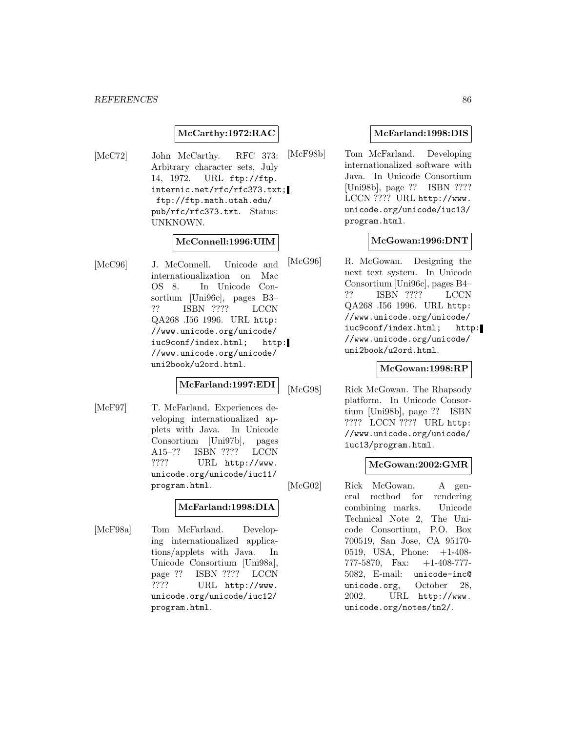**McCarthy:1972:RAC**

[McC72] John McCarthy. RFC 373: Arbitrary character sets, July 14, 1972. URL ftp://ftp.internic.net/rfc/rfc373.txt; ftp://ftp.math.utah.edu/pub/rfc/rfc373.txt. Status: UNKNOWN.

**McConnell:1996:UIM**

[McC96] J. McConnell. Unicode and internationalization on Mac OS 8. In Unicode Consortium [Uni96c], pages B3–?? ISBN ???? LCCN QA268 .I56 1996. URL http://www.unicode.org/unicode/iuc9conf/index.html; http://www.unicode.org/unicode/uni2book/u2ord.html.

**McFarland:1997:EDI**

[McF97] T. McFarland. Experiences developing internationalized applets with Java. In Unicode Consortium [Uni97b], pages A15–?? ISBN ???? LCCN ???? URL http://www.unicode.org/unicode/iuc11/program.html.

**McFarland:1998:DIA**

[McF98a] Tom McFarland. Developing internationalized applications/applets with Java. In Unicode Consortium [Uni98a], page ?? ISBN ???? LCCN ???? URL http://www.unicode.org/unicode/iuc12/program.html.

**McFarland:1998:DIS**

[McF98b] Tom McFarland. Developing internationalized software with Java. In Unicode Consortium [Uni98b], page ?? ISBN ???? LCCN ???? URL http://www.unicode.org/unicode/iuc13/program.html.

**McGowan:1996:DNT**

[McG96] R. McGowan. Designing the next text system. In Unicode Consortium [Uni96c], pages B4–?? ISBN ???? LCCN QA268 .I56 1996. URL http://www.unicode.org/unicode/iuc9conf/index.html; http://www.unicode.org/unicode/uni2book/u2ord.html.

**McGowan:1998:RP**

[McG98] Rick McGowan. The Rhapsody platform. In Unicode Consortium [Uni98b], page ?? ISBN ???? LCCN ???? URL http://www.unicode.org/unicode/iuc13/program.html.

**McGowan:2002:GMR**

[McG02] Rick McGowan. A general method for rendering combining marks. Unicode Technical Note 2, The Unicode Consortium, P.O. Box 700519, San Jose, CA 95170-0519, USA, Phone: +1-408-777-5870, Fax: +1-408-777-5082, E-mail: unicode-inc@unicode.org, October 28, 2002. URL http://www.unicode.org/notes/tn2/.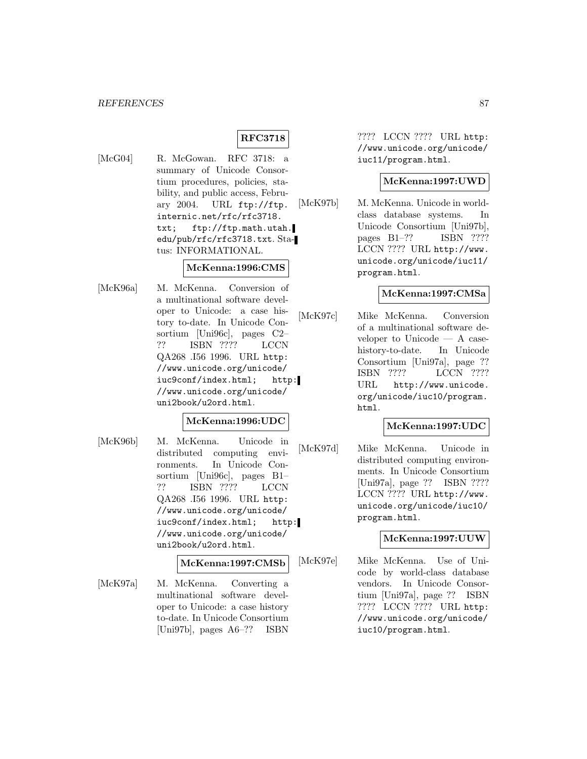**RFC3718**

[McG04] R. McGowan. RFC 3718: a summary of Unicode Consortium procedures, policies, stability, and public access, February 2004. URL ftp://ftp.internic.net/rfc/rfc3718.txt; ftp://ftp.math.utah.edu/pub/rfc/rfc3718.txt. Status: INFORMATIONAL.

**McKenna:1996:CMS**

[McK96a] M. McKenna. Conversion of a multinational software developer to Unicode: a case history to-date. In Unicode Consortium [Uni96c], pages C2–?? ISBN ???? LCCN QA268 .I56 1996. URL http://www.unicode.org/unicode/iuc9conf/index.html; http://www.unicode.org/unicode/uni2book/u2ord.html.

**McKenna:1996:UDC**

[McK96b] M. McKenna. Unicode in distributed computing environments. In Unicode Consortium [Uni96c], pages B1–?? ISBN ???? LCCN QA268 .I56 1996. URL http://www.unicode.org/unicode/iuc9conf/index.html; http://www.unicode.org/unicode/uni2book/u2ord.html.

**McKenna:1997:CMSb**

[McK97a] M. McKenna. Converting a multinational software developer to Unicode: a case history to-date. In Unicode Consortium [Uni97b], pages A6–?? ISBN ???? LCCN ???? URL http://www.unicode.org/unicode/iuc11/program.html.

**McKenna:1997:UWD**

[McK97b] M. McKenna. Unicode in world-class database systems. In Unicode Consortium [Uni97b], pages B1–?? ISBN ???? LCCN ???? URL http://www.unicode.org/unicode/iuc11/program.html.

**McKenna:1997:CMSa**

[McK97c] Mike McKenna. Conversion of a multinational software developer to Unicode — A case-history-to-date. In Unicode Consortium [Uni97a], page ?? ISBN ???? LCCN ???? URL http://www.unicode.org/unicode/iuc10/program.html.

**McKenna:1997:UDC**

[McK97d] Mike McKenna. Unicode in distributed computing environments. In Unicode Consortium [Uni97a], page ?? ISBN ???? LCCN ???? URL http://www.unicode.org/unicode/iuc10/program.html.

**McKenna:1997:UUW**

[McK97e] Mike McKenna. Use of Unicode by world-class database vendors. In Unicode Consortium [Uni97a], page ?? ISBN ???? LCCN ???? URL http://www.unicode.org/unicode/iuc10/program.html.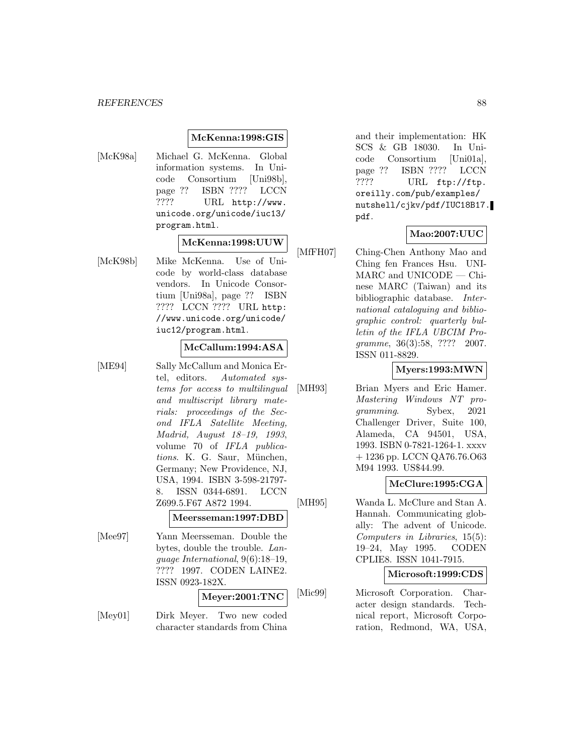**McKenna:1998:GIS**

[McK98a] Michael G. McKenna. Global information systems. In Unicode Consortium [Uni98b], page ?? ISBN ???? LCCN ???? URL http://www.unicode.org/unicode/iuc13/program.html.

**McKenna:1998:UUW**

[McK98b] Mike McKenna. Use of Unicode by world-class database vendors. In Unicode Consortium [Uni98a], page ?? ISBN ???? LCCN ???? URL http://www.unicode.org/unicode/iuc12/program.html.

**McCallum:1994:ASA**

[ME94] Sally McCallum and Monica Ertel, editors. *Automated systems for access to multilingual and multiscript library materials: proceedings of the Second IFLA Satellite Meeting, Madrid, August 18–19, 1993*, volume 70 of *IFLA publications*. K. G. Saur, München, Germany; New Providence, NJ, USA, 1994. ISBN 3-598-21797-8. ISSN 0344-6891. LCCN Z699.5.F67 A872 1994.

**Meersseman:1997:DBD**

[Mee97] Yann Meersseman. Double the bytes, double the trouble. *Language International*, 9(6):18–19, ???? 1997. CODEN LAINE2. ISSN 0923-182X.

**Meyer:2001:TNC**

[Mey01] Dirk Meyer. Two new coded character standards from China and their implementation: HK SCS & GB 18030. In Unicode Consortium [Uni01a], page ?? ISBN ???? LCCN ???? URL ftp://ftp.oreilly.com/pub/examples/nutshell/cjkv/pdf/IUC18B17.pdf.

**Mao:2007:UUC**

[MfFH07] Ching-Chen Anthony Mao and Ching fen Frances Hsu. UNIMARC and UNICODE — Chinese MARC (Taiwan) and its bibliographic database. *International cataloguing and bibliographic control: quarterly bulletin of the IFLA UBCIM Programme*, 36(3):58, ???? 2007. ISSN 011-8829.

**Myers:1993:MWN**

[MH93] Brian Myers and Eric Hamer. *Mastering Windows NT programming*. Sybex, 2021 Challenger Driver, Suite 100, Alameda, CA 94501, USA, 1993. ISBN 0-7821-1264-1. xxxv + 1236 pp. LCCN QA76.76.O63 M94 1993. US$44.99.

**McClure:1995:CGA**

[MH95] Wanda L. McClure and Stan A. Hannah. Communicating globally: The advent of Unicode. *Computers in Libraries*, 15(5): 19–24, May 1995. CODEN CPLIE8. ISSN 1041-7915.

**Microsoft:1999:CDS**

[Mic99] Microsoft Corporation. Character design standards. Technical report, Microsoft Corporation, Redmond, WA, USA,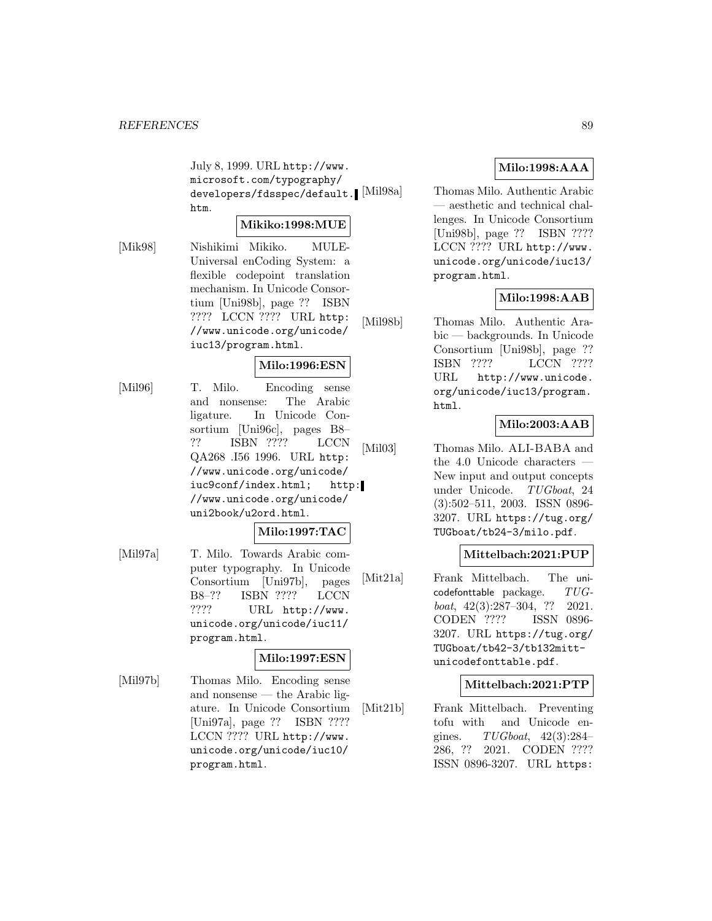July 8, 1999. URL http://www.microsoft.com/typography/developers/fdsspec/default.htm.

**Mikiko:1998:MUE**

[Mik98] Nishikimi Mikiko. MULE-Universal enCoding System: a flexible codepoint translation mechanism. In Unicode Consortium [Uni98b], page ?? ISBN ???? LCCN ???? URL http://www.unicode.org/unicode/iuc13/program.html.

**Milo:1996:ESN**

[Mil96] T. Milo. Encoding sense and nonsense: The Arabic ligature. In Unicode Consortium [Uni96c], pages B8–?? ISBN ???? LCCN QA268 .I56 1996. URL http://www.unicode.org/unicode/iuc9conf/index.html; http://www.unicode.org/unicode/uni2book/u2ord.html.

**Milo:1997:TAC**

[Mil97a] T. Milo. Towards Arabic computer typography. In Unicode Consortium [Uni97b], pages B8–?? ISBN ???? LCCN ???? URL http://www.unicode.org/unicode/iuc11/program.html.

**Milo:1997:ESN**

[Mil97b] Thomas Milo. Encoding sense and nonsense — the Arabic ligature. In Unicode Consortium [Uni97a], page ?? ISBN ???? LCCN ???? URL http://www.unicode.org/unicode/iuc10/program.html.

**Milo:1998:AAA**

[Mil98a] Thomas Milo. Authentic Arabic — aesthetic and technical challenges. In Unicode Consortium [Uni98b], page ?? ISBN ???? LCCN ???? URL http://www.unicode.org/unicode/iuc13/program.html.

**Milo:1998:AAB**

[Mil98b] Thomas Milo. Authentic Arabic — backgrounds. In Unicode Consortium [Uni98b], page ?? ISBN ???? LCCN ???? URL http://www.unicode.org/unicode/iuc13/program.html.

**Milo:2003:AAB**

[Mil03] Thomas Milo. ALI-BABA and the 4.0 Unicode characters — New input and output concepts under Unicode. *TUGboat*, 24 (3):502–511, 2003. ISSN 0896-3207. URL https://tug.org/TUGboat/tb24-3/milo.pdf.

**Mittelbach:2021:PUP**

[Mit21a] Frank Mittelbach. The unicodefonttable package. *TUGboat*, 42(3):287–304, ?? 2021. CODEN ???? ISSN 0896-3207. URL https://tug.org/TUGboat/tb42-3/tb132mitt-unicodefonttable.pdf.

**Mittelbach:2021:PTP**

[Mit21b] Frank Mittelbach. Preventing tofu with and Unicode engines. *TUGboat*, 42(3):284–286, ?? 2021. CODEN ???? ISSN 0896-3207. URL https: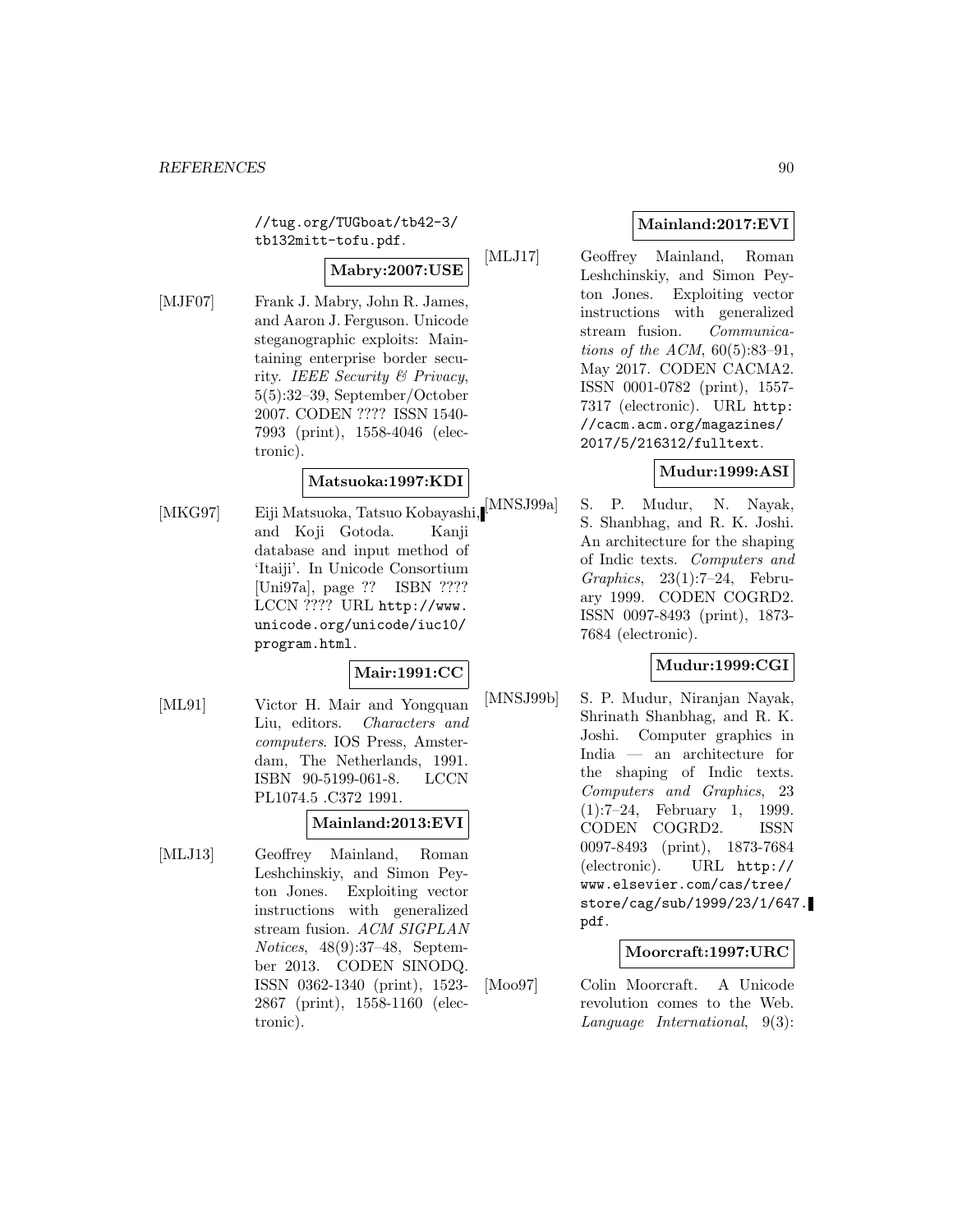//tug.org/TUGboat/tb42-3/tb132mitt-tofu.pdf.

**Mabry:2007:USE**

[MJF07] Frank J. Mabry, John R. James, and Aaron J. Ferguson. Unicode steganographic exploits: Maintaining enterprise border security. *IEEE Security & Privacy*, 5(5):32–39, September/October 2007. CODEN ???? ISSN 1540-7993 (print), 1558-4046 (electronic).

**Matsuoka:1997:KDI**

[MKG97] Eiji Matsuoka, Tatsuo Kobayashi, and Koji Gotoda. Kanji database and input method of 'Itaiji'. In Unicode Consortium [Uni97a], page ?? ISBN ???? LCCN ???? URL `http://www.unicode.org/unicode/iuc10/program.html`.

**Mair:1991:CC**

[ML91] Victor H. Mair and Yongquan Liu, editors. *Characters and computers*. IOS Press, Amsterdam, The Netherlands, 1991. ISBN 90-5199-061-8. LCCN PL1074.5 .C372 1991.

**Mainland:2013:EVI**

[MLJ13] Geoffrey Mainland, Roman Leshchinskiy, and Simon Peyton Jones. Exploiting vector instructions with generalized stream fusion. *ACM SIGPLAN Notices*, 48(9):37–48, September 2013. CODEN SINODQ. ISSN 0362-1340 (print), 1523-2867 (print), 1558-1160 (electronic).

**Mainland:2017:EVI**

[MLJ17] Geoffrey Mainland, Roman Leshchinskiy, and Simon Peyton Jones. Exploiting vector instructions with generalized stream fusion. *Communications of the ACM*, 60(5):83–91, May 2017. CODEN CACMA2. ISSN 0001-0782 (print), 1557-7317 (electronic). URL `http://cacm.acm.org/magazines/2017/5/216312/fulltext`.

**Mudur:1999:ASI**

[MNSJ99a] S. P. Mudur, N. Nayak, S. Shanbhag, and R. K. Joshi. An architecture for the shaping of Indic texts. *Computers and Graphics*, 23(1):7–24, February 1999. CODEN COGRD2. ISSN 0097-8493 (print), 1873-7684 (electronic).

**Mudur:1999:CGI**

[MNSJ99b] S. P. Mudur, Niranjan Nayak, Shrinath Shanbhag, and R. K. Joshi. Computer graphics in India — an architecture for the shaping of Indic texts. *Computers and Graphics*, 23 (1):7–24, February 1, 1999. CODEN COGRD2. ISSN 0097-8493 (print), 1873-7684 (electronic). URL `http://www.elsevier.com/cas/tree/store/cag/sub/1999/23/1/647.pdf`.

**Moorcraft:1997:URC**

[Moo97] Colin Moorcraft. A Unicode revolution comes to the Web. *Language International*, 9(3):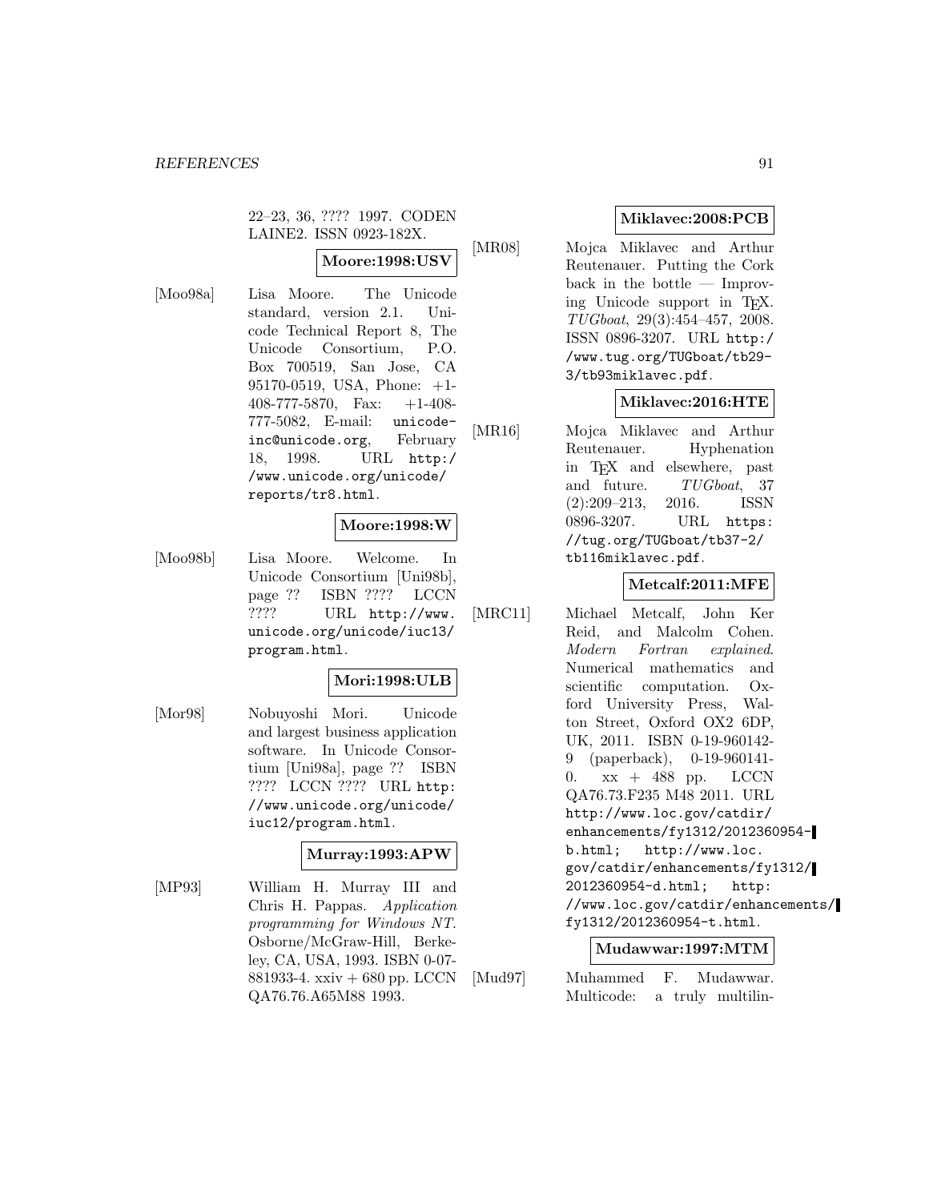22–23, 36, ???? 1997. CODEN LAINE2. ISSN 0923-182X.

**Moore:1998:USV**

[Moo98a] Lisa Moore. The Unicode standard, version 2.1. Unicode Technical Report 8, The Unicode Consortium, P.O. Box 700519, San Jose, CA 95170-0519, USA, Phone: +1-408-777-5870, Fax: +1-408-777-5082, E-mail: unicode-inc@unicode.org, February 18, 1998. URL http://www.unicode.org/unicode/reports/tr8.html.

**Moore:1998:W**

[Moo98b] Lisa Moore. Welcome. In Unicode Consortium [Uni98b], page ?? ISBN ???? LCCN ???? URL http://www.unicode.org/unicode/iuc13/program.html.

**Mori:1998:ULB**

[Mor98] Nobuyoshi Mori. Unicode and largest business application software. In Unicode Consortium [Uni98a], page ?? ISBN ???? LCCN ???? URL http://www.unicode.org/unicode/iuc12/program.html.

**Murray:1993:APW**

[MP93] William H. Murray III and Chris H. Pappas. *Application programming for Windows NT*. Osborne/McGraw-Hill, Berkeley, CA, USA, 1993. ISBN 0-07-881933-4. xxiv + 680 pp. LCCN QA76.76.A65M88 1993.

**Miklavec:2008:PCB**

[MR08] Mojca Miklavec and Arthur Reutenauer. Putting the Cork back in the bottle — Improving Unicode support in TEX. *TUGboat*, 29(3):454–457, 2008. ISSN 0896-3207. URL http://www.tug.org/TUGboat/tb29-3/tb93miklavec.pdf.

**Miklavec:2016:HTE**

[MR16] Mojca Miklavec and Arthur Reutenauer. Hyphenation in TEX and elsewhere, past and future. *TUGboat*, 37 (2):209–213, 2016. ISSN 0896-3207. URL https://tug.org/TUGboat/tb37-2/tb116miklavec.pdf.

**Metcalf:2011:MFE**

[MRC11] Michael Metcalf, John Ker Reid, and Malcolm Cohen. *Modern Fortran explained*. Numerical mathematics and scientific computation. Oxford University Press, Walton Street, Oxford OX2 6DP, UK, 2011. ISBN 0-19-960142-9 (paperback), 0-19-960141-0. xx + 488 pp. LCCN QA76.73.F235 M48 2011. URL http://www.loc.gov/catdir/enhancements/fy1312/2012360954-b.html; http://www.loc.gov/catdir/enhancements/fy1312/2012360954-d.html; http://www.loc.gov/catdir/enhancements/fy1312/2012360954-t.html.

**Mudawwar:1997:MTM**

[Mud97] Muhammed F. Mudawwar. Multicode: a truly multilin-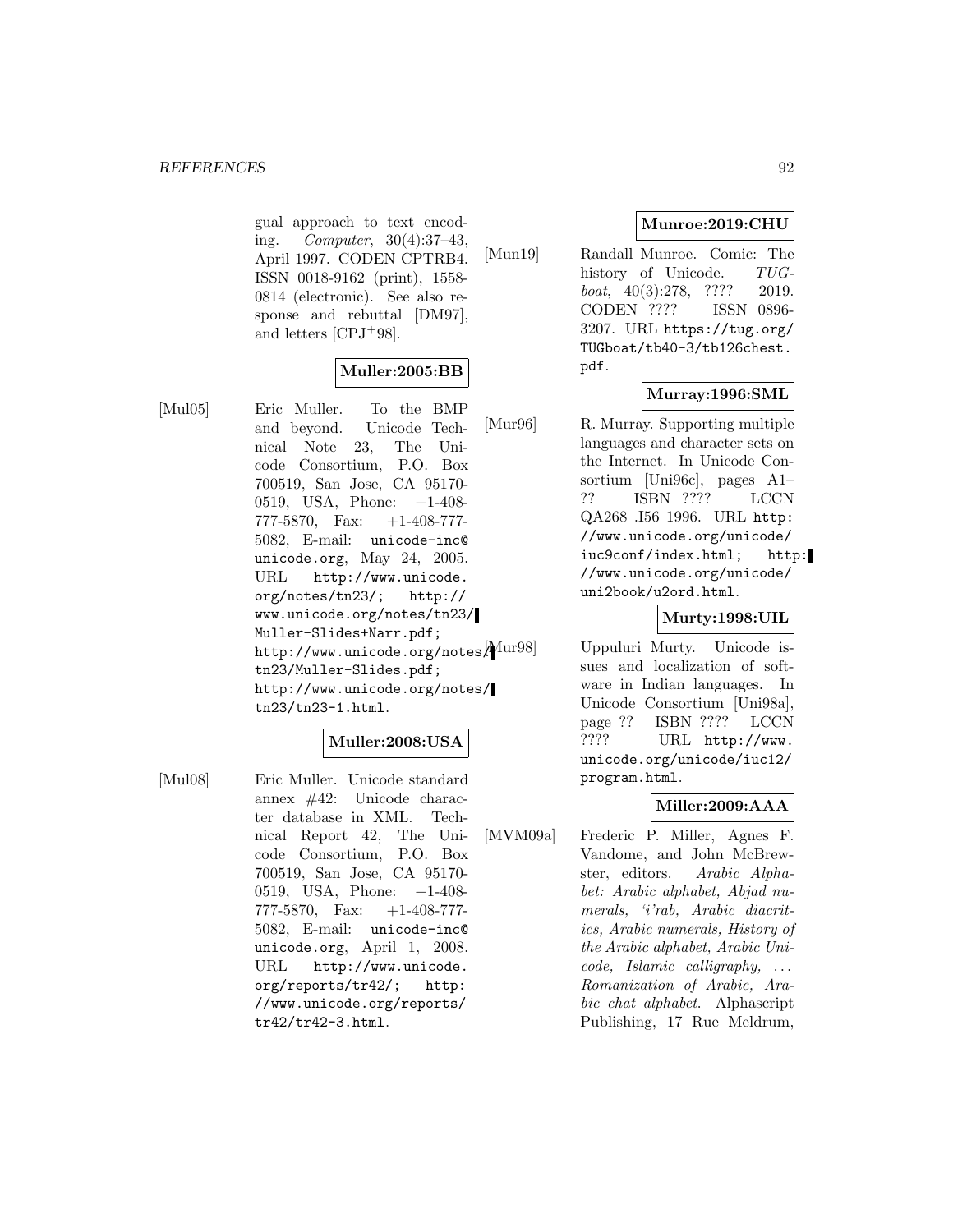gual approach to text encoding. *Computer*, 30(4):37–43, April 1997. CODEN CPTRB4. ISSN 0018-9162 (print), 1558-0814 (electronic). See also response and rebuttal [DM97], and letters [CPJ+98].

**Muller:2005:BB**

[Mul05] Eric Muller. To the BMP and beyond. Unicode Technical Note 23, The Unicode Consortium, P.O. Box 700519, San Jose, CA 95170-0519, USA, Phone: +1-408-777-5870, Fax: +1-408-777-5082, E-mail: `unicode-inc@unicode.org`, May 24, 2005. URL `http://www.unicode.org/notes/tn23/; http://www.unicode.org/notes/tn23/Muller-Slides+Narr.pdf; http://www.unicode.org/notes/tn23/Muller-Slides.pdf; http://www.unicode.org/notes/tn23/tn23-1.html`.

**Muller:2008:USA**

[Mul08] Eric Muller. Unicode standard annex #42: Unicode character database in XML. Technical Report 42, The Unicode Consortium, P.O. Box 700519, San Jose, CA 95170-0519, USA, Phone: +1-408-777-5870, Fax: +1-408-777-5082, E-mail: `unicode-inc@unicode.org`, April 1, 2008. URL `http://www.unicode.org/reports/tr42/; http://www.unicode.org/reports/tr42/tr42-3.html`.

**Munroe:2019:CHU**

[Mun19] Randall Munroe. Comic: The history of Unicode. *TUGboat*, 40(3):278, ???? 2019. CODEN ???? ISSN 0896-3207. URL `https://tug.org/TUGboat/tb40-3/tb126chest.pdf`.

**Murray:1996:SML**

[Mur96] R. Murray. Supporting multiple languages and character sets on the Internet. In Unicode Consortium [Uni96c], pages A1–?? ISBN ???? LCCN QA268 .I56 1996. URL `http://www.unicode.org/unicode/iuc9conf/index.html; http://www.unicode.org/unicode/uni2book/u2ord.html`.

**Murty:1998:UIL**

[Mur98] Uppuluri Murty. Unicode issues and localization of software in Indian languages. In Unicode Consortium [Uni98a], page ?? ISBN ???? LCCN ???? URL `http://www.unicode.org/unicode/iuc12/program.html`.

**Miller:2009:AAA**

[MVM09a] Frederic P. Miller, Agnes F. Vandome, and John McBrewster, editors. *Arabic Alphabet: Arabic alphabet, Abjad numerals, 'i'rab, Arabic diacritics, Arabic numerals, History of the Arabic alphabet, Arabic Unicode, Islamic calligraphy, ... Romanization of Arabic, Arabic chat alphabet*. Alphascript Publishing, 17 Rue Meldrum,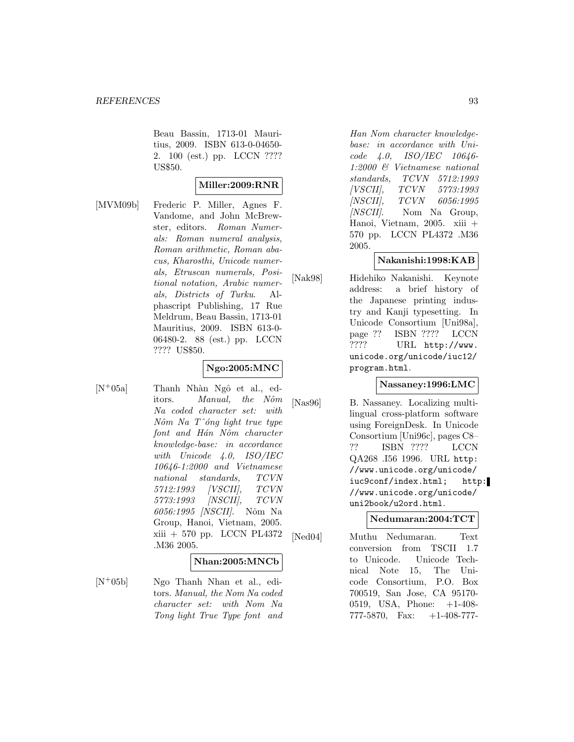Beau Bassin, 1713-01 Mauritius, 2009. ISBN 613-0-04650-2. 100 (est.) pp. LCCN ???? US$50.

**Miller:2009:RNR**

[MVM09b] Frederic P. Miller, Agnes F. Vandome, and John McBrewster, editors. *Roman Numerals: Roman numeral analysis, Roman arithmetic, Roman abacus, Kharosthi, Unicode numerals, Etruscan numerals, Positional notation, Arabic numerals, Districts of Turku*. Alphascript Publishing, 17 Rue Meldrum, Beau Bassin, 1713-01 Mauritius, 2009. ISBN 613-0-06480-2. 88 (est.) pp. LCCN ???? US$50.

**Ngo:2005:MNC**

[N[+]05a] Thanh Nhàn Ngô et al., editors. *Manual, the Nôm Na coded character set: with Nôm Na Tˆóng light true type font and Hán Nôm character knowledge-base: in accordance with Unicode 4.0, ISO/IEC 10646-1:2000 and Vietnamese national standards, TCVN 5712:1993 [VSCII], TCVN 5773:1993 [NSCII], TCVN 6056:1995 [NSCII]*. Nôm Na Group, Hanoi, Vietnam, 2005. xiii + 570 pp. LCCN PL4372 .M36 2005.

**Nhan:2005:MNCb**

[N[+]05b] Ngo Thanh Nhan et al., editors. *Manual, the Nom Na coded character set: with Nom Na Tong light True Type font and Han Nom character knowledge-base: in accordance with Unicode 4.0, ISO/IEC 10646-1:2000 & Vietnamese national standards, TCVN 5712:1993 [VSCII], TCVN 5773:1993 [NSCII], TCVN 6056:1995 [NSCII]*. Nom Na Group, Hanoi, Vietnam, 2005. xiii + 570 pp. LCCN PL4372 .M36 2005.

**Nakanishi:1998:KAB**

[Nak98] Hidehiko Nakanishi. Keynote address: a brief history of the Japanese printing industry and Kanji typesetting. In Unicode Consortium [Uni98a], page ?? ISBN ???? LCCN ???? URL http://www.unicode.org/unicode/iuc12/program.html.

**Nassaney:1996:LMC**

[Nas96] B. Nassaney. Localizing multilingual cross-platform software using ForeignDesk. In Unicode Consortium [Uni96c], pages C8–?? ISBN ???? LCCN QA268 .I56 1996. URL http://www.unicode.org/unicode/iuc9conf/index.html; http://www.unicode.org/unicode/uni2book/u2ord.html.

**Nedumaran:2004:TCT**

[Ned04] Muthu Nedumaran. Text conversion from TSCII 1.7 to Unicode. Unicode Technical Note 15, The Unicode Consortium, P.O. Box 700519, San Jose, CA 95170-0519, USA, Phone: +1-408-777-5870, Fax: +1-408-777-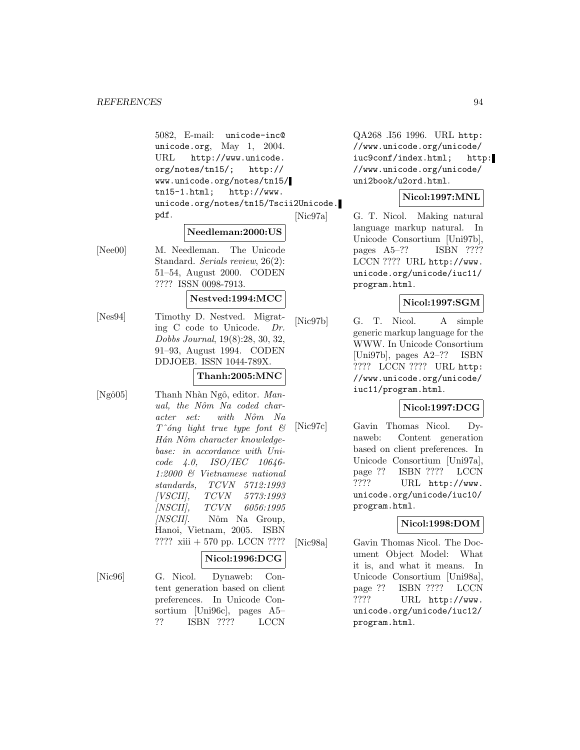5082, E-mail: unicode-inc@unicode.org, May 1, 2004. URL http://www.unicode.org/notes/tn15/; http://www.unicode.org/notes/tn15/tn15-1.html; http://www.unicode.org/notes/tn15/Tscii2Unicode.pdf.

**Needleman:2000:US**

[Nee00] M. Needleman. The Unicode Standard. *Serials review*, 26(2): 51–54, August 2000. CODEN ???? ISSN 0098-7913.

**Nestved:1994:MCC**

[Nes94] Timothy D. Nestved. Migrating C code to Unicode. *Dr. Dobbs Journal*, 19(8):28, 30, 32, 91–93, August 1994. CODEN DDJOEB. ISSN 1044-789X.

**Thanh:2005:MNC**

[Ngô05] Thanh Nhàn Ngô, editor. *Manual, the Nôm Na coded character set: with Nôm Na T ˆóng light true type font & Hán Nôm character knowledgebase: in accordance with Unicode 4.0, ISO/IEC 10646-1:2000 & Vietnamese national standards, TCVN 5712:1993 [VSCII], TCVN 5773:1993 [NSCII], TCVN 6056:1995 [NSCII]*. Nôm Na Group, Hanoi, Vietnam, 2005. ISBN ???? xiii + 570 pp. LCCN ????

**Nicol:1996:DCG**

[Nic96] G. Nicol. Dynaweb: Content generation based on client preferences. In Unicode Consortium [Uni96c], pages A5–?? ISBN ???? LCCN QA268 .I56 1996. URL http://www.unicode.org/unicode/iuc9conf/index.html; http://www.unicode.org/unicode/uni2book/u2ord.html.

**Nicol:1997:MNL**

[Nic97a] G. T. Nicol. Making natural language markup natural. In Unicode Consortium [Uni97b], pages A5–?? ISBN ???? LCCN ???? URL http://www.unicode.org/unicode/iuc11/program.html.

**Nicol:1997:SGM**

[Nic97b] G. T. Nicol. A simple generic markup language for the WWW. In Unicode Consortium [Uni97b], pages A2–?? ISBN ???? LCCN ???? URL http://www.unicode.org/unicode/iuc11/program.html.

**Nicol:1997:DCG**

[Nic97c] Gavin Thomas Nicol. Dynaweb: Content generation based on client preferences. In Unicode Consortium [Uni97a], page ?? ISBN ???? LCCN ???? URL http://www.unicode.org/unicode/iuc10/program.html.

**Nicol:1998:DOM**

[Nic98a] Gavin Thomas Nicol. The Document Object Model: What it is, and what it means. In Unicode Consortium [Uni98a], page ?? ISBN ???? LCCN ???? URL http://www.unicode.org/unicode/iuc12/program.html.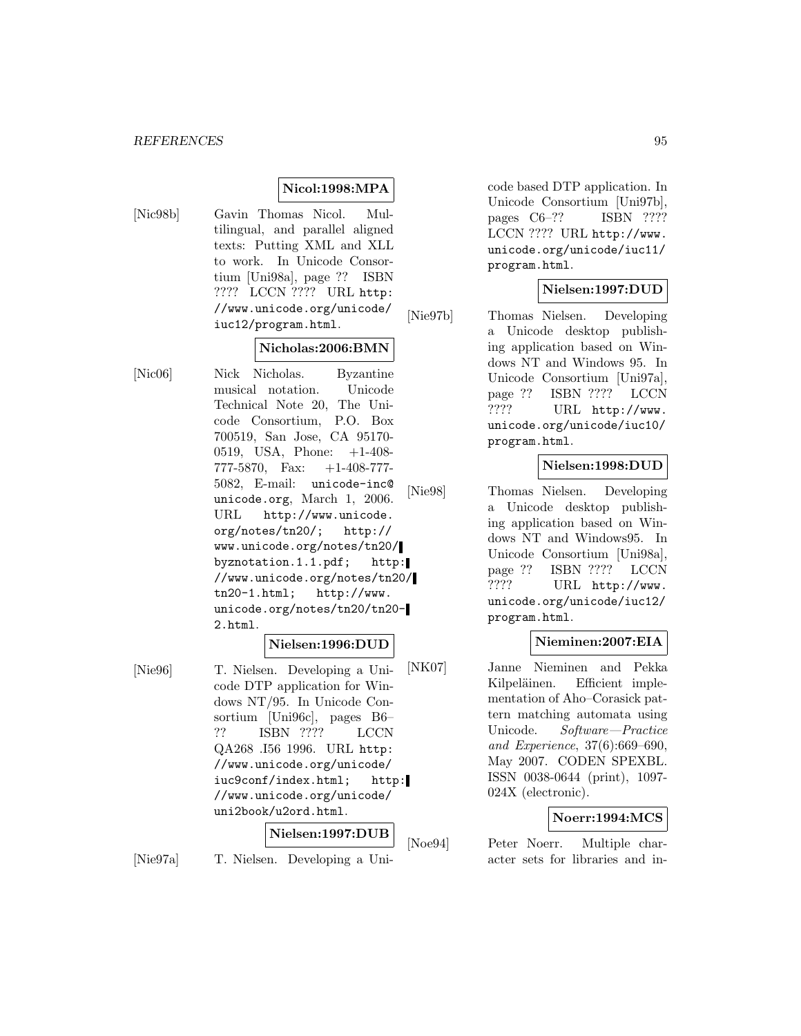**Nicol:1998:MPA**

[Nic98b] Gavin Thomas Nicol. Multilingual, and parallel aligned texts: Putting XML and XLL to work. In Unicode Consortium [Uni98a], page ?? ISBN ???? LCCN ???? URL http://www.unicode.org/unicode/iuc12/program.html.

**Nicholas:2006:BMN**

[Nic06] Nick Nicholas. Byzantine musical notation. Unicode Technical Note 20, The Unicode Consortium, P.O. Box 700519, San Jose, CA 95170-0519, USA, Phone: +1-408-777-5870, Fax: +1-408-777-5082, E-mail: unicode-inc@unicode.org, March 1, 2006. URL http://www.unicode.org/notes/tn20/; http://www.unicode.org/notes/tn20/byznotation.1.1.pdf; http://www.unicode.org/notes/tn20/tn20-1.html; http://www.unicode.org/notes/tn20/tn20-2.html.

**Nielsen:1996:DUD**

[Nie96] T. Nielsen. Developing a Unicode DTP application for Windows NT/95. In Unicode Consortium [Uni96c], pages B6–?? ISBN ???? LCCN QA268 .I56 1996. URL http://www.unicode.org/unicode/iuc9conf/index.html; http://www.unicode.org/unicode/uni2book/u2ord.html.

**Nielsen:1997:DUB**

[Nie97a] T. Nielsen. Developing a Unicode based DTP application. In Unicode Consortium [Uni97b], pages C6–?? ISBN ???? LCCN ???? URL http://www.unicode.org/unicode/iuc11/program.html.

**Nielsen:1997:DUD**

[Nie97b] Thomas Nielsen. Developing a Unicode desktop publishing application based on Windows NT and Windows 95. In Unicode Consortium [Uni97a], page ?? ISBN ???? LCCN ???? URL http://www.unicode.org/unicode/iuc10/program.html.

**Nielsen:1998:DUD**

[Nie98] Thomas Nielsen. Developing a Unicode desktop publishing application based on Windows NT and Windows95. In Unicode Consortium [Uni98a], page ?? ISBN ???? LCCN ???? URL http://www.unicode.org/unicode/iuc12/program.html.

**Nieminen:2007:EIA**

[NK07] Janne Nieminen and Pekka Kilpeläinen. Efficient implementation of Aho–Corasick pattern matching automata using Unicode. *Software—Practice and Experience*, 37(6):669–690, May 2007. CODEN SPEXBL. ISSN 0038-0644 (print), 1097-024X (electronic).

**Noerr:1994:MCS**

[Noe94] Peter Noerr. Multiple character sets for libraries and in-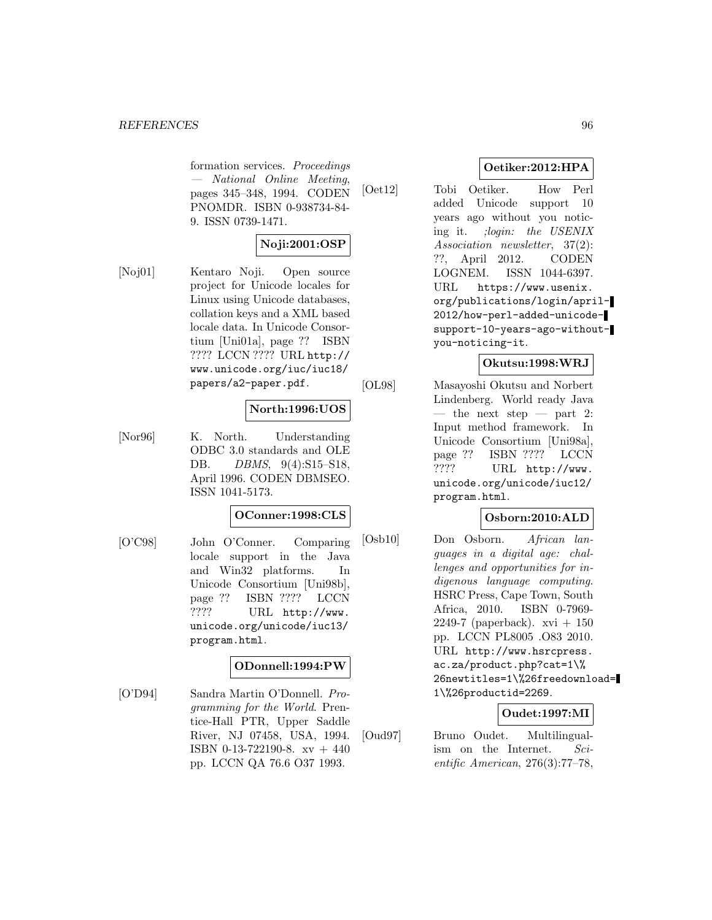formation services. *Proceedings — National Online Meeting*, pages 345–348, 1994. CODEN PNOMDR. ISBN 0-938734-84-9. ISSN 0739-1471.

**Noji:2001:OSP**

[Noj01] Kentaro Noji. Open source project for Unicode locales for Linux using Unicode databases, collation keys and a XML based locale data. In Unicode Consortium [Uni01a], page ?? ISBN ???? LCCN ???? URL http://www.unicode.org/iuc/iuc18/papers/a2-paper.pdf.

**North:1996:UOS**

[Nor96] K. North. Understanding ODBC 3.0 standards and OLE DB. *DBMS*, 9(4):S15–S18, April 1996. CODEN DBMSEO. ISSN 1041-5173.

**OConner:1998:CLS**

[O'C98] John O'Conner. Comparing locale support in the Java and Win32 platforms. In Unicode Consortium [Uni98b], page ?? ISBN ???? LCCN ???? URL http://www.unicode.org/unicode/iuc13/program.html.

**ODonnell:1994:PW**

[O'D94] Sandra Martin O'Donnell. *Programming for the World*. Prentice-Hall PTR, Upper Saddle River, NJ 07458, USA, 1994. ISBN 0-13-722190-8. xv + 440 pp. LCCN QA 76.6 O37 1993.

**Oetiker:2012:HPA**

[Oet12] Tobi Oetiker. How Perl added Unicode support 10 years ago without you noticing it. *;login: the USENIX Association newsletter*, 37(2): ??, April 2012. CODEN LOGNEM. ISSN 1044-6397. URL https://www.usenix.org/publications/login/april-2012/how-perl-added-unicode-support-10-years-ago-without-you-noticing-it.

**Okutsu:1998:WRJ**

[OL98] Masayoshi Okutsu and Norbert Lindenberg. World ready Java — the next step — part 2: Input method framework. In Unicode Consortium [Uni98a], page ?? ISBN ???? LCCN ???? URL http://www.unicode.org/unicode/iuc12/program.html.

**Osborn:2010:ALD**

[Osb10] Don Osborn. *African languages in a digital age: challenges and opportunities for indigenous language computing*. HSRC Press, Cape Town, South Africa, 2010. ISBN 0-7969-2249-7 (paperback). xvi + 150 pp. LCCN PL8005 .O83 2010. URL http://www.hsrcpress.ac.za/product.php?cat=1\%26newtitles=1\%26freedownload=1\%26productid=2269.

**Oudet:1997:MI**

[Oud97] Bruno Oudet. Multilingualism on the Internet. *Scientific American*, 276(3):77–78,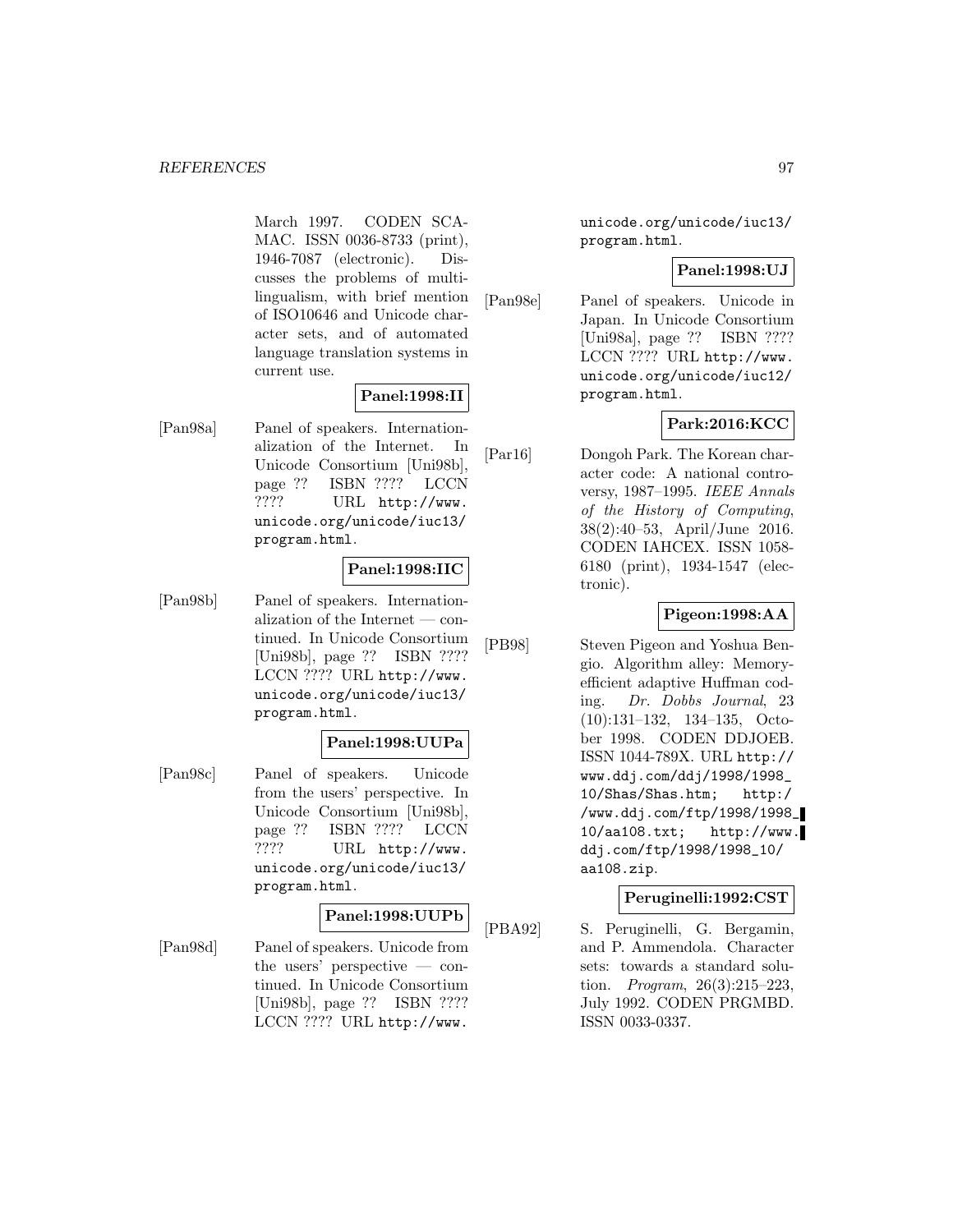March 1997. CODEN SCAMAC. ISSN 0036-8733 (print), 1946-7087 (electronic). Discusses the problems of multilingualism, with brief mention of ISO10646 and Unicode character sets, and of automated language translation systems in current use.

**Panel:1998:II**

[Pan98a] Panel of speakers. Internationalization of the Internet. In Unicode Consortium [Uni98b], page ?? ISBN ???? LCCN ???? URL http://www.unicode.org/unicode/iuc13/program.html.

**Panel:1998:IIC**

[Pan98b] Panel of speakers. Internationalization of the Internet — continued. In Unicode Consortium [Uni98b], page ?? ISBN ???? LCCN ???? URL http://www.unicode.org/unicode/iuc13/program.html.

**Panel:1998:UUPa**

[Pan98c] Panel of speakers. Unicode from the users' perspective. In Unicode Consortium [Uni98b], page ?? ISBN ???? LCCN ???? URL http://www.unicode.org/unicode/iuc13/program.html.

**Panel:1998:UUPb**

[Pan98d] Panel of speakers. Unicode from the users' perspective — continued. In Unicode Consortium [Uni98b], page ?? ISBN ???? LCCN ???? URL http://www.unicode.org/unicode/iuc13/program.html.

**Panel:1998:UJ**

[Pan98e] Panel of speakers. Unicode in Japan. In Unicode Consortium [Uni98a], page ?? ISBN ???? LCCN ???? URL http://www.unicode.org/unicode/iuc12/program.html.

**Park:2016:KCC**

[Par16] Dongoh Park. The Korean character code: A national controversy, 1987–1995. *IEEE Annals of the History of Computing*, 38(2):40–53, April/June 2016. CODEN IAHCEX. ISSN 1058-6180 (print), 1934-1547 (electronic).

**Pigeon:1998:AA**

[PB98] Steven Pigeon and Yoshua Bengio. Algorithm alley: Memory-efficient adaptive Huffman coding. *Dr. Dobbs Journal*, 23 (10):131–132, 134–135, October 1998. CODEN DDJOEB. ISSN 1044-789X. URL http://www.ddj.com/ddj/1998/1998_10/Shas/Shas.htm; http://www.ddj.com/ftp/1998/1998_10/aa108.txt; http://www.ddj.com/ftp/1998/1998_10/aa108.zip.

**Peruginelli:1992:CST**

[PBA92] S. Peruginelli, G. Bergamin, and P. Ammendola. Character sets: towards a standard solution. *Program*, 26(3):215–223, July 1992. CODEN PRGMBD. ISSN 0033-0337.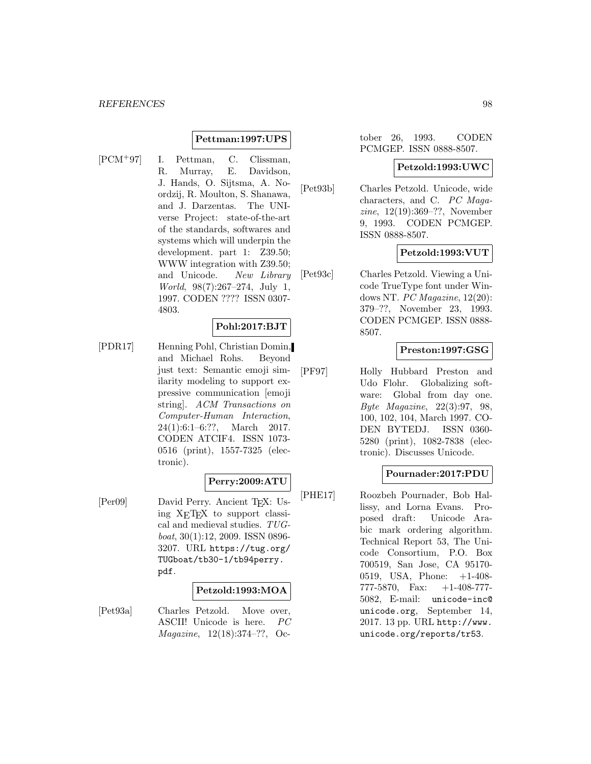**Pettman:1997:UPS**

[PCM$^{+}$97] I. Pettman, C. Clissman, R. Murray, E. Davidson, J. Hands, O. Sijtsma, A. Noordzij, R. Moulton, S. Shanawa, and J. Darzentas. The UNIverse Project: state-of-the-art of the standards, softwares and systems which will underpin the development. part 1: Z39.50; WWW integration with Z39.50; and Unicode. *New Library World*, 98(7):267–274, July 1, 1997. CODEN ???? ISSN 0307-4803.

**Pohl:2017:BJT**

[PDR17] Henning Pohl, Christian Domin, and Michael Rohs. Beyond just text: Semantic emoji similarity modeling to support expressive communication [emoji string]. *ACM Transactions on Computer-Human Interaction*, 24(1):6:1–6:??, March 2017. CODEN ATCIF4. ISSN 1073-0516 (print), 1557-7325 (electronic).

**Perry:2009:ATU**

[Per09] David Perry. Ancient TEX: Using XETEX to support classical and medieval studies. *TUGboat*, 30(1):12, 2009. ISSN 0896-3207. URL https://tug.org/TUGboat/tb30-1/tb94perry.pdf.

**Petzold:1993:MOA**

[Pet93a] Charles Petzold. Move over, ASCII! Unicode is here. *PC Magazine*, 12(18):374–??, October 26, 1993. CODEN PCMGEP. ISSN 0888-8507.

**Petzold:1993:UWC**

[Pet93b] Charles Petzold. Unicode, wide characters, and C. *PC Magazine*, 12(19):369–??, November 9, 1993. CODEN PCMGEP. ISSN 0888-8507.

**Petzold:1993:VUT**

[Pet93c] Charles Petzold. Viewing a Unicode TrueType font under Windows NT. *PC Magazine*, 12(20): 379–??, November 23, 1993. CODEN PCMGEP. ISSN 0888-8507.

**Preston:1997:GSG**

[PF97] Holly Hubbard Preston and Udo Flohr. Globalizing software: Global from day one. *Byte Magazine*, 22(3):97, 98, 100, 102, 104, March 1997. CODEN BYTEDJ. ISSN 0360-5280 (print), 1082-7838 (electronic). Discusses Unicode.

**Pournader:2017:PDU**

[PHE17] Roozbeh Pournader, Bob Hallissy, and Lorna Evans. Proposed draft: Unicode Arabic mark ordering algorithm. Technical Report 53, The Unicode Consortium, P.O. Box 700519, San Jose, CA 95170-0519, USA, Phone: +1-408-777-5870, Fax: +1-408-777-5082, E-mail: unicode-inc@unicode.org, September 14, 2017. 13 pp. URL http://www.unicode.org/reports/tr53.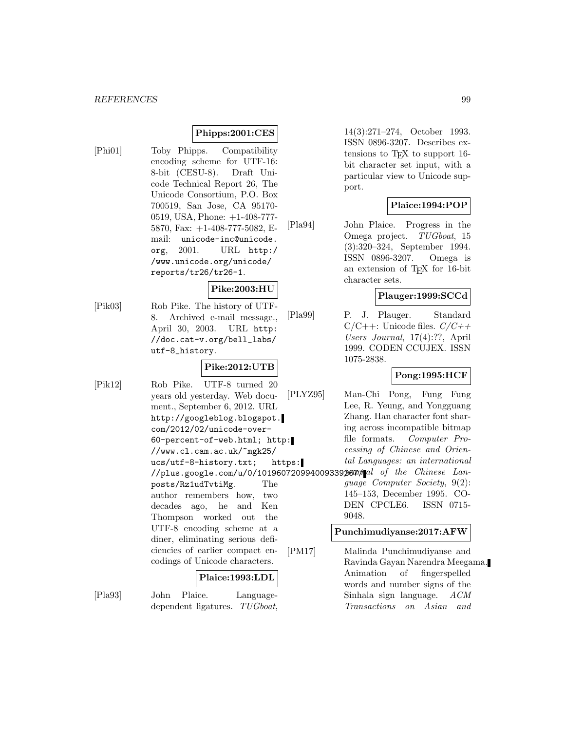**Phipps:2001:CES**

[Phi01] Toby Phipps. Compatibility encoding scheme for UTF-16: 8-bit (CESU-8). Draft Unicode Technical Report 26, The Unicode Consortium, P.O. Box 700519, San Jose, CA 95170-0519, USA, Phone: +1-408-777-5870, Fax: +1-408-777-5082, E-mail: `unicode-inc@unicode.org`, 2001. URL `http://www.unicode.org/unicode/reports/tr26/tr26-1`.

**Pike:2003:HU**

[Pik03] Rob Pike. The history of UTF-8. Archived e-mail message., April 30, 2003. URL `http://doc.cat-v.org/bell_labs/utf-8_history`.

**Pike:2012:UTB**

[Pik12] Rob Pike. UTF-8 turned 20 years old yesterday. Web document., September 6, 2012. URL `http://googleblog.blogspot.com/2012/02/unicode-over-60-percent-of-web.html`; `http://www.cl.cam.ac.uk/~mgk25/ucs/utf-8-history.txt`; `https://plus.google.com/u/0/101960720994009339267/posts/Rz1udTvtiMg`. The author remembers how, two decades ago, he and Ken Thompson worked out the UTF-8 encoding scheme at a diner, eliminating serious deficiencies of earlier compact encodings of Unicode characters.

**Plaice:1993:LDL**

[Pla93] John Plaice. Language-dependent ligatures. *TUGboat*, 14(3):271–274, October 1993. ISSN 0896-3207. Describes extensions to TeX to support 16-bit character set input, with a particular view to Unicode support.

**Plaice:1994:POP**

[Pla94] John Plaice. Progress in the Omega project. *TUGboat*, 15 (3):320–324, September 1994. ISSN 0896-3207. Omega is an extension of TeX for 16-bit character sets.

**Plauger:1999:SCCd**

[Pla99] P. J. Plauger. Standard C/C++: Unicode files. *C/C++ Users Journal*, 17(4):??, April 1999. CODEN CCUJEX. ISSN 1075-2838.

**Pong:1995:HCF**

[PLYZ95] Man-Chi Pong, Fung Fung Lee, R. Yeung, and Yongguang Zhang. Han character font sharing across incompatible bitmap file formats. *Computer Processing of Chinese and Oriental Languages: an international journal of the Chinese Language Computer Society*, 9(2): 145–153, December 1995. CODEN CPCLE6. ISSN 0715-9048.

**Punchimudiyanse:2017:AFW**

[PM17] Malinda Punchimudiyanse and Ravinda Gayan Narendra Meegama. Animation of fingerspelled words and number signs of the Sinhala sign language. *ACM Transactions on Asian and*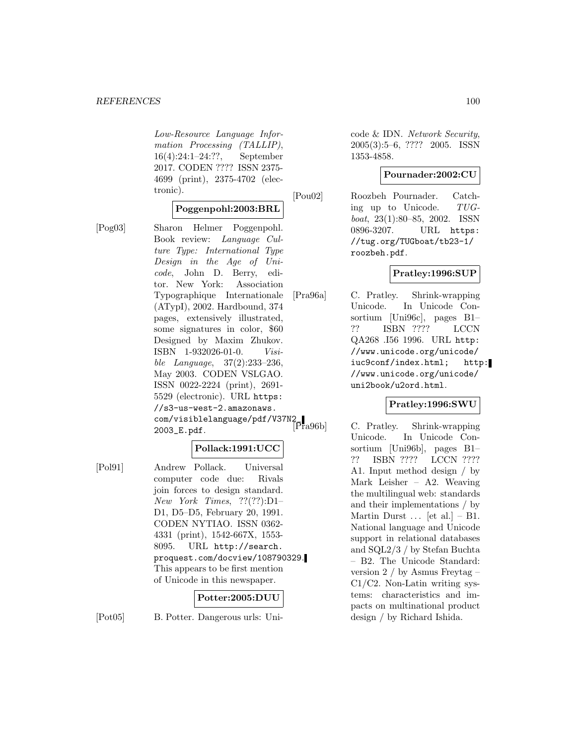*Low-Resource Language Information Processing (TALLIP)*, 16(4):24:1–24:??, September 2017. CODEN ???? ISSN 2375-4699 (print), 2375-4702 (electronic).

**Poggenpohl:2003:BRL**

[Pog03] Sharon Helmer Poggenpohl. Book review: *Language Culture Type: International Type Design in the Age of Unicode*, John D. Berry, editor. New York: Association Typographique Internationale (ATypI), 2002. Hardbound, 374 pages, extensively illustrated, some signatures in color, $60 Designed by Maxim Zhukov. ISBN 1-932026-01-0. *Visible Language*, 37(2):233–236, May 2003. CODEN VSLGAO. ISSN 0022-2224 (print), 2691-5529 (electronic). URL `https://s3-us-west-2.amazonaws.com/visiblelanguage/pdf/V37N2_2003_E.pdf`.

**Pollack:1991:UCC**

[Pol91] Andrew Pollack. Universal computer code due: Rivals join forces to design standard. *New York Times*, ??(??):D1–D1, D5–D5, February 20, 1991. CODEN NYTIAO. ISSN 0362-4331 (print), 1542-667X, 1553-8095. URL `http://search.proquest.com/docview/108790329`. This appears to be first mention of Unicode in this newspaper.

**Potter:2005:DUU**

[Pot05] B. Potter. Dangerous urls: Unicode & IDN. *Network Security*, 2005(3):5–6, ???? 2005. ISSN 1353-4858.

**Pournader:2002:CU**

[Pou02] Roozbeh Pournader. Catching up to Unicode. *TUGboat*, 23(1):80–85, 2002. ISSN 0896-3207. URL `https://tug.org/TUGboat/tb23-1/roozbeh.pdf`.

**Pratley:1996:SUP**

[Pra96a] C. Pratley. Shrink-wrapping Unicode. In Unicode Consortium [Uni96c], pages B1–?? ISBN ???? LCCN QA268 .I56 1996. URL `http://www.unicode.org/unicode/iuc9conf/index.html`; `http://www.unicode.org/unicode/uni2book/u2ord.html`.

**Pratley:1996:SWU**

[Pra96b] C. Pratley. Shrink-wrapping Unicode. In Unicode Consortium [Uni96b], pages B1–?? ISBN ???? LCCN ???? A1. Input method design / by Mark Leisher – A2. Weaving the multilingual web: standards and their implementations / by Martin Durst ... [et al.] – B1. National language and Unicode support in relational databases and SQL2/3 / by Stefan Buchta – B2. The Unicode Standard: version 2 / by Asmus Freytag – C1/C2. Non-Latin writing systems: characteristics and impacts on multinational product design / by Richard Ishida.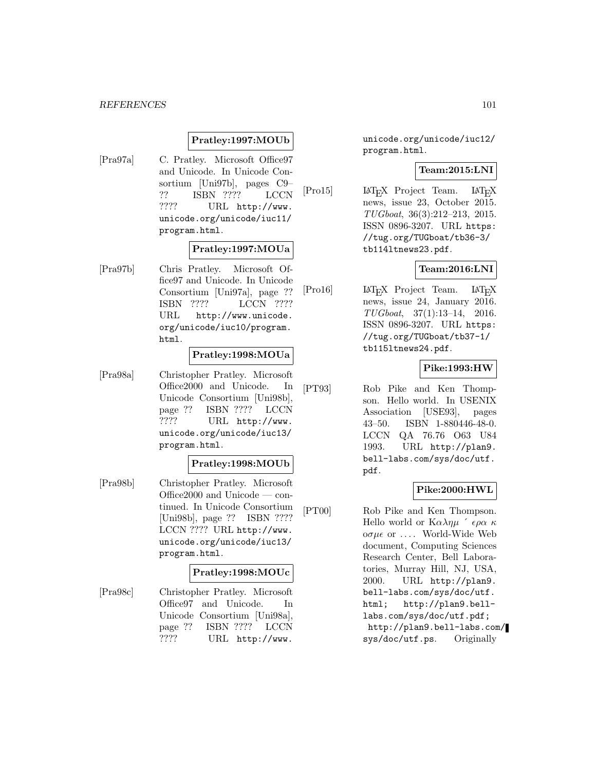**Pratley:1997:MOUb**

[Pra97a] C. Pratley. Microsoft Office97 and Unicode. In Unicode Consortium [Uni97b], pages C9–?? ISBN ???? LCCN ???? URL http://www.unicode.org/unicode/iuc11/program.html.

**Pratley:1997:MOUa**

[Pra97b] Chris Pratley. Microsoft Office97 and Unicode. In Unicode Consortium [Uni97a], page ?? ISBN ???? LCCN ???? URL http://www.unicode.org/unicode/iuc10/program.html.

**Pratley:1998:MOUa**

[Pra98a] Christopher Pratley. Microsoft Office2000 and Unicode. In Unicode Consortium [Uni98b], page ?? ISBN ???? LCCN ???? URL http://www.unicode.org/unicode/iuc13/program.html.

**Pratley:1998:MOUb**

[Pra98b] Christopher Pratley. Microsoft Office2000 and Unicode — continued. In Unicode Consortium [Uni98b], page ?? ISBN ???? LCCN ???? URL http://www.unicode.org/unicode/iuc13/program.html.

**Pratley:1998:MOUc**

[Pra98c] Christopher Pratley. Microsoft Office97 and Unicode. In Unicode Consortium [Uni98a], page ?? ISBN ???? LCCN ???? URL http://www.unicode.org/unicode/iuc12/program.html.

**Team:2015:LNI**

[Pro15] LaTeX Project Team. LaTeX news, issue 23, October 2015. *TUGboat*, 36(3):212–213, 2015. ISSN 0896-3207. URL https://tug.org/TUGboat/tb36-3/tb114ltnews23.pdf.

**Team:2016:LNI**

[Pro16] LaTeX Project Team. LaTeX news, issue 24, January 2016. *TUGboat*, 37(1):13–14, 2016. ISSN 0896-3207. URL https://tug.org/TUGboat/tb37-1/tb115ltnews24.pdf.

**Pike:1993:HW**

[PT93] Rob Pike and Ken Thompson. Hello world. In USENIX Association [USE93], pages 43–50. ISBN 1-880446-48-0. LCCN QA 76.76 O63 U84 1993. URL http://plan9.bell-labs.com/sys/doc/utf.pdf.

**Pike:2000:HWL**

[PT00] Rob Pike and Ken Thompson. Hello world or Καλημ ´ ερα κ οσμε or .... World-Wide Web document, Computing Sciences Research Center, Bell Laboratories, Murray Hill, NJ, USA, 2000. URL http://plan9.bell-labs.com/sys/doc/utf.html; http://plan9.bell-labs.com/sys/doc/utf.pdf; http://plan9.bell-labs.com/sys/doc/utf.ps. Originally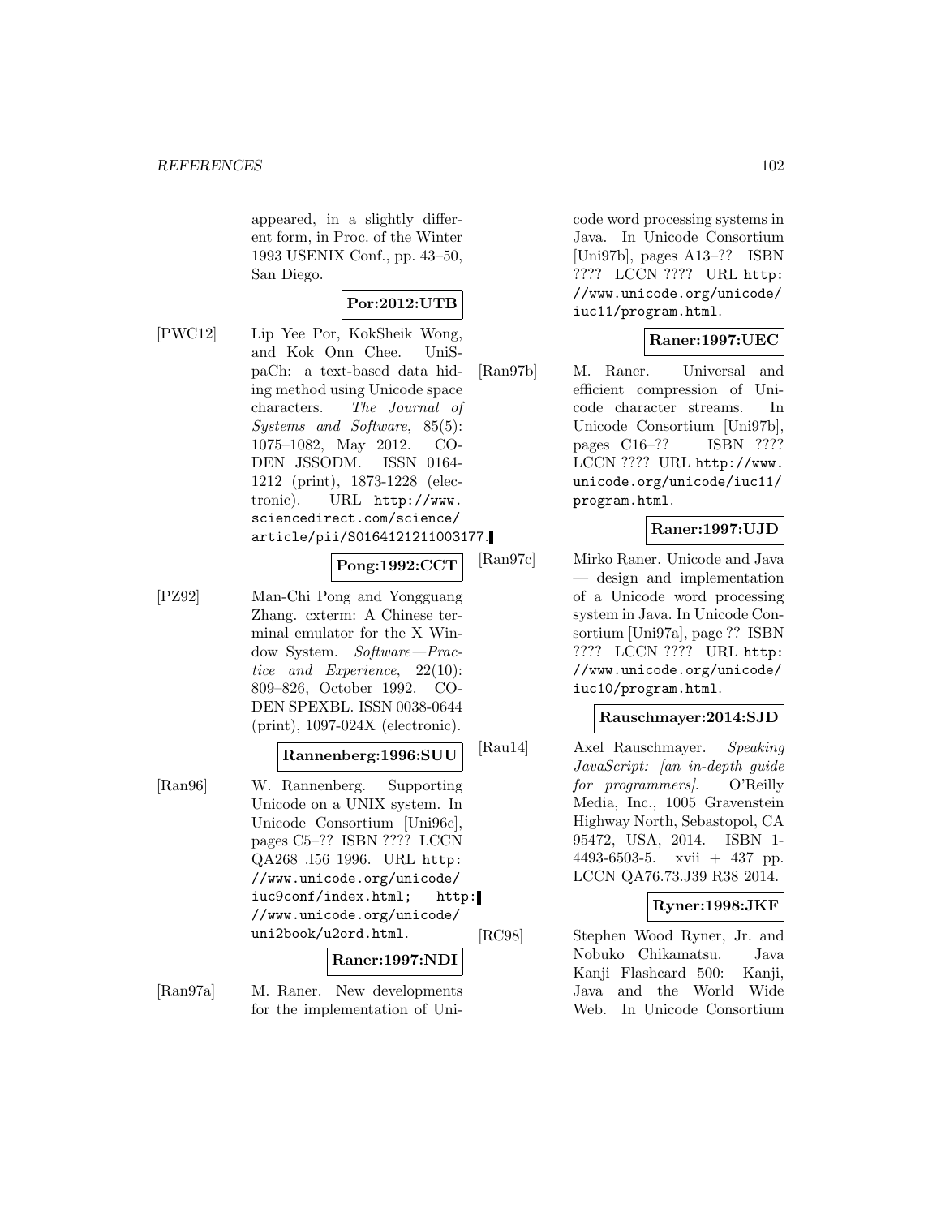appeared, in a slightly different form, in Proc. of the Winter 1993 USENIX Conf., pp. 43–50, San Diego.

**Por:2012:UTB**

[PWC12] Lip Yee Por, KokSheik Wong, and Kok Onn Chee. UniSpaCh: a text-based data hiding method using Unicode space characters. *The Journal of Systems and Software*, 85(5): 1075–1082, May 2012. CODEN JSSODM. ISSN 0164-1212 (print), 1873-1228 (electronic). URL `http://www.sciencedirect.com/science/article/pii/S0164121211003177`.

**Pong:1992:CCT**

[PZ92] Man-Chi Pong and Yongguang Zhang. cxterm: A Chinese terminal emulator for the X Window System. *Software—Practice and Experience*, 22(10): 809–826, October 1992. CODEN SPEXBL. ISSN 0038-0644 (print), 1097-024X (electronic).

**Rannenberg:1996:SUU**

[Ran96] W. Rannenberg. Supporting Unicode on a UNIX system. In Unicode Consortium [Uni96c], pages C5–?? ISBN ???? LCCN QA268 .I56 1996. URL `http://www.unicode.org/unicode/iuc9conf/index.html; http://www.unicode.org/unicode/uni2book/u2ord.html`.

**Raner:1997:NDI**

[Ran97a] M. Raner. New developments for the implementation of Unicode word processing systems in Java. In Unicode Consortium [Uni97b], pages A13–?? ISBN ???? LCCN ???? URL `http://www.unicode.org/unicode/iuc11/program.html`.

**Raner:1997:UEC**

[Ran97b] M. Raner. Universal and efficient compression of Unicode character streams. In Unicode Consortium [Uni97b], pages C16–?? ISBN ???? LCCN ???? URL `http://www.unicode.org/unicode/iuc11/program.html`.

**Raner:1997:UJD**

[Ran97c] Mirko Raner. Unicode and Java — design and implementation of a Unicode word processing system in Java. In Unicode Consortium [Uni97a], page ?? ISBN ???? LCCN ???? URL `http://www.unicode.org/unicode/iuc10/program.html`.

**Rauschmayer:2014:SJD**

[Rau14] Axel Rauschmayer. *Speaking JavaScript: [an in-depth guide for programmers]*. O'Reilly Media, Inc., 1005 Gravenstein Highway North, Sebastopol, CA 95472, USA, 2014. ISBN 1-4493-6503-5. xvii + 437 pp. LCCN QA76.73.J39 R38 2014.

**Ryner:1998:JKF**

[RC98] Stephen Wood Ryner, Jr. and Nobuko Chikamatsu. Java Kanji Flashcard 500: Kanji, Java and the World Wide Web. In Unicode Consortium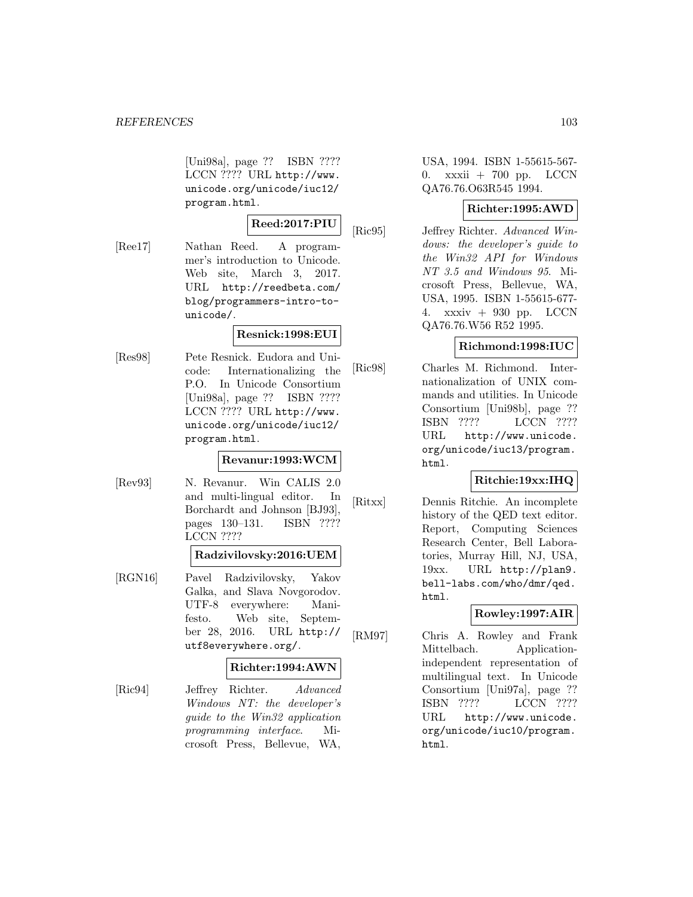[Uni98a], page ?? ISBN ???? LCCN ???? URL http://www.unicode.org/unicode/iuc12/program.html.

**Reed:2017:PIU**

[Ree17] Nathan Reed. A programmer's introduction to Unicode. Web site, March 3, 2017. URL http://reedbeta.com/blog/programmers-intro-to-unicode/.

**Resnick:1998:EUI**

[Res98] Pete Resnick. Eudora and Unicode: Internationalizing the P.O. In Unicode Consortium [Uni98a], page ?? ISBN ???? LCCN ???? URL http://www.unicode.org/unicode/iuc12/program.html.

**Revanur:1993:WCM**

[Rev93] N. Revanur. Win CALIS 2.0 and multi-lingual editor. In Borchardt and Johnson [BJ93], pages 130–131. ISBN ???? LCCN ????

**Radzivilovsky:2016:UEM**

[RGN16] Pavel Radzivilovsky, Yakov Galka, and Slava Novgorodov. UTF-8 everywhere: Manifesto. Web site, September 28, 2016. URL http://utf8everywhere.org/.

**Richter:1994:AWN**

[Ric94] Jeffrey Richter. *Advanced Windows NT: the developer's guide to the Win32 application programming interface*. Microsoft Press, Bellevue, WA, USA, 1994. ISBN 1-55615-567-0. xxxii + 700 pp. LCCN QA76.76.O63R545 1994.

**Richter:1995:AWD**

[Ric95] Jeffrey Richter. *Advanced Windows: the developer's guide to the Win32 API for Windows NT 3.5 and Windows 95*. Microsoft Press, Bellevue, WA, USA, 1995. ISBN 1-55615-677-4. xxxiv + 930 pp. LCCN QA76.76.W56 R52 1995.

**Richmond:1998:IUC**

[Ric98] Charles M. Richmond. Internationalization of UNIX commands and utilities. In Unicode Consortium [Uni98b], page ?? ISBN ???? LCCN ???? URL http://www.unicode.org/unicode/iuc13/program.html.

**Ritchie:19xx:IHQ**

[Ritxx] Dennis Ritchie. An incomplete history of the QED text editor. Report, Computing Sciences Research Center, Bell Laboratories, Murray Hill, NJ, USA, 19xx. URL http://plan9.bell-labs.com/who/dmr/qed.html.

**Rowley:1997:AIR**

[RM97] Chris A. Rowley and Frank Mittelbach. Application-independent representation of multilingual text. In Unicode Consortium [Uni97a], page ?? ISBN ???? LCCN ???? URL http://www.unicode.org/unicode/iuc10/program.html.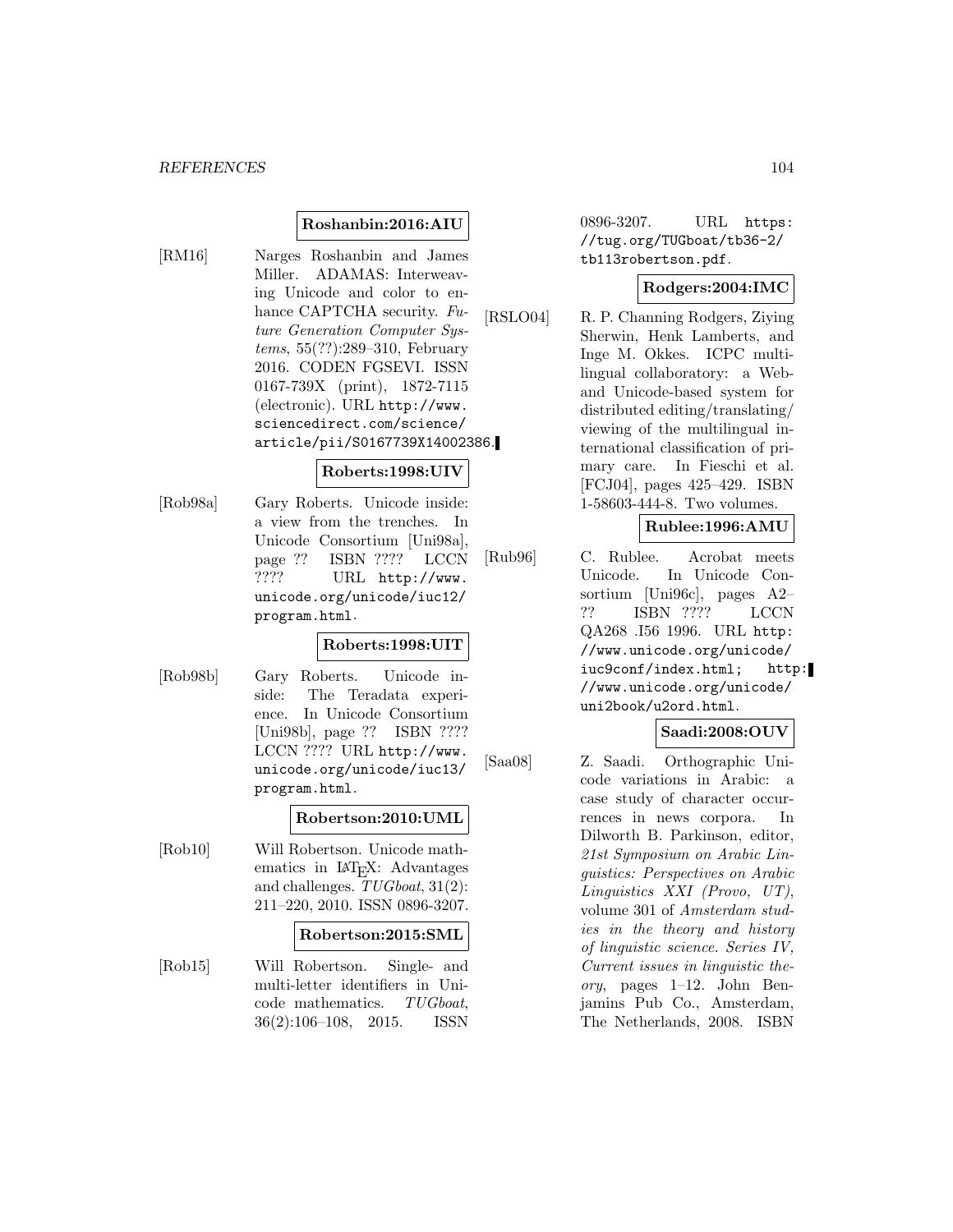**Roshanbin:2016:AIU**

[RM16] Narges Roshanbin and James Miller. ADAMAS: Interweaving Unicode and color to enhance CAPTCHA security. *Future Generation Computer Systems*, 55(??):289–310, February 2016. CODEN FGSEVI. ISSN 0167-739X (print), 1872-7115 (electronic). URL http://www.sciencedirect.com/science/article/pii/S0167739X14002386.

**Roberts:1998:UIV**

[Rob98a] Gary Roberts. Unicode inside: a view from the trenches. In Unicode Consortium [Uni98a], page ?? ISBN ???? LCCN ???? URL http://www.unicode.org/unicode/iuc12/program.html.

**Roberts:1998:UIT**

[Rob98b] Gary Roberts. Unicode inside: The Teradata experience. In Unicode Consortium [Uni98b], page ?? ISBN ???? LCCN ???? URL http://www.unicode.org/unicode/iuc13/program.html.

**Robertson:2010:UML**

[Rob10] Will Robertson. Unicode mathematics in LaTeX: Advantages and challenges. *TUGboat*, 31(2): 211–220, 2010. ISSN 0896-3207.

**Robertson:2015:SML**

[Rob15] Will Robertson. Single- and multi-letter identifiers in Unicode mathematics. *TUGboat*, 36(2):106–108, 2015. ISSN 0896-3207. URL https://tug.org/TUGboat/tb36-2/tb113robertson.pdf.

**Rodgers:2004:IMC**

[RSLO04] R. P. Channing Rodgers, Ziying Sherwin, Henk Lamberts, and Inge M. Okkes. ICPC multilingual collaboratory: a Web- and Unicode-based system for distributed editing/translating/viewing of the multilingual international classification of primary care. In Fieschi et al. [FCJ04], pages 425–429. ISBN 1-58603-444-8. Two volumes.

**Rublee:1996:AMU**

[Rub96] C. Rublee. Acrobat meets Unicode. In Unicode Consortium [Uni96c], pages A2–?? ISBN ???? LCCN QA268 .I56 1996. URL http://www.unicode.org/unicode/iuc9conf/index.html; http://www.unicode.org/unicode/uni2book/u2ord.html.

**Saadi:2008:OUV**

[Saa08] Z. Saadi. Orthographic Unicode variations in Arabic: a case study of character occurrences in news corpora. In Dilworth B. Parkinson, editor, *21st Symposium on Arabic Linguistics: Perspectives on Arabic Linguistics XXI (Provo, UT)*, volume 301 of *Amsterdam studies in the theory and history of linguistic science. Series IV, Current issues in linguistic theory*, pages 1–12. John Benjamins Pub Co., Amsterdam, The Netherlands, 2008. ISBN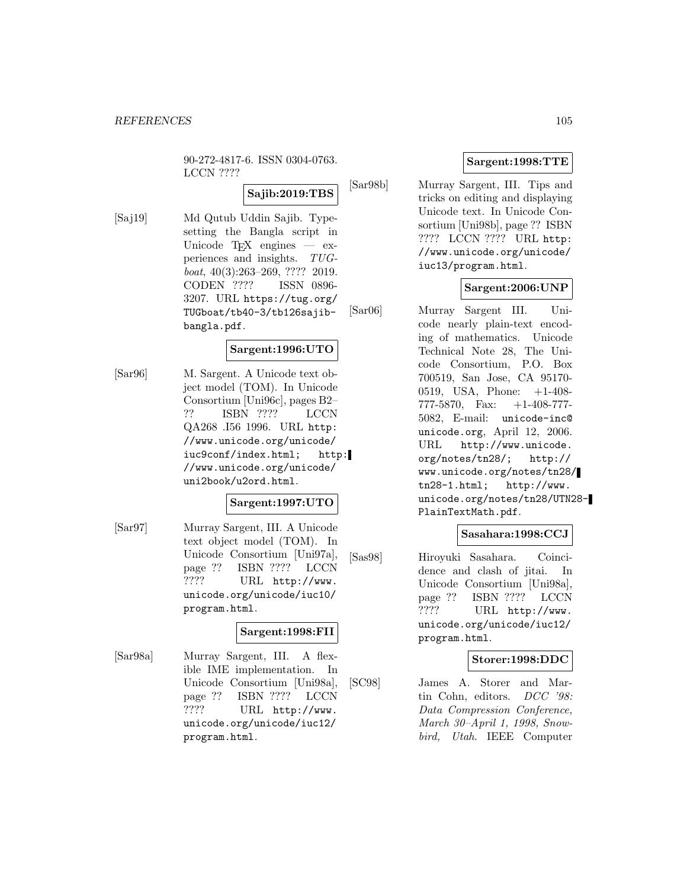90-272-4817-6. ISSN 0304-0763. LCCN ????

**Sajib:2019:TBS**

[Saj19] Md Qutub Uddin Sajib. Typesetting the Bangla script in Unicode TEX engines — experiences and insights. *TUGboat*, 40(3):263–269, ???? 2019. CODEN ???? ISSN 0896-3207. URL https://tug.org/TUGboat/tb40-3/tb126sajib-bangla.pdf.

**Sargent:1996:UTO**

[Sar96] M. Sargent. A Unicode text object model (TOM). In Unicode Consortium [Uni96c], pages B2–?? ISBN ???? LCCN QA268 .I56 1996. URL http://www.unicode.org/unicode/iuc9conf/index.html; http://www.unicode.org/unicode/uni2book/u2ord.html.

**Sargent:1997:UTO**

[Sar97] Murray Sargent, III. A Unicode text object model (TOM). In Unicode Consortium [Uni97a], page ?? ISBN ???? LCCN ???? URL http://www.unicode.org/unicode/iuc10/program.html.

**Sargent:1998:FII**

[Sar98a] Murray Sargent, III. A flexible IME implementation. In Unicode Consortium [Uni98a], page ?? ISBN ???? LCCN ???? URL http://www.unicode.org/unicode/iuc12/program.html.

**Sargent:1998:TTE**

[Sar98b] Murray Sargent, III. Tips and tricks on editing and displaying Unicode text. In Unicode Consortium [Uni98b], page ?? ISBN ???? LCCN ???? URL http://www.unicode.org/unicode/iuc13/program.html.

**Sargent:2006:UNP**

[Sar06] Murray Sargent III. Unicode nearly plain-text encoding of mathematics. Unicode Technical Note 28, The Unicode Consortium, P.O. Box 700519, San Jose, CA 95170-0519, USA, Phone: +1-408-777-5870, Fax: +1-408-777-5082, E-mail: unicode-inc@unicode.org, April 12, 2006. URL http://www.unicode.org/notes/tn28/; http://www.unicode.org/notes/tn28/tn28-1.html; http://www.unicode.org/notes/tn28/UTN28-PlainTextMath.pdf.

**Sasahara:1998:CCJ**

[Sas98] Hiroyuki Sasahara. Coincidence and clash of jitai. In Unicode Consortium [Uni98a], page ?? ISBN ???? LCCN ???? URL http://www.unicode.org/unicode/iuc12/program.html.

**Storer:1998:DDC**

[SC98] James A. Storer and Martin Cohn, editors. *DCC '98: Data Compression Conference, March 30–April 1, 1998, Snowbird, Utah*. IEEE Computer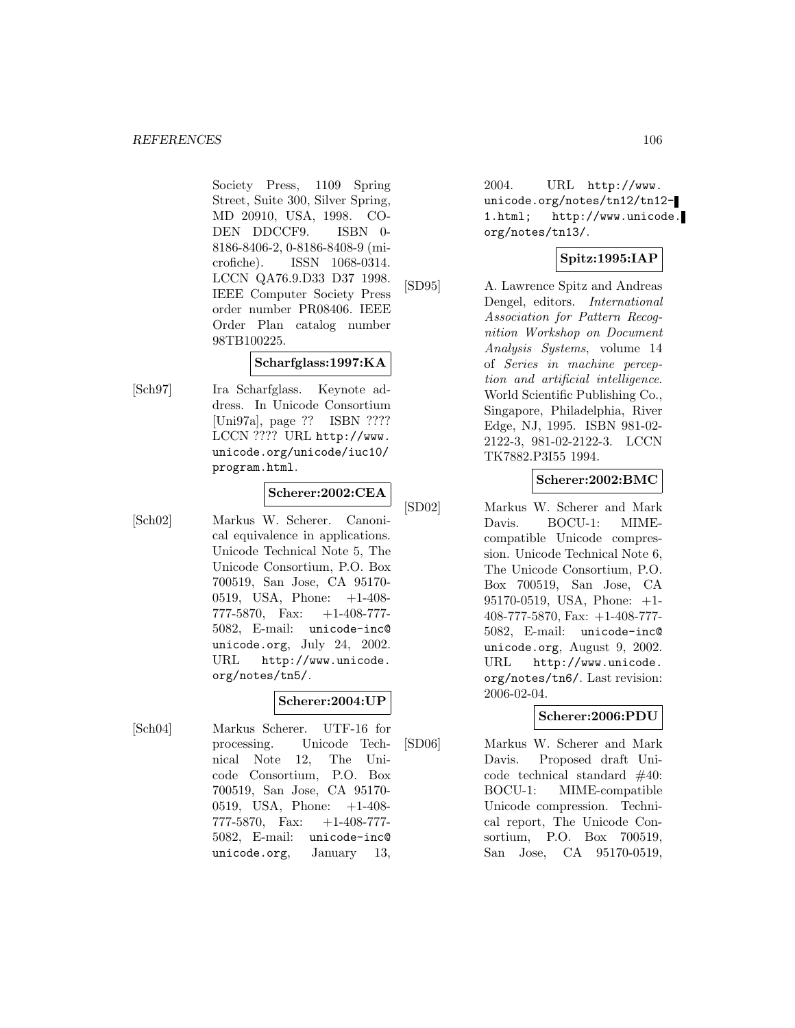Society Press, 1109 Spring Street, Suite 300, Silver Spring, MD 20910, USA, 1998. CODEN DDCCF9. ISBN 0-8186-8406-2, 0-8186-8408-9 (microfiche). ISSN 1068-0314. LCCN QA76.9.D33 D37 1998. IEEE Computer Society Press order number PR08406. IEEE Order Plan catalog number 98TB100225.

**Scharfglass:1997:KA**

[Sch97] Ira Scharfglass. Keynote address. In Unicode Consortium [Uni97a], page ?? ISBN ???? LCCN ???? URL `http://www.unicode.org/unicode/iuc10/program.html`.

**Scherer:2002:CEA**

[Sch02] Markus W. Scherer. Canonical equivalence in applications. Unicode Technical Note 5, The Unicode Consortium, P.O. Box 700519, San Jose, CA 95170-0519, USA, Phone: +1-408-777-5870, Fax: +1-408-777-5082, E-mail: `unicode-inc@unicode.org`, July 24, 2002. URL `http://www.unicode.org/notes/tn5/`.

**Scherer:2004:UP**

[Sch04] Markus Scherer. UTF-16 for processing. Unicode Technical Note 12, The Unicode Consortium, P.O. Box 700519, San Jose, CA 95170-0519, USA, Phone: +1-408-777-5870, Fax: +1-408-777-5082, E-mail: `unicode-inc@unicode.org`, January 13, 2004. URL `http://www.unicode.org/notes/tn12/tn12-1.html`; `http://www.unicode.org/notes/tn13/`.

**Spitz:1995:IAP**

[SD95] A. Lawrence Spitz and Andreas Dengel, editors. *International Association for Pattern Recognition Workshop on Document Analysis Systems*, volume 14 of *Series in machine perception and artificial intelligence*. World Scientific Publishing Co., Singapore, Philadelphia, River Edge, NJ, 1995. ISBN 981-02-2122-3, 981-02-2122-3. LCCN TK7882.P3I55 1994.

**Scherer:2002:BMC**

[SD02] Markus W. Scherer and Mark Davis. BOCU-1: MIME-compatible Unicode compression. Unicode Technical Note 6, The Unicode Consortium, P.O. Box 700519, San Jose, CA 95170-0519, USA, Phone: +1-408-777-5870, Fax: +1-408-777-5082, E-mail: `unicode-inc@unicode.org`, August 9, 2002. URL `http://www.unicode.org/notes/tn6/`. Last revision: 2006-02-04.

**Scherer:2006:PDU**

[SD06] Markus W. Scherer and Mark Davis. Proposed draft Unicode technical standard #40: BOCU-1: MIME-compatible Unicode compression. Technical report, The Unicode Consortium, P.O. Box 700519, San Jose, CA 95170-0519,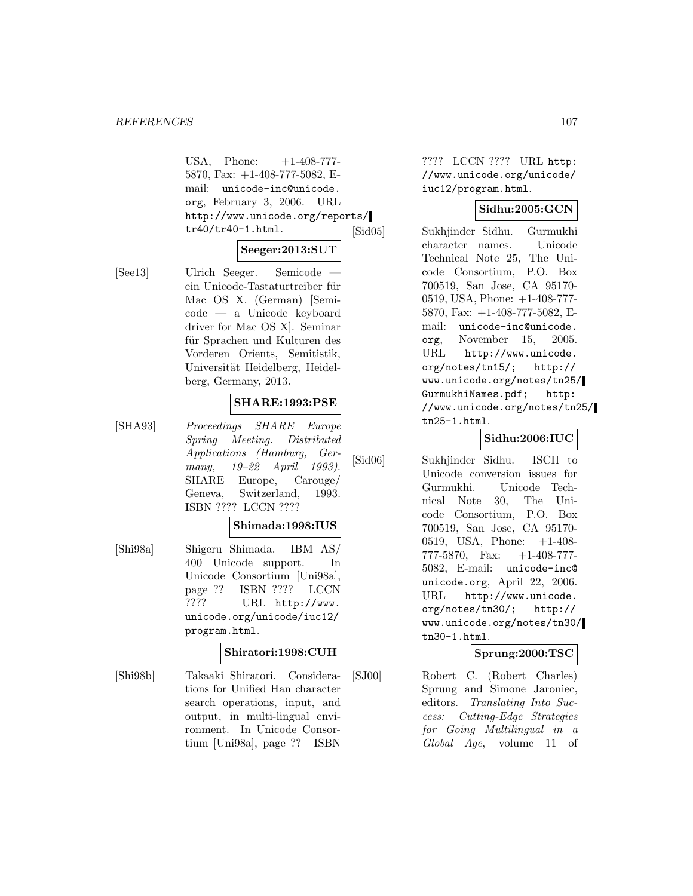USA, Phone: +1-408-777-5870, Fax: +1-408-777-5082, E-mail: unicode-inc@unicode.org, February 3, 2006. URL http://www.unicode.org/reports/tr40/tr40-1.html.

**Seeger:2013:SUT**

[See13] Ulrich Seeger. Semicode — ein Unicode-Tastaturtreiber für Mac OS X. (German) [Semicode — a Unicode keyboard driver for Mac OS X]. Seminar für Sprachen und Kulturen des Vorderen Orients, Semitistik, Universität Heidelberg, Heidelberg, Germany, 2013.

**SHARE:1993:PSE**

[SHA93] *Proceedings SHARE Europe Spring Meeting. Distributed Applications (Hamburg, Germany, 19–22 April 1993)*. SHARE Europe, Carouge/Geneva, Switzerland, 1993. ISBN ???? LCCN ????

**Shimada:1998:IUS**

[Shi98a] Shigeru Shimada. IBM AS/400 Unicode support. In Unicode Consortium [Uni98a], page ?? ISBN ???? LCCN ???? URL http://www.unicode.org/unicode/iuc12/program.html.

**Shiratori:1998:CUH**

[Shi98b] Takaaki Shiratori. Considerations for Unified Han character search operations, input, and output, in multi-lingual environment. In Unicode Consortium [Uni98a], page ?? ISBN ???? LCCN ???? URL http://www.unicode.org/unicode/iuc12/program.html.

**Sidhu:2005:GCN**

[Sid05] Sukhjinder Sidhu. Gurmukhi character names. Unicode Technical Note 25, The Unicode Consortium, P.O. Box 700519, San Jose, CA 95170-0519, USA, Phone: +1-408-777-5870, Fax: +1-408-777-5082, E-mail: unicode-inc@unicode.org, November 15, 2005. URL http://www.unicode.org/notes/tn15/; http://www.unicode.org/notes/tn25/GurmukhiNames.pdf; http://www.unicode.org/notes/tn25/tn25-1.html.

**Sidhu:2006:IUC**

[Sid06] Sukhjinder Sidhu. ISCII to Unicode conversion issues for Gurmukhi. Unicode Technical Note 30, The Unicode Consortium, P.O. Box 700519, San Jose, CA 95170-0519, USA, Phone: +1-408-777-5870, Fax: +1-408-777-5082, E-mail: unicode-inc@unicode.org, April 22, 2006. URL http://www.unicode.org/notes/tn30/; http://www.unicode.org/notes/tn30/tn30-1.html.

**Sprung:2000:TSC**

[SJ00] Robert C. (Robert Charles) Sprung and Simone Jaroniec, editors. *Translating Into Success: Cutting-Edge Strategies for Going Multilingual in a Global Age*, volume 11 of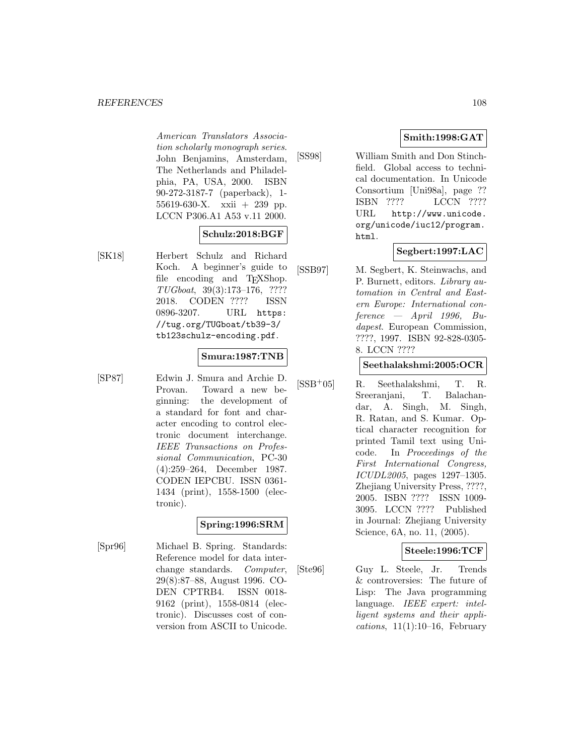*American Translators Association scholarly monograph series*. John Benjamins, Amsterdam, The Netherlands and Philadelphia, PA, USA, 2000. ISBN 90-272-3187-7 (paperback), 1-55619-630-X. xxii + 239 pp. LCCN P306.A1 A53 v.11 2000.

**Schulz:2018:BGF**

[SK18] Herbert Schulz and Richard Koch. A beginner's guide to file encoding and TEXShop. *TUGboat*, 39(3):173–176, ???? 2018. CODEN ???? ISSN 0896-3207. URL https://tug.org/TUGboat/tb39-3/tb123schulz-encoding.pdf.

**Smura:1987:TNB**

[SP87] Edwin J. Smura and Archie D. Provan. Toward a new beginning: the development of a standard for font and character encoding to control electronic document interchange. *IEEE Transactions on Professional Communication*, PC-30 (4):259–264, December 1987. CODEN IEPCBU. ISSN 0361-1434 (print), 1558-1500 (electronic).

**Spring:1996:SRM**

[Spr96] Michael B. Spring. Standards: Reference model for data interchange standards. *Computer*, 29(8):87–88, August 1996. CODEN CPTRB4. ISSN 0018-9162 (print), 1558-0814 (electronic). Discusses cost of conversion from ASCII to Unicode.

**Smith:1998:GAT**

[SS98] William Smith and Don Stinchfield. Global access to technical documentation. In Unicode Consortium [Uni98a], page ?? ISBN ???? LCCN ???? URL http://www.unicode.org/unicode/iuc12/program.html.

**Segbert:1997:LAC**

[SSB97] M. Segbert, K. Steinwachs, and P. Burnett, editors. *Library automation in Central and Eastern Europe: International conference — April 1996, Budapest*. European Commission, ????, 1997. ISBN 92-828-0305-8. LCCN ????

**Seethalakshmi:2005:OCR**

[SSB+05] R. Seethalakshmi, T. R. Sreeranjani, T. Balachandar, A. Singh, M. Singh, R. Ratan, and S. Kumar. Optical character recognition for printed Tamil text using Unicode. In *Proceedings of the First International Congress, ICUDL2005*, pages 1297–1305. Zhejiang University Press, ????, 2005. ISBN ???? ISSN 1009-3095. LCCN ???? Published in Journal: Zhejiang University Science, 6A, no. 11, (2005).

**Steele:1996:TCF**

[Ste96] Guy L. Steele, Jr. Trends & controversies: The future of Lisp: The Java programming language. *IEEE expert: intelligent systems and their applications*, 11(1):10–16, February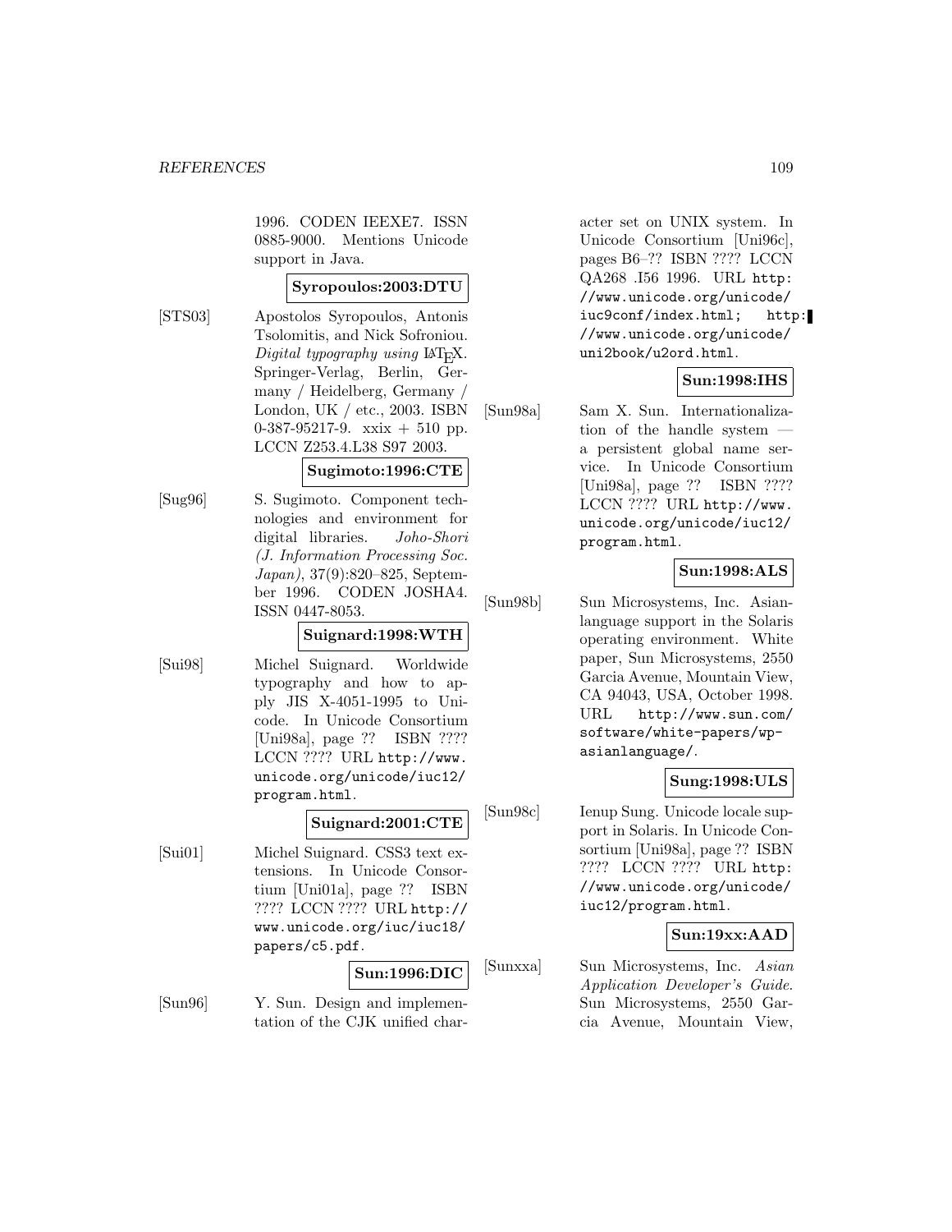1996. CODEN IEEXE7. ISSN 0885-9000. Mentions Unicode support in Java.

**Syropoulos:2003:DTU**

[STS03] Apostolos Syropoulos, Antonis Tsolomitis, and Nick Sofroniou. *Digital typography using LaTeX*. Springer-Verlag, Berlin, Germany / Heidelberg, Germany / London, UK / etc., 2003. ISBN 0-387-95217-9. xxix + 510 pp. LCCN Z253.4.L38 S97 2003.

**Sugimoto:1996:CTE**

[Sug96] S. Sugimoto. Component technologies and environment for digital libraries. *Joho-Shori (J. Information Processing Soc. Japan)*, 37(9):820–825, September 1996. CODEN JOSHA4. ISSN 0447-8053.

**Suignard:1998:WTH**

[Sui98] Michel Suignard. Worldwide typography and how to apply JIS X-4051-1995 to Unicode. In Unicode Consortium [Uni98a], page ?? ISBN ???? LCCN ???? URL `http://www.unicode.org/unicode/iuc12/program.html`.

**Suignard:2001:CTE**

[Sui01] Michel Suignard. CSS3 text extensions. In Unicode Consortium [Uni01a], page ?? ISBN ???? LCCN ???? URL `http://www.unicode.org/iuc/iuc18/papers/c5.pdf`.

**Sun:1996:DIC**

[Sun96] Y. Sun. Design and implementation of the CJK unified character set on UNIX system. In Unicode Consortium [Uni96c], pages B6–?? ISBN ???? LCCN QA268 .I56 1996. URL `http://www.unicode.org/unicode/iuc9conf/index.html`; `http://www.unicode.org/unicode/uni2book/u2ord.html`.

**Sun:1998:IHS**

[Sun98a] Sam X. Sun. Internationalization of the handle system — a persistent global name service. In Unicode Consortium [Uni98a], page ?? ISBN ???? LCCN ???? URL `http://www.unicode.org/unicode/iuc12/program.html`.

**Sun:1998:ALS**

[Sun98b] Sun Microsystems, Inc. Asian-language support in the Solaris operating environment. White paper, Sun Microsystems, 2550 Garcia Avenue, Mountain View, CA 94043, USA, October 1998. URL `http://www.sun.com/software/white-papers/wp-asianlanguage/`.

**Sung:1998:ULS**

[Sun98c] Ienup Sung. Unicode locale support in Solaris. In Unicode Consortium [Uni98a], page ?? ISBN ???? LCCN ???? URL `http://www.unicode.org/unicode/iuc12/program.html`.

**Sun:19xx:AAD**

[Sunxxa] Sun Microsystems, Inc. *Asian Application Developer's Guide*. Sun Microsystems, 2550 Garcia Avenue, Mountain View,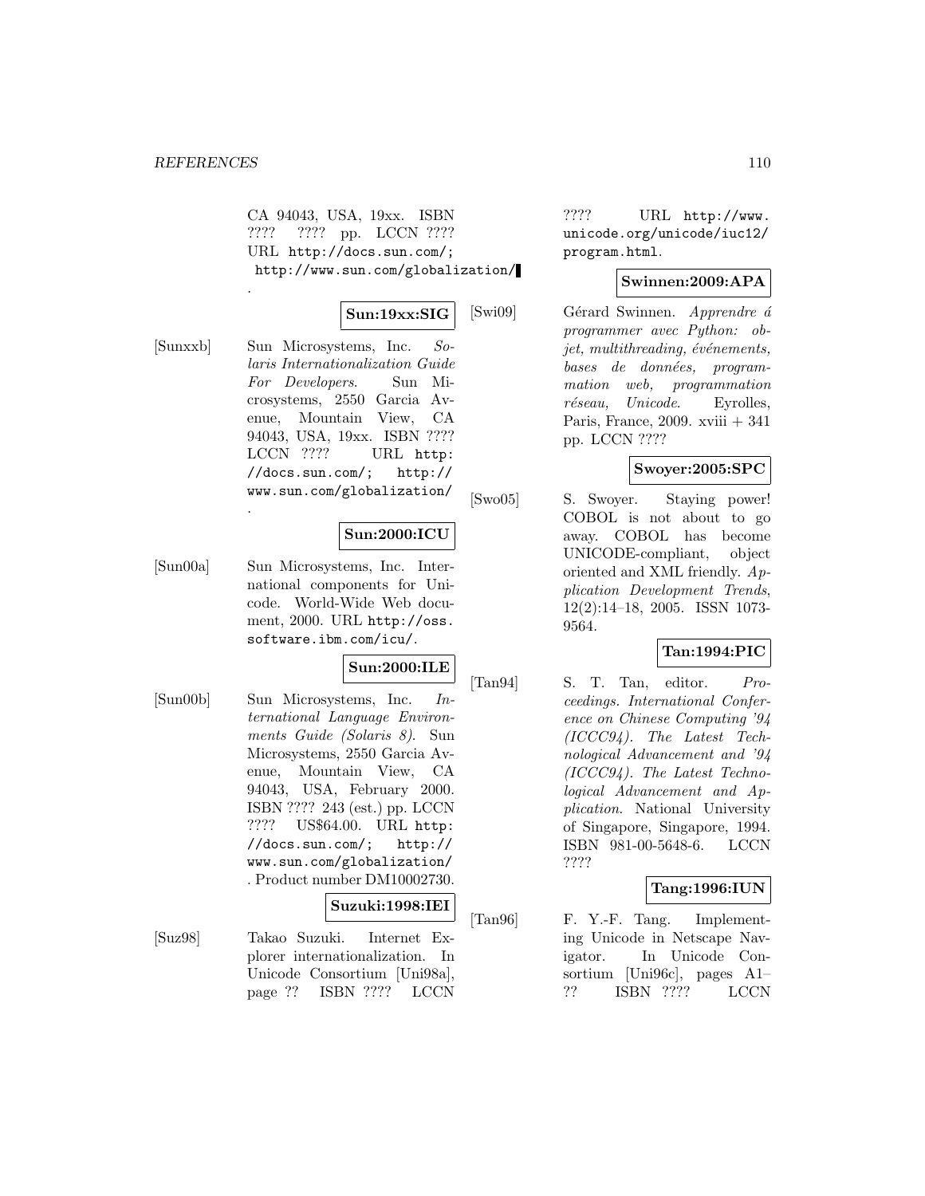CA 94043, USA, 19xx. ISBN ???? ???? pp. LCCN ???? URL http://docs.sun.com/; http://www.sun.com/globalization/.

**Sun:19xx:SIG**

[Sunxxb] Sun Microsystems, Inc. *Solaris Internationalization Guide For Developers*. Sun Microsystems, 2550 Garcia Avenue, Mountain View, CA 94043, USA, 19xx. ISBN ???? LCCN ???? URL http://docs.sun.com/; http://www.sun.com/globalization/.

**Sun:2000:ICU**

[Sun00a] Sun Microsystems, Inc. International components for Unicode. World-Wide Web document, 2000. URL http://oss.software.ibm.com/icu/.

**Sun:2000:ILE**

[Sun00b] Sun Microsystems, Inc. *International Language Environments Guide (Solaris 8)*. Sun Microsystems, 2550 Garcia Avenue, Mountain View, CA 94043, USA, February 2000. ISBN ???? 243 (est.) pp. LCCN ???? US$64.00. URL http://docs.sun.com/; http://www.sun.com/globalization/. Product number DM10002730.

**Suzuki:1998:IEI**

[Suz98] Takao Suzuki. Internet Explorer internationalization. In Unicode Consortium [Uni98a], page ?? ISBN ???? LCCN ???? URL http://www.unicode.org/unicode/iuc12/program.html.

**Swinnen:2009:APA**

[Swi09] Gérard Swinnen. *Apprendre á programmer avec Python: objet, multithreading, événements, bases de données, programmation web, programmation réseau, Unicode*. Eyrolles, Paris, France, 2009. xviii + 341 pp. LCCN ????

**Swoyer:2005:SPC**

[Swo05] S. Swoyer. Staying power! COBOL is not about to go away. COBOL has become UNICODE-compliant, object oriented and XML friendly. *Application Development Trends*, 12(2):14–18, 2005. ISSN 1073-9564.

**Tan:1994:PIC**

[Tan94] S. T. Tan, editor. *Proceedings. International Conference on Chinese Computing '94 (ICCC94). The Latest Technological Advancement and '94 (ICCC94). The Latest Technological Advancement and Application*. National University of Singapore, Singapore, 1994. ISBN 981-00-5648-6. LCCN ????

**Tang:1996:IUN**

[Tan96] F. Y.-F. Tang. Implementing Unicode in Netscape Navigator. In Unicode Consortium [Uni96c], pages A1–?? ISBN ???? LCCN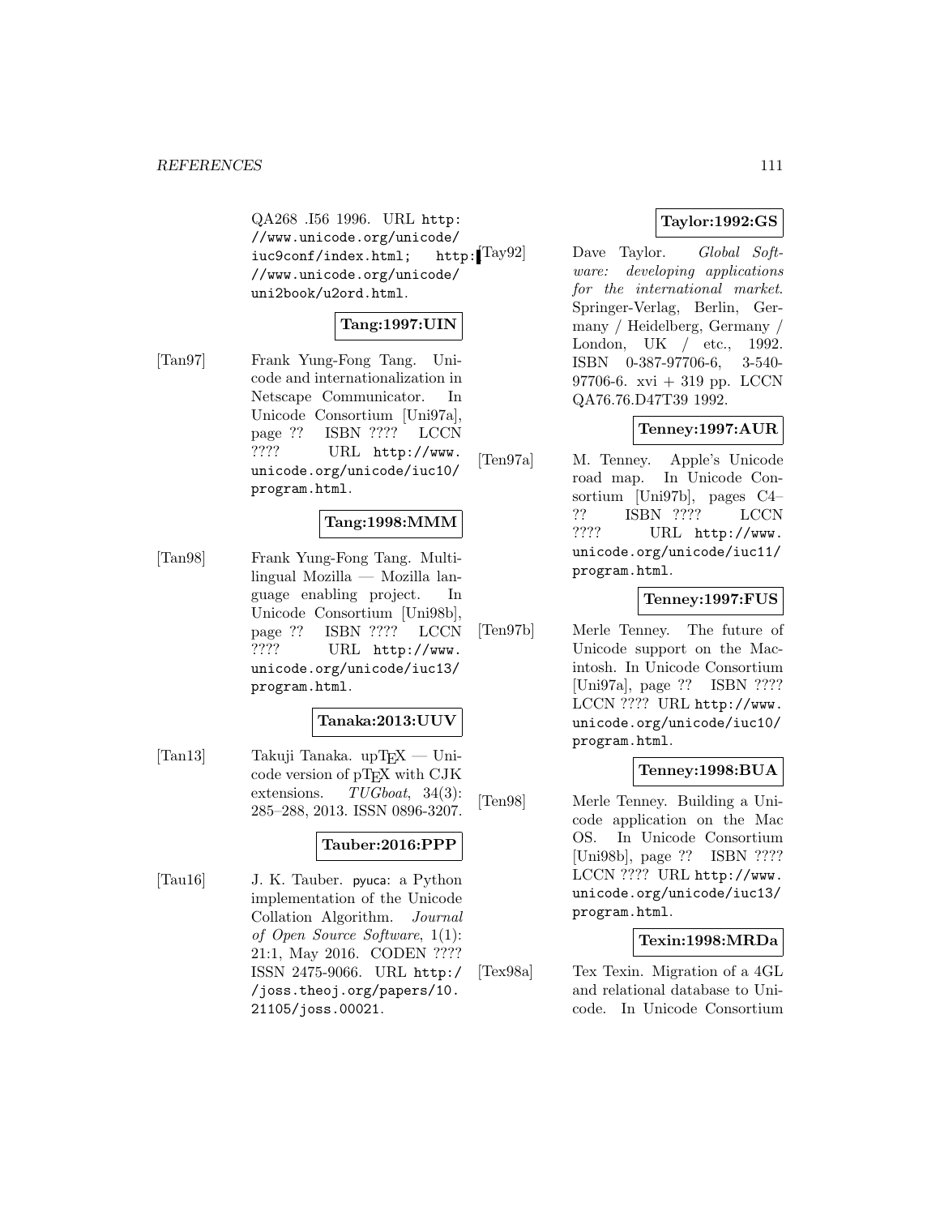QA268 .I56 1996. URL http://www.unicode.org/unicode/iuc9conf/index.html; http://www.unicode.org/unicode/uni2book/u2ord.html.

**Tang:1997:UIN**

[Tan97] Frank Yung-Fong Tang. Unicode and internationalization in Netscape Communicator. In Unicode Consortium [Uni97a], page ?? ISBN ???? LCCN ???? URL http://www.unicode.org/unicode/iuc10/program.html.

**Tang:1998:MMM**

[Tan98] Frank Yung-Fong Tang. Multilingual Mozilla — Mozilla language enabling project. In Unicode Consortium [Uni98b], page ?? ISBN ???? LCCN ???? URL http://www.unicode.org/unicode/iuc13/program.html.

**Tanaka:2013:UUV**

[Tan13] Takuji Tanaka. upTEX — Unicode version of pTEX with CJK extensions. *TUGboat*, 34(3): 285–288, 2013. ISSN 0896-3207.

**Tauber:2016:PPP**

[Tau16] J. K. Tauber. pyuca: a Python implementation of the Unicode Collation Algorithm. *Journal of Open Source Software*, 1(1): 21:1, May 2016. CODEN ???? ISSN 2475-9066. URL http://joss.theoj.org/papers/10.21105/joss.00021.

**Taylor:1992:GS**

[Tay92] Dave Taylor. *Global Software: developing applications for the international market*. Springer-Verlag, Berlin, Germany / Heidelberg, Germany / London, UK / etc., 1992. ISBN 0-387-97706-6, 3-540-97706-6. xvi + 319 pp. LCCN QA76.76.D47T39 1992.

**Tenney:1997:AUR**

[Ten97a] M. Tenney. Apple's Unicode road map. In Unicode Consortium [Uni97b], pages C4–?? ISBN ???? LCCN ???? URL http://www.unicode.org/unicode/iuc11/program.html.

**Tenney:1997:FUS**

[Ten97b] Merle Tenney. The future of Unicode support on the Macintosh. In Unicode Consortium [Uni97a], page ?? ISBN ???? LCCN ???? URL http://www.unicode.org/unicode/iuc10/program.html.

**Tenney:1998:BUA**

[Ten98] Merle Tenney. Building a Unicode application on the Mac OS. In Unicode Consortium [Uni98b], page ?? ISBN ???? LCCN ???? URL http://www.unicode.org/unicode/iuc13/program.html.

**Texin:1998:MRDa**

[Tex98a] Tex Texin. Migration of a 4GL and relational database to Unicode. In Unicode Consortium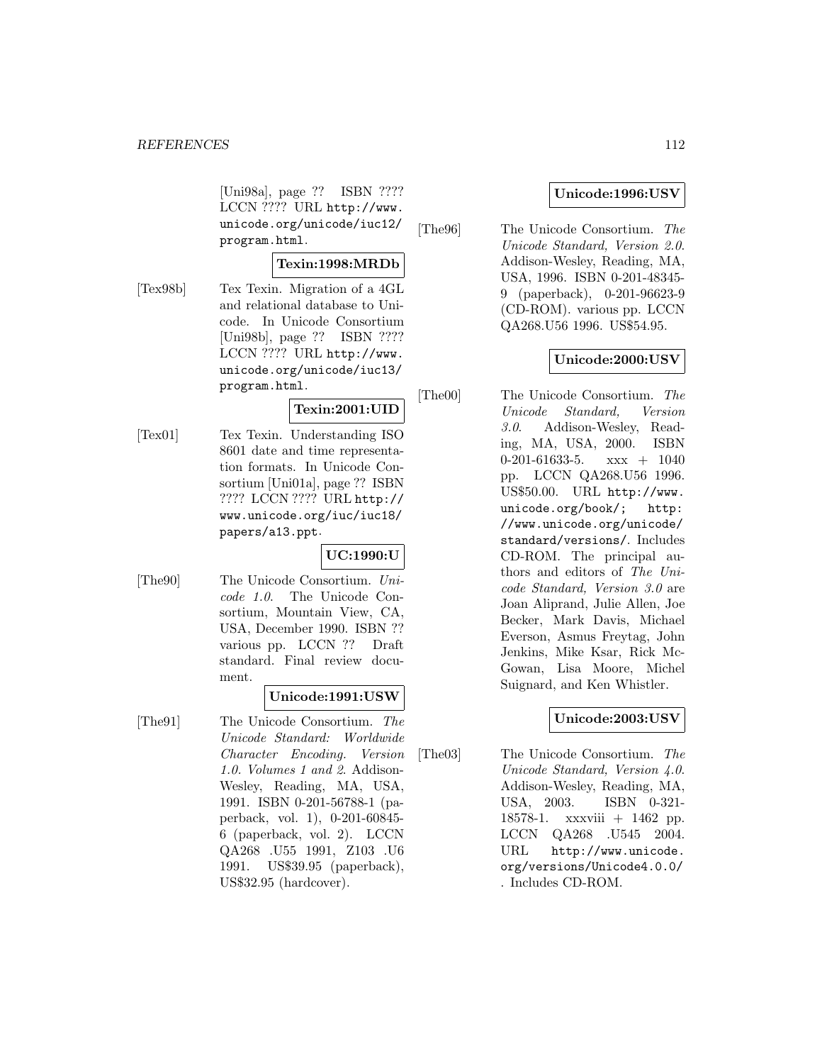[Uni98a], page ?? ISBN ???? LCCN ???? URL http://www.unicode.org/unicode/iuc12/program.html.

**Texin:1998:MRDb**

[Tex98b] Tex Texin. Migration of a 4GL and relational database to Unicode. In Unicode Consortium [Uni98b], page ?? ISBN ???? LCCN ???? URL http://www.unicode.org/unicode/iuc13/program.html.

**Texin:2001:UID**

[Tex01] Tex Texin. Understanding ISO 8601 date and time representation formats. In Unicode Consortium [Uni01a], page ?? ISBN ???? LCCN ???? URL http://www.unicode.org/iuc/iuc18/papers/a13.ppt.

**UC:1990:U**

[The90] The Unicode Consortium. *Unicode 1.0*. The Unicode Consortium, Mountain View, CA, USA, December 1990. ISBN ?? various pp. LCCN ?? Draft standard. Final review document.

**Unicode:1991:USW**

[The91] The Unicode Consortium. *The Unicode Standard: Worldwide Character Encoding. Version 1.0. Volumes 1 and 2*. Addison-Wesley, Reading, MA, USA, 1991. ISBN 0-201-56788-1 (paperback, vol. 1), 0-201-60845-6 (paperback, vol. 2). LCCN QA268 .U55 1991, Z103 .U6 1991. US$39.95 (paperback), US$32.95 (hardcover).

**Unicode:1996:USV**

[The96] The Unicode Consortium. *The Unicode Standard, Version 2.0*. Addison-Wesley, Reading, MA, USA, 1996. ISBN 0-201-48345-9 (paperback), 0-201-96623-9 (CD-ROM). various pp. LCCN QA268.U56 1996. US$54.95.

**Unicode:2000:USV**

[The00] The Unicode Consortium. *The Unicode Standard, Version 3.0*. Addison-Wesley, Reading, MA, USA, 2000. ISBN 0-201-61633-5. xxx + 1040 pp. LCCN QA268.U56 1996. US$50.00. URL http://www.unicode.org/book/; http://www.unicode.org/unicode/standard/versions/. Includes CD-ROM. The principal authors and editors of *The Unicode Standard, Version 3.0* are Joan Aliprand, Julie Allen, Joe Becker, Mark Davis, Michael Everson, Asmus Freytag, John Jenkins, Mike Ksar, Rick McGowan, Lisa Moore, Michel Suignard, and Ken Whistler.

**Unicode:2003:USV**

[The03] The Unicode Consortium. *The Unicode Standard, Version 4.0*. Addison-Wesley, Reading, MA, USA, 2003. ISBN 0-321-18578-1. xxxviii + 1462 pp. LCCN QA268 .U545 2004. URL http://www.unicode.org/versions/Unicode4.0.0/. Includes CD-ROM.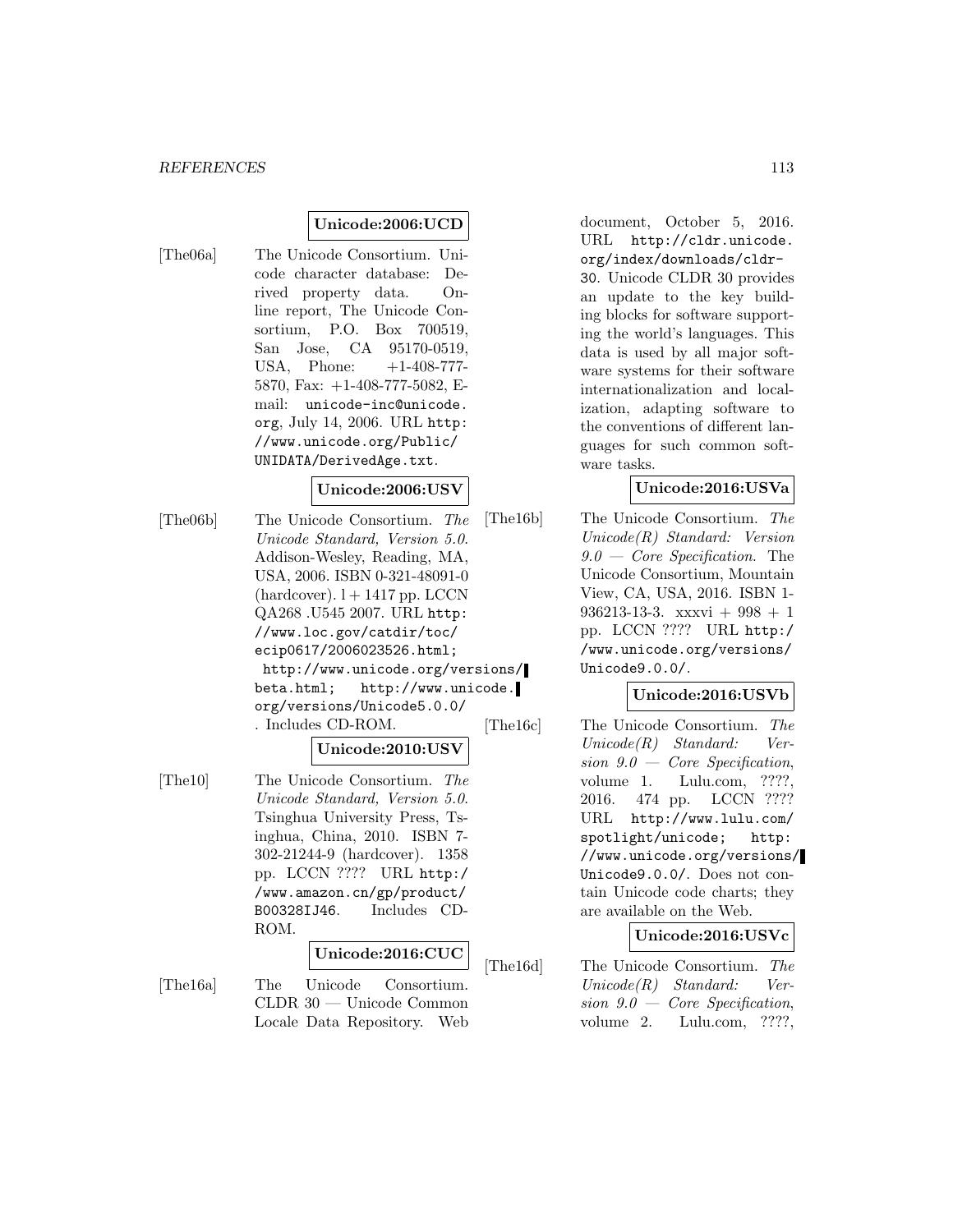**Unicode:2006:UCD**

[The06a] The Unicode Consortium. Unicode character database: Derived property data. Online report, The Unicode Consortium, P.O. Box 700519, San Jose, CA 95170-0519, USA, Phone: +1-408-777-5870, Fax: +1-408-777-5082, E-mail: `unicode-inc@unicode.org`, July 14, 2006. URL `http://www.unicode.org/Public/UNIDATA/DerivedAge.txt`.

**Unicode:2006:USV**

[The06b] The Unicode Consortium. *The Unicode Standard, Version 5.0*. Addison-Wesley, Reading, MA, USA, 2006. ISBN 0-321-48091-0 (hardcover). l + 1417 pp. LCCN QA268 .U545 2007. URL `http://www.loc.gov/catdir/toc/ecip0617/2006023526.html`; `http://www.unicode.org/versions/beta.html`; `http://www.unicode.org/versions/Unicode5.0.0/`. Includes CD-ROM.

**Unicode:2010:USV**

[The10] The Unicode Consortium. *The Unicode Standard, Version 5.0*. Tsinghua University Press, Tsinghua, China, 2010. ISBN 7-302-21244-9 (hardcover). 1358 pp. LCCN ???? URL `http://www.amazon.cn/gp/product/B00328IJ46`. Includes CD-ROM.

**Unicode:2016:CUC**

[The16a] The Unicode Consortium. CLDR 30 — Unicode Common Locale Data Repository. Web document, October 5, 2016. URL `http://cldr.unicode.org/index/downloads/cldr-30`. Unicode CLDR 30 provides an update to the key building blocks for software supporting the world's languages. This data is used by all major software systems for their software internationalization and localization, adapting software to the conventions of different languages for such common software tasks.

**Unicode:2016:USVa**

[The16b] The Unicode Consortium. *The Unicode(R) Standard: Version 9.0 — Core Specification*. The Unicode Consortium, Mountain View, CA, USA, 2016. ISBN 1-936213-13-3. xxxvi + 998 + 1 pp. LCCN ???? URL `http://www.unicode.org/versions/Unicode9.0.0/`.

**Unicode:2016:USVb**

[The16c] The Unicode Consortium. *The Unicode(R) Standard: Version 9.0 — Core Specification*, volume 1. Lulu.com, ????, 2016. 474 pp. LCCN ???? URL `http://www.lulu.com/spotlight/unicode`; `http://www.unicode.org/versions/Unicode9.0.0/`. Does not contain Unicode code charts; they are available on the Web.

**Unicode:2016:USVc**

[The16d] The Unicode Consortium. *The Unicode(R) Standard: Version 9.0 — Core Specification*, volume 2. Lulu.com, ????,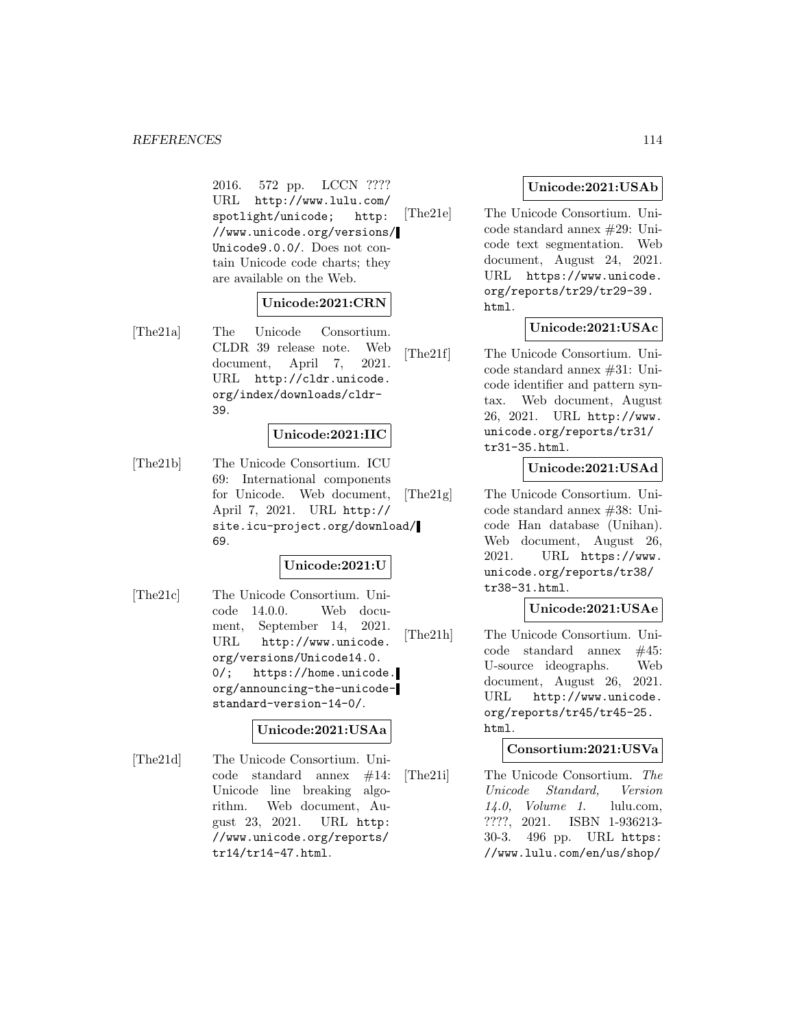2016. 572 pp. LCCN ???? URL http://www.lulu.com/spotlight/unicode; http://www.unicode.org/versions/Unicode9.0.0/. Does not contain Unicode code charts; they are available on the Web.

**Unicode:2021:CRN**

[The21a] The Unicode Consortium. CLDR 39 release note. Web document, April 7, 2021. URL http://cldr.unicode.org/index/downloads/cldr-39.

**Unicode:2021:IIC**

[The21b] The Unicode Consortium. ICU 69: International components for Unicode. Web document, April 7, 2021. URL http://site.icu-project.org/download/69.

**Unicode:2021:U**

[The21c] The Unicode Consortium. Unicode 14.0.0. Web document, September 14, 2021. URL http://www.unicode.org/versions/Unicode14.0.0/; https://home.unicode.org/announcing-the-unicode-standard-version-14-0/.

**Unicode:2021:USAa**

[The21d] The Unicode Consortium. Unicode standard annex #14: Unicode line breaking algorithm. Web document, August 23, 2021. URL http://www.unicode.org/reports/tr14/tr14-47.html.

**Unicode:2021:USAb**

[The21e] The Unicode Consortium. Unicode standard annex #29: Unicode text segmentation. Web document, August 24, 2021. URL https://www.unicode.org/reports/tr29/tr29-39.html.

**Unicode:2021:USAc**

[The21f] The Unicode Consortium. Unicode standard annex #31: Unicode identifier and pattern syntax. Web document, August 26, 2021. URL http://www.unicode.org/reports/tr31/tr31-35.html.

**Unicode:2021:USAd**

[The21g] The Unicode Consortium. Unicode standard annex #38: Unicode Han database (Unihan). Web document, August 26, 2021. URL https://www.unicode.org/reports/tr38/tr38-31.html.

**Unicode:2021:USAe**

[The21h] The Unicode Consortium. Unicode standard annex #45: U-source ideographs. Web document, August 26, 2021. URL http://www.unicode.org/reports/tr45/tr45-25.html.

**Consortium:2021:USVa**

[The21i] The Unicode Consortium. *The Unicode Standard, Version 14.0, Volume 1*. lulu.com, ????, 2021. ISBN 1-936213-30-3. 496 pp. URL https://www.lulu.com/en/us/shop/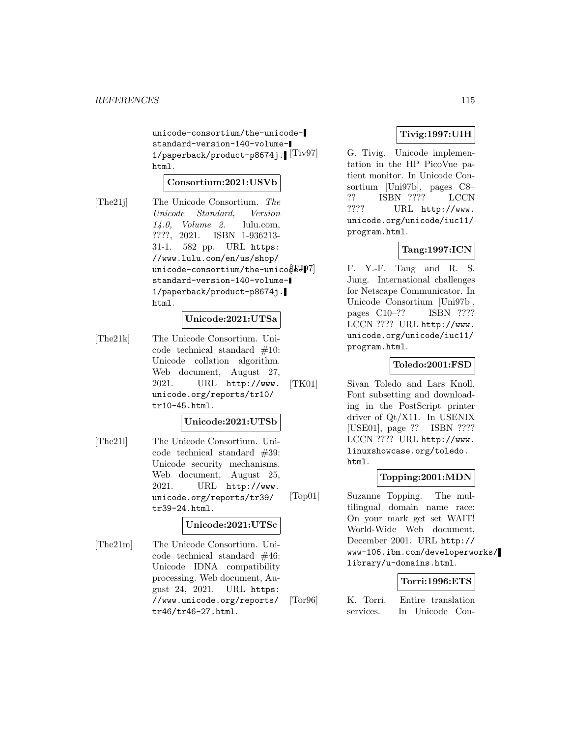unicode-consortium/the-unicode-standard-version-140-volume-1/paperback/product-p8674j.html.

**Consortium:2021:USVb**

[The21j] The Unicode Consortium. *The Unicode Standard, Version 14.0, Volume 2*. lulu.com, ????, 2021. ISBN 1-936213-31-1. 582 pp. URL https://www.lulu.com/en/us/shop/unicode-consortium/the-unicode-standard-version-140-volume-1/paperback/product-p8674j.html.

**Unicode:2021:UTSa**

[The21k] The Unicode Consortium. Unicode technical standard #10: Unicode collation algorithm. Web document, August 27, 2021. URL http://www.unicode.org/reports/tr10/tr10-45.html.

**Unicode:2021:UTSb**

[The21l] The Unicode Consortium. Unicode technical standard #39: Unicode security mechanisms. Web document, August 25, 2021. URL http://www.unicode.org/reports/tr39/tr39-24.html.

**Unicode:2021:UTSc**

[The21m] The Unicode Consortium. Unicode technical standard #46: Unicode IDNA compatibility processing. Web document, August 24, 2021. URL https://www.unicode.org/reports/tr46/tr46-27.html.

**Tivig:1997:UIH**

[Tiv97] G. Tivig. Unicode implementation in the HP PicoVue patient monitor. In Unicode Consortium [Uni97b], pages C8–?? ISBN ???? LCCN ???? URL http://www.unicode.org/unicode/iuc11/program.html.

**Tang:1997:ICN**

[TJ97] F. Y.-F. Tang and R. S. Jung. International challenges for Netscape Communicator. In Unicode Consortium [Uni97b], pages C10–?? ISBN ???? LCCN ???? URL http://www.unicode.org/unicode/iuc11/program.html.

**Toledo:2001:FSD**

[TK01] Sivan Toledo and Lars Knoll. Font subsetting and downloading in the PostScript printer driver of Qt/X11. In USENIX [USE01], page ?? ISBN ???? LCCN ???? URL http://www.linuxshowcase.org/toledo.html.

**Topping:2001:MDN**

[Top01] Suzanne Topping. The multilingual domain name race: On your mark get set WAIT! World-Wide Web document, December 2001. URL http://www-106.ibm.com/developerworks/library/u-domains.html.

**Torri:1996:ETS**

[Tor96] K. Torri. Entire translation services. In Unicode Con-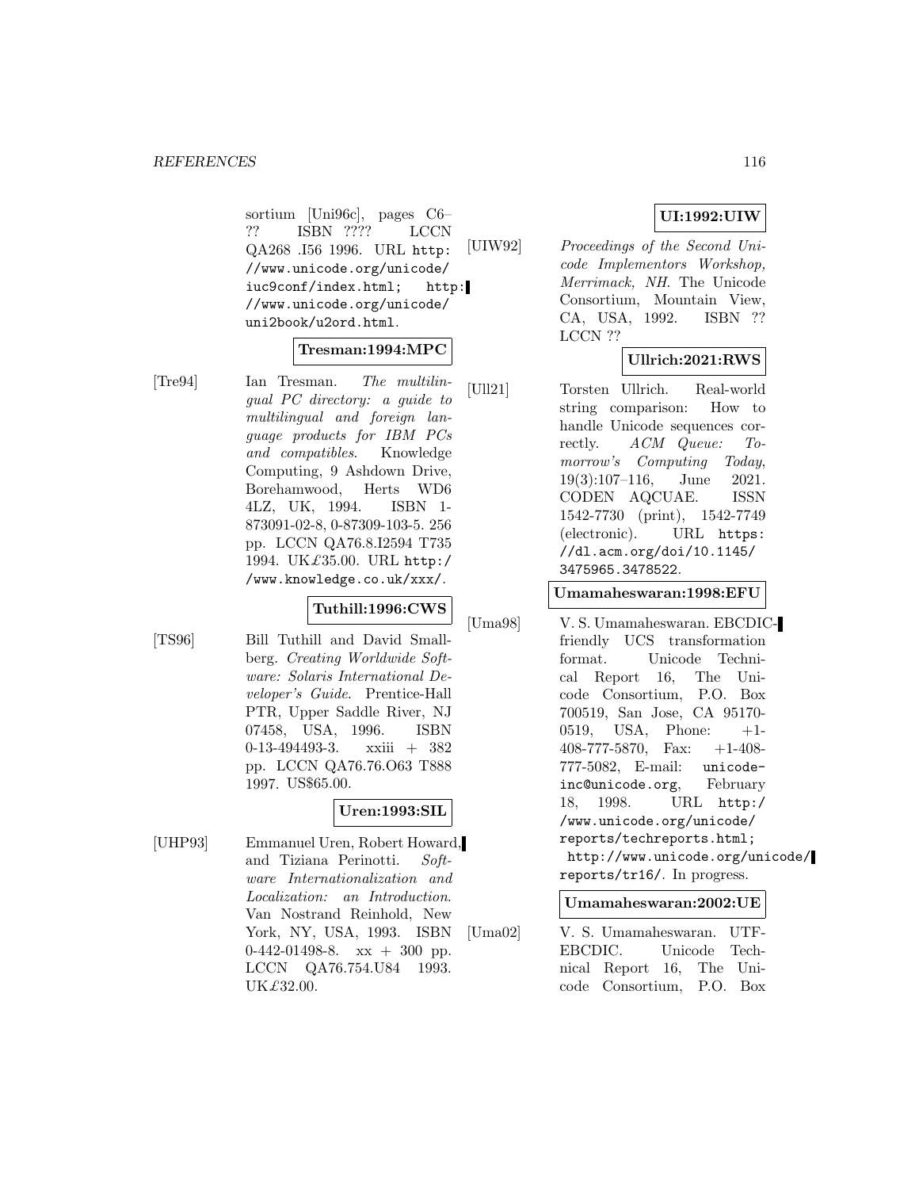sortium [Uni96c], pages C6–?? ISBN ???? LCCN QA268 .I56 1996. URL http://www.unicode.org/unicode/iuc9conf/index.html; http://www.unicode.org/unicode/uni2book/u2ord.html.

**Tresman:1994:MPC**

[Tre94] Ian Tresman. *The multilingual PC directory: a guide to multilingual and foreign language products for IBM PCs and compatibles*. Knowledge Computing, 9 Ashdown Drive, Borehamwood, Herts WD6 4LZ, UK, 1994. ISBN 1-873091-02-8, 0-87309-103-5. 256 pp. LCCN QA76.8.I2594 T735 1994. UK£35.00. URL http://www.knowledge.co.uk/xxx/.

**Tuthill:1996:CWS**

[TS96] Bill Tuthill and David Smallberg. *Creating Worldwide Software: Solaris International Developer's Guide*. Prentice-Hall PTR, Upper Saddle River, NJ 07458, USA, 1996. ISBN 0-13-494493-3. xxiii + 382 pp. LCCN QA76.76.O63 T888 1997. US$65.00.

**Uren:1993:SIL**

[UHP93] Emmanuel Uren, Robert Howard, and Tiziana Perinotti. *Software Internationalization and Localization: an Introduction*. Van Nostrand Reinhold, New York, NY, USA, 1993. ISBN 0-442-01498-8. xx + 300 pp. LCCN QA76.754.U84 1993. UK£32.00.

**UI:1992:UIW**

[UIW92] *Proceedings of the Second Unicode Implementors Workshop, Merrimack, NH*. The Unicode Consortium, Mountain View, CA, USA, 1992. ISBN ?? LCCN ??

**Ullrich:2021:RWS**

[Ull21] Torsten Ullrich. Real-world string comparison: How to handle Unicode sequences correctly. *ACM Queue: Tomorrow's Computing Today*, 19(3):107–116, June 2021. CODEN AQCUAE. ISSN 1542-7730 (print), 1542-7749 (electronic). URL https://dl.acm.org/doi/10.1145/3475965.3478522.

**Umamaheswaran:1998:EFU**

[Uma98] V. S. Umamaheswaran. EBCDIC-friendly UCS transformation format. Unicode Technical Report 16, The Unicode Consortium, P.O. Box 700519, San Jose, CA 95170-0519, USA, Phone: +1-408-777-5870, Fax: +1-408-777-5082, E-mail: unicode-inc@unicode.org, February 18, 1998. URL http://www.unicode.org/unicode/reports/techreports.html; http://www.unicode.org/unicode/reports/tr16/. In progress.

**Umamaheswaran:2002:UE**

[Uma02] V. S. Umamaheswaran. UTF-EBCDIC. Unicode Technical Report 16, The Unicode Consortium, P.O. Box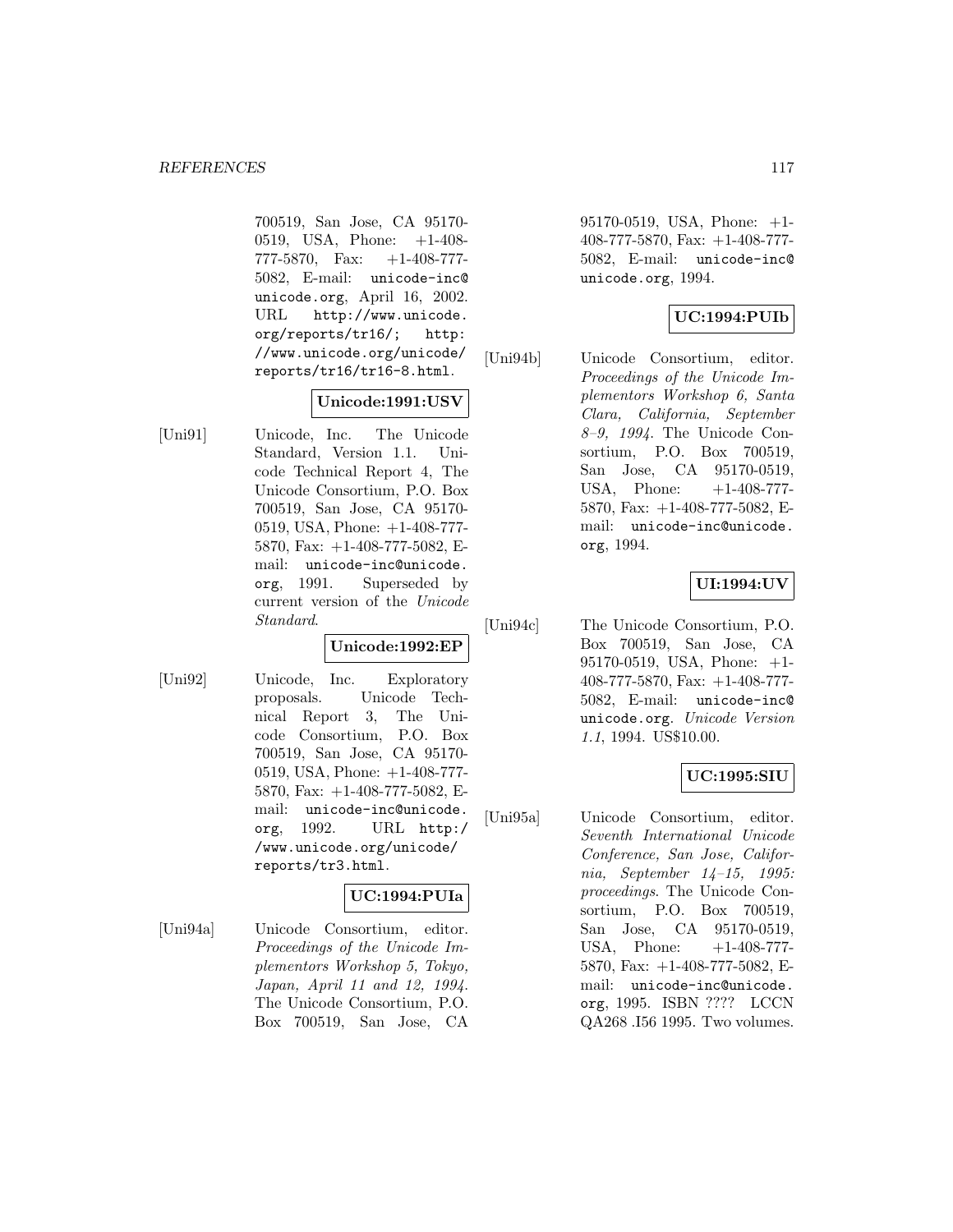700519, San Jose, CA 95170-0519, USA, Phone: +1-408-777-5870, Fax: +1-408-777-5082, E-mail: `unicode-inc@unicode.org`, April 16, 2002. URL `http://www.unicode.org/reports/tr16/`; `http://www.unicode.org/unicode/reports/tr16/tr16-8.html`.

**Unicode:1991:USV**

[Uni91] Unicode, Inc. The Unicode Standard, Version 1.1. Unicode Technical Report 4, The Unicode Consortium, P.O. Box 700519, San Jose, CA 95170-0519, USA, Phone: +1-408-777-5870, Fax: +1-408-777-5082, E-mail: `unicode-inc@unicode.org`, 1991. Superseded by current version of the *Unicode Standard*.

**Unicode:1992:EP**

[Uni92] Unicode, Inc. Exploratory proposals. Unicode Technical Report 3, The Unicode Consortium, P.O. Box 700519, San Jose, CA 95170-0519, USA, Phone: +1-408-777-5870, Fax: +1-408-777-5082, E-mail: `unicode-inc@unicode.org`, 1992. URL `http://www.unicode.org/unicode/reports/tr3.html`.

**UC:1994:PUIa**

[Uni94a] Unicode Consortium, editor. *Proceedings of the Unicode Implementors Workshop 5, Tokyo, Japan, April 11 and 12, 1994*. The Unicode Consortium, P.O. Box 700519, San Jose, CA 95170-0519, USA, Phone: +1-408-777-5870, Fax: +1-408-777-5082, E-mail: `unicode-inc@unicode.org`, 1994.

**UC:1994:PUIb**

[Uni94b] Unicode Consortium, editor. *Proceedings of the Unicode Implementors Workshop 6, Santa Clara, California, September 8–9, 1994*. The Unicode Consortium, P.O. Box 700519, San Jose, CA 95170-0519, USA, Phone: +1-408-777-5870, Fax: +1-408-777-5082, E-mail: `unicode-inc@unicode.org`, 1994.

**UI:1994:UV**

[Uni94c] The Unicode Consortium, P.O. Box 700519, San Jose, CA 95170-0519, USA, Phone: +1-408-777-5870, Fax: +1-408-777-5082, E-mail: `unicode-inc@unicode.org`. *Unicode Version 1.1*, 1994. US$10.00.

**UC:1995:SIU**

[Uni95a] Unicode Consortium, editor. *Seventh International Unicode Conference, San Jose, California, September 14–15, 1995: proceedings*. The Unicode Consortium, P.O. Box 700519, San Jose, CA 95170-0519, USA, Phone: +1-408-777-5870, Fax: +1-408-777-5082, E-mail: `unicode-inc@unicode.org`, 1995. ISBN ???? LCCN QA268 .I56 1995. Two volumes.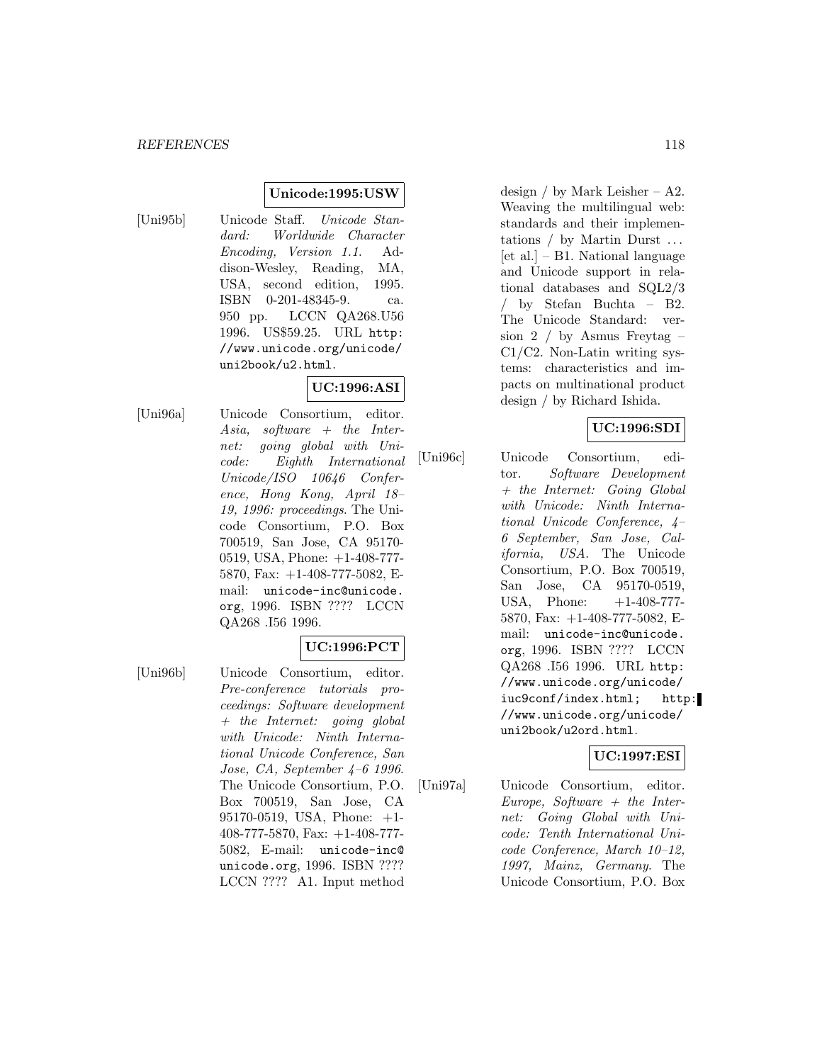**Unicode:1995:USW**

[Uni95b] Unicode Staff. *Unicode Standard: Worldwide Character Encoding, Version 1.1*. Addison-Wesley, Reading, MA, USA, second edition, 1995. ISBN 0-201-48345-9. ca. 950 pp. LCCN QA268.U56 1996. US$59.25. URL `http://www.unicode.org/unicode/uni2book/u2.html`.

**UC:1996:ASI**

[Uni96a] Unicode Consortium, editor. *Asia, software + the Internet: going global with Unicode: Eighth International Unicode/ISO 10646 Conference, Hong Kong, April 18–19, 1996: proceedings*. The Unicode Consortium, P.O. Box 700519, San Jose, CA 95170-0519, USA, Phone: +1-408-777-5870, Fax: +1-408-777-5082, E-mail: `unicode-inc@unicode.org`, 1996. ISBN ???? LCCN QA268 .I56 1996.

**UC:1996:PCT**

[Uni96b] Unicode Consortium, editor. *Pre-conference tutorials proceedings: Software development + the Internet: going global with Unicode: Ninth International Unicode Conference, San Jose, CA, September 4–6 1996*. The Unicode Consortium, P.O. Box 700519, San Jose, CA 95170-0519, USA, Phone: +1-408-777-5870, Fax: +1-408-777-5082, E-mail: `unicode-inc@unicode.org`, 1996. ISBN ???? LCCN ???? A1. Input method design / by Mark Leisher – A2. Weaving the multilingual web: standards and their implementations / by Martin Durst ... [et al.] – B1. National language and Unicode support in relational databases and SQL2/3 / by Stefan Buchta – B2. The Unicode Standard: version 2 / by Asmus Freytag – C1/C2. Non-Latin writing systems: characteristics and impacts on multinational product design / by Richard Ishida.

**UC:1996:SDI**

[Uni96c] Unicode Consortium, editor. *Software Development + the Internet: Going Global with Unicode: Ninth International Unicode Conference, 4–6 September, San Jose, California, USA*. The Unicode Consortium, P.O. Box 700519, San Jose, CA 95170-0519, USA, Phone: +1-408-777-5870, Fax: +1-408-777-5082, E-mail: `unicode-inc@unicode.org`, 1996. ISBN ???? LCCN QA268 .I56 1996. URL `http://www.unicode.org/unicode/iuc9conf/index.html; http://www.unicode.org/unicode/uni2book/u2ord.html`.

**UC:1997:ESI**

[Uni97a] Unicode Consortium, editor. *Europe, Software + the Internet: Going Global with Unicode: Tenth International Unicode Conference, March 10–12, 1997, Mainz, Germany*. The Unicode Consortium, P.O. Box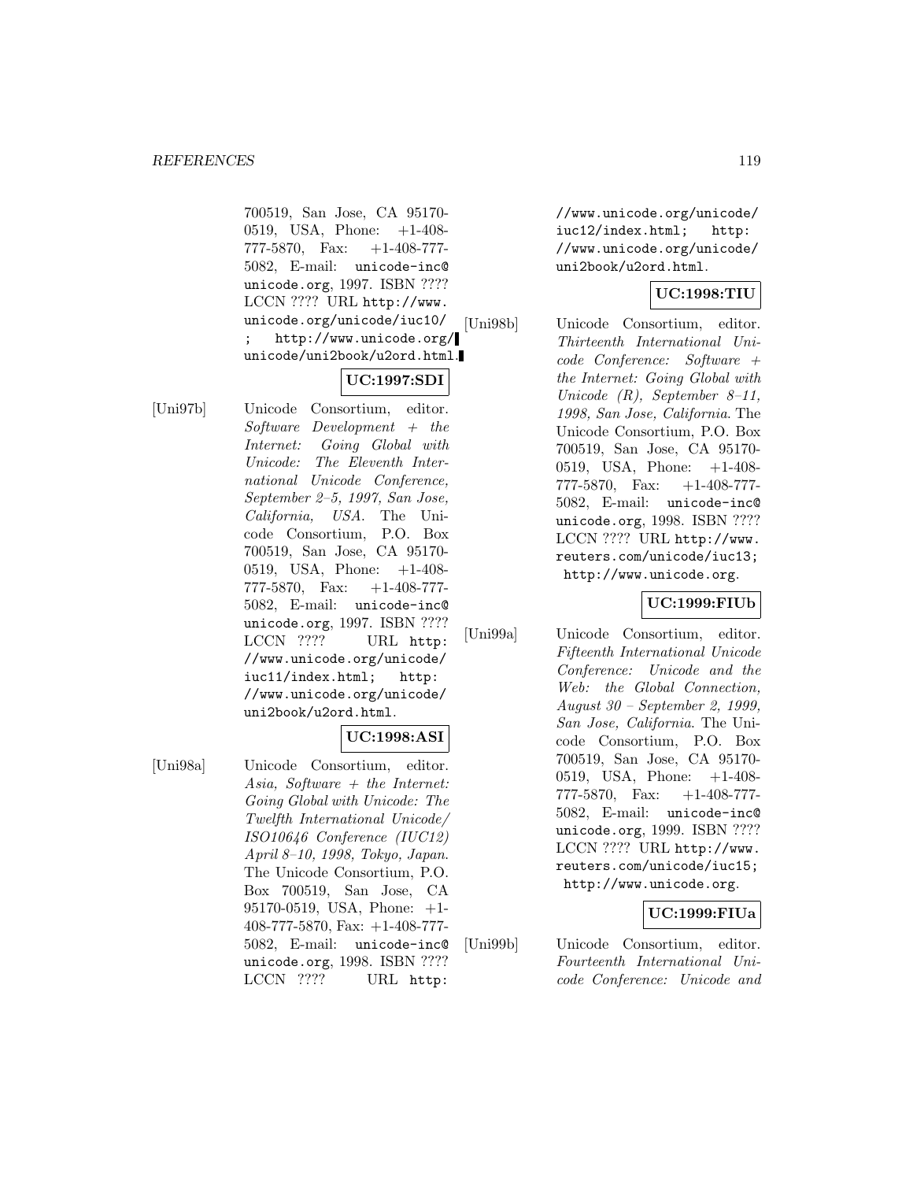700519, San Jose, CA 95170-0519, USA, Phone: +1-408-777-5870, Fax: +1-408-777-5082, E-mail: unicode-inc@unicode.org, 1997. ISBN ???? LCCN ???? URL http://www.unicode.org/unicode/iuc10/ ; http://www.unicode.org/unicode/uni2book/u2ord.html.

**UC:1997:SDI**

[Uni97b] Unicode Consortium, editor. *Software Development + the Internet: Going Global with Unicode: The Eleventh International Unicode Conference, September 2–5, 1997, San Jose, California, USA*. The Unicode Consortium, P.O. Box 700519, San Jose, CA 95170-0519, USA, Phone: +1-408-777-5870, Fax: +1-408-777-5082, E-mail: unicode-inc@unicode.org, 1997. ISBN ???? LCCN ???? URL http://www.unicode.org/unicode/iuc11/index.html; http://www.unicode.org/unicode/uni2book/u2ord.html.

**UC:1998:ASI**

[Uni98a] Unicode Consortium, editor. *Asia, Software + the Internet: Going Global with Unicode: The Twelfth International Unicode/ISO10646 Conference (IUC12) April 8–10, 1998, Tokyo, Japan*. The Unicode Consortium, P.O. Box 700519, San Jose, CA 95170-0519, USA, Phone: +1-408-777-5870, Fax: +1-408-777-5082, E-mail: unicode-inc@unicode.org, 1998. ISBN ???? LCCN ???? URL http://www.unicode.org/unicode/iuc12/index.html; http://www.unicode.org/unicode/uni2book/u2ord.html.

**UC:1998:TIU**

[Uni98b] Unicode Consortium, editor. *Thirteenth International Unicode Conference: Software + the Internet: Going Global with Unicode (R), September 8–11, 1998, San Jose, California*. The Unicode Consortium, P.O. Box 700519, San Jose, CA 95170-0519, USA, Phone: +1-408-777-5870, Fax: +1-408-777-5082, E-mail: unicode-inc@unicode.org, 1998. ISBN ???? LCCN ???? URL http://www.reuters.com/unicode/iuc13; http://www.unicode.org.

**UC:1999:FIUb**

[Uni99a] Unicode Consortium, editor. *Fifteenth International Unicode Conference: Unicode and the Web: the Global Connection, August 30 – September 2, 1999, San Jose, California*. The Unicode Consortium, P.O. Box 700519, San Jose, CA 95170-0519, USA, Phone: +1-408-777-5870, Fax: +1-408-777-5082, E-mail: unicode-inc@unicode.org, 1999. ISBN ???? LCCN ???? URL http://www.reuters.com/unicode/iuc15; http://www.unicode.org.

**UC:1999:FIUa**

[Uni99b] Unicode Consortium, editor. *Fourteenth International Unicode Conference: Unicode and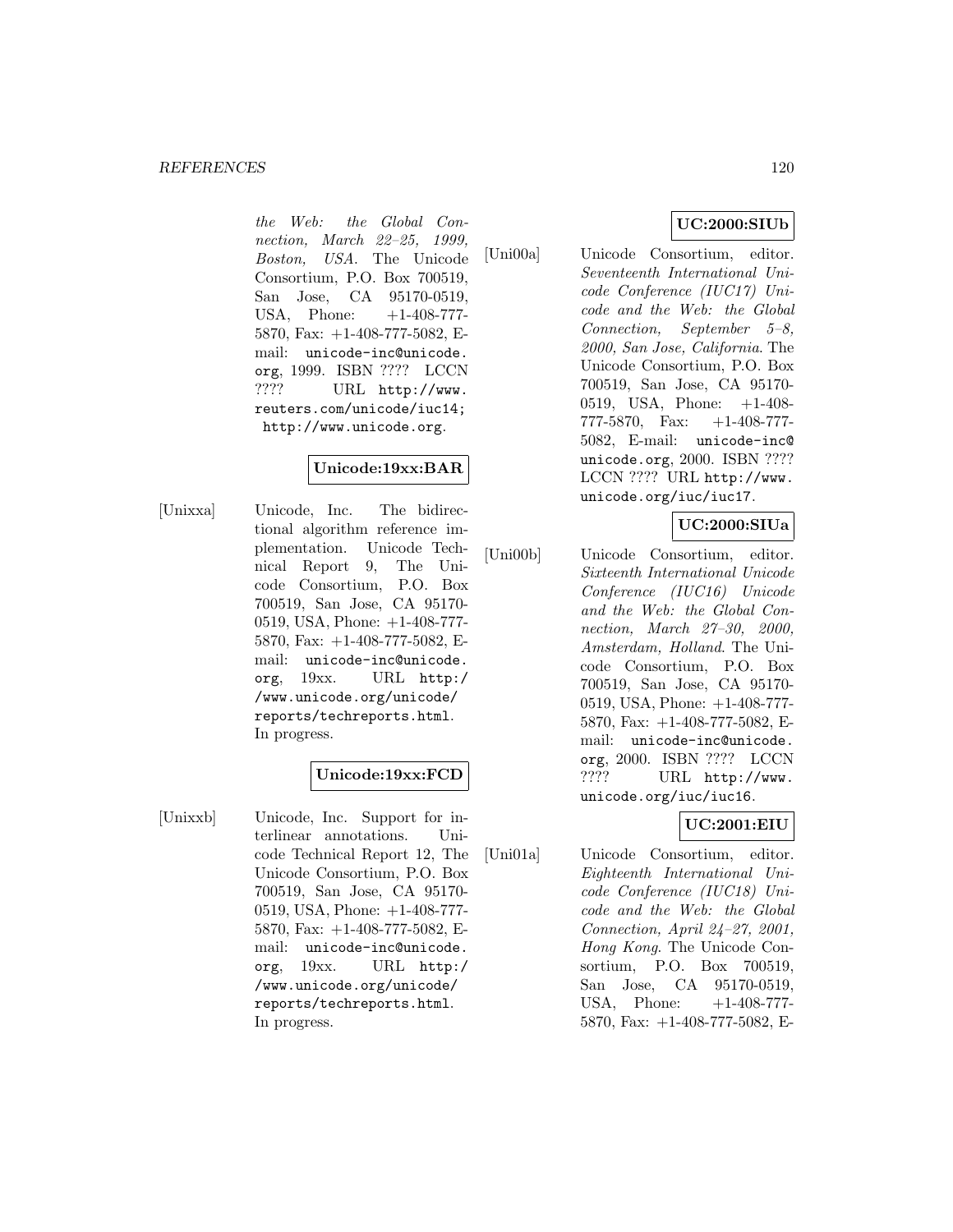*the Web: the Global Connection, March 22–25, 1999, Boston, USA*. The Unicode Consortium, P.O. Box 700519, San Jose, CA 95170-0519, USA, Phone: +1-408-777-5870, Fax: +1-408-777-5082, E-mail: unicode-inc@unicode.org, 1999. ISBN ???? LCCN ???? URL http://www.reuters.com/unicode/iuc14; http://www.unicode.org.

**Unicode:19xx:BAR**

[Unixxa] Unicode, Inc. The bidirectional algorithm reference implementation. Unicode Technical Report 9, The Unicode Consortium, P.O. Box 700519, San Jose, CA 95170-0519, USA, Phone: +1-408-777-5870, Fax: +1-408-777-5082, E-mail: unicode-inc@unicode.org, 19xx. URL http://www.unicode.org/unicode/reports/techreports.html. In progress.

**Unicode:19xx:FCD**

[Unixxb] Unicode, Inc. Support for interlinear annotations. Unicode Technical Report 12, The Unicode Consortium, P.O. Box 700519, San Jose, CA 95170-0519, USA, Phone: +1-408-777-5870, Fax: +1-408-777-5082, E-mail: unicode-inc@unicode.org, 19xx. URL http://www.unicode.org/unicode/reports/techreports.html. In progress.

**UC:2000:SIUb**

[Uni00a] Unicode Consortium, editor. *Seventeenth International Unicode Conference (IUC17) Unicode and the Web: the Global Connection, September 5–8, 2000, San Jose, California*. The Unicode Consortium, P.O. Box 700519, San Jose, CA 95170-0519, USA, Phone: +1-408-777-5870, Fax: +1-408-777-5082, E-mail: unicode-inc@unicode.org, 2000. ISBN ???? LCCN ???? URL http://www.unicode.org/iuc/iuc17.

**UC:2000:SIUa**

[Uni00b] Unicode Consortium, editor. *Sixteenth International Unicode Conference (IUC16) Unicode and the Web: the Global Connection, March 27–30, 2000, Amsterdam, Holland*. The Unicode Consortium, P.O. Box 700519, San Jose, CA 95170-0519, USA, Phone: +1-408-777-5870, Fax: +1-408-777-5082, E-mail: unicode-inc@unicode.org, 2000. ISBN ???? LCCN ???? URL http://www.unicode.org/iuc/iuc16.

**UC:2001:EIU**

[Uni01a] Unicode Consortium, editor. *Eighteenth International Unicode Conference (IUC18) Unicode and the Web: the Global Connection, April 24–27, 2001, Hong Kong*. The Unicode Consortium, P.O. Box 700519, San Jose, CA 95170-0519, USA, Phone: +1-408-777-5870, Fax: +1-408-777-5082, E-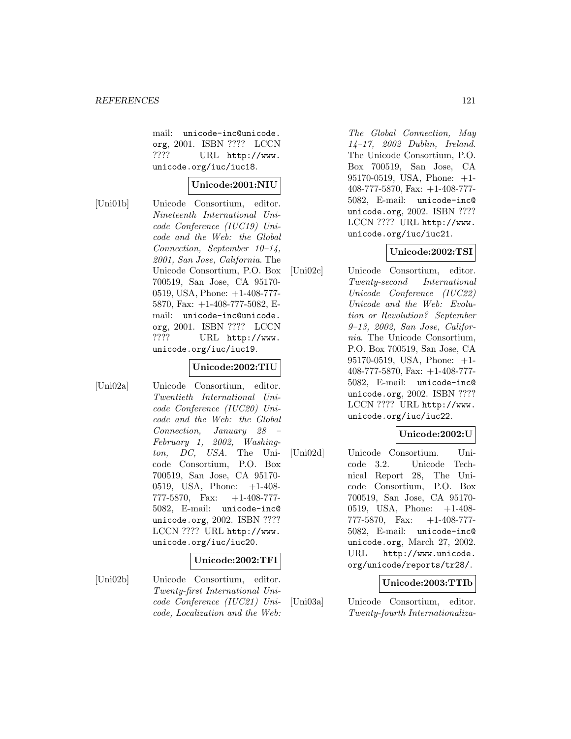mail: unicode-inc@unicode.org, 2001. ISBN ???? LCCN ???? URL http://www.unicode.org/iuc/iuc18.

**Unicode:2001:NIU**

[Uni01b] Unicode Consortium, editor. *Nineteenth International Unicode Conference (IUC19) Unicode and the Web: the Global Connection, September 10–14, 2001, San Jose, California*. The Unicode Consortium, P.O. Box 700519, San Jose, CA 95170-0519, USA, Phone: +1-408-777-5870, Fax: +1-408-777-5082, E-mail: unicode-inc@unicode.org, 2001. ISBN ???? LCCN ???? URL http://www.unicode.org/iuc/iuc19.

**Unicode:2002:TIU**

[Uni02a] Unicode Consortium, editor. *Twentieth International Unicode Conference (IUC20) Unicode and the Web: the Global Connection, January 28 – February 1, 2002, Washington, DC, USA*. The Unicode Consortium, P.O. Box 700519, San Jose, CA 95170-0519, USA, Phone: +1-408-777-5870, Fax: +1-408-777-5082, E-mail: unicode-inc@unicode.org, 2002. ISBN ???? LCCN ???? URL http://www.unicode.org/iuc/iuc20.

**Unicode:2002:TFI**

[Uni02b] Unicode Consortium, editor. *Twenty-first International Unicode Conference (IUC21) Unicode, Localization and the Web: The Global Connection, May 14–17, 2002 Dublin, Ireland*. The Unicode Consortium, P.O. Box 700519, San Jose, CA 95170-0519, USA, Phone: +1-408-777-5870, Fax: +1-408-777-5082, E-mail: unicode-inc@unicode.org, 2002. ISBN ???? LCCN ???? URL http://www.unicode.org/iuc/iuc21.

**Unicode:2002:TSI**

[Uni02c] Unicode Consortium, editor. *Twenty-second International Unicode Conference (IUC22) Unicode and the Web: Evolution or Revolution? September 9–13, 2002, San Jose, California*. The Unicode Consortium, P.O. Box 700519, San Jose, CA 95170-0519, USA, Phone: +1-408-777-5870, Fax: +1-408-777-5082, E-mail: unicode-inc@unicode.org, 2002. ISBN ???? LCCN ???? URL http://www.unicode.org/iuc/iuc22.

**Unicode:2002:U**

[Uni02d] Unicode Consortium. Unicode 3.2. Unicode Technical Report 28, The Unicode Consortium, P.O. Box 700519, San Jose, CA 95170-0519, USA, Phone: +1-408-777-5870, Fax: +1-408-777-5082, E-mail: unicode-inc@unicode.org, March 27, 2002. URL http://www.unicode.org/unicode/reports/tr28/.

**Unicode:2003:TTIb**

[Uni03a] Unicode Consortium, editor. *Twenty-fourth Internationaliza-*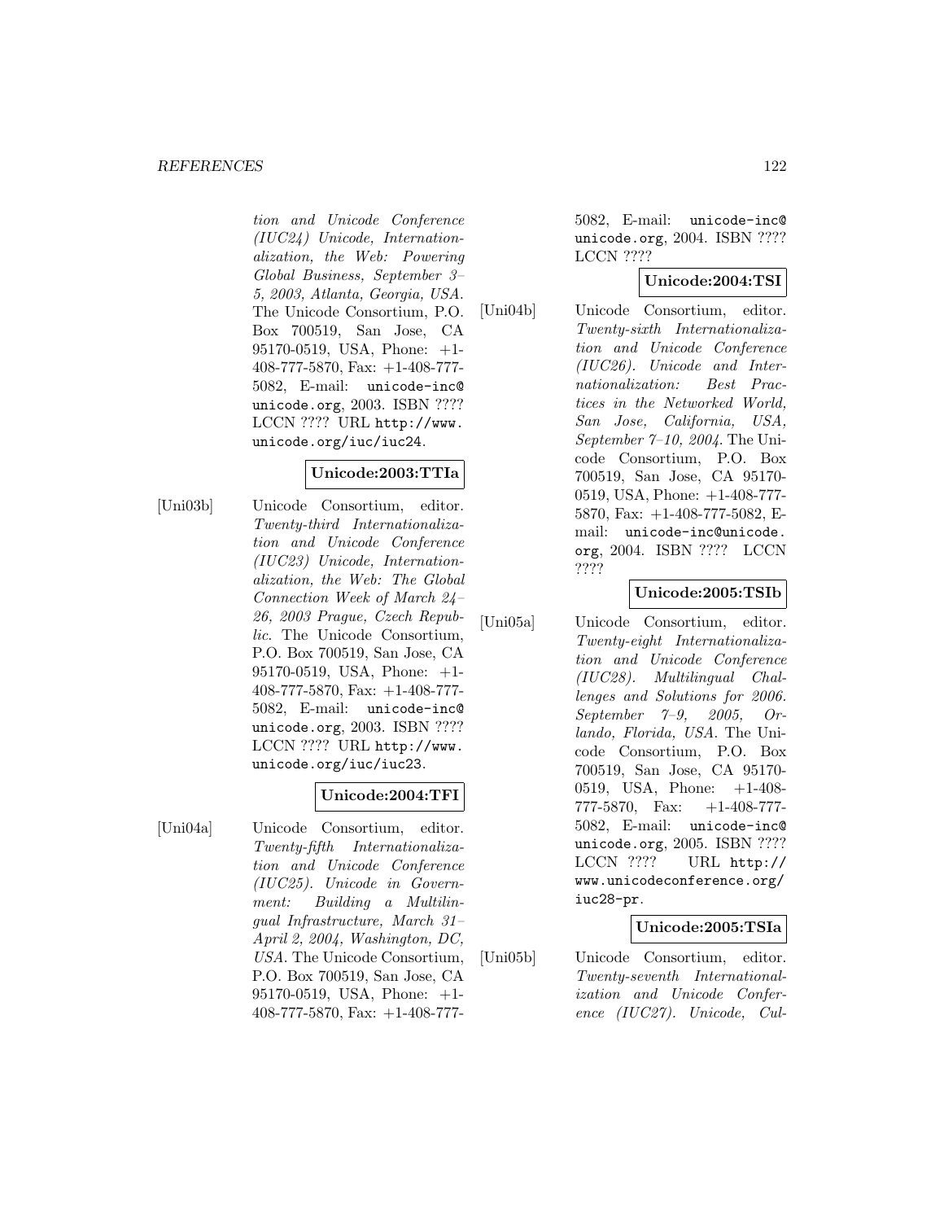*tion and Unicode Conference (IUC24) Unicode, Internationalization, the Web: Powering Global Business, September 3–5, 2003, Atlanta, Georgia, USA.* The Unicode Consortium, P.O. Box 700519, San Jose, CA 95170-0519, USA, Phone: +1-408-777-5870, Fax: +1-408-777-5082, E-mail: `unicode-inc@unicode.org`, 2003. ISBN ???? LCCN ???? URL `http://www.unicode.org/iuc/iuc24`.

**Unicode:2003:TTIa**

[Uni03b] Unicode Consortium, editor. *Twenty-third Internationalization and Unicode Conference (IUC23) Unicode, Internationalization, the Web: The Global Connection Week of March 24–26, 2003 Prague, Czech Republic.* The Unicode Consortium, P.O. Box 700519, San Jose, CA 95170-0519, USA, Phone: +1-408-777-5870, Fax: +1-408-777-5082, E-mail: `unicode-inc@unicode.org`, 2003. ISBN ???? LCCN ???? URL `http://www.unicode.org/iuc/iuc23`.

**Unicode:2004:TFI**

[Uni04a] Unicode Consortium, editor. *Twenty-fifth Internationalization and Unicode Conference (IUC25). Unicode in Government: Building a Multilingual Infrastructure, March 31–April 2, 2004, Washington, DC, USA.* The Unicode Consortium, P.O. Box 700519, San Jose, CA 95170-0519, USA, Phone: +1-408-777-5870, Fax: +1-408-777-5082, E-mail: `unicode-inc@unicode.org`, 2004. ISBN ???? LCCN ????

**Unicode:2004:TSI**

[Uni04b] Unicode Consortium, editor. *Twenty-sixth Internationalization and Unicode Conference (IUC26). Unicode and Internationalization: Best Practices in the Networked World, San Jose, California, USA, September 7–10, 2004.* The Unicode Consortium, P.O. Box 700519, San Jose, CA 95170-0519, USA, Phone: +1-408-777-5870, Fax: +1-408-777-5082, E-mail: `unicode-inc@unicode.org`, 2004. ISBN ???? LCCN ????

**Unicode:2005:TSIb**

[Uni05a] Unicode Consortium, editor. *Twenty-eight Internationalization and Unicode Conference (IUC28). Multilingual Challenges and Solutions for 2006. September 7–9, 2005, Orlando, Florida, USA.* The Unicode Consortium, P.O. Box 700519, San Jose, CA 95170-0519, USA, Phone: +1-408-777-5870, Fax: +1-408-777-5082, E-mail: `unicode-inc@unicode.org`, 2005. ISBN ???? LCCN ???? URL `http://www.unicodeconference.org/iuc28-pr`.

**Unicode:2005:TSIa**

[Uni05b] Unicode Consortium, editor. *Twenty-seventh Internationalization and Unicode Conference (IUC27). Unicode, Cul-*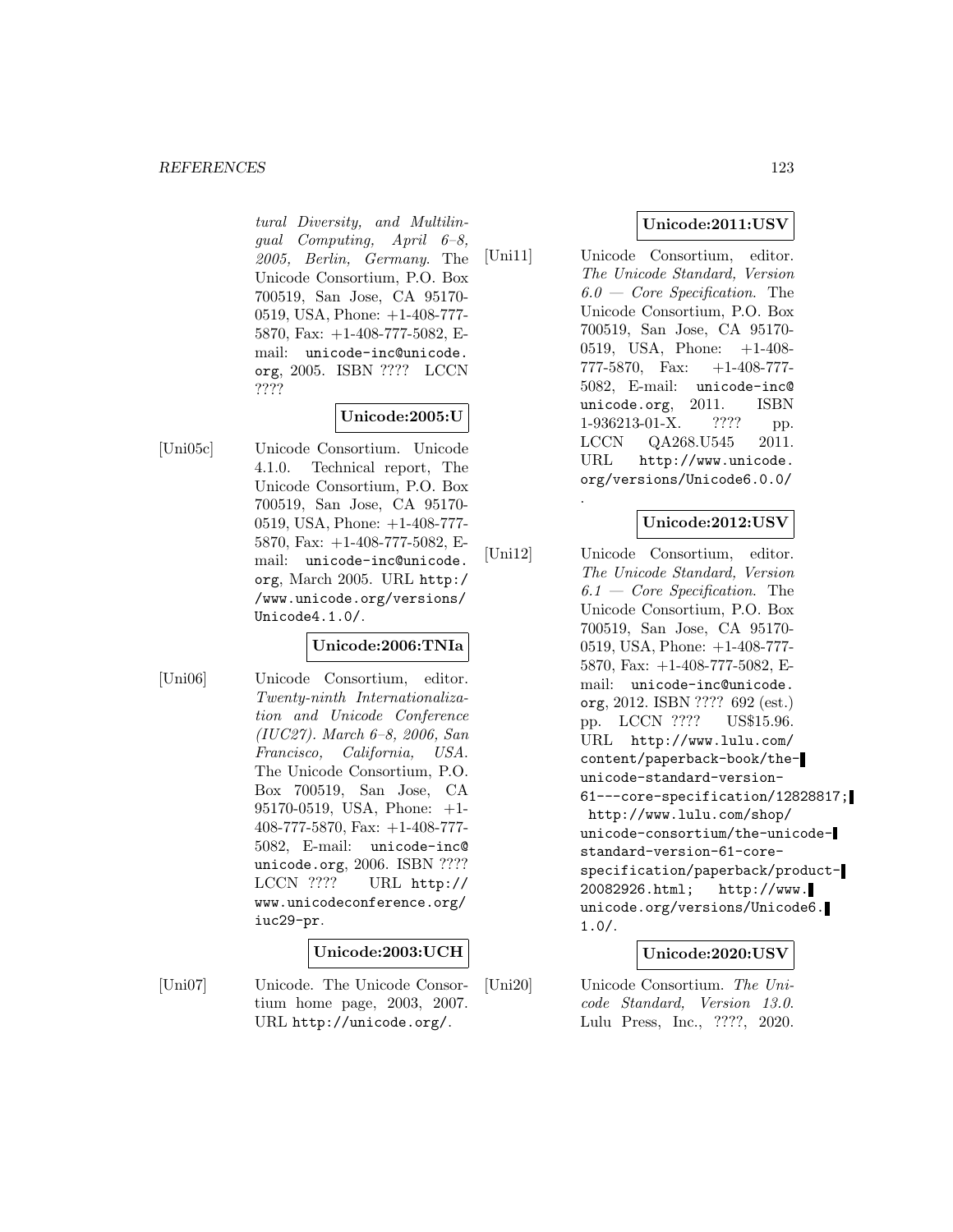*tural Diversity, and Multilingual Computing, April 6–8, 2005, Berlin, Germany*. The Unicode Consortium, P.O. Box 700519, San Jose, CA 95170-0519, USA, Phone: +1-408-777-5870, Fax: +1-408-777-5082, E-mail: unicode-inc@unicode.org, 2005. ISBN ???? LCCN ????

**Unicode:2005:U**

[Uni05c] Unicode Consortium. Unicode 4.1.0. Technical report, The Unicode Consortium, P.O. Box 700519, San Jose, CA 95170-0519, USA, Phone: +1-408-777-5870, Fax: +1-408-777-5082, E-mail: unicode-inc@unicode.org, March 2005. URL http://www.unicode.org/versions/Unicode4.1.0/.

**Unicode:2006:TNIa**

[Uni06] Unicode Consortium, editor. *Twenty-ninth Internationalization and Unicode Conference (IUC27). March 6–8, 2006, San Francisco, California, USA*. The Unicode Consortium, P.O. Box 700519, San Jose, CA 95170-0519, USA, Phone: +1-408-777-5870, Fax: +1-408-777-5082, E-mail: unicode-inc@unicode.org, 2006. ISBN ???? LCCN ???? URL http://www.unicodeconference.org/iuc29-pr.

**Unicode:2003:UCH**

[Uni07] Unicode. The Unicode Consortium home page, 2003, 2007. URL http://unicode.org/.

**Unicode:2011:USV**

[Uni11] Unicode Consortium, editor. *The Unicode Standard, Version 6.0 — Core Specification*. The Unicode Consortium, P.O. Box 700519, San Jose, CA 95170-0519, USA, Phone: +1-408-777-5870, Fax: +1-408-777-5082, E-mail: unicode-inc@unicode.org, 2011. ISBN 1-936213-01-X. ???? pp. LCCN QA268.U545 2011. URL http://www.unicode.org/versions/Unicode6.0.0/.

**Unicode:2012:USV**

[Uni12] Unicode Consortium, editor. *The Unicode Standard, Version 6.1 — Core Specification*. The Unicode Consortium, P.O. Box 700519, San Jose, CA 95170-0519, USA, Phone: +1-408-777-5870, Fax: +1-408-777-5082, E-mail: unicode-inc@unicode.org, 2012. ISBN ???? 692 (est.) pp. LCCN ???? US$15.96. URL http://www.lulu.com/content/paperback-book/the-unicode-standard-version-61---core-specification/12828817; http://www.lulu.com/shop/unicode-consortium/the-unicode-standard-version-61-core-specification/paperback/product-20082926.html; http://www.unicode.org/versions/Unicode6.1.0/.

**Unicode:2020:USV**

[Uni20] Unicode Consortium. *The Unicode Standard, Version 13.0*. Lulu Press, Inc., ????, 2020.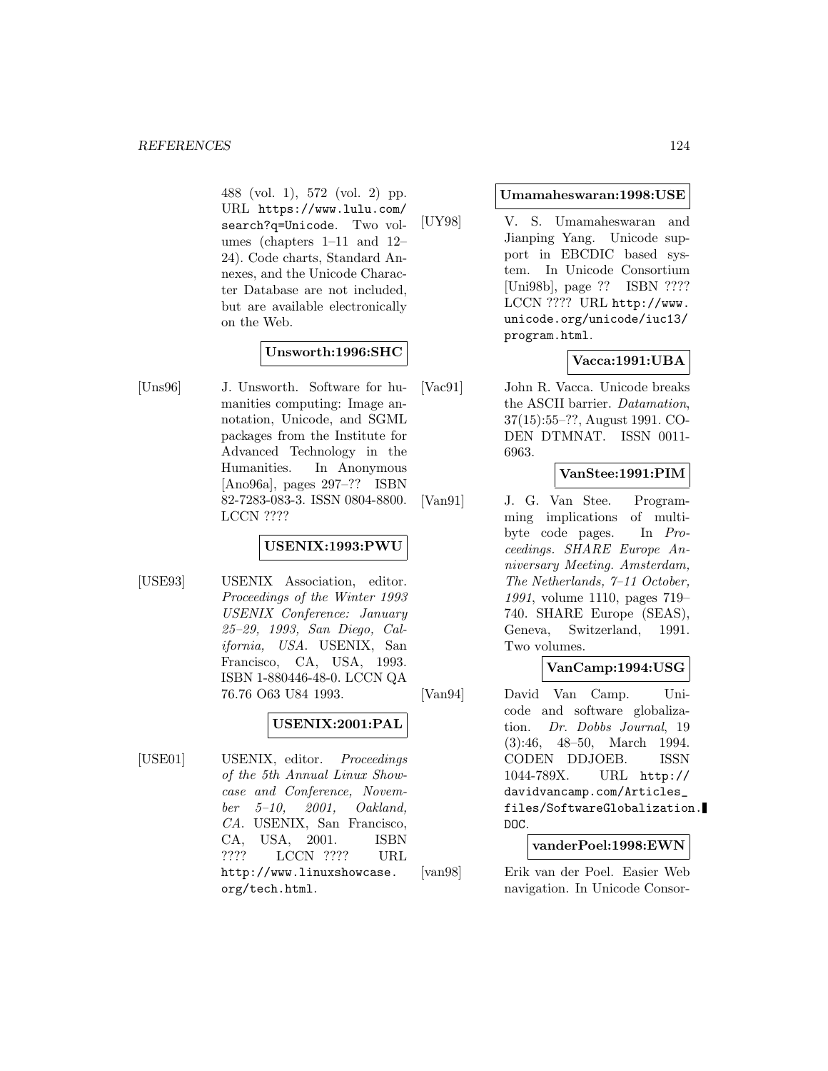488 (vol. 1), 572 (vol. 2) pp. URL https://www.lulu.com/search?q=Unicode. Two volumes (chapters 1–11 and 12–24). Code charts, Standard Annexes, and the Unicode Character Database are not included, but are available electronically on the Web.

**Unsworth:1996:SHC**

[Uns96] J. Unsworth. Software for humanities computing: Image annotation, Unicode, and SGML packages from the Institute for Advanced Technology in the Humanities. In Anonymous [Ano96a], pages 297–?? ISBN 82-7283-083-3. ISSN 0804-8800. LCCN ????

**USENIX:1993:PWU**

[USE93] USENIX Association, editor. *Proceedings of the Winter 1993 USENIX Conference: January 25–29, 1993, San Diego, California, USA*. USENIX, San Francisco, CA, USA, 1993. ISBN 1-880446-48-0. LCCN QA 76.76 O63 U84 1993.

**USENIX:2001:PAL**

[USE01] USENIX, editor. *Proceedings of the 5th Annual Linux Showcase and Conference, November 5–10, 2001, Oakland, CA*. USENIX, San Francisco, CA, USA, 2001. ISBN ???? LCCN ???? URL http://www.linuxshowcase.org/tech.html.

**Umamaheswaran:1998:USE**

[UY98] V. S. Umamaheswaran and Jianping Yang. Unicode support in EBCDIC based system. In Unicode Consortium [Uni98b], page ?? ISBN ???? LCCN ???? URL http://www.unicode.org/unicode/iuc13/program.html.

**Vacca:1991:UBA**

[Vac91] John R. Vacca. Unicode breaks the ASCII barrier. *Datamation*, 37(15):55–??, August 1991. CODEN DTMNAT. ISSN 0011-6963.

**VanStee:1991:PIM**

[Van91] J. G. Van Stee. Programming implications of multibyte code pages. In *Proceedings. SHARE Europe Anniversary Meeting. Amsterdam, The Netherlands, 7–11 October, 1991*, volume 1110, pages 719–740. SHARE Europe (SEAS), Geneva, Switzerland, 1991. Two volumes.

**VanCamp:1994:USG**

[Van94] David Van Camp. Unicode and software globalization. *Dr. Dobbs Journal*, 19 (3):46, 48–50, March 1994. CODEN DDJOEB. ISSN 1044-789X. URL http://davidvancamp.com/Articles_files/SoftwareGlobalization.DOC.

**vanderPoel:1998:EWN**

[van98] Erik van der Poel. Easier Web navigation. In Unicode Consor-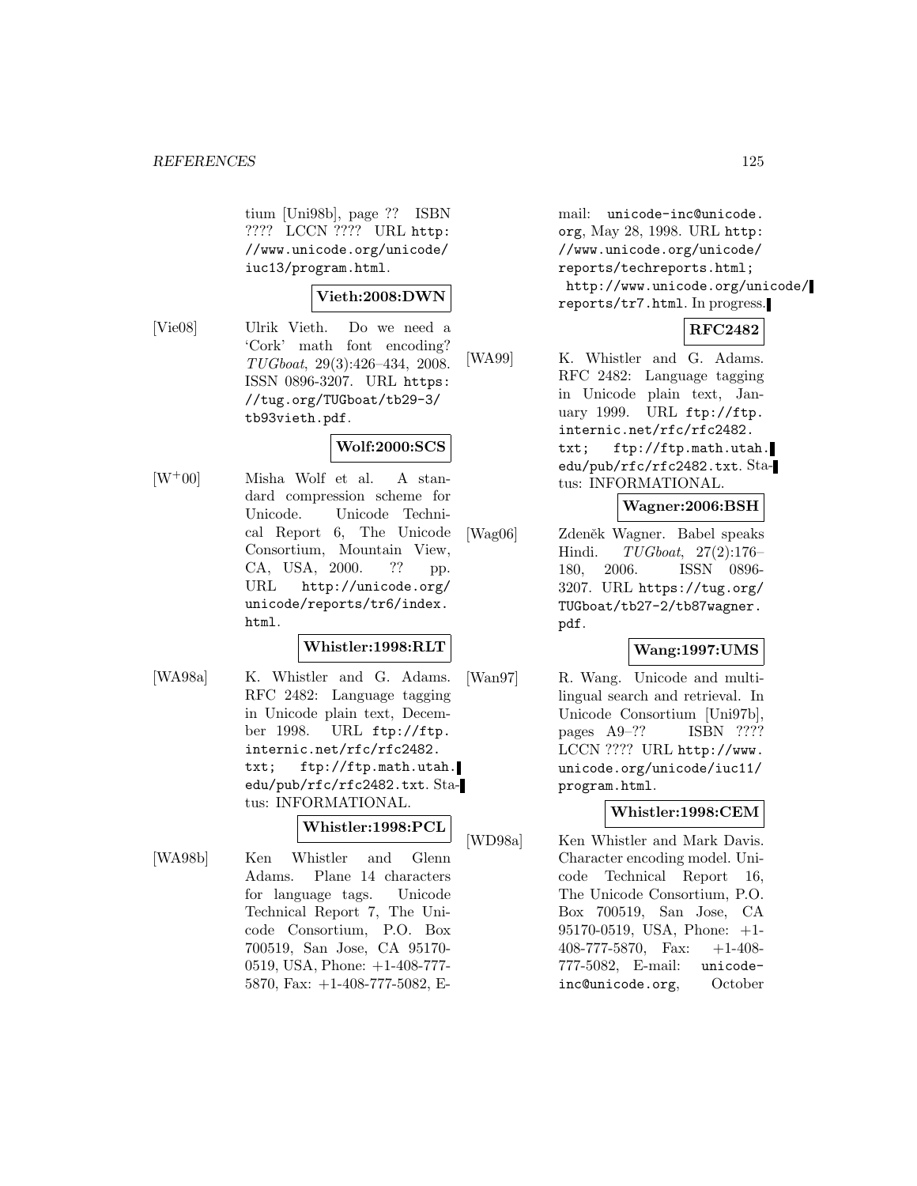tium [Uni98b], page ?? ISBN ???? LCCN ???? URL http://www.unicode.org/unicode/iuc13/program.html.

**Vieth:2008:DWN**

[Vie08] Ulrik Vieth. Do we need a 'Cork' math font encoding? *TUGboat*, 29(3):426–434, 2008. ISSN 0896-3207. URL https://tug.org/TUGboat/tb29-3/tb93vieth.pdf.

**Wolf:2000:SCS**

[W+00] Misha Wolf et al. A standard compression scheme for Unicode. Unicode Technical Report 6, The Unicode Consortium, Mountain View, CA, USA, 2000. ?? pp. URL http://unicode.org/unicode/reports/tr6/index.html.

**Whistler:1998:RLT**

[WA98a] K. Whistler and G. Adams. RFC 2482: Language tagging in Unicode plain text, December 1998. URL ftp://ftp.internic.net/rfc/rfc2482.txt; ftp://ftp.math.utah.edu/pub/rfc/rfc2482.txt. Status: INFORMATIONAL.

**Whistler:1998:PCL**

[WA98b] Ken Whistler and Glenn Adams. Plane 14 characters for language tags. Unicode Technical Report 7, The Unicode Consortium, P.O. Box 700519, San Jose, CA 95170-0519, USA, Phone: +1-408-777-5870, Fax: +1-408-777-5082, E-mail: unicode-inc@unicode.org, May 28, 1998. URL http://www.unicode.org/unicode/reports/techreports.html; http://www.unicode.org/unicode/reports/tr7.html. In progress.

**RFC2482**

[WA99] K. Whistler and G. Adams. RFC 2482: Language tagging in Unicode plain text, January 1999. URL ftp://ftp.internic.net/rfc/rfc2482.txt; ftp://ftp.math.utah.edu/pub/rfc/rfc2482.txt. Status: INFORMATIONAL.

**Wagner:2006:BSH**

[Wag06] Zdeněk Wagner. Babel speaks Hindi. *TUGboat*, 27(2):176–180, 2006. ISSN 0896-3207. URL https://tug.org/TUGboat/tb27-2/tb87wagner.pdf.

**Wang:1997:UMS**

[Wan97] R. Wang. Unicode and multilingual search and retrieval. In Unicode Consortium [Uni97b], pages A9–?? ISBN ???? LCCN ???? URL http://www.unicode.org/unicode/iuc11/program.html.

**Whistler:1998:CEM**

[WD98a] Ken Whistler and Mark Davis. Character encoding model. Unicode Technical Report 16, The Unicode Consortium, P.O. Box 700519, San Jose, CA 95170-0519, USA, Phone: +1-408-777-5870, Fax: +1-408-777-5082, E-mail: unicode-inc@unicode.org, October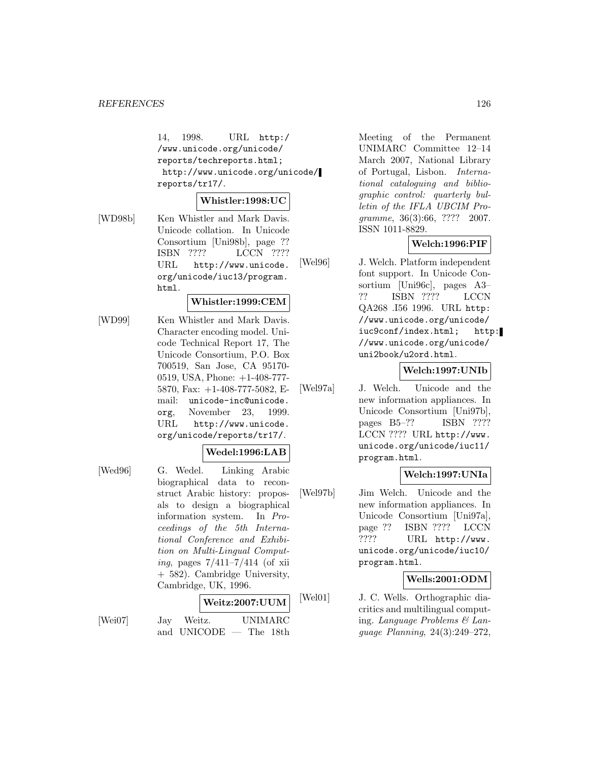14, 1998. URL http://www.unicode.org/unicode/reports/techreports.html; http://www.unicode.org/unicode/reports/tr17/.

**Whistler:1998:UC**

[WD98b] Ken Whistler and Mark Davis. Unicode collation. In Unicode Consortium [Uni98b], page ?? ISBN ???? LCCN ???? URL http://www.unicode.org/unicode/iuc13/program.html.

**Whistler:1999:CEM**

[WD99] Ken Whistler and Mark Davis. Character encoding model. Unicode Technical Report 17, The Unicode Consortium, P.O. Box 700519, San Jose, CA 95170-0519, USA, Phone: +1-408-777-5870, Fax: +1-408-777-5082, E-mail: unicode-inc@unicode.org, November 23, 1999. URL http://www.unicode.org/unicode/reports/tr17/.

**Wedel:1996:LAB**

[Wed96] G. Wedel. Linking Arabic biographical data to reconstruct Arabic history: proposals to design a biographical information system. In *Proceedings of the 5th International Conference and Exhibition on Multi-Lingual Computing*, pages 7/411–7/414 (of xii + 582). Cambridge University, Cambridge, UK, 1996.

**Weitz:2007:UUM**

[Wei07] Jay Weitz. UNIMARC and UNICODE — The 18th Meeting of the Permanent UNIMARC Committee 12–14 March 2007, National Library of Portugal, Lisbon. *International cataloguing and bibliographic control: quarterly bulletin of the IFLA UBCIM Programme*, 36(3):66, ???? 2007. ISSN 1011-8829.

**Welch:1996:PIF**

[Wel96] J. Welch. Platform independent font support. In Unicode Consortium [Uni96c], pages A3–?? ISBN ???? LCCN QA268 .I56 1996. URL http://www.unicode.org/unicode/iuc9conf/index.html; http://www.unicode.org/unicode/uni2book/u2ord.html.

**Welch:1997:UNIb**

[Wel97a] J. Welch. Unicode and the new information appliances. In Unicode Consortium [Uni97b], pages B5–?? ISBN ???? LCCN ???? URL http://www.unicode.org/unicode/iuc11/program.html.

**Welch:1997:UNIa**

[Wel97b] Jim Welch. Unicode and the new information appliances. In Unicode Consortium [Uni97a], page ?? ISBN ???? LCCN ???? URL http://www.unicode.org/unicode/iuc10/program.html.

**Wells:2001:ODM**

[Wel01] J. C. Wells. Orthographic diacritics and multilingual computing. *Language Problems & Language Planning*, 24(3):249–272,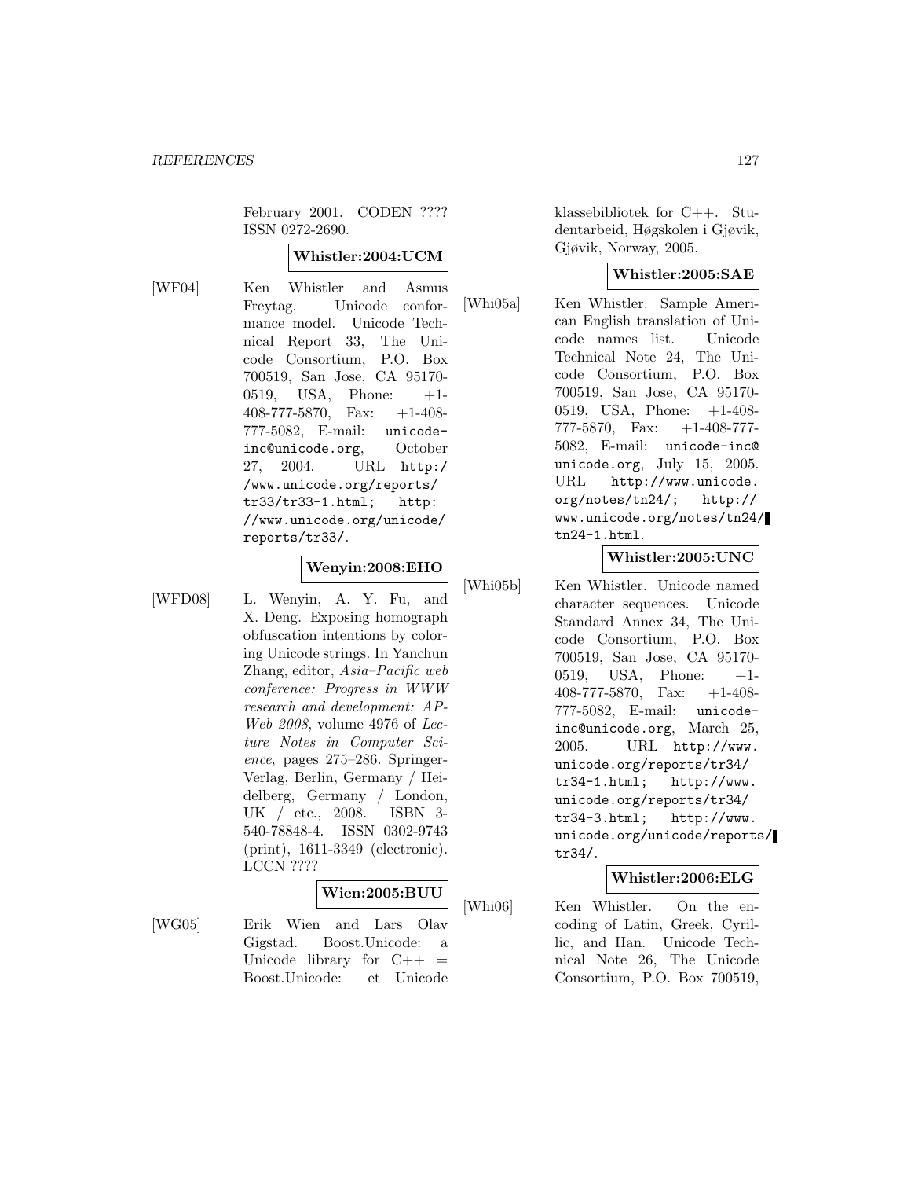February 2001. CODEN ???? ISSN 0272-2690.

**Whistler:2004:UCM**

[WF04] Ken Whistler and Asmus Freytag. Unicode conformance model. Unicode Technical Report 33, The Unicode Consortium, P.O. Box 700519, San Jose, CA 95170-0519, USA, Phone: +1-408-777-5870, Fax: +1-408-777-5082, E-mail: unicode-inc@unicode.org, October 27, 2004. URL http://www.unicode.org/reports/tr33/tr33-1.html; http://www.unicode.org/unicode/reports/tr33/.

**Wenyin:2008:EHO**

[WFD08] L. Wenyin, A. Y. Fu, and X. Deng. Exposing homograph obfuscation intentions by coloring Unicode strings. In Yanchun Zhang, editor, *Asia–Pacific web conference: Progress in WWW research and development: AP-Web 2008*, volume 4976 of *Lecture Notes in Computer Science*, pages 275–286. Springer-Verlag, Berlin, Germany / Heidelberg, Germany / London, UK / etc., 2008. ISBN 3-540-78848-4. ISSN 0302-9743 (print), 1611-3349 (electronic). LCCN ????

**Wien:2005:BUU**

[WG05] Erik Wien and Lars Olav Gigstad. Boost.Unicode: a Unicode library for C++ = Boost.Unicode: et Unicode klassebibliotek for C++. Studentarbeid, Høgskolen i Gjøvik, Gjøvik, Norway, 2005.

**Whistler:2005:SAE**

[Whi05a] Ken Whistler. Sample American English translation of Unicode names list. Unicode Technical Note 24, The Unicode Consortium, P.O. Box 700519, San Jose, CA 95170-0519, USA, Phone: +1-408-777-5870, Fax: +1-408-777-5082, E-mail: unicode-inc@unicode.org, July 15, 2005. URL http://www.unicode.org/notes/tn24/; http://www.unicode.org/notes/tn24/tn24-1.html.

**Whistler:2005:UNC**

[Whi05b] Ken Whistler. Unicode named character sequences. Unicode Standard Annex 34, The Unicode Consortium, P.O. Box 700519, San Jose, CA 95170-0519, USA, Phone: +1-408-777-5870, Fax: +1-408-777-5082, E-mail: unicode-inc@unicode.org, March 25, 2005. URL http://www.unicode.org/reports/tr34/tr34-1.html; http://www.unicode.org/reports/tr34/tr34-3.html; http://www.unicode.org/unicode/reports/tr34/.

**Whistler:2006:ELG**

[Whi06] Ken Whistler. On the encoding of Latin, Greek, Cyrillic, and Han. Unicode Technical Note 26, The Unicode Consortium, P.O. Box 700519,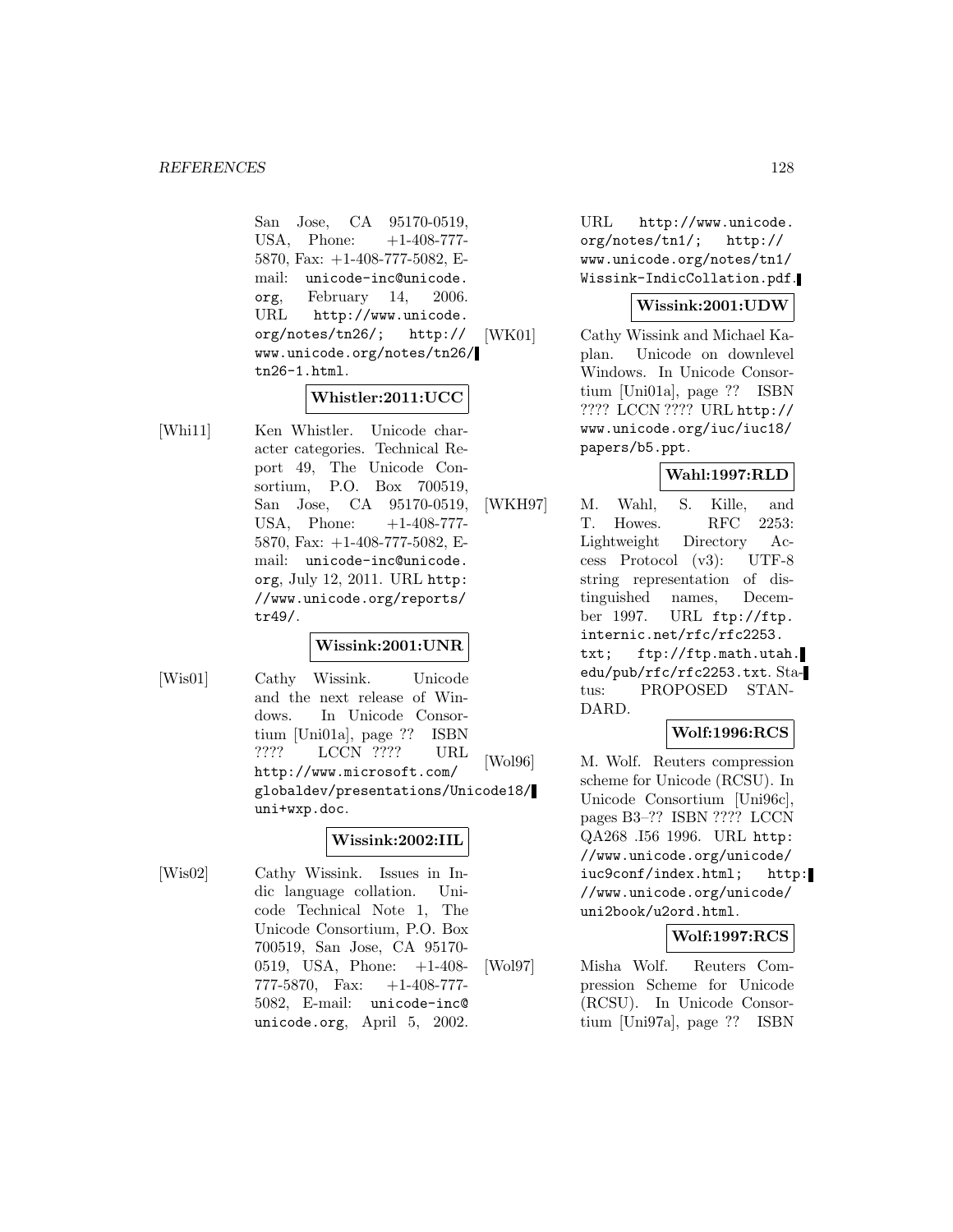San Jose, CA 95170-0519, USA, Phone: +1-408-777-5870, Fax: +1-408-777-5082, E-mail: unicode-inc@unicode.org, February 14, 2006. URL http://www.unicode.org/notes/tn26/; http://www.unicode.org/notes/tn26/tn26-1.html.

**Whistler:2011:UCC**

[Whi11] Ken Whistler. Unicode character categories. Technical Report 49, The Unicode Consortium, P.O. Box 700519, San Jose, CA 95170-0519, USA, Phone: +1-408-777-5870, Fax: +1-408-777-5082, E-mail: unicode-inc@unicode.org, July 12, 2011. URL http://www.unicode.org/reports/tr49/.

**Wissink:2001:UNR**

[Wis01] Cathy Wissink. Unicode and the next release of Windows. In Unicode Consortium [Uni01a], page ?? ISBN ???? LCCN ???? URL http://www.microsoft.com/globaldev/presentations/Unicode18/uni+wxp.doc.

**Wissink:2002:IIL**

[Wis02] Cathy Wissink. Issues in Indic language collation. Unicode Technical Note 1, The Unicode Consortium, P.O. Box 700519, San Jose, CA 95170-0519, USA, Phone: +1-408-777-5870, Fax: +1-408-777-5082, E-mail: unicode-inc@unicode.org, April 5, 2002. URL http://www.unicode.org/notes/tn1/; http://www.unicode.org/notes/tn1/Wissink-IndicCollation.pdf.

**Wissink:2001:UDW**

[WK01] Cathy Wissink and Michael Kaplan. Unicode on downlevel Windows. In Unicode Consortium [Uni01a], page ?? ISBN ???? LCCN ???? URL http://www.unicode.org/iuc/iuc18/papers/b5.ppt.

**Wahl:1997:RLD**

[WKH97] M. Wahl, S. Kille, and T. Howes. RFC 2253: Lightweight Directory Access Protocol (v3): UTF-8 string representation of distinguished names, December 1997. URL ftp://ftp.internic.net/rfc/rfc2253.txt; ftp://ftp.math.utah.edu/pub/rfc/rfc2253.txt. Status: PROPOSED STANDARD.

**Wolf:1996:RCS**

[Wol96] M. Wolf. Reuters compression scheme for Unicode (RCSU). In Unicode Consortium [Uni96c], pages B3–?? ISBN ???? LCCN QA268 .I56 1996. URL http://www.unicode.org/unicode/iuc9conf/index.html; http://www.unicode.org/unicode/uni2book/u2ord.html.

**Wolf:1997:RCS**

[Wol97] Misha Wolf. Reuters Compression Scheme for Unicode (RCSU). In Unicode Consortium [Uni97a], page ?? ISBN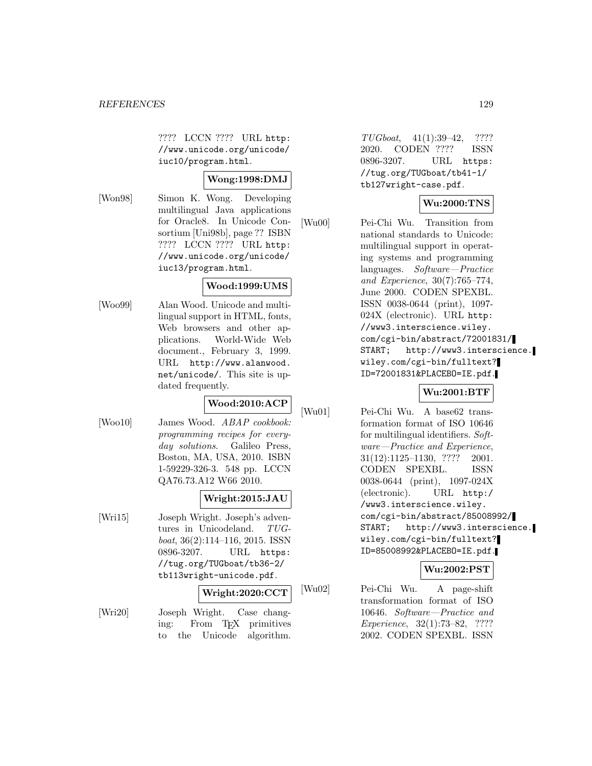???? LCCN ???? URL http://www.unicode.org/unicode/iuc10/program.html.

**Wong:1998:DMJ**

[Won98] Simon K. Wong. Developing multilingual Java applications for Oracle8. In Unicode Consortium [Uni98b], page ?? ISBN ???? LCCN ???? URL http://www.unicode.org/unicode/iuc13/program.html.

**Wood:1999:UMS**

[Woo99] Alan Wood. Unicode and multilingual support in HTML, fonts, Web browsers and other applications. World-Wide Web document., February 3, 1999. URL http://www.alanwood.net/unicode/. This site is updated frequently.

**Wood:2010:ACP**

[Woo10] James Wood. *ABAP cookbook: programming recipes for everyday solutions*. Galileo Press, Boston, MA, USA, 2010. ISBN 1-59229-326-3. 548 pp. LCCN QA76.73.A12 W66 2010.

**Wright:2015:JAU**

[Wri15] Joseph Wright. Joseph's adventures in Unicodeland. *TUGboat*, 36(2):114–116, 2015. ISSN 0896-3207. URL https://tug.org/TUGboat/tb36-2/tb113wright-unicode.pdf.

**Wright:2020:CCT**

[Wri20] Joseph Wright. Case changing: From TEX primitives to the Unicode algorithm. *TUGboat*, 41(1):39–42, ???? 2020. CODEN ???? ISSN 0896-3207. URL https://tug.org/TUGboat/tb41-1/tb127wright-case.pdf.

**Wu:2000:TNS**

[Wu00] Pei-Chi Wu. Transition from national standards to Unicode: multilingual support in operating systems and programming languages. *Software—Practice and Experience*, 30(7):765–774, June 2000. CODEN SPEXBL. ISSN 0038-0644 (print), 1097-024X (electronic). URL http://www3.interscience.wiley.com/cgi-bin/abstract/72001831/START; http://www3.interscience.wiley.com/cgi-bin/fulltext?ID=72001831&PLACEBO=IE.pdf.

**Wu:2001:BTF**

[Wu01] Pei-Chi Wu. A base62 transformation format of ISO 10646 for multilingual identifiers. *Software—Practice and Experience*, 31(12):1125–1130, ???? 2001. CODEN SPEXBL. ISSN 0038-0644 (print), 1097-024X (electronic). URL http://www3.interscience.wiley.com/cgi-bin/abstract/85008992/START; http://www3.interscience.wiley.com/cgi-bin/fulltext?ID=85008992&PLACEBO=IE.pdf.

**Wu:2002:PST**

[Wu02] Pei-Chi Wu. A page-shift transformation format of ISO 10646. *Software—Practice and Experience*, 32(1):73–82, ???? 2002. CODEN SPEXBL. ISSN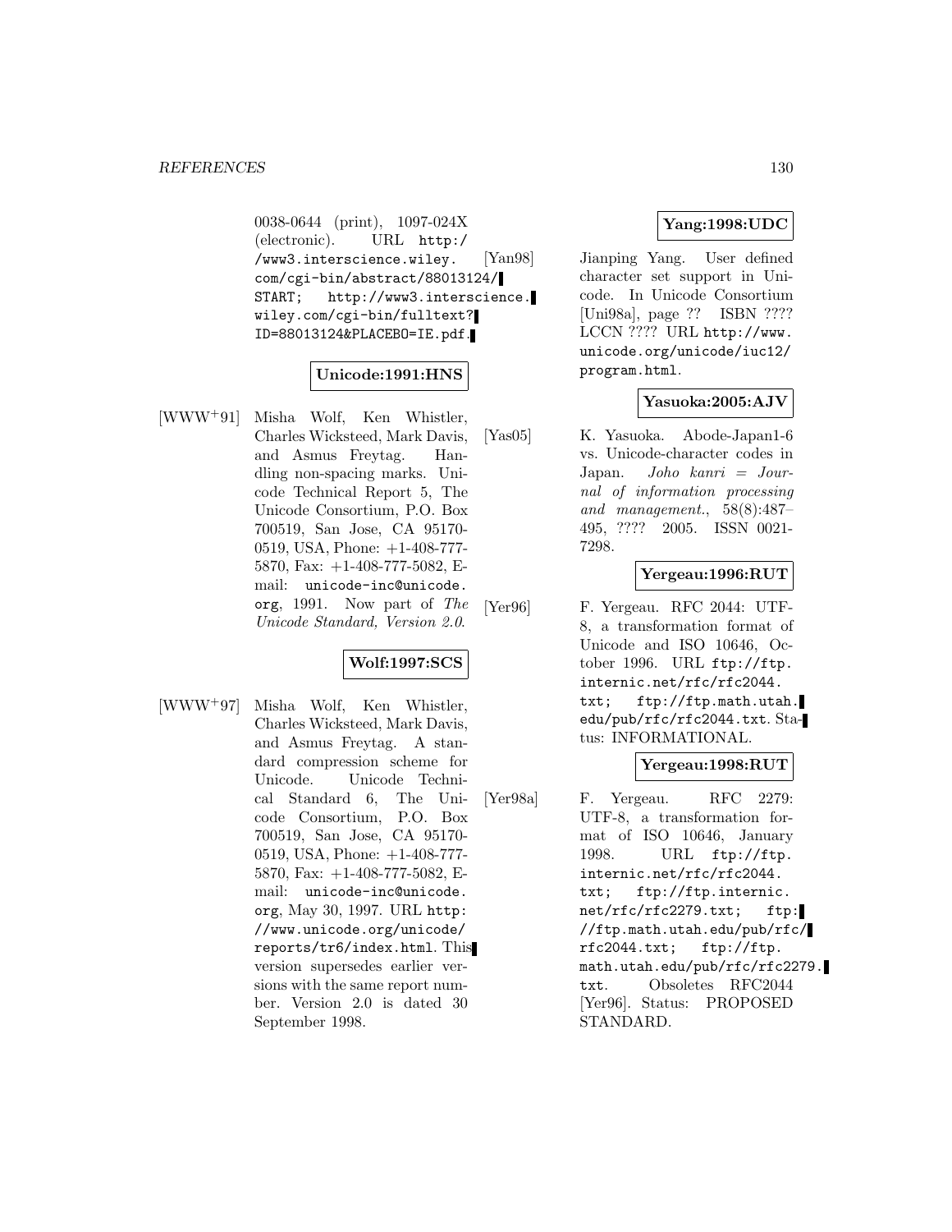0038-0644 (print), 1097-024X (electronic). URL http://www3.interscience.wiley.com/cgi-bin/abstract/88013124/START; http://www3.interscience.wiley.com/cgi-bin/fulltext?ID=88013124&PLACEBO=IE.pdf.

**Unicode:1991:HNS**

[WWW+91] Misha Wolf, Ken Whistler, Charles Wicksteed, Mark Davis, and Asmus Freytag. Handling non-spacing marks. Unicode Technical Report 5, The Unicode Consortium, P.O. Box 700519, San Jose, CA 95170-0519, USA, Phone: +1-408-777-5870, Fax: +1-408-777-5082, E-mail: unicode-inc@unicode.org, 1991. Now part of *The Unicode Standard, Version 2.0*.

**Wolf:1997:SCS**

[WWW+97] Misha Wolf, Ken Whistler, Charles Wicksteed, Mark Davis, and Asmus Freytag. A standard compression scheme for Unicode. Unicode Technical Standard 6, The Unicode Consortium, P.O. Box 700519, San Jose, CA 95170-0519, USA, Phone: +1-408-777-5870, Fax: +1-408-777-5082, E-mail: unicode-inc@unicode.org, May 30, 1997. URL http://www.unicode.org/unicode/reports/tr6/index.html. This version supersedes earlier versions with the same report number. Version 2.0 is dated 30 September 1998.

**Yang:1998:UDC**

[Yan98] Jianping Yang. User defined character set support in Unicode. In Unicode Consortium [Uni98a], page ?? ISBN ???? LCCN ???? URL http://www.unicode.org/unicode/iuc12/program.html.

**Yasuoka:2005:AJV**

[Yas05] K. Yasuoka. Abode-Japan1-6 vs. Unicode-character codes in Japan. *Joho kanri = Journal of information processing and management.*, 58(8):487–495, ???? 2005. ISSN 0021-7298.

**Yergeau:1996:RUT**

[Yer96] F. Yergeau. RFC 2044: UTF-8, a transformation format of Unicode and ISO 10646, October 1996. URL ftp://ftp.internic.net/rfc/rfc2044.txt; ftp://ftp.math.utah.edu/pub/rfc/rfc2044.txt. Status: INFORMATIONAL.

**Yergeau:1998:RUT**

[Yer98a] F. Yergeau. RFC 2279: UTF-8, a transformation format of ISO 10646, January 1998. URL ftp://ftp.internic.net/rfc/rfc2044.txt; ftp://ftp.internic.net/rfc/rfc2279.txt; ftp://ftp.math.utah.edu/pub/rfc/rfc2044.txt; ftp://ftp.math.utah.edu/pub/rfc/rfc2279.txt. Obsoletes RFC2044 [Yer96]. Status: PROPOSED STANDARD.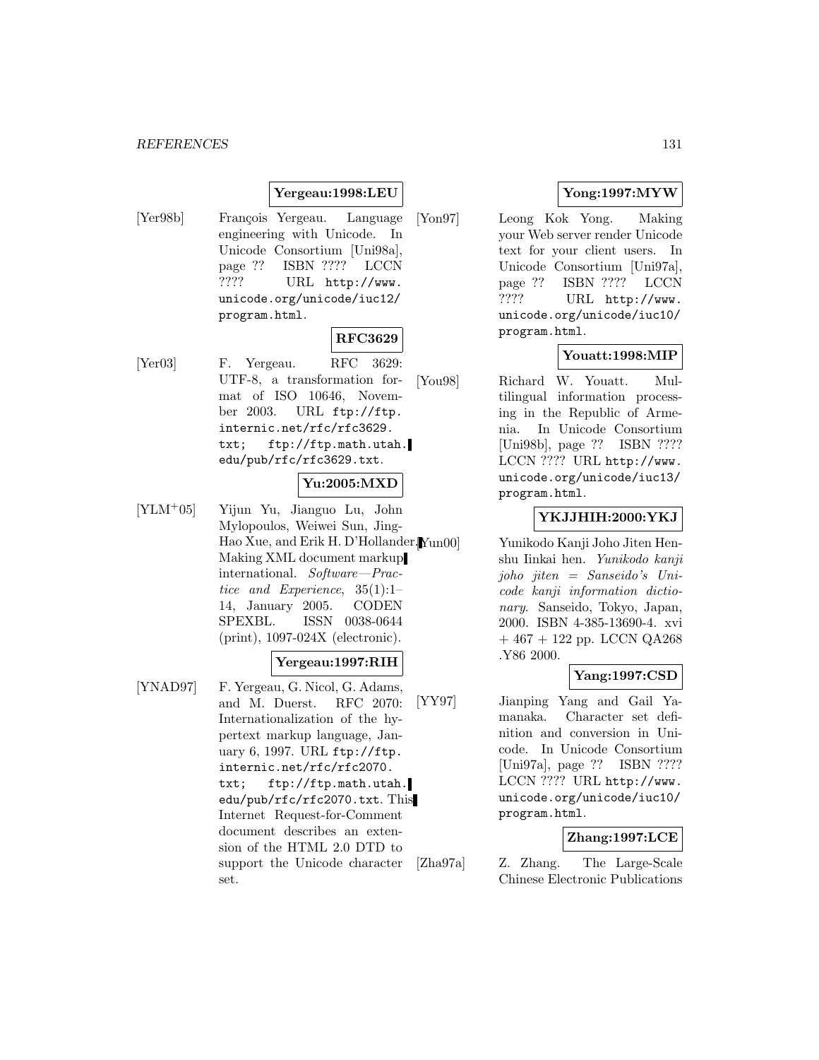**Yergeau:1998:LEU**

[Yer98b] François Yergeau. Language engineering with Unicode. In Unicode Consortium [Uni98a], page ?? ISBN ???? LCCN ???? URL `http://www.unicode.org/unicode/iuc12/program.html`.

**RFC3629**

[Yer03] F. Yergeau. RFC 3629: UTF-8, a transformation format of ISO 10646, November 2003. URL `ftp://ftp.internic.net/rfc/rfc3629.txt`; `ftp://ftp.math.utah.edu/pub/rfc/rfc3629.txt`.

**Yu:2005:MXD**

[YLM+05] Yijun Yu, Jianguo Lu, John Mylopoulos, Weiwei Sun, Jing-Hao Xue, and Erik H. D'Hollander. Making XML document markup international. *Software—Practice and Experience*, 35(1):1–14, January 2005. CODEN SPEXBL. ISSN 0038-0644 (print), 1097-024X (electronic).

**Yergeau:1997:RIH**

[YNAD97] F. Yergeau, G. Nicol, G. Adams, and M. Duerst. RFC 2070: Internationalization of the hypertext markup language, January 6, 1997. URL `ftp://ftp.internic.net/rfc/rfc2070.txt`; `ftp://ftp.math.utah.edu/pub/rfc/rfc2070.txt`. This Internet Request-for-Comment document describes an extension of the HTML 2.0 DTD to support the Unicode character set.

**Yong:1997:MYW**

[Yon97] Leong Kok Yong. Making your Web server render Unicode text for your client users. In Unicode Consortium [Uni97a], page ?? ISBN ???? LCCN ???? URL `http://www.unicode.org/unicode/iuc10/program.html`.

**Youatt:1998:MIP**

[You98] Richard W. Youatt. Multilingual information processing in the Republic of Armenia. In Unicode Consortium [Uni98b], page ?? ISBN ???? LCCN ???? URL `http://www.unicode.org/unicode/iuc13/program.html`.

**YKJJHIH:2000:YKJ**

[Yun00] Yunikodo Kanji Joho Jiten Henshu Iinkai hen. *Yunikodo kanji joho jiten = Sanseido's Unicode kanji information dictionary*. Sanseido, Tokyo, Japan, 2000. ISBN 4-385-13690-4. xvi + 467 + 122 pp. LCCN QA268 .Y86 2000.

**Yang:1997:CSD**

[YY97] Jianping Yang and Gail Yamanaka. Character set definition and conversion in Unicode. In Unicode Consortium [Uni97a], page ?? ISBN ???? LCCN ???? URL `http://www.unicode.org/unicode/iuc10/program.html`.

**Zhang:1997:LCE**

[Zha97a] Z. Zhang. The Large-Scale Chinese Electronic Publications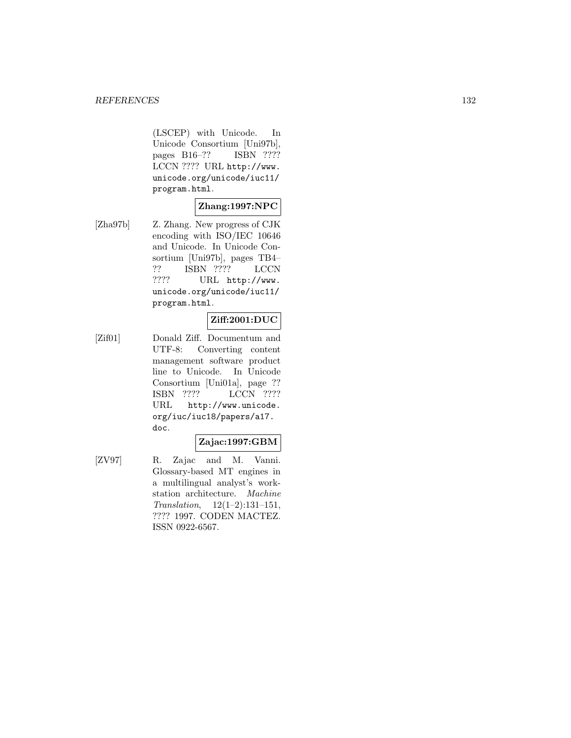(LSCEP) with Unicode. In Unicode Consortium [Uni97b], pages B16–?? ISBN ???? LCCN ???? URL http://www.unicode.org/unicode/iuc11/program.html.

**Zhang:1997:NPC**

[Zha97b] Z. Zhang. New progress of CJK encoding with ISO/IEC 10646 and Unicode. In Unicode Consortium [Uni97b], pages TB4–?? ISBN ???? LCCN ???? URL http://www.unicode.org/unicode/iuc11/program.html.

**Ziff:2001:DUC**

[Zif01] Donald Ziff. Documentum and UTF-8: Converting content management software product line to Unicode. In Unicode Consortium [Uni01a], page ?? ISBN ???? LCCN ???? URL http://www.unicode.org/iuc/iuc18/papers/a17.doc.

**Zajac:1997:GBM**

[ZV97] R. Zajac and M. Vanni. Glossary-based MT engines in a multilingual analyst's workstation architecture. *Machine Translation*, 12(1–2):131–151, ???? 1997. CODEN MACTEZ. ISSN 0922-6567.